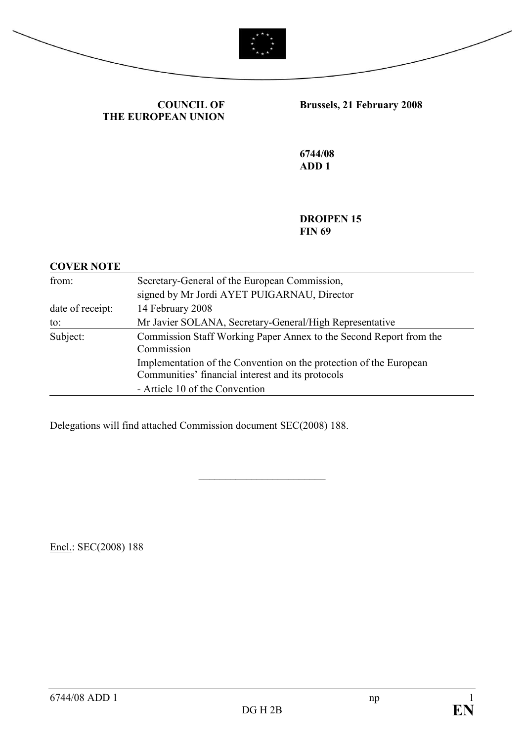**COUNCIL OF THE EUROPEAN UNION**

**Brussels, 21 February 2008**

**6744/08**
**ADD 1**

**DROIPEN 15**
**FIN 69**

**COVER NOTE**

| | |
|---|---|
| from: | Secretary-General of the European Commission, signed by Mr Jordi AYET PUIGARNAU, Director |
| date of receipt: | 14 February 2008 |
| to: | Mr Javier SOLANA, Secretary-General/High Representative |
| Subject: | Commission Staff Working Paper Annex to the Second Report from the Commission<br>Implementation of the Convention on the protection of the European Communities' financial interest and its protocols<br>- Article 10 of the Convention |

Delegations will find attached Commission document SEC(2008) 188.

\_\_\_\_\_\_\_\_\_\_\_\_\_\_\_\_\_\_\_\_\_\_\_\_

Encl.: SEC(2008) 188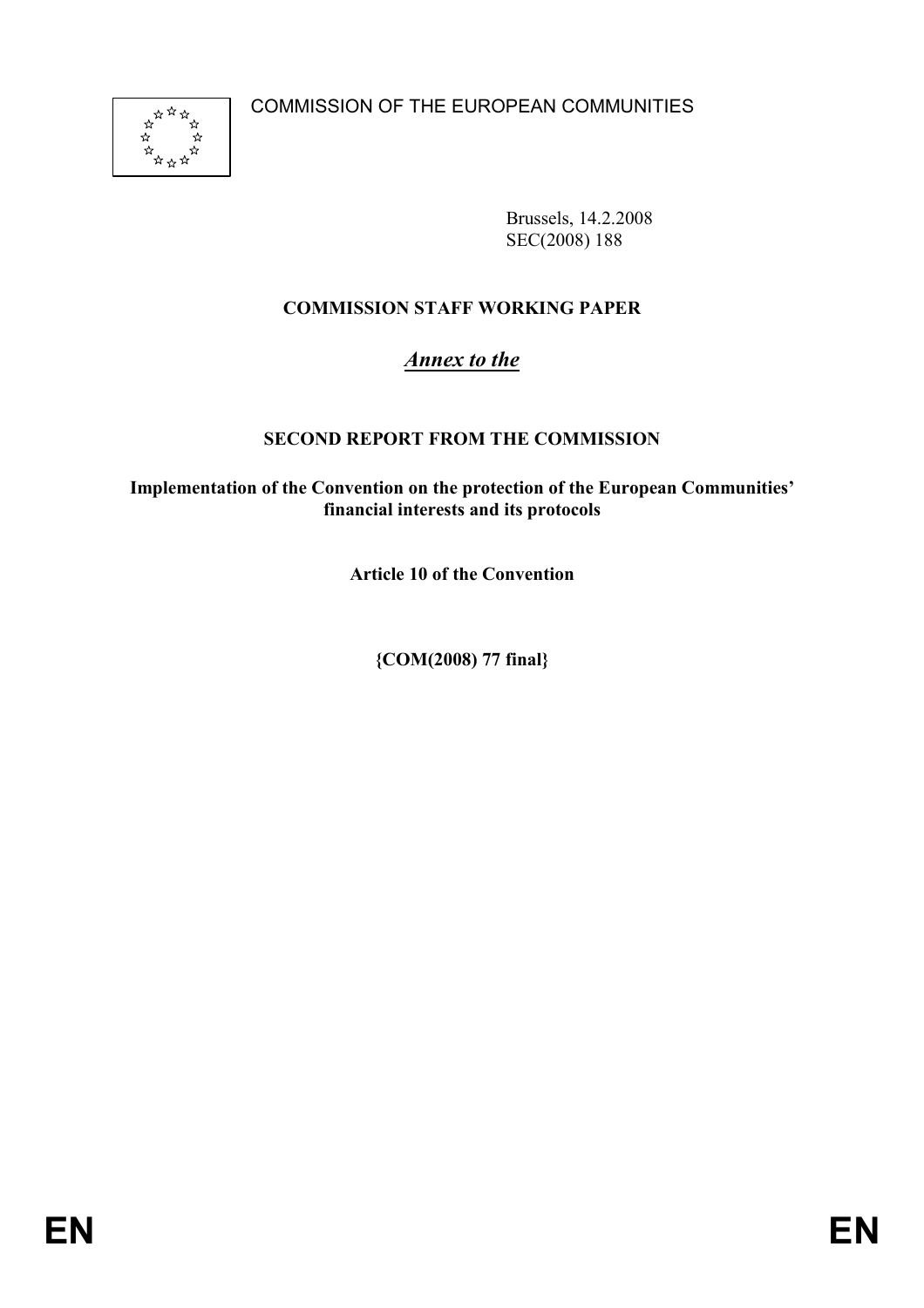COMMISSION OF THE EUROPEAN COMMUNITIES

Brussels, 14.2.2008
SEC(2008) 188

**COMMISSION STAFF WORKING PAPER**

***Annex to the***

**SECOND REPORT FROM THE COMMISSION**

**Implementation of the Convention on the protection of the European Communities' financial interests and its protocols**

**Article 10 of the Convention**

**{COM(2008) 77 final}**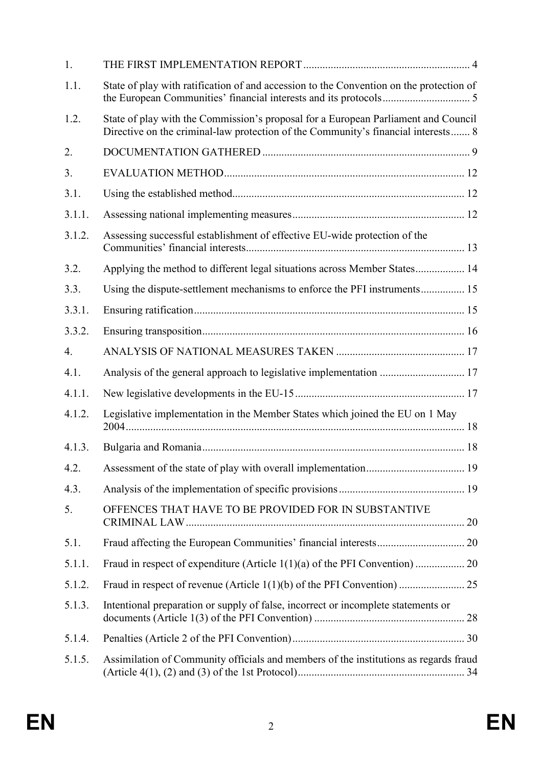| | | |
|---|---|---|
| 1. | THE FIRST IMPLEMENTATION REPORT | 4 |
| 1.1. | State of play with ratification of and accession to the Convention on the protection of the European Communities' financial interests and its protocols | 5 |
| 1.2. | State of play with the Commission's proposal for a European Parliament and Council Directive on the criminal-law protection of the Community's financial interests | 8 |
| 2. | DOCUMENTATION GATHERED | 9 |
| 3. | EVALUATION METHOD | 12 |
| 3.1. | Using the established method | 12 |
| 3.1.1. | Assessing national implementing measures | 12 |
| 3.1.2. | Assessing successful establishment of effective EU-wide protection of the Communities' financial interests | 13 |
| 3.2. | Applying the method to different legal situations across Member States | 14 |
| 3.3. | Using the dispute-settlement mechanisms to enforce the PFI instruments | 15 |
| 3.3.1. | Ensuring ratification | 15 |
| 3.3.2. | Ensuring transposition | 16 |
| 4. | ANALYSIS OF NATIONAL MEASURES TAKEN | 17 |
| 4.1. | Analysis of the general approach to legislative implementation | 17 |
| 4.1.1. | New legislative developments in the EU-15 | 17 |
| 4.1.2. | Legislative implementation in the Member States which joined the EU on 1 May 2004 | 18 |
| 4.1.3. | Bulgaria and Romania | 18 |
| 4.2. | Assessment of the state of play with overall implementation | 19 |
| 4.3. | Analysis of the implementation of specific provisions | 19 |
| 5. | OFFENCES THAT HAVE TO BE PROVIDED FOR IN SUBSTANTIVE CRIMINAL LAW | 20 |
| 5.1. | Fraud affecting the European Communities' financial interests | 20 |
| 5.1.1. | Fraud in respect of expenditure (Article 1(1)(a) of the PFI Convention) | 20 |
| 5.1.2. | Fraud in respect of revenue (Article 1(1)(b) of the PFI Convention) | 25 |
| 5.1.3. | Intentional preparation or supply of false, incorrect or incomplete statements or documents (Article 1(3) of the PFI Convention) | 28 |
| 5.1.4. | Penalties (Article 2 of the PFI Convention) | 30 |
| 5.1.5. | Assimilation of Community officials and members of the institutions as regards fraud (Article 4(1), (2) and (3) of the 1st Protocol) | 34 |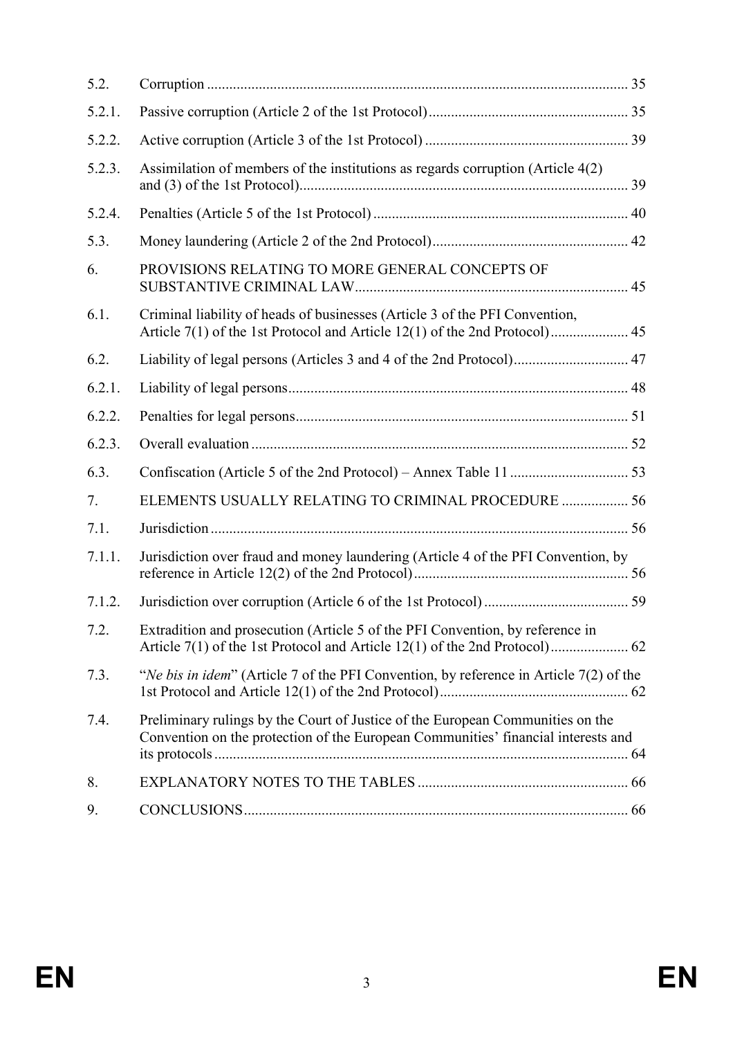| | | |
|---|---|---|
| 5.2. | Corruption | 35 |
| 5.2.1. | Passive corruption (Article 2 of the 1st Protocol) | 35 |
| 5.2.2. | Active corruption (Article 3 of the 1st Protocol) | 39 |
| 5.2.3. | Assimilation of members of the institutions as regards corruption (Article 4(2) and (3) of the 1st Protocol) | 39 |
| 5.2.4. | Penalties (Article 5 of the 1st Protocol) | 40 |
| 5.3. | Money laundering (Article 2 of the 2nd Protocol) | 42 |
| 6. | PROVISIONS RELATING TO MORE GENERAL CONCEPTS OF SUBSTANTIVE CRIMINAL LAW | 45 |
| 6.1. | Criminal liability of heads of businesses (Article 3 of the PFI Convention, Article 7(1) of the 1st Protocol and Article 12(1) of the 2nd Protocol) | 45 |
| 6.2. | Liability of legal persons (Articles 3 and 4 of the 2nd Protocol) | 47 |
| 6.2.1. | Liability of legal persons | 48 |
| 6.2.2. | Penalties for legal persons | 51 |
| 6.2.3. | Overall evaluation | 52 |
| 6.3. | Confiscation (Article 5 of the 2nd Protocol) – Annex Table 11 | 53 |
| 7. | ELEMENTS USUALLY RELATING TO CRIMINAL PROCEDURE | 56 |
| 7.1. | Jurisdiction | 56 |
| 7.1.1. | Jurisdiction over fraud and money laundering (Article 4 of the PFI Convention, by reference in Article 12(2) of the 2nd Protocol) | 56 |
| 7.1.2. | Jurisdiction over corruption (Article 6 of the 1st Protocol) | 59 |
| 7.2. | Extradition and prosecution (Article 5 of the PFI Convention, by reference in Article 7(1) of the 1st Protocol and Article 12(1) of the 2nd Protocol) | 62 |
| 7.3. | "*Ne bis in idem*" (Article 7 of the PFI Convention, by reference in Article 7(2) of the 1st Protocol and Article 12(1) of the 2nd Protocol) | 62 |
| 7.4. | Preliminary rulings by the Court of Justice of the European Communities on the Convention on the protection of the European Communities' financial interests and its protocols | 64 |
| 8. | EXPLANATORY NOTES TO THE TABLES | 66 |
| 9. | CONCLUSIONS | 66 |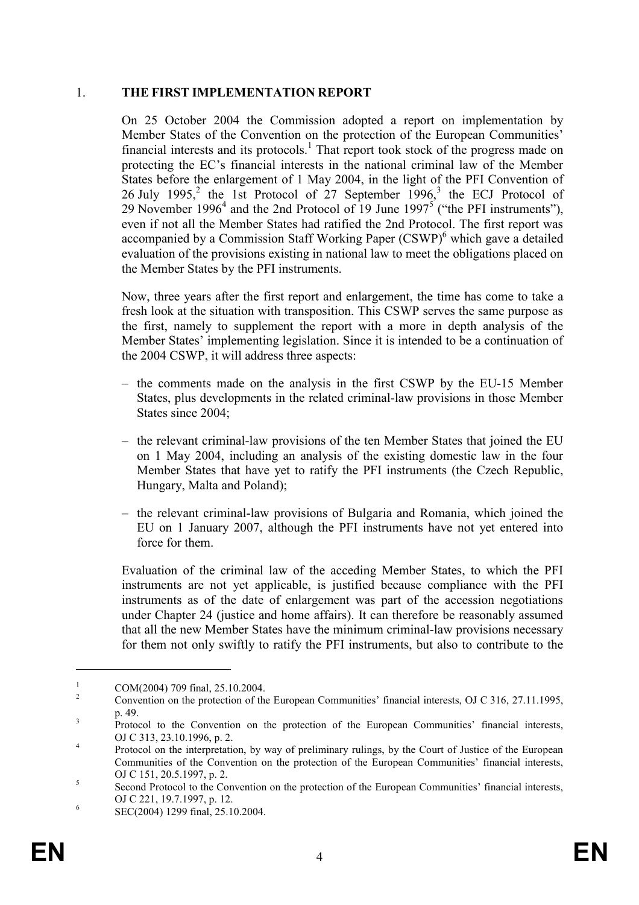## 1. THE FIRST IMPLEMENTATION REPORT

On 25 October 2004 the Commission adopted a report on implementation by Member States of the Convention on the protection of the European Communities' financial interests and its protocols.[1] That report took stock of the progress made on protecting the EC's financial interests in the national criminal law of the Member States before the enlargement of 1 May 2004, in the light of the PFI Convention of 26 July 1995,[2] the 1st Protocol of 27 September 1996,[3] the ECJ Protocol of 29 November 1996[4] and the 2nd Protocol of 19 June 1997[5] ("the PFI instruments"), even if not all the Member States had ratified the 2nd Protocol. The first report was accompanied by a Commission Staff Working Paper (CSWP)[6] which gave a detailed evaluation of the provisions existing in national law to meet the obligations placed on the Member States by the PFI instruments.

Now, three years after the first report and enlargement, the time has come to take a fresh look at the situation with transposition. This CSWP serves the same purpose as the first, namely to supplement the report with a more in depth analysis of the Member States' implementing legislation. Since it is intended to be a continuation of the 2004 CSWP, it will address three aspects:

- the comments made on the analysis in the first CSWP by the EU-15 Member States, plus developments in the related criminal-law provisions in those Member States since 2004;
- the relevant criminal-law provisions of the ten Member States that joined the EU on 1 May 2004, including an analysis of the existing domestic law in the four Member States that have yet to ratify the PFI instruments (the Czech Republic, Hungary, Malta and Poland);
- the relevant criminal-law provisions of Bulgaria and Romania, which joined the EU on 1 January 2007, although the PFI instruments have not yet entered into force for them.

Evaluation of the criminal law of the acceding Member States, to which the PFI instruments are not yet applicable, is justified because compliance with the PFI instruments as of the date of enlargement was part of the accession negotiations under Chapter 24 (justice and home affairs). It can therefore be reasonably assumed that all the new Member States have the minimum criminal-law provisions necessary for them not only swiftly to ratify the PFI instruments, but also to contribute to the

---

[1] COM(2004) 709 final, 25.10.2004.

[2] Convention on the protection of the European Communities' financial interests, OJ C 316, 27.11.1995, p. 49.

[3] Protocol to the Convention on the protection of the European Communities' financial interests, OJ C 313, 23.10.1996, p. 2.

[4] Protocol on the interpretation, by way of preliminary rulings, by the Court of Justice of the European Communities of the Convention on the protection of the European Communities' financial interests, OJ C 151, 20.5.1997, p. 2.

[5] Second Protocol to the Convention on the protection of the European Communities' financial interests, OJ C 221, 19.7.1997, p. 12.

[6] SEC(2004) 1299 final, 25.10.2004.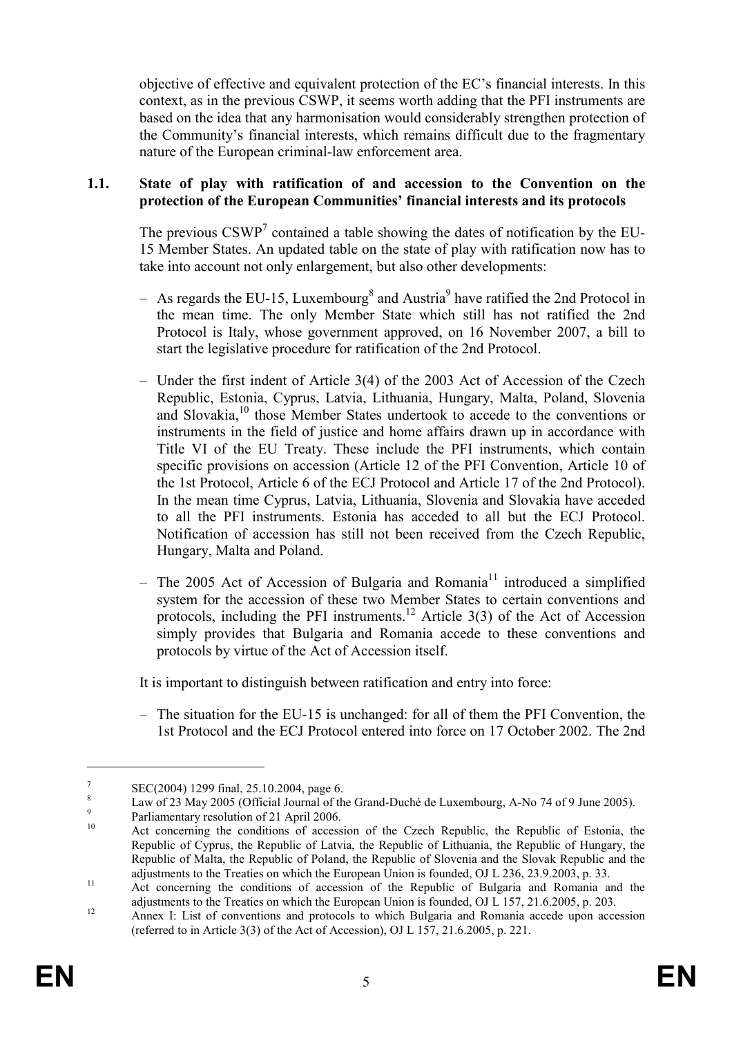objective of effective and equivalent protection of the EC's financial interests. In this context, as in the previous CSWP, it seems worth adding that the PFI instruments are based on the idea that any harmonisation would considerably strengthen protection of the Community's financial interests, which remains difficult due to the fragmentary nature of the European criminal-law enforcement area.

## 1.1. State of play with ratification of and accession to the Convention on the protection of the European Communities' financial interests and its protocols

The previous CSWP[7] contained a table showing the dates of notification by the EU-15 Member States. An updated table on the state of play with ratification now has to take into account not only enlargement, but also other developments:

- As regards the EU-15, Luxembourg[8] and Austria[9] have ratified the 2nd Protocol in the mean time. The only Member State which still has not ratified the 2nd Protocol is Italy, whose government approved, on 16 November 2007, a bill to start the legislative procedure for ratification of the 2nd Protocol.
- Under the first indent of Article 3(4) of the 2003 Act of Accession of the Czech Republic, Estonia, Cyprus, Latvia, Lithuania, Hungary, Malta, Poland, Slovenia and Slovakia,[10] those Member States undertook to accede to the conventions or instruments in the field of justice and home affairs drawn up in accordance with Title VI of the EU Treaty. These include the PFI instruments, which contain specific provisions on accession (Article 12 of the PFI Convention, Article 10 of the 1st Protocol, Article 6 of the ECJ Protocol and Article 17 of the 2nd Protocol). In the mean time Cyprus, Latvia, Lithuania, Slovenia and Slovakia have acceded to all the PFI instruments. Estonia has acceded to all but the ECJ Protocol. Notification of accession has still not been received from the Czech Republic, Hungary, Malta and Poland.
- The 2005 Act of Accession of Bulgaria and Romania[11] introduced a simplified system for the accession of these two Member States to certain conventions and protocols, including the PFI instruments.[12] Article 3(3) of the Act of Accession simply provides that Bulgaria and Romania accede to these conventions and protocols by virtue of the Act of Accession itself.

It is important to distinguish between ratification and entry into force:

- The situation for the EU-15 is unchanged: for all of them the PFI Convention, the 1st Protocol and the ECJ Protocol entered into force on 17 October 2002. The 2nd

---

[7] SEC(2004) 1299 final, 25.10.2004, page 6.

[8] Law of 23 May 2005 (Official Journal of the Grand-Duché de Luxembourg, A-No 74 of 9 June 2005).

[9] Parliamentary resolution of 21 April 2006.

[10] Act concerning the conditions of accession of the Czech Republic, the Republic of Estonia, the Republic of Cyprus, the Republic of Latvia, the Republic of Lithuania, the Republic of Hungary, the Republic of Malta, the Republic of Poland, the Republic of Slovenia and the Slovak Republic and the adjustments to the Treaties on which the European Union is founded, OJ L 236, 23.9.2003, p. 33.

[11] Act concerning the conditions of accession of the Republic of Bulgaria and Romania and the adjustments to the Treaties on which the European Union is founded, OJ L 157, 21.6.2005, p. 203.

[12] Annex I: List of conventions and protocols to which Bulgaria and Romania accede upon accession (referred to in Article 3(3) of the Act of Accession), OJ L 157, 21.6.2005, p. 221.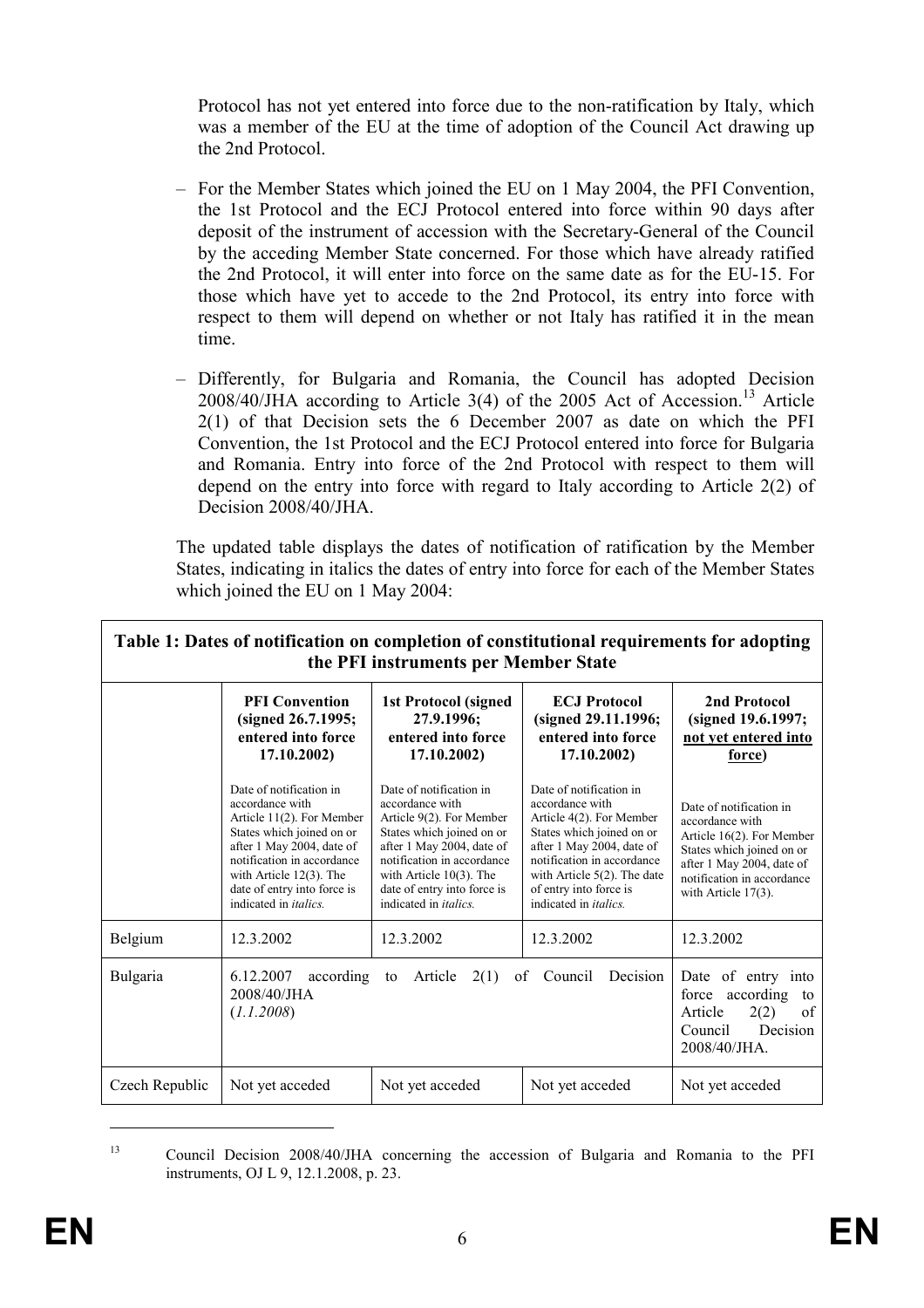Protocol has not yet entered into force due to the non-ratification by Italy, which was a member of the EU at the time of adoption of the Council Act drawing up the 2nd Protocol.

– For the Member States which joined the EU on 1 May 2004, the PFI Convention, the 1st Protocol and the ECJ Protocol entered into force within 90 days after deposit of the instrument of accession with the Secretary-General of the Council by the acceding Member State concerned. For those which have already ratified the 2nd Protocol, it will enter into force on the same date as for the EU-15. For those which have yet to accede to the 2nd Protocol, its entry into force with respect to them will depend on whether or not Italy has ratified it in the mean time.

– Differently, for Bulgaria and Romania, the Council has adopted Decision 2008/40/JHA according to Article 3(4) of the 2005 Act of Accession.[13] Article 2(1) of that Decision sets the 6 December 2007 as date on which the PFI Convention, the 1st Protocol and the ECJ Protocol entered into force for Bulgaria and Romania. Entry into force of the 2nd Protocol with respect to them will depend on the entry into force with regard to Italy according to Article 2(2) of Decision 2008/40/JHA.

The updated table displays the dates of notification of ratification by the Member States, indicating in italics the dates of entry into force for each of the Member States which joined the EU on 1 May 2004:

**Table 1: Dates of notification on completion of constitutional requirements for adopting the PFI instruments per Member State**

| | **PFI Convention (signed 26.7.1995; entered into force 17.10.2002)** Date of notification in accordance with Article 11(2). For Member States which joined on or after 1 May 2004, date of notification in accordance with Article 12(3). The date of entry into force is indicated in *italics.* | **1st Protocol (signed 27.9.1996; entered into force 17.10.2002)** Date of notification in accordance with Article 9(2). For Member States which joined on or after 1 May 2004, date of notification in accordance with Article 10(3). The date of entry into force is indicated in *italics.* | **ECJ Protocol (signed 29.11.1996; entered into force 17.10.2002)** Date of notification in accordance with Article 4(2). For Member States which joined on or after 1 May 2004, date of notification in accordance with Article 5(2). The date of entry into force is indicated in *italics.* | **2nd Protocol (signed 19.6.1997; <u>not yet entered into force</u>)** Date of notification in accordance with Article 16(2). For Member States which joined on or after 1 May 2004, date of notification in accordance with Article 17(3). |
|---|---|---|---|---|
| Belgium | 12.3.2002 | 12.3.2002 | 12.3.2002 | 12.3.2002 |
| Bulgaria | 6.12.2007 according to Article 2(1) of Council Decision 2008/40/JHA (*1.1.2008*) | | | Date of entry into force according to Article 2(2) of Council Decision 2008/40/JHA. |
| Czech Republic | Not yet acceded | Not yet acceded | Not yet acceded | Not yet acceded |

[13] Council Decision 2008/40/JHA concerning the accession of Bulgaria and Romania to the PFI instruments, OJ L 9, 12.1.2008, p. 23.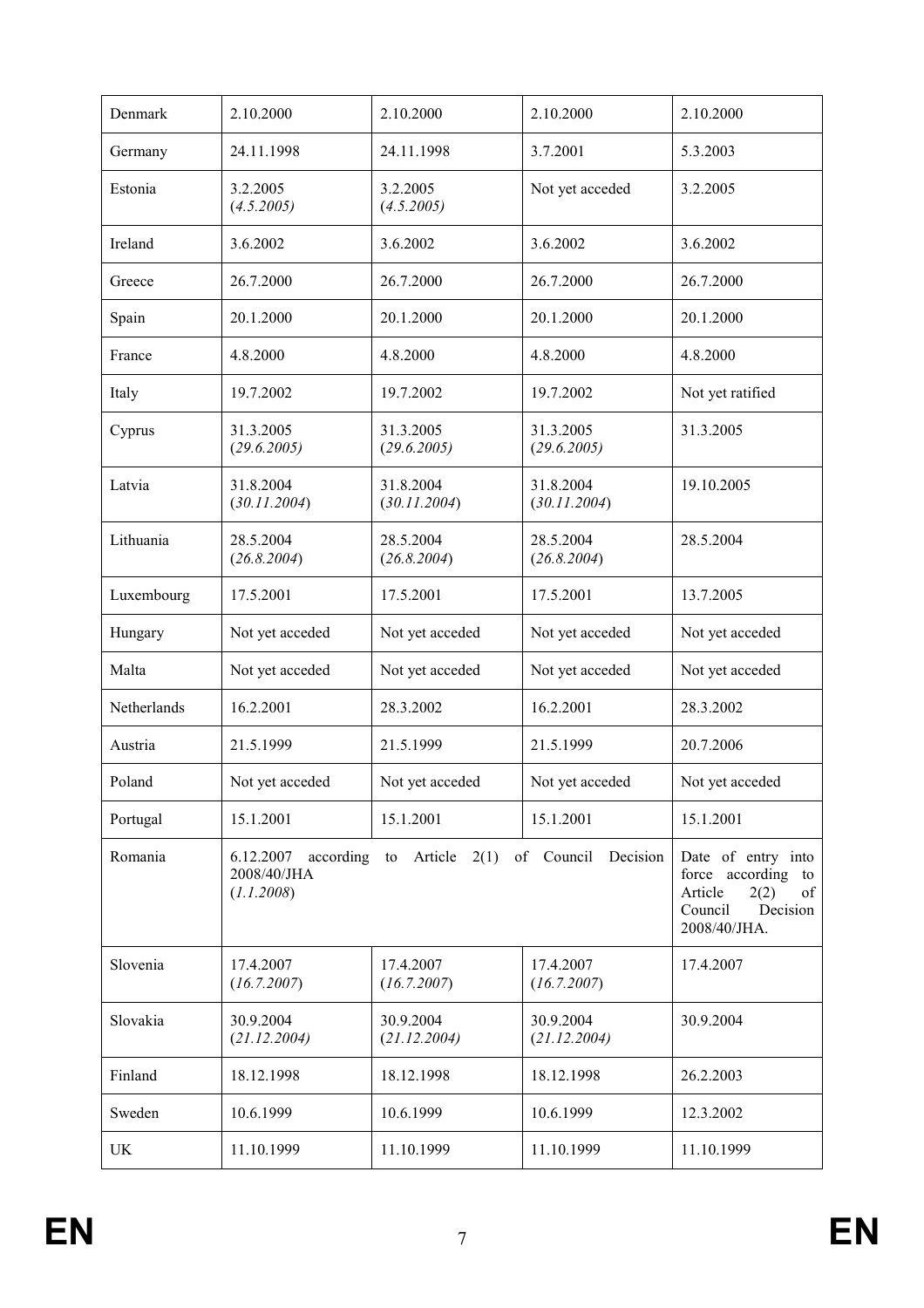| Denmark | 2.10.2000 | 2.10.2000 | 2.10.2000 | 2.10.2000 |
|---|---|---|---|---|
| Germany | 24.11.1998 | 24.11.1998 | 3.7.2001 | 5.3.2003 |
| Estonia | 3.2.2005 (*4.5.2005)* | 3.2.2005 (*4.5.2005)* | Not yet acceded | 3.2.2005 |
| Ireland | 3.6.2002 | 3.6.2002 | 3.6.2002 | 3.6.2002 |
| Greece | 26.7.2000 | 26.7.2000 | 26.7.2000 | 26.7.2000 |
| Spain | 20.1.2000 | 20.1.2000 | 20.1.2000 | 20.1.2000 |
| France | 4.8.2000 | 4.8.2000 | 4.8.2000 | 4.8.2000 |
| Italy | 19.7.2002 | 19.7.2002 | 19.7.2002 | Not yet ratified |
| Cyprus | 31.3.2005 (*29.6.2005*) | 31.3.2005 (*29.6.2005*) | 31.3.2005 (*29.6.2005*) | 31.3.2005 |
| Latvia | 31.8.2004 (*30.11.2004*) | 31.8.2004 (*30.11.2004*) | 31.8.2004 (*30.11.2004*) | 19.10.2005 |
| Lithuania | 28.5.2004 (*26.8.2004*) | 28.5.2004 (*26.8.2004*) | 28.5.2004 (*26.8.2004*) | 28.5.2004 |
| Luxembourg | 17.5.2001 | 17.5.2001 | 17.5.2001 | 13.7.2005 |
| Hungary | Not yet acceded | Not yet acceded | Not yet acceded | Not yet acceded |
| Malta | Not yet acceded | Not yet acceded | Not yet acceded | Not yet acceded |
| Netherlands | 16.2.2001 | 28.3.2002 | 16.2.2001 | 28.3.2002 |
| Austria | 21.5.1999 | 21.5.1999 | 21.5.1999 | 20.7.2006 |
| Poland | Not yet acceded | Not yet acceded | Not yet acceded | Not yet acceded |
| Portugal | 15.1.2001 | 15.1.2001 | 15.1.2001 | 15.1.2001 |
| Romania | 6.12.2007 according to Article 2(1) of Council Decision 2008/40/JHA (*1.1.2008*) | | | Date of entry into force according to Article 2(2) of Council Decision 2008/40/JHA. |
| Slovenia | 17.4.2007 (*16.7.2007*) | 17.4.2007 (*16.7.2007*) | 17.4.2007 (*16.7.2007*) | 17.4.2007 |
| Slovakia | 30.9.2004 (*21.12.2004)* | 30.9.2004 (*21.12.2004)* | 30.9.2004 (*21.12.2004)* | 30.9.2004 |
| Finland | 18.12.1998 | 18.12.1998 | 18.12.1998 | 26.2.2003 |
| Sweden | 10.6.1999 | 10.6.1999 | 10.6.1999 | 12.3.2002 |
| UK | 11.10.1999 | 11.10.1999 | 11.10.1999 | 11.10.1999 |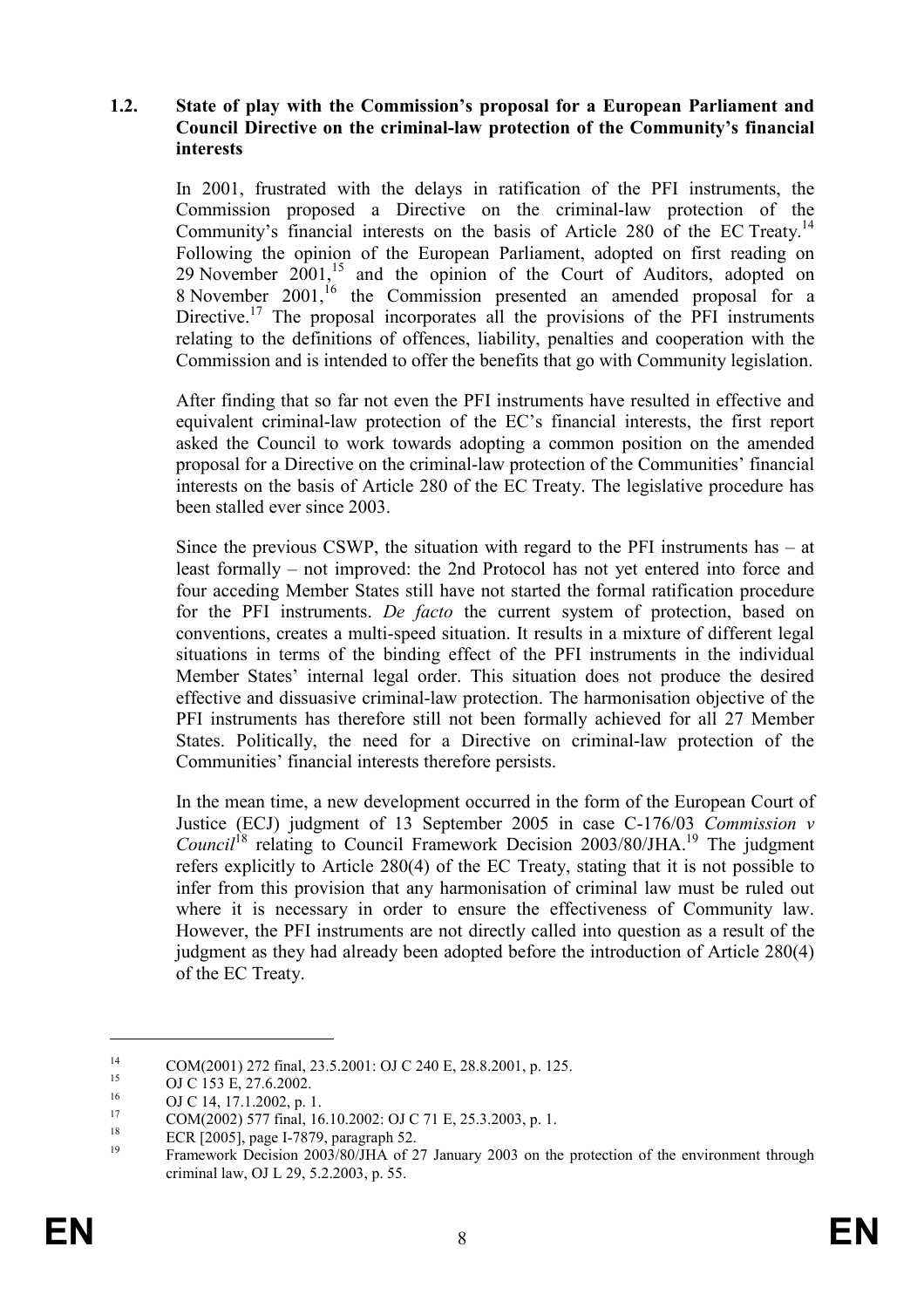### 1.2. State of play with the Commission's proposal for a European Parliament and Council Directive on the criminal-law protection of the Community's financial interests

In 2001, frustrated with the delays in ratification of the PFI instruments, the Commission proposed a Directive on the criminal-law protection of the Community's financial interests on the basis of Article 280 of the EC Treaty.[14] Following the opinion of the European Parliament, adopted on first reading on 29 November 2001,[15] and the opinion of the Court of Auditors, adopted on 8 November 2001,[16] the Commission presented an amended proposal for a Directive.[17] The proposal incorporates all the provisions of the PFI instruments relating to the definitions of offences, liability, penalties and cooperation with the Commission and is intended to offer the benefits that go with Community legislation.

After finding that so far not even the PFI instruments have resulted in effective and equivalent criminal-law protection of the EC's financial interests, the first report asked the Council to work towards adopting a common position on the amended proposal for a Directive on the criminal-law protection of the Communities' financial interests on the basis of Article 280 of the EC Treaty. The legislative procedure has been stalled ever since 2003.

Since the previous CSWP, the situation with regard to the PFI instruments has – at least formally – not improved: the 2nd Protocol has not yet entered into force and four acceding Member States still have not started the formal ratification procedure for the PFI instruments. *De facto* the current system of protection, based on conventions, creates a multi-speed situation. It results in a mixture of different legal situations in terms of the binding effect of the PFI instruments in the individual Member States' internal legal order. This situation does not produce the desired effective and dissuasive criminal-law protection. The harmonisation objective of the PFI instruments has therefore still not been formally achieved for all 27 Member States. Politically, the need for a Directive on criminal-law protection of the Communities' financial interests therefore persists.

In the mean time, a new development occurred in the form of the European Court of Justice (ECJ) judgment of 13 September 2005 in case C-176/03 *Commission v Council*[18] relating to Council Framework Decision 2003/80/JHA.[19] The judgment refers explicitly to Article 280(4) of the EC Treaty, stating that it is not possible to infer from this provision that any harmonisation of criminal law must be ruled out where it is necessary in order to ensure the effectiveness of Community law. However, the PFI instruments are not directly called into question as a result of the judgment as they had already been adopted before the introduction of Article 280(4) of the EC Treaty.

---

[14] COM(2001) 272 final, 23.5.2001: OJ C 240 E, 28.8.2001, p. 125.

[15] OJ C 153 E, 27.6.2002.

[16] OJ C 14, 17.1.2002, p. 1.

[17] COM(2002) 577 final, 16.10.2002: OJ C 71 E, 25.3.2003, p. 1.

[18] ECR [2005], page I-7879, paragraph 52.

[19] Framework Decision 2003/80/JHA of 27 January 2003 on the protection of the environment through criminal law, OJ L 29, 5.2.2003, p. 55.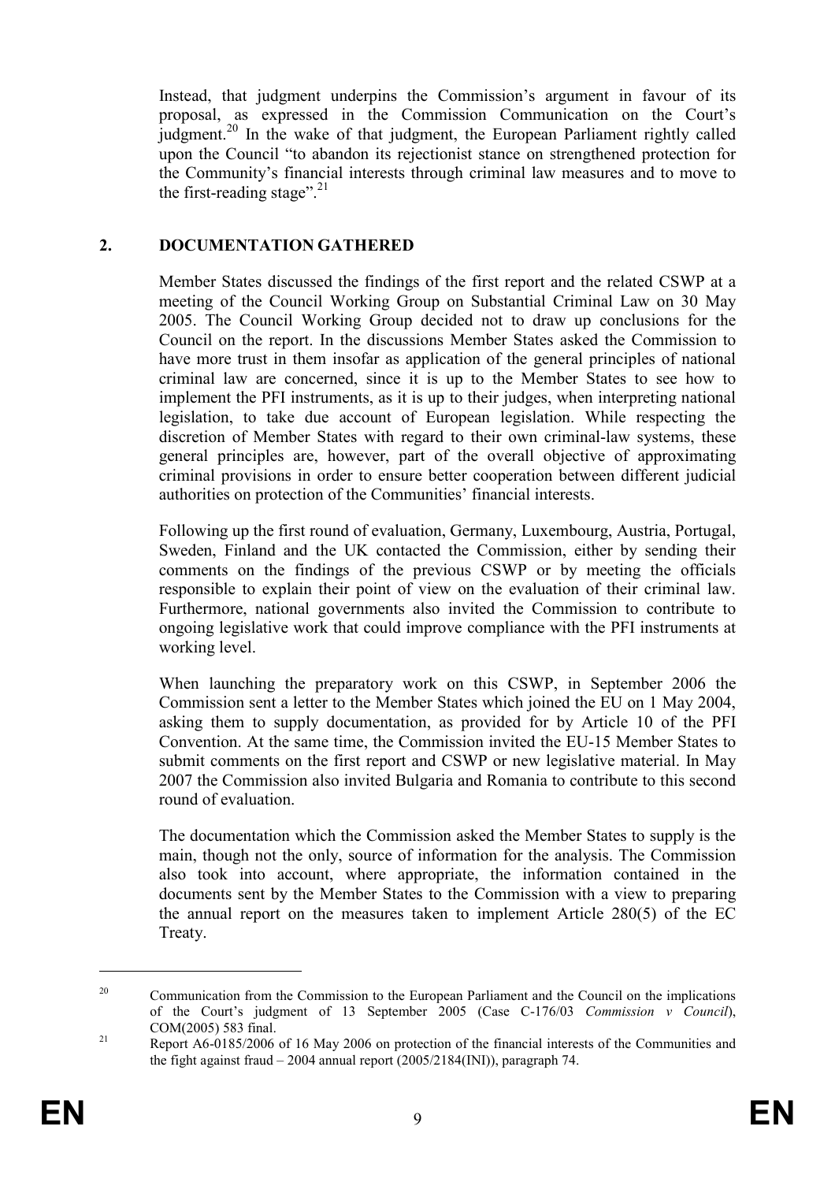Instead, that judgment underpins the Commission's argument in favour of its proposal, as expressed in the Commission Communication on the Court's judgment.[20] In the wake of that judgment, the European Parliament rightly called upon the Council "to abandon its rejectionist stance on strengthened protection for the Community's financial interests through criminal law measures and to move to the first-reading stage".[21]

## 2. DOCUMENTATION GATHERED

Member States discussed the findings of the first report and the related CSWP at a meeting of the Council Working Group on Substantial Criminal Law on 30 May 2005. The Council Working Group decided not to draw up conclusions for the Council on the report. In the discussions Member States asked the Commission to have more trust in them insofar as application of the general principles of national criminal law are concerned, since it is up to the Member States to see how to implement the PFI instruments, as it is up to their judges, when interpreting national legislation, to take due account of European legislation. While respecting the discretion of Member States with regard to their own criminal-law systems, these general principles are, however, part of the overall objective of approximating criminal provisions in order to ensure better cooperation between different judicial authorities on protection of the Communities' financial interests.

Following up the first round of evaluation, Germany, Luxembourg, Austria, Portugal, Sweden, Finland and the UK contacted the Commission, either by sending their comments on the findings of the previous CSWP or by meeting the officials responsible to explain their point of view on the evaluation of their criminal law. Furthermore, national governments also invited the Commission to contribute to ongoing legislative work that could improve compliance with the PFI instruments at working level.

When launching the preparatory work on this CSWP, in September 2006 the Commission sent a letter to the Member States which joined the EU on 1 May 2004, asking them to supply documentation, as provided for by Article 10 of the PFI Convention. At the same time, the Commission invited the EU-15 Member States to submit comments on the first report and CSWP or new legislative material. In May 2007 the Commission also invited Bulgaria and Romania to contribute to this second round of evaluation.

The documentation which the Commission asked the Member States to supply is the main, though not the only, source of information for the analysis. The Commission also took into account, where appropriate, the information contained in the documents sent by the Member States to the Commission with a view to preparing the annual report on the measures taken to implement Article 280(5) of the EC Treaty.

---

[20] Communication from the Commission to the European Parliament and the Council on the implications of the Court's judgment of 13 September 2005 (Case C-176/03 *Commission v Council*), COM(2005) 583 final.

[21] Report A6-0185/2006 of 16 May 2006 on protection of the financial interests of the Communities and the fight against fraud – 2004 annual report (2005/2184(INI)), paragraph 74.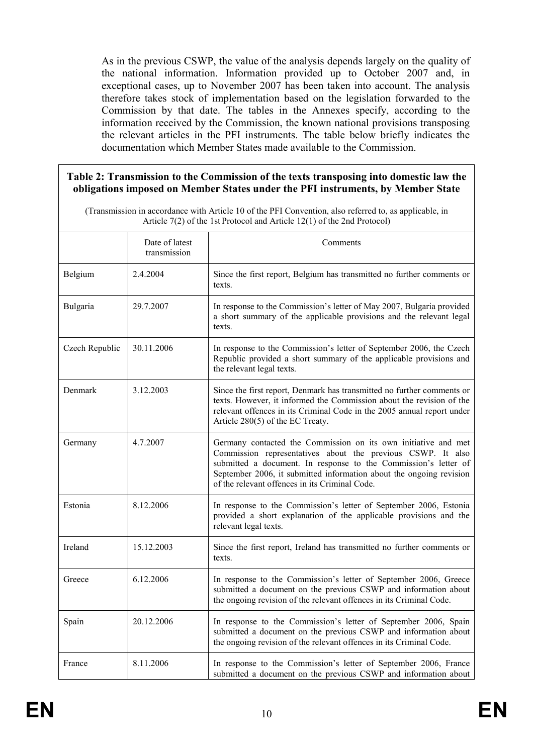As in the previous CSWP, the value of the analysis depends largely on the quality of the national information. Information provided up to October 2007 and, in exceptional cases, up to November 2007 has been taken into account. The analysis therefore takes stock of implementation based on the legislation forwarded to the Commission by that date. The tables in the Annexes specify, according to the information received by the Commission, the known national provisions transposing the relevant articles in the PFI instruments. The table below briefly indicates the documentation which Member States made available to the Commission.

**Table 2: Transmission to the Commission of the texts transposing into domestic law the obligations imposed on Member States under the PFI instruments, by Member State**

(Transmission in accordance with Article 10 of the PFI Convention, also referred to, as applicable, in Article 7(2) of the 1st Protocol and Article 12(1) of the 2nd Protocol)

| | Date of latest transmission | Comments |
|---|---|---|
| Belgium | 2.4.2004 | Since the first report, Belgium has transmitted no further comments or texts. |
| Bulgaria | 29.7.2007 | In response to the Commission's letter of May 2007, Bulgaria provided a short summary of the applicable provisions and the relevant legal texts. |
| Czech Republic | 30.11.2006 | In response to the Commission's letter of September 2006, the Czech Republic provided a short summary of the applicable provisions and the relevant legal texts. |
| Denmark | 3.12.2003 | Since the first report, Denmark has transmitted no further comments or texts. However, it informed the Commission about the revision of the relevant offences in its Criminal Code in the 2005 annual report under Article 280(5) of the EC Treaty. |
| Germany | 4.7.2007 | Germany contacted the Commission on its own initiative and met Commission representatives about the previous CSWP. It also submitted a document. In response to the Commission's letter of September 2006, it submitted information about the ongoing revision of the relevant offences in its Criminal Code. |
| Estonia | 8.12.2006 | In response to the Commission's letter of September 2006, Estonia provided a short explanation of the applicable provisions and the relevant legal texts. |
| Ireland | 15.12.2003 | Since the first report, Ireland has transmitted no further comments or texts. |
| Greece | 6.12.2006 | In response to the Commission's letter of September 2006, Greece submitted a document on the previous CSWP and information about the ongoing revision of the relevant offences in its Criminal Code. |
| Spain | 20.12.2006 | In response to the Commission's letter of September 2006, Spain submitted a document on the previous CSWP and information about the ongoing revision of the relevant offences in its Criminal Code. |
| France | 8.11.2006 | In response to the Commission's letter of September 2006, France submitted a document on the previous CSWP and information about |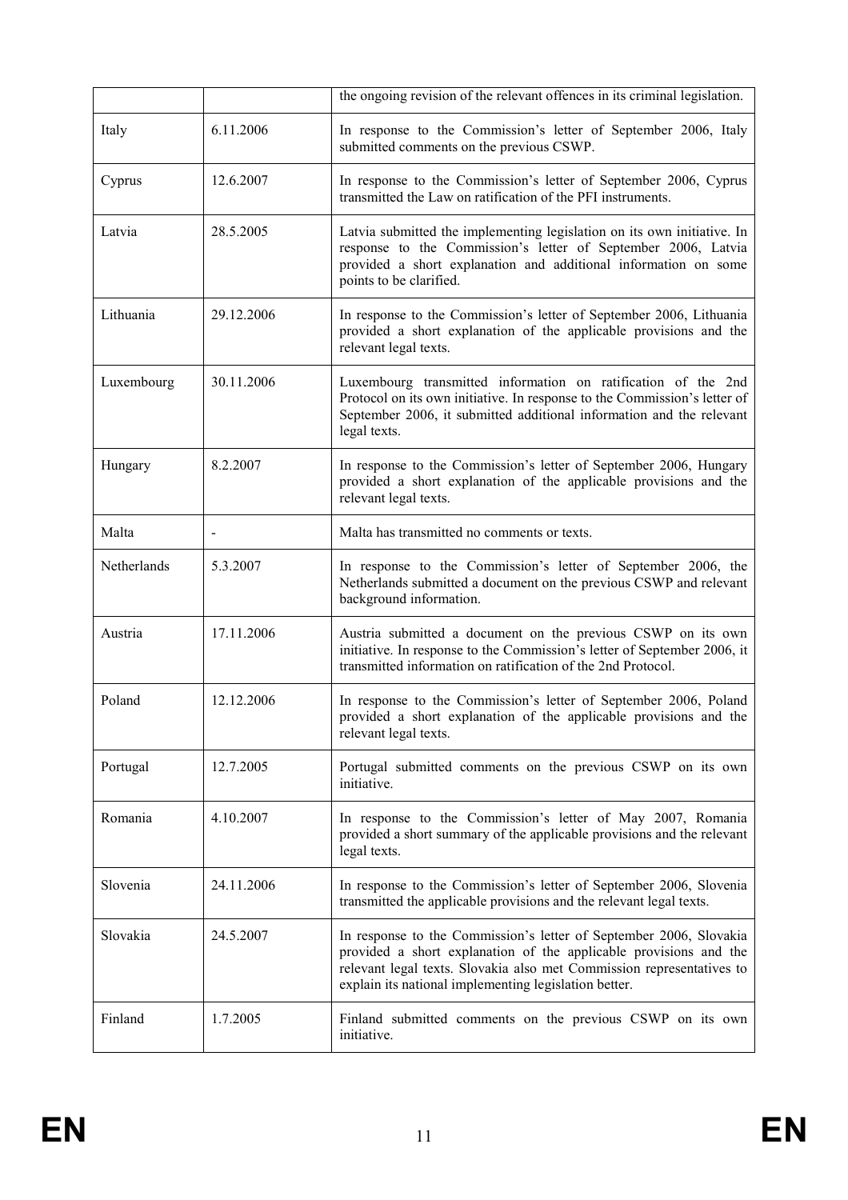| | | |
|---|---|---|
| | | the ongoing revision of the relevant offences in its criminal legislation. |
| Italy | 6.11.2006 | In response to the Commission's letter of September 2006, Italy submitted comments on the previous CSWP. |
| Cyprus | 12.6.2007 | In response to the Commission's letter of September 2006, Cyprus transmitted the Law on ratification of the PFI instruments. |
| Latvia | 28.5.2005 | Latvia submitted the implementing legislation on its own initiative. In response to the Commission's letter of September 2006, Latvia provided a short explanation and additional information on some points to be clarified. |
| Lithuania | 29.12.2006 | In response to the Commission's letter of September 2006, Lithuania provided a short explanation of the applicable provisions and the relevant legal texts. |
| Luxembourg | 30.11.2006 | Luxembourg transmitted information on ratification of the 2nd Protocol on its own initiative. In response to the Commission's letter of September 2006, it submitted additional information and the relevant legal texts. |
| Hungary | 8.2.2007 | In response to the Commission's letter of September 2006, Hungary provided a short explanation of the applicable provisions and the relevant legal texts. |
| Malta | - | Malta has transmitted no comments or texts. |
| Netherlands | 5.3.2007 | In response to the Commission's letter of September 2006, the Netherlands submitted a document on the previous CSWP and relevant background information. |
| Austria | 17.11.2006 | Austria submitted a document on the previous CSWP on its own initiative. In response to the Commission's letter of September 2006, it transmitted information on ratification of the 2nd Protocol. |
| Poland | 12.12.2006 | In response to the Commission's letter of September 2006, Poland provided a short explanation of the applicable provisions and the relevant legal texts. |
| Portugal | 12.7.2005 | Portugal submitted comments on the previous CSWP on its own initiative. |
| Romania | 4.10.2007 | In response to the Commission's letter of May 2007, Romania provided a short summary of the applicable provisions and the relevant legal texts. |
| Slovenia | 24.11.2006 | In response to the Commission's letter of September 2006, Slovenia transmitted the applicable provisions and the relevant legal texts. |
| Slovakia | 24.5.2007 | In response to the Commission's letter of September 2006, Slovakia provided a short explanation of the applicable provisions and the relevant legal texts. Slovakia also met Commission representatives to explain its national implementing legislation better. |
| Finland | 1.7.2005 | Finland submitted comments on the previous CSWP on its own initiative. |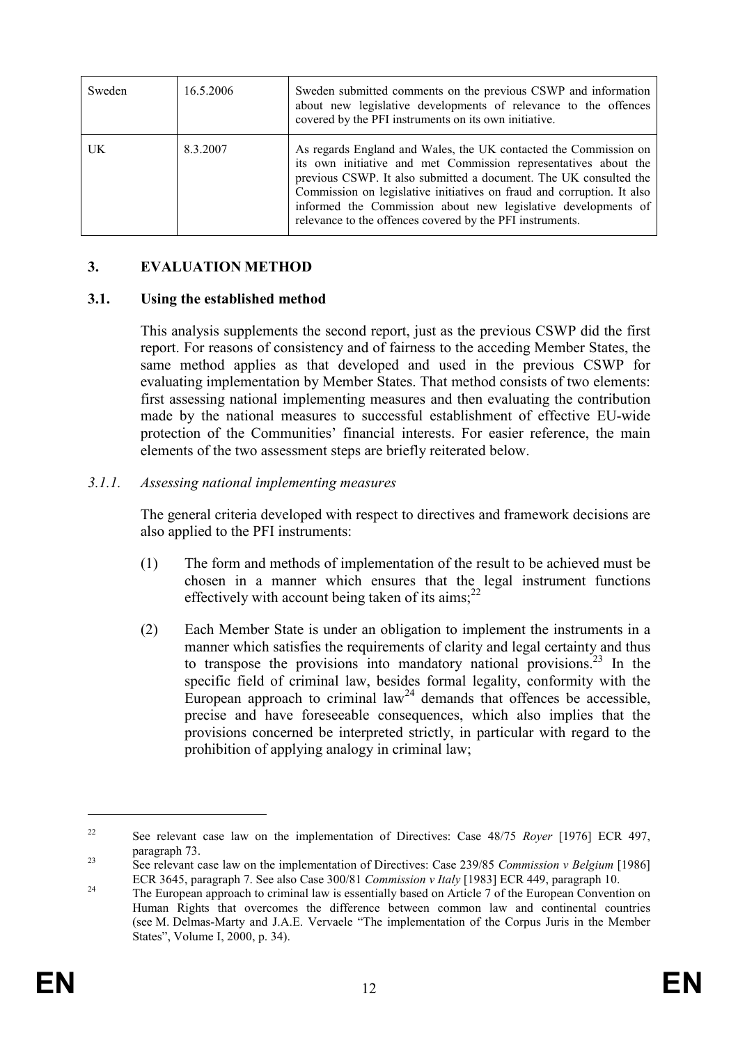| Sweden | 16.5.2006 | Sweden submitted comments on the previous CSWP and information about new legislative developments of relevance to the offences covered by the PFI instruments on its own initiative. |
|---|---|---|
| UK | 8.3.2007 | As regards England and Wales, the UK contacted the Commission on its own initiative and met Commission representatives about the previous CSWP. It also submitted a document. The UK consulted the Commission on legislative initiatives on fraud and corruption. It also informed the Commission about new legislative developments of relevance to the offences covered by the PFI instruments. |

## 3. EVALUATION METHOD

### 3.1. Using the established method

This analysis supplements the second report, just as the previous CSWP did the first report. For reasons of consistency and of fairness to the acceding Member States, the same method applies as that developed and used in the previous CSWP for evaluating implementation by Member States. That method consists of two elements: first assessing national implementing measures and then evaluating the contribution made by the national measures to successful establishment of effective EU-wide protection of the Communities' financial interests. For easier reference, the main elements of the two assessment steps are briefly reiterated below.

#### *3.1.1. Assessing national implementing measures*

The general criteria developed with respect to directives and framework decisions are also applied to the PFI instruments:

(1) The form and methods of implementation of the result to be achieved must be chosen in a manner which ensures that the legal instrument functions effectively with account being taken of its aims;[22]

(2) Each Member State is under an obligation to implement the instruments in a manner which satisfies the requirements of clarity and legal certainty and thus to transpose the provisions into mandatory national provisions.[23] In the specific field of criminal law, besides formal legality, conformity with the European approach to criminal law[24] demands that offences be accessible, precise and have foreseeable consequences, which also implies that the provisions concerned be interpreted strictly, in particular with regard to the prohibition of applying analogy in criminal law;

---

[22] See relevant case law on the implementation of Directives: Case 48/75 *Royer* [1976] ECR 497, paragraph 73.

[23] See relevant case law on the implementation of Directives: Case 239/85 *Commission v Belgium* [1986] ECR 3645, paragraph 7. See also Case 300/81 *Commission v Italy* [1983] ECR 449, paragraph 10.

[24] The European approach to criminal law is essentially based on Article 7 of the European Convention on Human Rights that overcomes the difference between common law and continental countries (see M. Delmas-Marty and J.A.E. Vervaele "The implementation of the Corpus Juris in the Member States", Volume I, 2000, p. 34).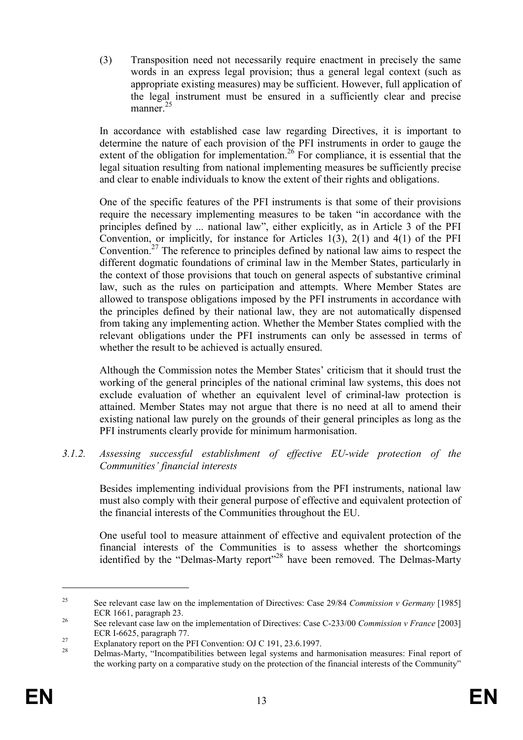(3) Transposition need not necessarily require enactment in precisely the same words in an express legal provision; thus a general legal context (such as appropriate existing measures) may be sufficient. However, full application of the legal instrument must be ensured in a sufficiently clear and precise manner.[25]

In accordance with established case law regarding Directives, it is important to determine the nature of each provision of the PFI instruments in order to gauge the extent of the obligation for implementation.[26] For compliance, it is essential that the legal situation resulting from national implementing measures be sufficiently precise and clear to enable individuals to know the extent of their rights and obligations.

One of the specific features of the PFI instruments is that some of their provisions require the necessary implementing measures to be taken "in accordance with the principles defined by ... national law", either explicitly, as in Article 3 of the PFI Convention, or implicitly, for instance for Articles 1(3), 2(1) and 4(1) of the PFI Convention.[27] The reference to principles defined by national law aims to respect the different dogmatic foundations of criminal law in the Member States, particularly in the context of those provisions that touch on general aspects of substantive criminal law, such as the rules on participation and attempts. Where Member States are allowed to transpose obligations imposed by the PFI instruments in accordance with the principles defined by their national law, they are not automatically dispensed from taking any implementing action. Whether the Member States complied with the relevant obligations under the PFI instruments can only be assessed in terms of whether the result to be achieved is actually ensured.

Although the Commission notes the Member States' criticism that it should trust the working of the general principles of the national criminal law systems, this does not exclude evaluation of whether an equivalent level of criminal-law protection is attained. Member States may not argue that there is no need at all to amend their existing national law purely on the grounds of their general principles as long as the PFI instruments clearly provide for minimum harmonisation.

#### *3.1.2. Assessing successful establishment of effective EU-wide protection of the Communities' financial interests*

Besides implementing individual provisions from the PFI instruments, national law must also comply with their general purpose of effective and equivalent protection of the financial interests of the Communities throughout the EU.

One useful tool to measure attainment of effective and equivalent protection of the financial interests of the Communities is to assess whether the shortcomings identified by the "Delmas-Marty report"[28] have been removed. The Delmas-Marty

---

[25] See relevant case law on the implementation of Directives: Case 29/84 *Commission v Germany* [1985] ECR 1661, paragraph 23.

[26] See relevant case law on the implementation of Directives: Case C-233/00 *Commission v France* [2003] ECR I-6625, paragraph 77.

[27] Explanatory report on the PFI Convention: OJ C 191, 23.6.1997.

[28] Delmas-Marty, "Incompatibilities between legal systems and harmonisation measures: Final report of the working party on a comparative study on the protection of the financial interests of the Community"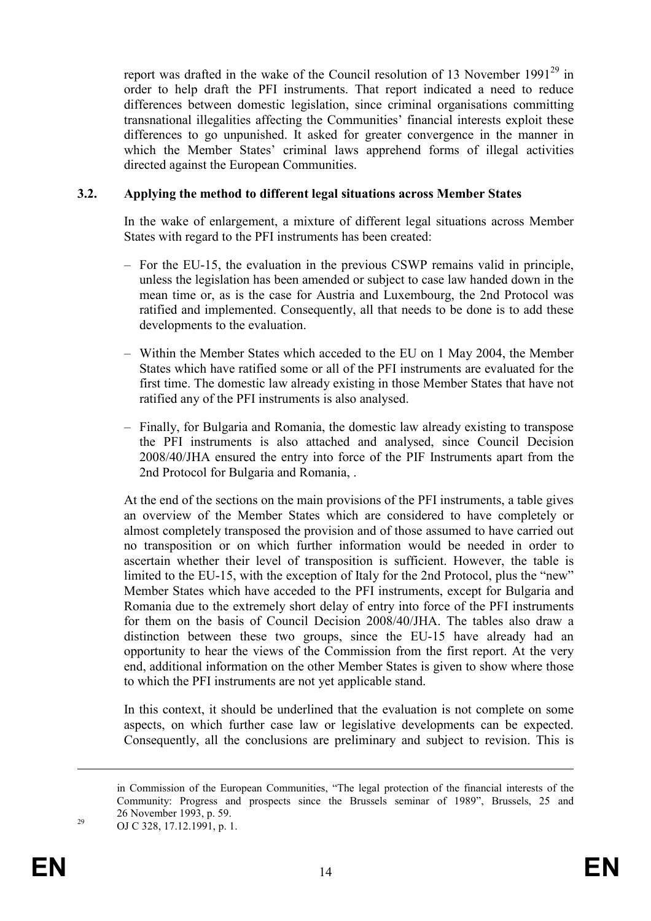report was drafted in the wake of the Council resolution of 13 November 1991[29] in order to help draft the PFI instruments. That report indicated a need to reduce differences between domestic legislation, since criminal organisations committing transnational illegalities affecting the Communities' financial interests exploit these differences to go unpunished. It asked for greater convergence in the manner in which the Member States' criminal laws apprehend forms of illegal activities directed against the European Communities.

### 3.2. Applying the method to different legal situations across Member States

In the wake of enlargement, a mixture of different legal situations across Member States with regard to the PFI instruments has been created:

– For the EU-15, the evaluation in the previous CSWP remains valid in principle, unless the legislation has been amended or subject to case law handed down in the mean time or, as is the case for Austria and Luxembourg, the 2nd Protocol was ratified and implemented. Consequently, all that needs to be done is to add these developments to the evaluation.

– Within the Member States which acceded to the EU on 1 May 2004, the Member States which have ratified some or all of the PFI instruments are evaluated for the first time. The domestic law already existing in those Member States that have not ratified any of the PFI instruments is also analysed.

– Finally, for Bulgaria and Romania, the domestic law already existing to transpose the PFI instruments is also attached and analysed, since Council Decision 2008/40/JHA ensured the entry into force of the PIF Instruments apart from the 2nd Protocol for Bulgaria and Romania, .

At the end of the sections on the main provisions of the PFI instruments, a table gives an overview of the Member States which are considered to have completely or almost completely transposed the provision and of those assumed to have carried out no transposition or on which further information would be needed in order to ascertain whether their level of transposition is sufficient. However, the table is limited to the EU-15, with the exception of Italy for the 2nd Protocol, plus the "new" Member States which have acceded to the PFI instruments, except for Bulgaria and Romania due to the extremely short delay of entry into force of the PFI instruments for them on the basis of Council Decision 2008/40/JHA. The tables also draw a distinction between these two groups, since the EU-15 have already had an opportunity to hear the views of the Commission from the first report. At the very end, additional information on the other Member States is given to show where those to which the PFI instruments are not yet applicable stand.

In this context, it should be underlined that the evaluation is not complete on some aspects, on which further case law or legislative developments can be expected. Consequently, all the conclusions are preliminary and subject to revision. This is

---

in Commission of the European Communities, "The legal protection of the financial interests of the Community: Progress and prospects since the Brussels seminar of 1989", Brussels, 25 and 26 November 1993, p. 59.

[29] OJ C 328, 17.12.1991, p. 1.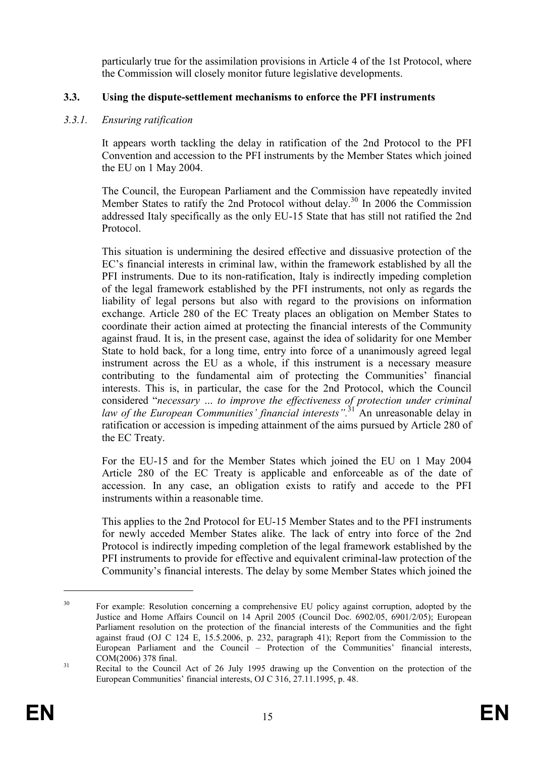particularly true for the assimilation provisions in Article 4 of the 1st Protocol, where the Commission will closely monitor future legislative developments.

### 3.3. Using the dispute-settlement mechanisms to enforce the PFI instruments

#### *3.3.1. Ensuring ratification*

It appears worth tackling the delay in ratification of the 2nd Protocol to the PFI Convention and accession to the PFI instruments by the Member States which joined the EU on 1 May 2004.

The Council, the European Parliament and the Commission have repeatedly invited Member States to ratify the 2nd Protocol without delay.[30] In 2006 the Commission addressed Italy specifically as the only EU-15 State that has still not ratified the 2nd Protocol.

This situation is undermining the desired effective and dissuasive protection of the EC's financial interests in criminal law, within the framework established by all the PFI instruments. Due to its non-ratification, Italy is indirectly impeding completion of the legal framework established by the PFI instruments, not only as regards the liability of legal persons but also with regard to the provisions on information exchange. Article 280 of the EC Treaty places an obligation on Member States to coordinate their action aimed at protecting the financial interests of the Community against fraud. It is, in the present case, against the idea of solidarity for one Member State to hold back, for a long time, entry into force of a unanimously agreed legal instrument across the EU as a whole, if this instrument is a necessary measure contributing to the fundamental aim of protecting the Communities' financial interests. This is, in particular, the case for the 2nd Protocol, which the Council considered "*necessary … to improve the effectiveness of protection under criminal law of the European Communities' financial interests"*.[31] An unreasonable delay in ratification or accession is impeding attainment of the aims pursued by Article 280 of the EC Treaty.

For the EU-15 and for the Member States which joined the EU on 1 May 2004 Article 280 of the EC Treaty is applicable and enforceable as of the date of accession. In any case, an obligation exists to ratify and accede to the PFI instruments within a reasonable time.

This applies to the 2nd Protocol for EU-15 Member States and to the PFI instruments for newly acceded Member States alike. The lack of entry into force of the 2nd Protocol is indirectly impeding completion of the legal framework established by the PFI instruments to provide for effective and equivalent criminal-law protection of the Community's financial interests. The delay by some Member States which joined the

---

[30] For example: Resolution concerning a comprehensive EU policy against corruption, adopted by the Justice and Home Affairs Council on 14 April 2005 (Council Doc. 6902/05, 6901/2/05); European Parliament resolution on the protection of the financial interests of the Communities and the fight against fraud (OJ C 124 E, 15.5.2006, p. 232, paragraph 41); Report from the Commission to the European Parliament and the Council – Protection of the Communities' financial interests, COM(2006) 378 final.

[31] Recital to the Council Act of 26 July 1995 drawing up the Convention on the protection of the European Communities' financial interests, OJ C 316, 27.11.1995, p. 48.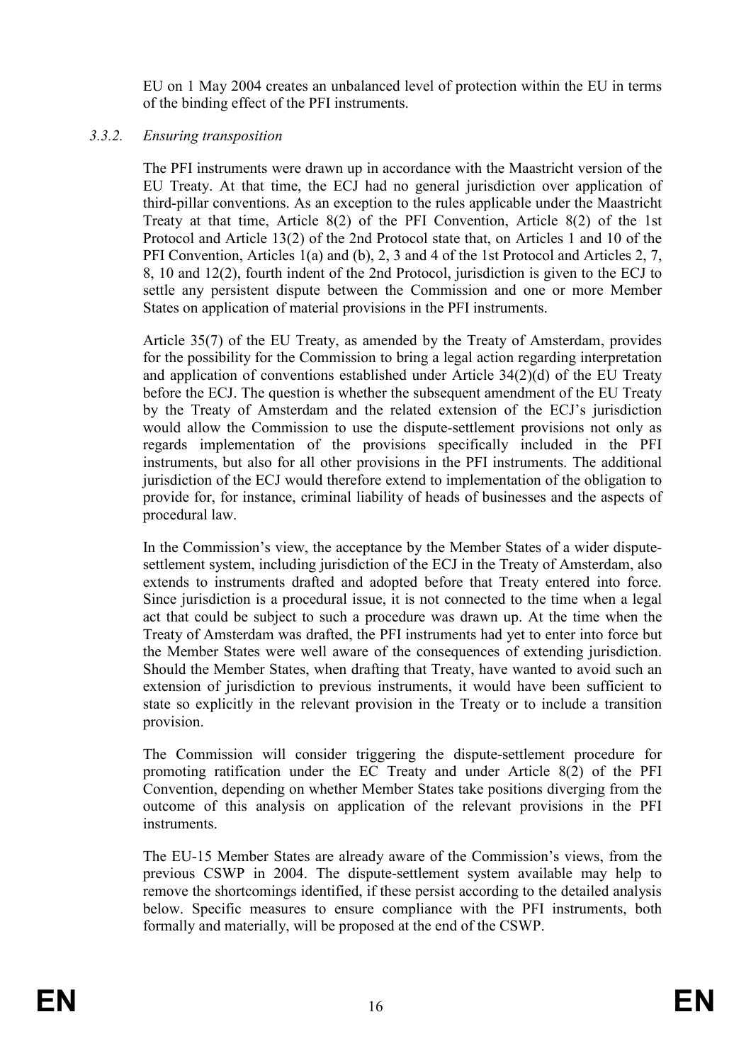EU on 1 May 2004 creates an unbalanced level of protection within the EU in terms of the binding effect of the PFI instruments.

#### *3.3.2. Ensuring transposition*

The PFI instruments were drawn up in accordance with the Maastricht version of the EU Treaty. At that time, the ECJ had no general jurisdiction over application of third-pillar conventions. As an exception to the rules applicable under the Maastricht Treaty at that time, Article 8(2) of the PFI Convention, Article 8(2) of the 1st Protocol and Article 13(2) of the 2nd Protocol state that, on Articles 1 and 10 of the PFI Convention, Articles 1(a) and (b), 2, 3 and 4 of the 1st Protocol and Articles 2, 7, 8, 10 and 12(2), fourth indent of the 2nd Protocol, jurisdiction is given to the ECJ to settle any persistent dispute between the Commission and one or more Member States on application of material provisions in the PFI instruments.

Article 35(7) of the EU Treaty, as amended by the Treaty of Amsterdam, provides for the possibility for the Commission to bring a legal action regarding interpretation and application of conventions established under Article 34(2)(d) of the EU Treaty before the ECJ. The question is whether the subsequent amendment of the EU Treaty by the Treaty of Amsterdam and the related extension of the ECJ's jurisdiction would allow the Commission to use the dispute-settlement provisions not only as regards implementation of the provisions specifically included in the PFI instruments, but also for all other provisions in the PFI instruments. The additional jurisdiction of the ECJ would therefore extend to implementation of the obligation to provide for, for instance, criminal liability of heads of businesses and the aspects of procedural law.

In the Commission's view, the acceptance by the Member States of a wider dispute-settlement system, including jurisdiction of the ECJ in the Treaty of Amsterdam, also extends to instruments drafted and adopted before that Treaty entered into force. Since jurisdiction is a procedural issue, it is not connected to the time when a legal act that could be subject to such a procedure was drawn up. At the time when the Treaty of Amsterdam was drafted, the PFI instruments had yet to enter into force but the Member States were well aware of the consequences of extending jurisdiction. Should the Member States, when drafting that Treaty, have wanted to avoid such an extension of jurisdiction to previous instruments, it would have been sufficient to state so explicitly in the relevant provision in the Treaty or to include a transition provision.

The Commission will consider triggering the dispute-settlement procedure for promoting ratification under the EC Treaty and under Article 8(2) of the PFI Convention, depending on whether Member States take positions diverging from the outcome of this analysis on application of the relevant provisions in the PFI instruments.

The EU-15 Member States are already aware of the Commission's views, from the previous CSWP in 2004. The dispute-settlement system available may help to remove the shortcomings identified, if these persist according to the detailed analysis below. Specific measures to ensure compliance with the PFI instruments, both formally and materially, will be proposed at the end of the CSWP.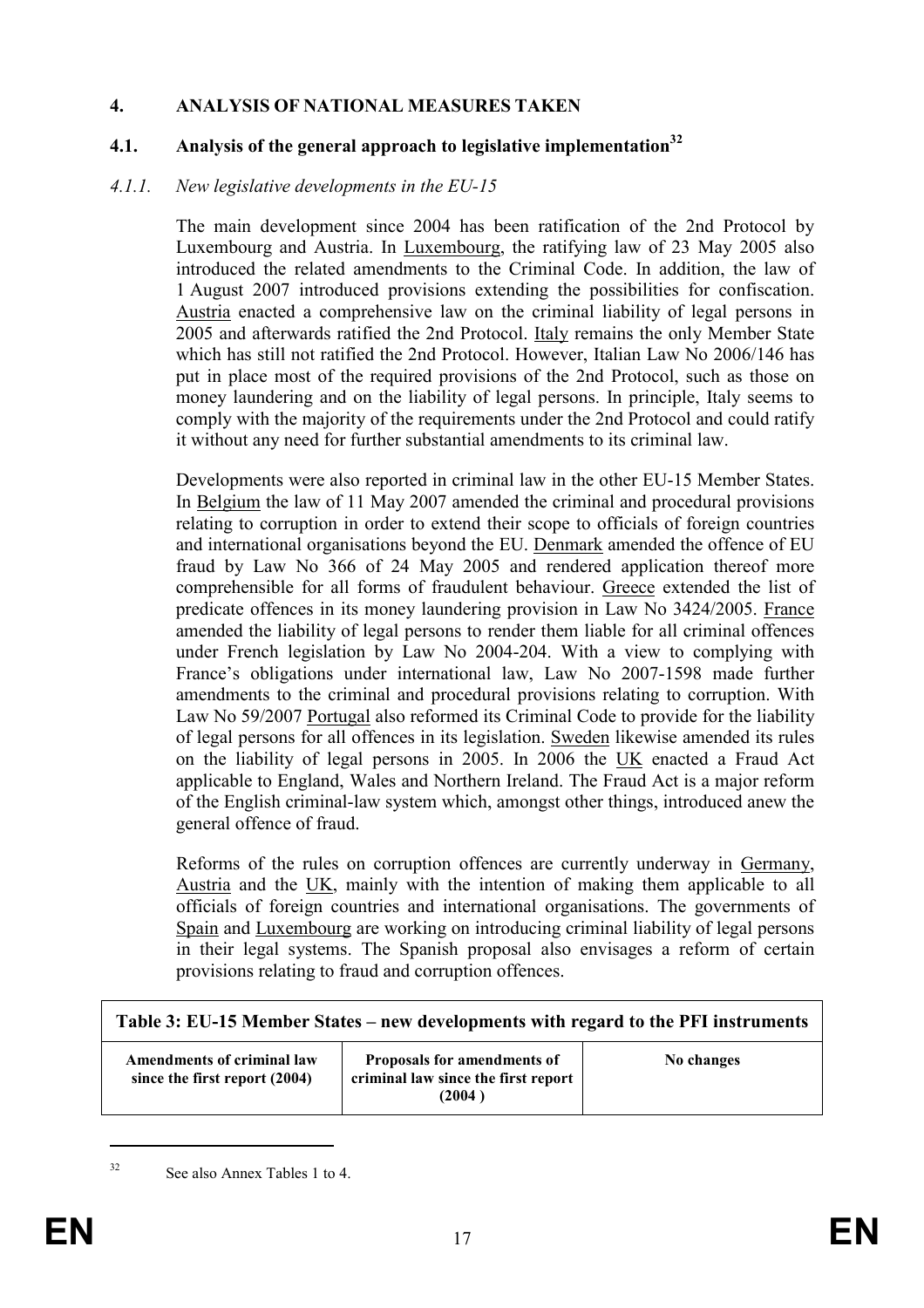## 4. ANALYSIS OF NATIONAL MEASURES TAKEN

### 4.1. Analysis of the general approach to legislative implementation[32]

#### *4.1.1. New legislative developments in the EU-15*

The main development since 2004 has been ratification of the 2nd Protocol by Luxembourg and Austria. In Luxembourg, the ratifying law of 23 May 2005 also introduced the related amendments to the Criminal Code. In addition, the law of 1 August 2007 introduced provisions extending the possibilities for confiscation. Austria enacted a comprehensive law on the criminal liability of legal persons in 2005 and afterwards ratified the 2nd Protocol. Italy remains the only Member State which has still not ratified the 2nd Protocol. However, Italian Law No 2006/146 has put in place most of the required provisions of the 2nd Protocol, such as those on money laundering and on the liability of legal persons. In principle, Italy seems to comply with the majority of the requirements under the 2nd Protocol and could ratify it without any need for further substantial amendments to its criminal law.

Developments were also reported in criminal law in the other EU-15 Member States. In Belgium the law of 11 May 2007 amended the criminal and procedural provisions relating to corruption in order to extend their scope to officials of foreign countries and international organisations beyond the EU. Denmark amended the offence of EU fraud by Law No 366 of 24 May 2005 and rendered application thereof more comprehensible for all forms of fraudulent behaviour. Greece extended the list of predicate offences in its money laundering provision in Law No 3424/2005. France amended the liability of legal persons to render them liable for all criminal offences under French legislation by Law No 2004-204. With a view to complying with France's obligations under international law, Law No 2007-1598 made further amendments to the criminal and procedural provisions relating to corruption. With Law No 59/2007 Portugal also reformed its Criminal Code to provide for the liability of legal persons for all offences in its legislation. Sweden likewise amended its rules on the liability of legal persons in 2005. In 2006 the UK enacted a Fraud Act applicable to England, Wales and Northern Ireland. The Fraud Act is a major reform of the English criminal-law system which, amongst other things, introduced anew the general offence of fraud.

Reforms of the rules on corruption offences are currently underway in Germany, Austria and the UK, mainly with the intention of making them applicable to all officials of foreign countries and international organisations. The governments of Spain and Luxembourg are working on introducing criminal liability of legal persons in their legal systems. The Spanish proposal also envisages a reform of certain provisions relating to fraud and corruption offences.

**Table 3: EU-15 Member States – new developments with regard to the PFI instruments**

| Amendments of criminal law since the first report (2004) | Proposals for amendments of criminal law since the first report (2004 ) | No changes |
|---|---|---|

[32] See also Annex Tables 1 to 4.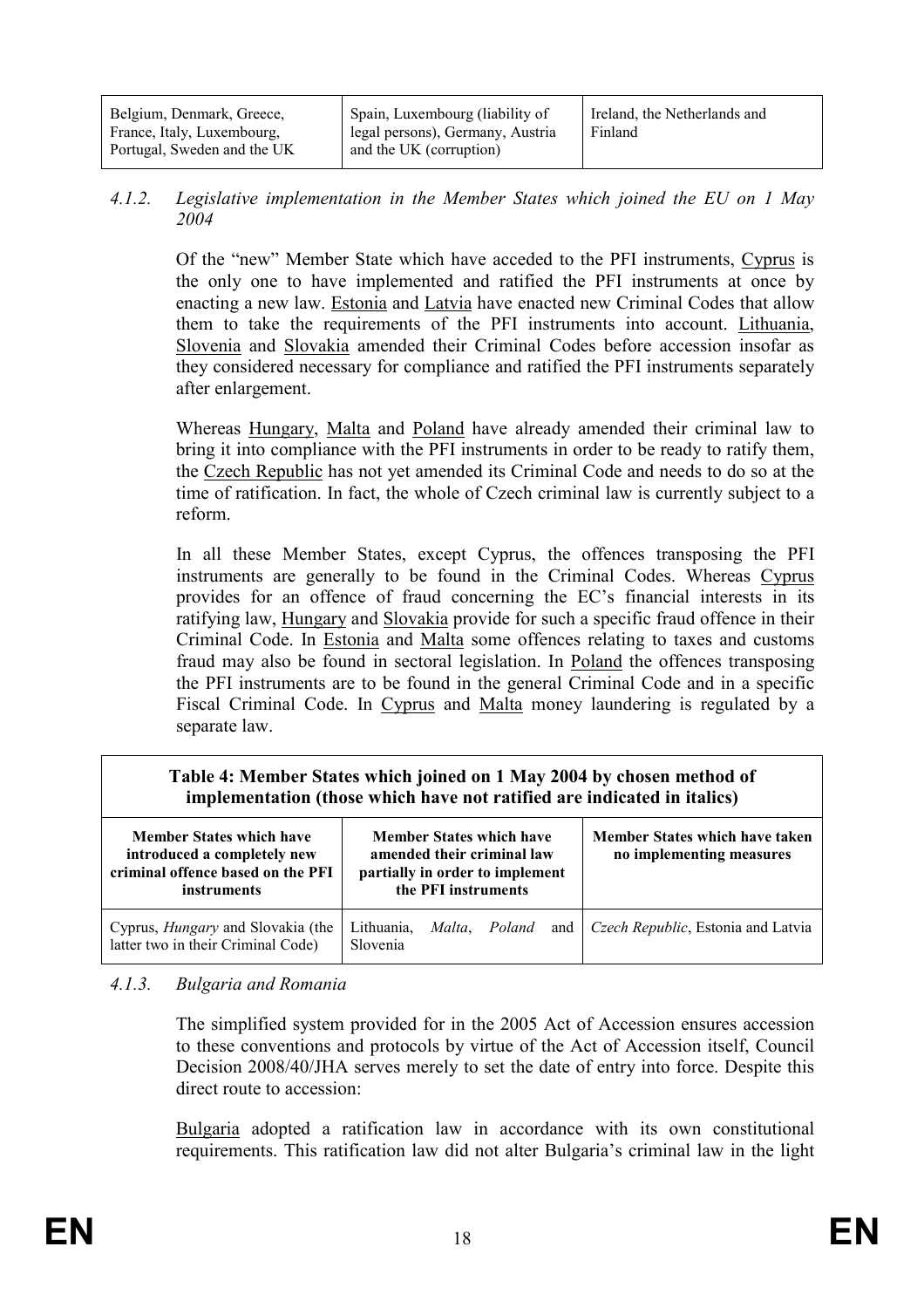| Belgium, Denmark, Greece, France, Italy, Luxembourg, Portugal, Sweden and the UK | Spain, Luxembourg (liability of legal persons), Germany, Austria and the UK (corruption) | Ireland, the Netherlands and Finland |
|---|---|---|

### *4.1.2. Legislative implementation in the Member States which joined the EU on 1 May 2004*

Of the "new" Member State which have acceded to the PFI instruments, Cyprus is the only one to have implemented and ratified the PFI instruments at once by enacting a new law. Estonia and Latvia have enacted new Criminal Codes that allow them to take the requirements of the PFI instruments into account. Lithuania, Slovenia and Slovakia amended their Criminal Codes before accession insofar as they considered necessary for compliance and ratified the PFI instruments separately after enlargement.

Whereas Hungary, Malta and Poland have already amended their criminal law to bring it into compliance with the PFI instruments in order to be ready to ratify them, the Czech Republic has not yet amended its Criminal Code and needs to do so at the time of ratification. In fact, the whole of Czech criminal law is currently subject to a reform.

In all these Member States, except Cyprus, the offences transposing the PFI instruments are generally to be found in the Criminal Codes. Whereas Cyprus provides for an offence of fraud concerning the EC's financial interests in its ratifying law, Hungary and Slovakia provide for such a specific fraud offence in their Criminal Code. In Estonia and Malta some offences relating to taxes and customs fraud may also be found in sectoral legislation. In Poland the offences transposing the PFI instruments are to be found in the general Criminal Code and in a specific Fiscal Criminal Code. In Cyprus and Malta money laundering is regulated by a separate law.

**Table 4: Member States which joined on 1 May 2004 by chosen method of implementation (those which have not ratified are indicated in italics)**

| **Member States which have introduced a completely new criminal offence based on the PFI instruments** | **Member States which have amended their criminal law partially in order to implement the PFI instruments** | **Member States which have taken no implementing measures** |
|---|---|---|
| Cyprus, *Hungary* and Slovakia (the latter two in their Criminal Code) | Lithuania, *Malta*, *Poland* and Slovenia | *Czech Republic*, Estonia and Latvia |

### *4.1.3. Bulgaria and Romania*

The simplified system provided for in the 2005 Act of Accession ensures accession to these conventions and protocols by virtue of the Act of Accession itself, Council Decision 2008/40/JHA serves merely to set the date of entry into force. Despite this direct route to accession:

Bulgaria adopted a ratification law in accordance with its own constitutional requirements. This ratification law did not alter Bulgaria's criminal law in the light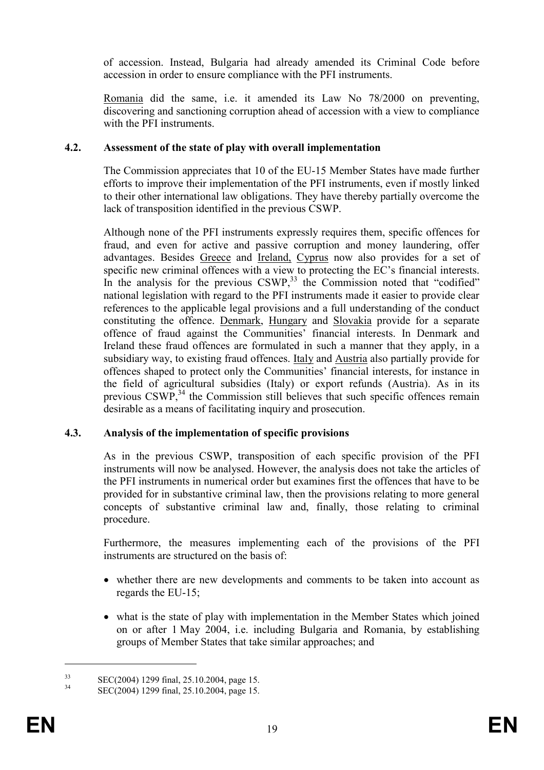of accession. Instead, Bulgaria had already amended its Criminal Code before accession in order to ensure compliance with the PFI instruments.

Romania did the same, i.e. it amended its Law No 78/2000 on preventing, discovering and sanctioning corruption ahead of accession with a view to compliance with the PFI instruments.

### 4.2. Assessment of the state of play with overall implementation

The Commission appreciates that 10 of the EU-15 Member States have made further efforts to improve their implementation of the PFI instruments, even if mostly linked to their other international law obligations. They have thereby partially overcome the lack of transposition identified in the previous CSWP.

Although none of the PFI instruments expressly requires them, specific offences for fraud, and even for active and passive corruption and money laundering, offer advantages. Besides Greece and Ireland, Cyprus now also provides for a set of specific new criminal offences with a view to protecting the EC's financial interests. In the analysis for the previous CSWP,[33] the Commission noted that "codified" national legislation with regard to the PFI instruments made it easier to provide clear references to the applicable legal provisions and a full understanding of the conduct constituting the offence. Denmark, Hungary and Slovakia provide for a separate offence of fraud against the Communities' financial interests. In Denmark and Ireland these fraud offences are formulated in such a manner that they apply, in a subsidiary way, to existing fraud offences. Italy and Austria also partially provide for offences shaped to protect only the Communities' financial interests, for instance in the field of agricultural subsidies (Italy) or export refunds (Austria). As in its previous CSWP,[34] the Commission still believes that such specific offences remain desirable as a means of facilitating inquiry and prosecution.

### 4.3. Analysis of the implementation of specific provisions

As in the previous CSWP, transposition of each specific provision of the PFI instruments will now be analysed. However, the analysis does not take the articles of the PFI instruments in numerical order but examines first the offences that have to be provided for in substantive criminal law, then the provisions relating to more general concepts of substantive criminal law and, finally, those relating to criminal procedure.

Furthermore, the measures implementing each of the provisions of the PFI instruments are structured on the basis of:

- whether there are new developments and comments to be taken into account as regards the EU-15;
- what is the state of play with implementation in the Member States which joined on or after 1 May 2004, i.e. including Bulgaria and Romania, by establishing groups of Member States that take similar approaches; and

---

[33] SEC(2004) 1299 final, 25.10.2004, page 15.

[34] SEC(2004) 1299 final, 25.10.2004, page 15.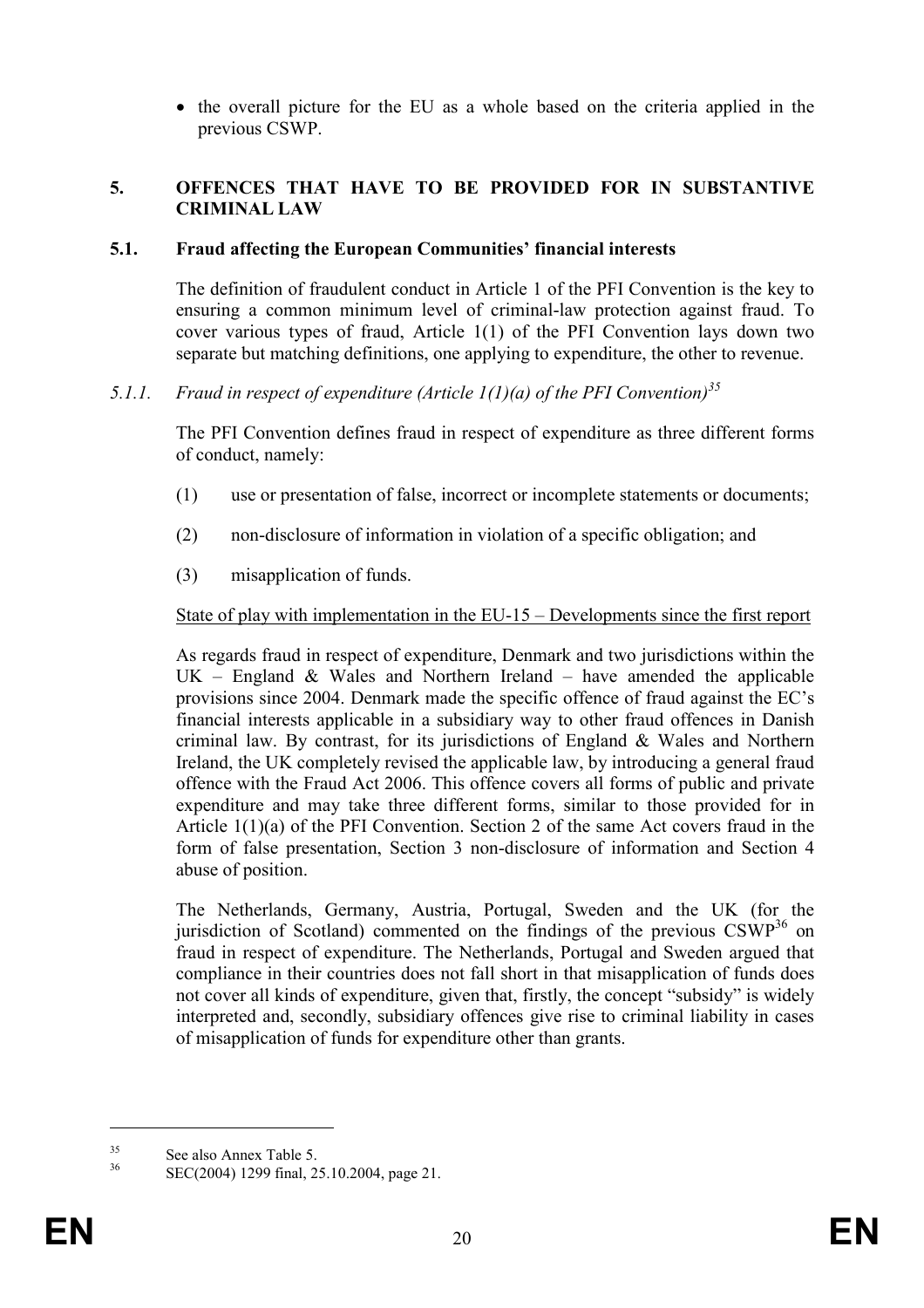- the overall picture for the EU as a whole based on the criteria applied in the previous CSWP.

## 5. OFFENCES THAT HAVE TO BE PROVIDED FOR IN SUBSTANTIVE CRIMINAL LAW

### 5.1. Fraud affecting the European Communities' financial interests

The definition of fraudulent conduct in Article 1 of the PFI Convention is the key to ensuring a common minimum level of criminal-law protection against fraud. To cover various types of fraud, Article 1(1) of the PFI Convention lays down two separate but matching definitions, one applying to expenditure, the other to revenue.

#### *5.1.1. Fraud in respect of expenditure (Article 1(1)(a) of the PFI Convention)[35]*

The PFI Convention defines fraud in respect of expenditure as three different forms of conduct, namely:

(1) use or presentation of false, incorrect or incomplete statements or documents;

(2) non-disclosure of information in violation of a specific obligation; and

(3) misapplication of funds.

<u>State of play with implementation in the EU-15 – Developments since the first report</u>

As regards fraud in respect of expenditure, Denmark and two jurisdictions within the UK – England & Wales and Northern Ireland – have amended the applicable provisions since 2004. Denmark made the specific offence of fraud against the EC's financial interests applicable in a subsidiary way to other fraud offences in Danish criminal law. By contrast, for its jurisdictions of England & Wales and Northern Ireland, the UK completely revised the applicable law, by introducing a general fraud offence with the Fraud Act 2006. This offence covers all forms of public and private expenditure and may take three different forms, similar to those provided for in Article 1(1)(a) of the PFI Convention. Section 2 of the same Act covers fraud in the form of false presentation, Section 3 non-disclosure of information and Section 4 abuse of position.

The Netherlands, Germany, Austria, Portugal, Sweden and the UK (for the jurisdiction of Scotland) commented on the findings of the previous CSWP[36] on fraud in respect of expenditure. The Netherlands, Portugal and Sweden argued that compliance in their countries does not fall short in that misapplication of funds does not cover all kinds of expenditure, given that, firstly, the concept "subsidy" is widely interpreted and, secondly, subsidiary offences give rise to criminal liability in cases of misapplication of funds for expenditure other than grants.

---

[35] See also Annex Table 5.

[36] SEC(2004) 1299 final, 25.10.2004, page 21.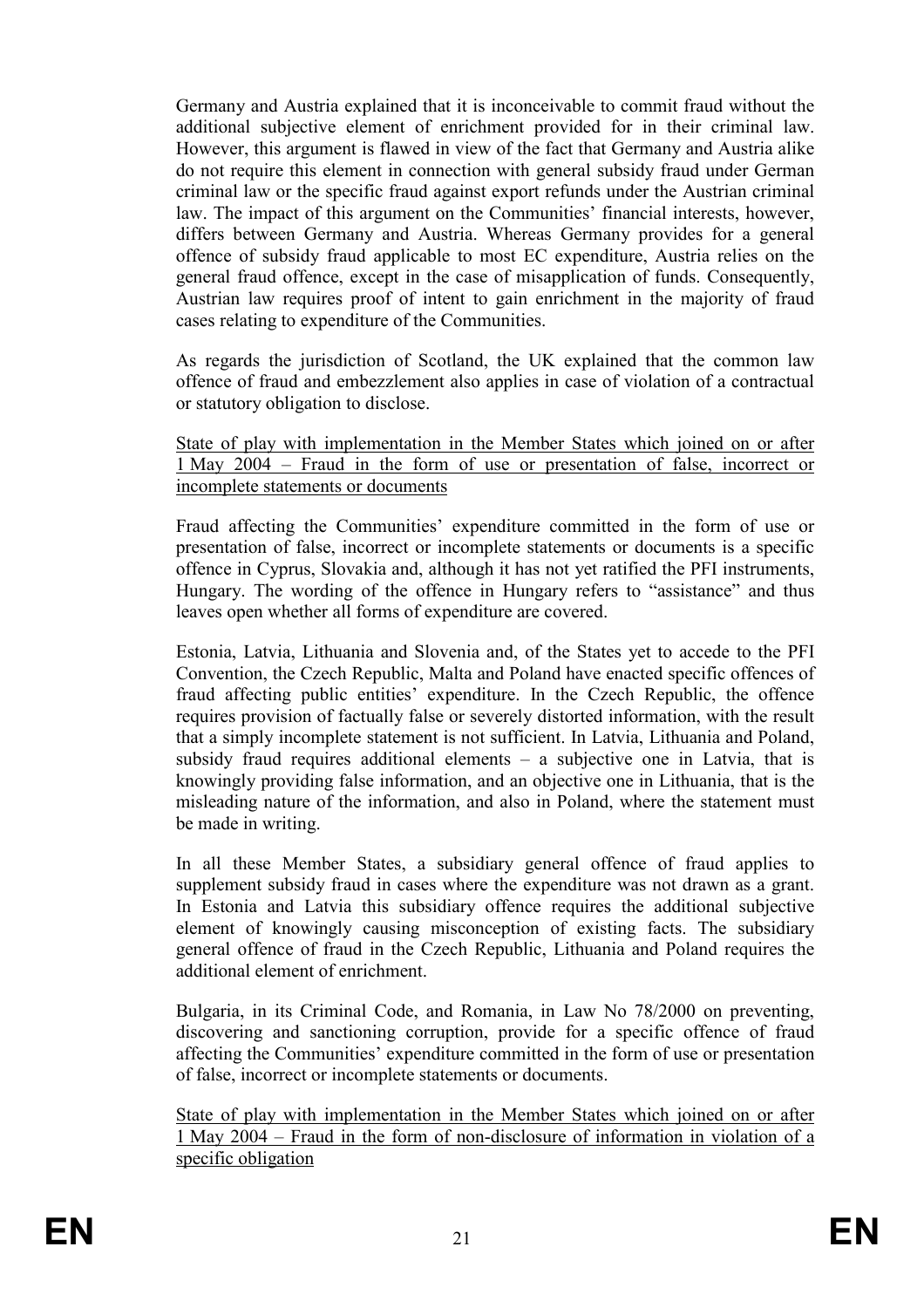Germany and Austria explained that it is inconceivable to commit fraud without the additional subjective element of enrichment provided for in their criminal law. However, this argument is flawed in view of the fact that Germany and Austria alike do not require this element in connection with general subsidy fraud under German criminal law or the specific fraud against export refunds under the Austrian criminal law. The impact of this argument on the Communities' financial interests, however, differs between Germany and Austria. Whereas Germany provides for a general offence of subsidy fraud applicable to most EC expenditure, Austria relies on the general fraud offence, except in the case of misapplication of funds. Consequently, Austrian law requires proof of intent to gain enrichment in the majority of fraud cases relating to expenditure of the Communities.

As regards the jurisdiction of Scotland, the UK explained that the common law offence of fraud and embezzlement also applies in case of violation of a contractual or statutory obligation to disclose.

<u>State of play with implementation in the Member States which joined on or after 1 May 2004 – Fraud in the form of use or presentation of false, incorrect or incomplete statements or documents</u>

Fraud affecting the Communities' expenditure committed in the form of use or presentation of false, incorrect or incomplete statements or documents is a specific offence in Cyprus, Slovakia and, although it has not yet ratified the PFI instruments, Hungary. The wording of the offence in Hungary refers to "assistance" and thus leaves open whether all forms of expenditure are covered.

Estonia, Latvia, Lithuania and Slovenia and, of the States yet to accede to the PFI Convention, the Czech Republic, Malta and Poland have enacted specific offences of fraud affecting public entities' expenditure. In the Czech Republic, the offence requires provision of factually false or severely distorted information, with the result that a simply incomplete statement is not sufficient. In Latvia, Lithuania and Poland, subsidy fraud requires additional elements – a subjective one in Latvia, that is knowingly providing false information, and an objective one in Lithuania, that is the misleading nature of the information, and also in Poland, where the statement must be made in writing.

In all these Member States, a subsidiary general offence of fraud applies to supplement subsidy fraud in cases where the expenditure was not drawn as a grant. In Estonia and Latvia this subsidiary offence requires the additional subjective element of knowingly causing misconception of existing facts. The subsidiary general offence of fraud in the Czech Republic, Lithuania and Poland requires the additional element of enrichment.

Bulgaria, in its Criminal Code, and Romania, in Law No 78/2000 on preventing, discovering and sanctioning corruption, provide for a specific offence of fraud affecting the Communities' expenditure committed in the form of use or presentation of false, incorrect or incomplete statements or documents.

<u>State of play with implementation in the Member States which joined on or after 1 May 2004 – Fraud in the form of non-disclosure of information in violation of a specific obligation</u>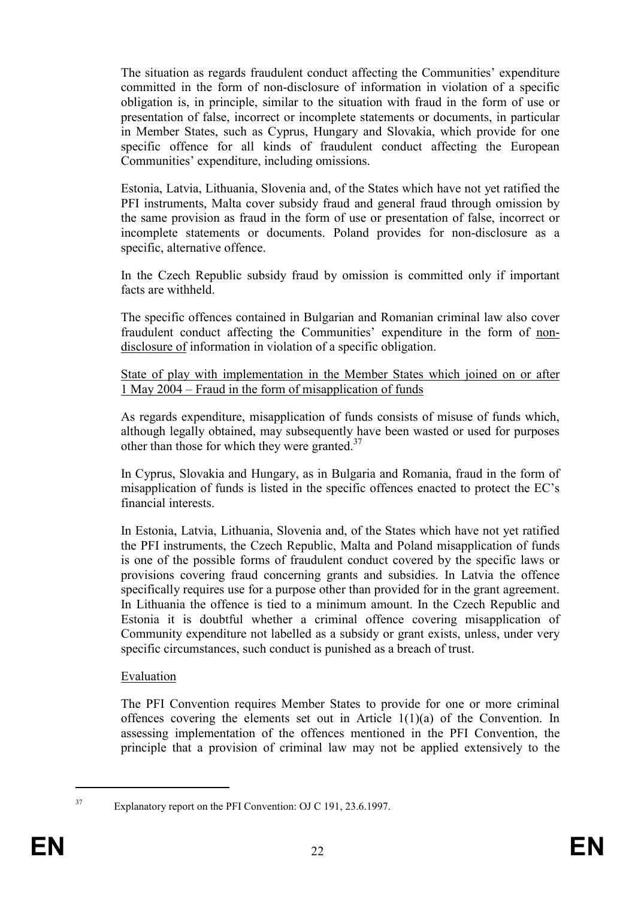The situation as regards fraudulent conduct affecting the Communities' expenditure committed in the form of non-disclosure of information in violation of a specific obligation is, in principle, similar to the situation with fraud in the form of use or presentation of false, incorrect or incomplete statements or documents, in particular in Member States, such as Cyprus, Hungary and Slovakia, which provide for one specific offence for all kinds of fraudulent conduct affecting the European Communities' expenditure, including omissions.

Estonia, Latvia, Lithuania, Slovenia and, of the States which have not yet ratified the PFI instruments, Malta cover subsidy fraud and general fraud through omission by the same provision as fraud in the form of use or presentation of false, incorrect or incomplete statements or documents. Poland provides for non-disclosure as a specific, alternative offence.

In the Czech Republic subsidy fraud by omission is committed only if important facts are withheld.

The specific offences contained in Bulgarian and Romanian criminal law also cover fraudulent conduct affecting the Communities' expenditure in the form of non-disclosure of information in violation of a specific obligation.

State of play with implementation in the Member States which joined on or after 1 May 2004 – Fraud in the form of misapplication of funds

As regards expenditure, misapplication of funds consists of misuse of funds which, although legally obtained, may subsequently have been wasted or used for purposes other than those for which they were granted.[37]

In Cyprus, Slovakia and Hungary, as in Bulgaria and Romania, fraud in the form of misapplication of funds is listed in the specific offences enacted to protect the EC's financial interests.

In Estonia, Latvia, Lithuania, Slovenia and, of the States which have not yet ratified the PFI instruments, the Czech Republic, Malta and Poland misapplication of funds is one of the possible forms of fraudulent conduct covered by the specific laws or provisions covering fraud concerning grants and subsidies. In Latvia the offence specifically requires use for a purpose other than provided for in the grant agreement. In Lithuania the offence is tied to a minimum amount. In the Czech Republic and Estonia it is doubtful whether a criminal offence covering misapplication of Community expenditure not labelled as a subsidy or grant exists, unless, under very specific circumstances, such conduct is punished as a breach of trust.

Evaluation

The PFI Convention requires Member States to provide for one or more criminal offences covering the elements set out in Article 1(1)(a) of the Convention. In assessing implementation of the offences mentioned in the PFI Convention, the principle that a provision of criminal law may not be applied extensively to the

[37] Explanatory report on the PFI Convention: OJ C 191, 23.6.1997.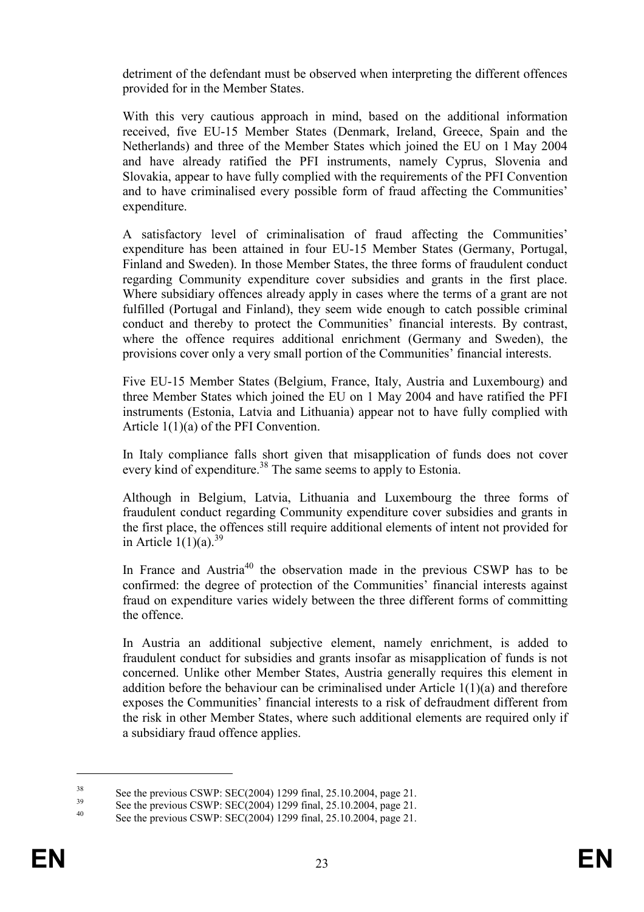detriment of the defendant must be observed when interpreting the different offences provided for in the Member States.

With this very cautious approach in mind, based on the additional information received, five EU-15 Member States (Denmark, Ireland, Greece, Spain and the Netherlands) and three of the Member States which joined the EU on 1 May 2004 and have already ratified the PFI instruments, namely Cyprus, Slovenia and Slovakia, appear to have fully complied with the requirements of the PFI Convention and to have criminalised every possible form of fraud affecting the Communities' expenditure.

A satisfactory level of criminalisation of fraud affecting the Communities' expenditure has been attained in four EU-15 Member States (Germany, Portugal, Finland and Sweden). In those Member States, the three forms of fraudulent conduct regarding Community expenditure cover subsidies and grants in the first place. Where subsidiary offences already apply in cases where the terms of a grant are not fulfilled (Portugal and Finland), they seem wide enough to catch possible criminal conduct and thereby to protect the Communities' financial interests. By contrast, where the offence requires additional enrichment (Germany and Sweden), the provisions cover only a very small portion of the Communities' financial interests.

Five EU-15 Member States (Belgium, France, Italy, Austria and Luxembourg) and three Member States which joined the EU on 1 May 2004 and have ratified the PFI instruments (Estonia, Latvia and Lithuania) appear not to have fully complied with Article 1(1)(a) of the PFI Convention.

In Italy compliance falls short given that misapplication of funds does not cover every kind of expenditure.[38] The same seems to apply to Estonia.

Although in Belgium, Latvia, Lithuania and Luxembourg the three forms of fraudulent conduct regarding Community expenditure cover subsidies and grants in the first place, the offences still require additional elements of intent not provided for in Article 1(1)(a).[39]

In France and Austria[40] the observation made in the previous CSWP has to be confirmed: the degree of protection of the Communities' financial interests against fraud on expenditure varies widely between the three different forms of committing the offence.

In Austria an additional subjective element, namely enrichment, is added to fraudulent conduct for subsidies and grants insofar as misapplication of funds is not concerned. Unlike other Member States, Austria generally requires this element in addition before the behaviour can be criminalised under Article 1(1)(a) and therefore exposes the Communities' financial interests to a risk of defraudment different from the risk in other Member States, where such additional elements are required only if a subsidiary fraud offence applies.

---

[38] See the previous CSWP: SEC(2004) 1299 final, 25.10.2004, page 21.

[39] See the previous CSWP: SEC(2004) 1299 final, 25.10.2004, page 21.

[40] See the previous CSWP: SEC(2004) 1299 final, 25.10.2004, page 21.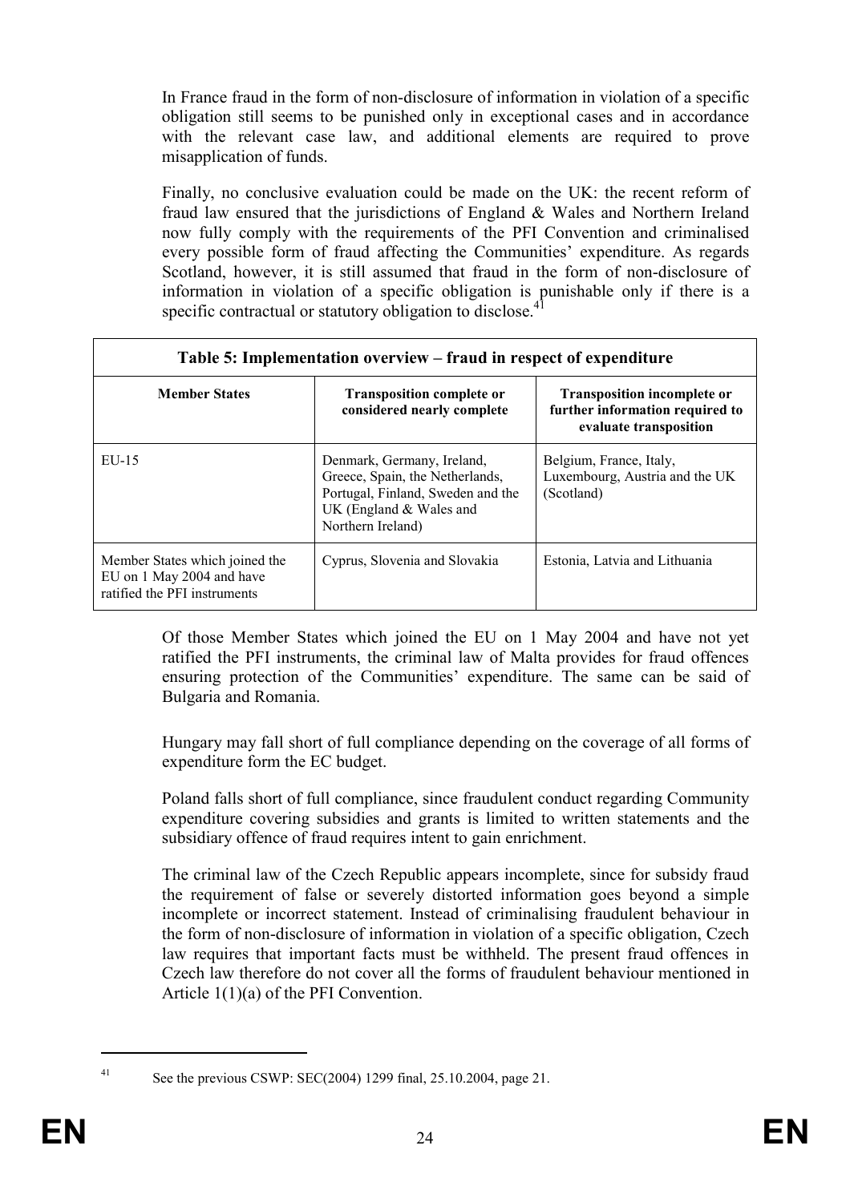In France fraud in the form of non-disclosure of information in violation of a specific obligation still seems to be punished only in exceptional cases and in accordance with the relevant case law, and additional elements are required to prove misapplication of funds.

Finally, no conclusive evaluation could be made on the UK: the recent reform of fraud law ensured that the jurisdictions of England & Wales and Northern Ireland now fully comply with the requirements of the PFI Convention and criminalised every possible form of fraud affecting the Communities' expenditure. As regards Scotland, however, it is still assumed that fraud in the form of non-disclosure of information in violation of a specific obligation is punishable only if there is a specific contractual or statutory obligation to disclose.[41]

| Table 5: Implementation overview – fraud in respect of expenditure | | |
|---|---|---|
| **Member States** | **Transposition complete or considered nearly complete** | **Transposition incomplete or further information required to evaluate transposition** |
| EU-15 | Denmark, Germany, Ireland, Greece, Spain, the Netherlands, Portugal, Finland, Sweden and the UK (England & Wales and Northern Ireland) | Belgium, France, Italy, Luxembourg, Austria and the UK (Scotland) |
| Member States which joined the EU on 1 May 2004 and have ratified the PFI instruments | Cyprus, Slovenia and Slovakia | Estonia, Latvia and Lithuania |

Of those Member States which joined the EU on 1 May 2004 and have not yet ratified the PFI instruments, the criminal law of Malta provides for fraud offences ensuring protection of the Communities' expenditure. The same can be said of Bulgaria and Romania.

Hungary may fall short of full compliance depending on the coverage of all forms of expenditure form the EC budget.

Poland falls short of full compliance, since fraudulent conduct regarding Community expenditure covering subsidies and grants is limited to written statements and the subsidiary offence of fraud requires intent to gain enrichment.

The criminal law of the Czech Republic appears incomplete, since for subsidy fraud the requirement of false or severely distorted information goes beyond a simple incomplete or incorrect statement. Instead of criminalising fraudulent behaviour in the form of non-disclosure of information in violation of a specific obligation, Czech law requires that important facts must be withheld. The present fraud offences in Czech law therefore do not cover all the forms of fraudulent behaviour mentioned in Article 1(1)(a) of the PFI Convention.

---

[41] See the previous CSWP: SEC(2004) 1299 final, 25.10.2004, page 21.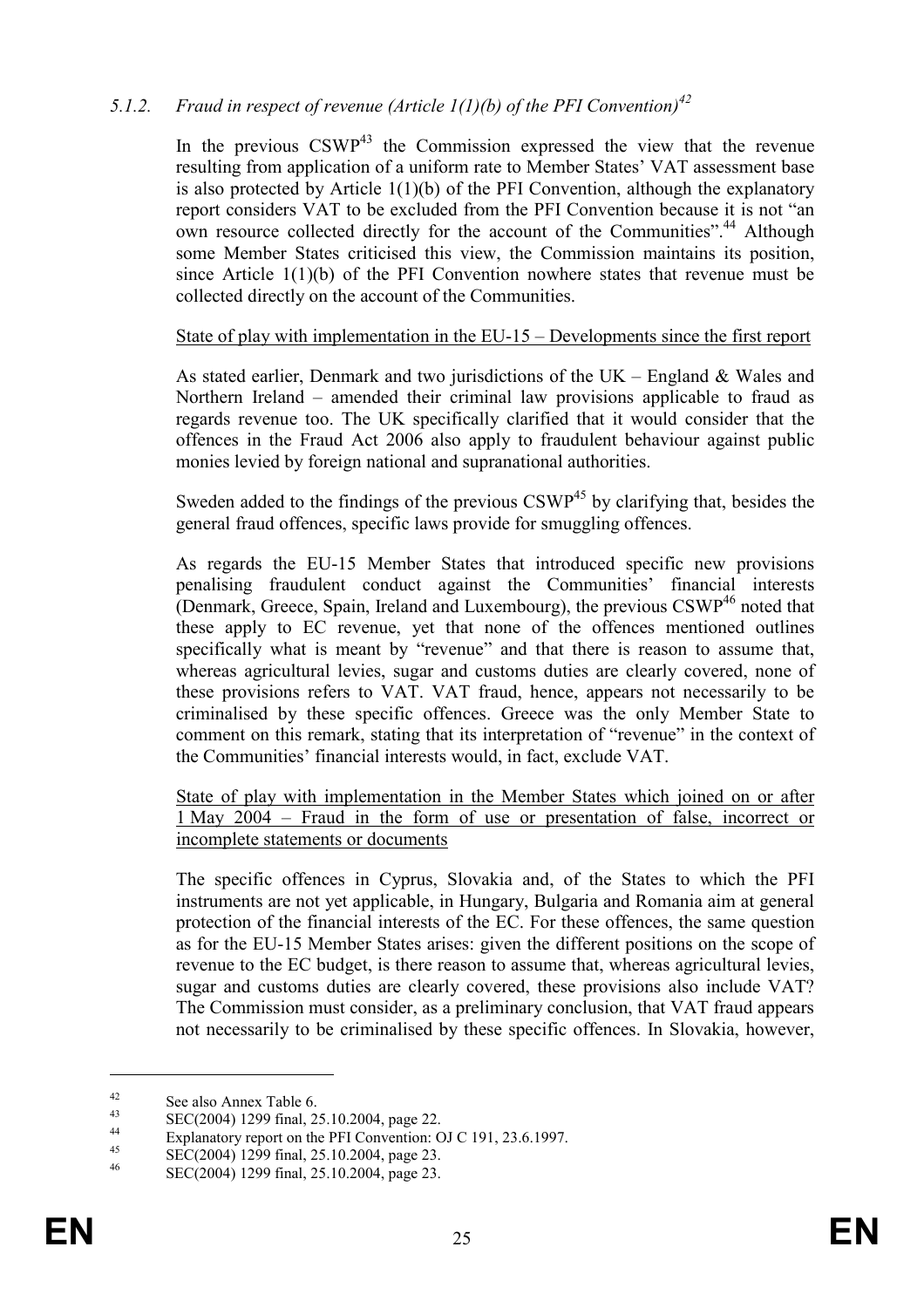### 5.1.2. *Fraud in respect of revenue (Article 1(1)(b) of the PFI Convention)*[42]

In the previous CSWP[43] the Commission expressed the view that the revenue resulting from application of a uniform rate to Member States' VAT assessment base is also protected by Article 1(1)(b) of the PFI Convention, although the explanatory report considers VAT to be excluded from the PFI Convention because it is not "an own resource collected directly for the account of the Communities".[44] Although some Member States criticised this view, the Commission maintains its position, since Article 1(1)(b) of the PFI Convention nowhere states that revenue must be collected directly on the account of the Communities.

<u>State of play with implementation in the EU-15 – Developments since the first report</u>

As stated earlier, Denmark and two jurisdictions of the UK – England & Wales and Northern Ireland – amended their criminal law provisions applicable to fraud as regards revenue too. The UK specifically clarified that it would consider that the offences in the Fraud Act 2006 also apply to fraudulent behaviour against public monies levied by foreign national and supranational authorities.

Sweden added to the findings of the previous CSWP[45] by clarifying that, besides the general fraud offences, specific laws provide for smuggling offences.

As regards the EU-15 Member States that introduced specific new provisions penalising fraudulent conduct against the Communities' financial interests (Denmark, Greece, Spain, Ireland and Luxembourg), the previous CSWP[46] noted that these apply to EC revenue, yet that none of the offences mentioned outlines specifically what is meant by "revenue" and that there is reason to assume that, whereas agricultural levies, sugar and customs duties are clearly covered, none of these provisions refers to VAT. VAT fraud, hence, appears not necessarily to be criminalised by these specific offences. Greece was the only Member State to comment on this remark, stating that its interpretation of "revenue" in the context of the Communities' financial interests would, in fact, exclude VAT.

<u>State of play with implementation in the Member States which joined on or after 1 May 2004 – Fraud in the form of use or presentation of false, incorrect or incomplete statements or documents</u>

The specific offences in Cyprus, Slovakia and, of the States to which the PFI instruments are not yet applicable, in Hungary, Bulgaria and Romania aim at general protection of the financial interests of the EC. For these offences, the same question as for the EU-15 Member States arises: given the different positions on the scope of revenue to the EC budget, is there reason to assume that, whereas agricultural levies, sugar and customs duties are clearly covered, these provisions also include VAT? The Commission must consider, as a preliminary conclusion, that VAT fraud appears not necessarily to be criminalised by these specific offences. In Slovakia, however,

---

[42] See also Annex Table 6.

[43] SEC(2004) 1299 final, 25.10.2004, page 22.

[44] Explanatory report on the PFI Convention: OJ C 191, 23.6.1997.

[45] SEC(2004) 1299 final, 25.10.2004, page 23.

[46] SEC(2004) 1299 final, 25.10.2004, page 23.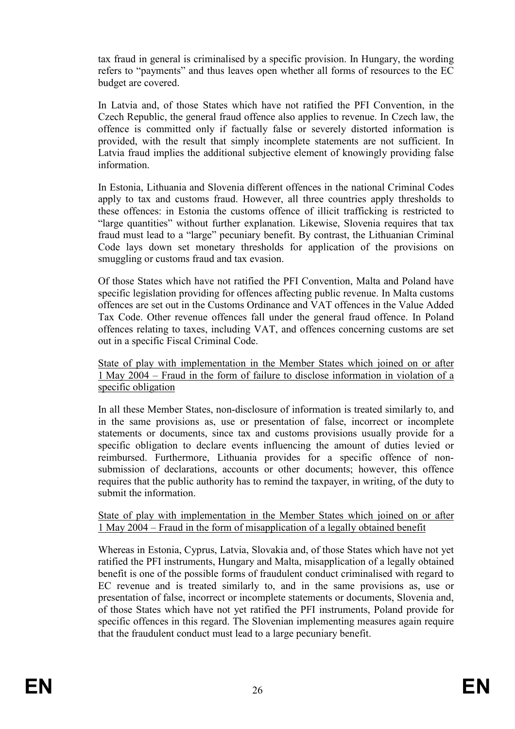tax fraud in general is criminalised by a specific provision. In Hungary, the wording refers to "payments" and thus leaves open whether all forms of resources to the EC budget are covered.

In Latvia and, of those States which have not ratified the PFI Convention, in the Czech Republic, the general fraud offence also applies to revenue. In Czech law, the offence is committed only if factually false or severely distorted information is provided, with the result that simply incomplete statements are not sufficient. In Latvia fraud implies the additional subjective element of knowingly providing false information.

In Estonia, Lithuania and Slovenia different offences in the national Criminal Codes apply to tax and customs fraud. However, all three countries apply thresholds to these offences: in Estonia the customs offence of illicit trafficking is restricted to "large quantities" without further explanation. Likewise, Slovenia requires that tax fraud must lead to a "large" pecuniary benefit. By contrast, the Lithuanian Criminal Code lays down set monetary thresholds for application of the provisions on smuggling or customs fraud and tax evasion.

Of those States which have not ratified the PFI Convention, Malta and Poland have specific legislation providing for offences affecting public revenue. In Malta customs offences are set out in the Customs Ordinance and VAT offences in the Value Added Tax Code. Other revenue offences fall under the general fraud offence. In Poland offences relating to taxes, including VAT, and offences concerning customs are set out in a specific Fiscal Criminal Code.

<u>State of play with implementation in the Member States which joined on or after 1 May 2004 – Fraud in the form of failure to disclose information in violation of a specific obligation</u>

In all these Member States, non-disclosure of information is treated similarly to, and in the same provisions as, use or presentation of false, incorrect or incomplete statements or documents, since tax and customs provisions usually provide for a specific obligation to declare events influencing the amount of duties levied or reimbursed. Furthermore, Lithuania provides for a specific offence of non-submission of declarations, accounts or other documents; however, this offence requires that the public authority has to remind the taxpayer, in writing, of the duty to submit the information.

<u>State of play with implementation in the Member States which joined on or after 1 May 2004 – Fraud in the form of misapplication of a legally obtained benefit</u>

Whereas in Estonia, Cyprus, Latvia, Slovakia and, of those States which have not yet ratified the PFI instruments, Hungary and Malta, misapplication of a legally obtained benefit is one of the possible forms of fraudulent conduct criminalised with regard to EC revenue and is treated similarly to, and in the same provisions as, use or presentation of false, incorrect or incomplete statements or documents, Slovenia and, of those States which have not yet ratified the PFI instruments, Poland provide for specific offences in this regard. The Slovenian implementing measures again require that the fraudulent conduct must lead to a large pecuniary benefit.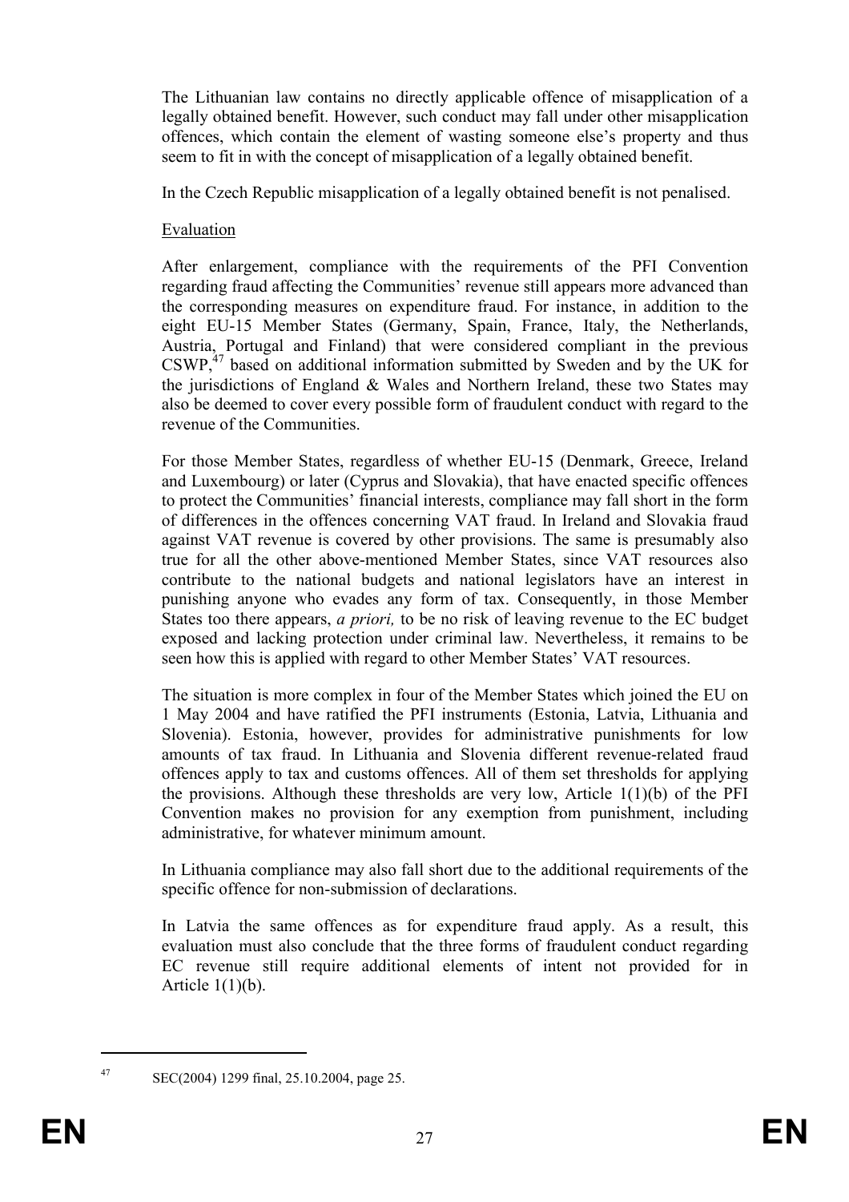The Lithuanian law contains no directly applicable offence of misapplication of a legally obtained benefit. However, such conduct may fall under other misapplication offences, which contain the element of wasting someone else's property and thus seem to fit in with the concept of misapplication of a legally obtained benefit.

In the Czech Republic misapplication of a legally obtained benefit is not penalised.

Evaluation

After enlargement, compliance with the requirements of the PFI Convention regarding fraud affecting the Communities' revenue still appears more advanced than the corresponding measures on expenditure fraud. For instance, in addition to the eight EU-15 Member States (Germany, Spain, France, Italy, the Netherlands, Austria, Portugal and Finland) that were considered compliant in the previous CSWP,[47] based on additional information submitted by Sweden and by the UK for the jurisdictions of England & Wales and Northern Ireland, these two States may also be deemed to cover every possible form of fraudulent conduct with regard to the revenue of the Communities.

For those Member States, regardless of whether EU-15 (Denmark, Greece, Ireland and Luxembourg) or later (Cyprus and Slovakia), that have enacted specific offences to protect the Communities' financial interests, compliance may fall short in the form of differences in the offences concerning VAT fraud. In Ireland and Slovakia fraud against VAT revenue is covered by other provisions. The same is presumably also true for all the other above-mentioned Member States, since VAT resources also contribute to the national budgets and national legislators have an interest in punishing anyone who evades any form of tax. Consequently, in those Member States too there appears, *a priori,* to be no risk of leaving revenue to the EC budget exposed and lacking protection under criminal law. Nevertheless, it remains to be seen how this is applied with regard to other Member States' VAT resources.

The situation is more complex in four of the Member States which joined the EU on 1 May 2004 and have ratified the PFI instruments (Estonia, Latvia, Lithuania and Slovenia). Estonia, however, provides for administrative punishments for low amounts of tax fraud. In Lithuania and Slovenia different revenue-related fraud offences apply to tax and customs offences. All of them set thresholds for applying the provisions. Although these thresholds are very low, Article 1(1)(b) of the PFI Convention makes no provision for any exemption from punishment, including administrative, for whatever minimum amount.

In Lithuania compliance may also fall short due to the additional requirements of the specific offence for non-submission of declarations.

In Latvia the same offences as for expenditure fraud apply. As a result, this evaluation must also conclude that the three forms of fraudulent conduct regarding EC revenue still require additional elements of intent not provided for in Article 1(1)(b).

[47] SEC(2004) 1299 final, 25.10.2004, page 25.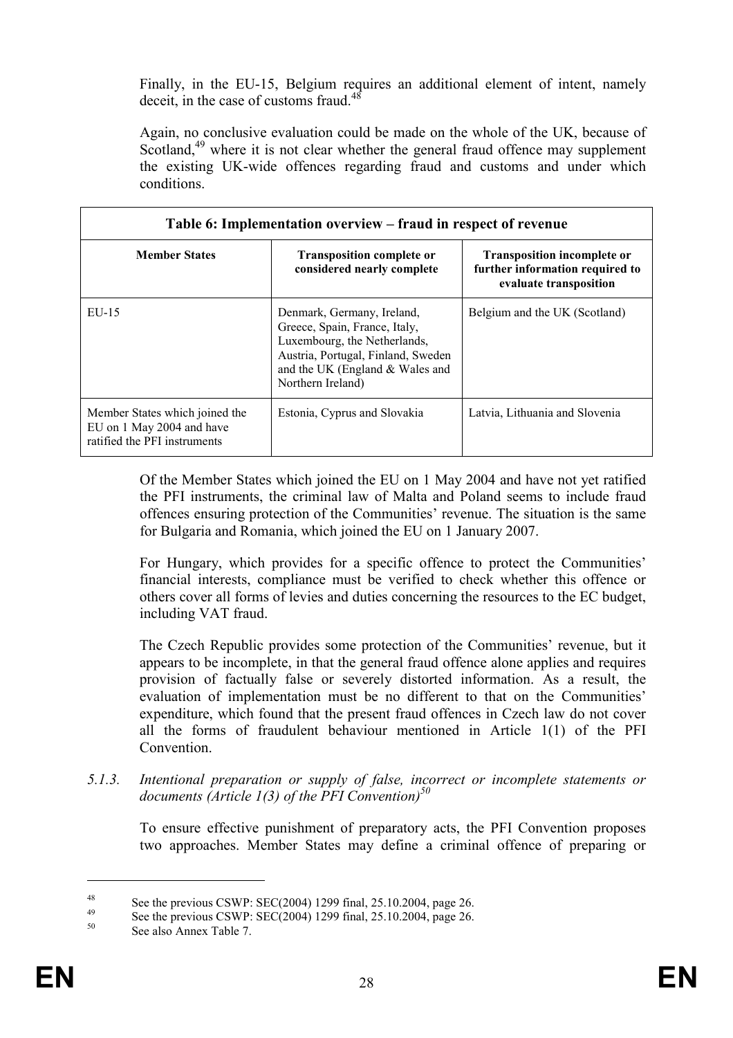Finally, in the EU-15, Belgium requires an additional element of intent, namely deceit, in the case of customs fraud.[48]

Again, no conclusive evaluation could be made on the whole of the UK, because of Scotland,[49] where it is not clear whether the general fraud offence may supplement the existing UK-wide offences regarding fraud and customs and under which conditions.

| Table 6: Implementation overview – fraud in respect of revenue | | |
|---|---|---|
| **Member States** | **Transposition complete or considered nearly complete** | **Transposition incomplete or further information required to evaluate transposition** |
| EU-15 | Denmark, Germany, Ireland, Greece, Spain, France, Italy, Luxembourg, the Netherlands, Austria, Portugal, Finland, Sweden and the UK (England & Wales and Northern Ireland) | Belgium and the UK (Scotland) |
| Member States which joined the EU on 1 May 2004 and have ratified the PFI instruments | Estonia, Cyprus and Slovakia | Latvia, Lithuania and Slovenia |

Of the Member States which joined the EU on 1 May 2004 and have not yet ratified the PFI instruments, the criminal law of Malta and Poland seems to include fraud offences ensuring protection of the Communities' revenue. The situation is the same for Bulgaria and Romania, which joined the EU on 1 January 2007.

For Hungary, which provides for a specific offence to protect the Communities' financial interests, compliance must be verified to check whether this offence or others cover all forms of levies and duties concerning the resources to the EC budget, including VAT fraud.

The Czech Republic provides some protection of the Communities' revenue, but it appears to be incomplete, in that the general fraud offence alone applies and requires provision of factually false or severely distorted information. As a result, the evaluation of implementation must be no different to that on the Communities' expenditure, which found that the present fraud offences in Czech law do not cover all the forms of fraudulent behaviour mentioned in Article 1(1) of the PFI Convention.

### *5.1.3. Intentional preparation or supply of false, incorrect or incomplete statements or documents (Article 1(3) of the PFI Convention)*[50]

To ensure effective punishment of preparatory acts, the PFI Convention proposes two approaches. Member States may define a criminal offence of preparing or

---

[48] See the previous CSWP: SEC(2004) 1299 final, 25.10.2004, page 26.

[49] See the previous CSWP: SEC(2004) 1299 final, 25.10.2004, page 26.

[50] See also Annex Table 7.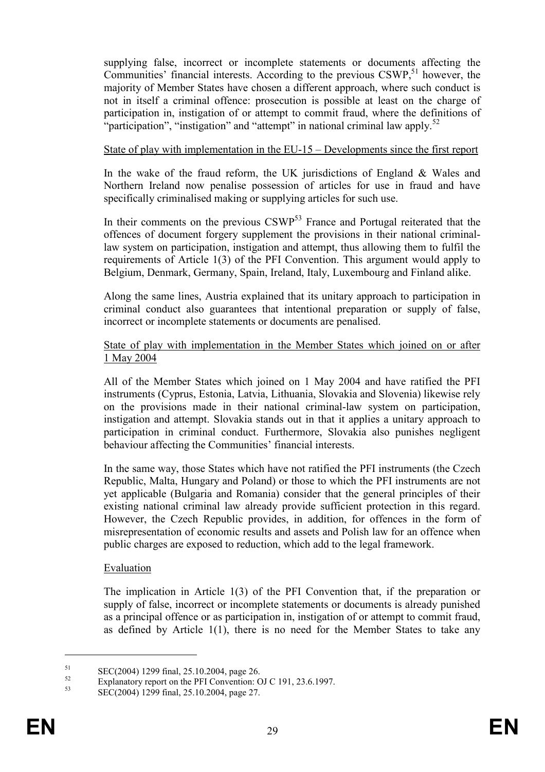supplying false, incorrect or incomplete statements or documents affecting the Communities' financial interests. According to the previous CSWP,[51] however, the majority of Member States have chosen a different approach, where such conduct is not in itself a criminal offence: prosecution is possible at least on the charge of participation in, instigation of or attempt to commit fraud, where the definitions of "participation", "instigation" and "attempt" in national criminal law apply.[52]

State of play with implementation in the EU-15 – Developments since the first report

In the wake of the fraud reform, the UK jurisdictions of England & Wales and Northern Ireland now penalise possession of articles for use in fraud and have specifically criminalised making or supplying articles for such use.

In their comments on the previous CSWP[53] France and Portugal reiterated that the offences of document forgery supplement the provisions in their national criminal-law system on participation, instigation and attempt, thus allowing them to fulfil the requirements of Article 1(3) of the PFI Convention. This argument would apply to Belgium, Denmark, Germany, Spain, Ireland, Italy, Luxembourg and Finland alike.

Along the same lines, Austria explained that its unitary approach to participation in criminal conduct also guarantees that intentional preparation or supply of false, incorrect or incomplete statements or documents are penalised.

State of play with implementation in the Member States which joined on or after 1 May 2004

All of the Member States which joined on 1 May 2004 and have ratified the PFI instruments (Cyprus, Estonia, Latvia, Lithuania, Slovakia and Slovenia) likewise rely on the provisions made in their national criminal-law system on participation, instigation and attempt. Slovakia stands out in that it applies a unitary approach to participation in criminal conduct. Furthermore, Slovakia also punishes negligent behaviour affecting the Communities' financial interests.

In the same way, those States which have not ratified the PFI instruments (the Czech Republic, Malta, Hungary and Poland) or those to which the PFI instruments are not yet applicable (Bulgaria and Romania) consider that the general principles of their existing national criminal law already provide sufficient protection in this regard. However, the Czech Republic provides, in addition, for offences in the form of misrepresentation of economic results and assets and Polish law for an offence when public charges are exposed to reduction, which add to the legal framework.

Evaluation

The implication in Article 1(3) of the PFI Convention that, if the preparation or supply of false, incorrect or incomplete statements or documents is already punished as a principal offence or as participation in, instigation of or attempt to commit fraud, as defined by Article 1(1), there is no need for the Member States to take any

---

[51] SEC(2004) 1299 final, 25.10.2004, page 26.

[52] Explanatory report on the PFI Convention: OJ C 191, 23.6.1997.

[53] SEC(2004) 1299 final, 25.10.2004, page 27.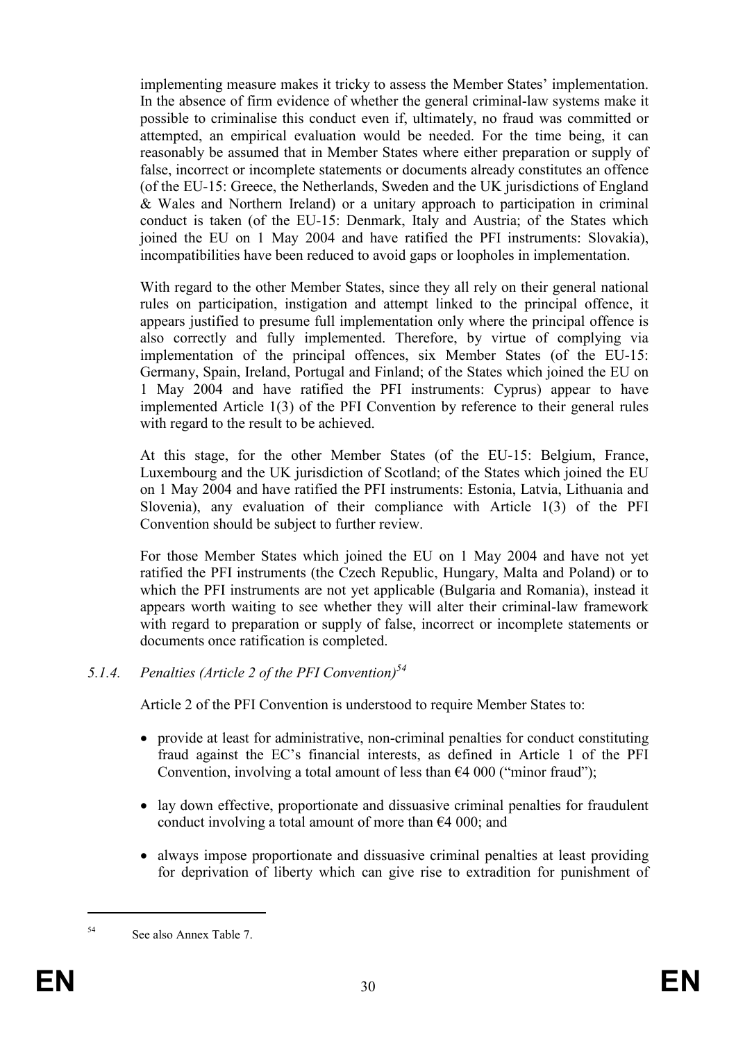implementing measure makes it tricky to assess the Member States' implementation. In the absence of firm evidence of whether the general criminal-law systems make it possible to criminalise this conduct even if, ultimately, no fraud was committed or attempted, an empirical evaluation would be needed. For the time being, it can reasonably be assumed that in Member States where either preparation or supply of false, incorrect or incomplete statements or documents already constitutes an offence (of the EU-15: Greece, the Netherlands, Sweden and the UK jurisdictions of England & Wales and Northern Ireland) or a unitary approach to participation in criminal conduct is taken (of the EU-15: Denmark, Italy and Austria; of the States which joined the EU on 1 May 2004 and have ratified the PFI instruments: Slovakia), incompatibilities have been reduced to avoid gaps or loopholes in implementation.

With regard to the other Member States, since they all rely on their general national rules on participation, instigation and attempt linked to the principal offence, it appears justified to presume full implementation only where the principal offence is also correctly and fully implemented. Therefore, by virtue of complying via implementation of the principal offences, six Member States (of the EU-15: Germany, Spain, Ireland, Portugal and Finland; of the States which joined the EU on 1 May 2004 and have ratified the PFI instruments: Cyprus) appear to have implemented Article 1(3) of the PFI Convention by reference to their general rules with regard to the result to be achieved.

At this stage, for the other Member States (of the EU-15: Belgium, France, Luxembourg and the UK jurisdiction of Scotland; of the States which joined the EU on 1 May 2004 and have ratified the PFI instruments: Estonia, Latvia, Lithuania and Slovenia), any evaluation of their compliance with Article 1(3) of the PFI Convention should be subject to further review.

For those Member States which joined the EU on 1 May 2004 and have not yet ratified the PFI instruments (the Czech Republic, Hungary, Malta and Poland) or to which the PFI instruments are not yet applicable (Bulgaria and Romania), instead it appears worth waiting to see whether they will alter their criminal-law framework with regard to preparation or supply of false, incorrect or incomplete statements or documents once ratification is completed.

### *5.1.4. Penalties (Article 2 of the PFI Convention)*[54]

Article 2 of the PFI Convention is understood to require Member States to:

- provide at least for administrative, non-criminal penalties for conduct constituting fraud against the EC's financial interests, as defined in Article 1 of the PFI Convention, involving a total amount of less than €4 000 ("minor fraud");
- lay down effective, proportionate and dissuasive criminal penalties for fraudulent conduct involving a total amount of more than €4 000; and
- always impose proportionate and dissuasive criminal penalties at least providing for deprivation of liberty which can give rise to extradition for punishment of

[54] See also Annex Table 7.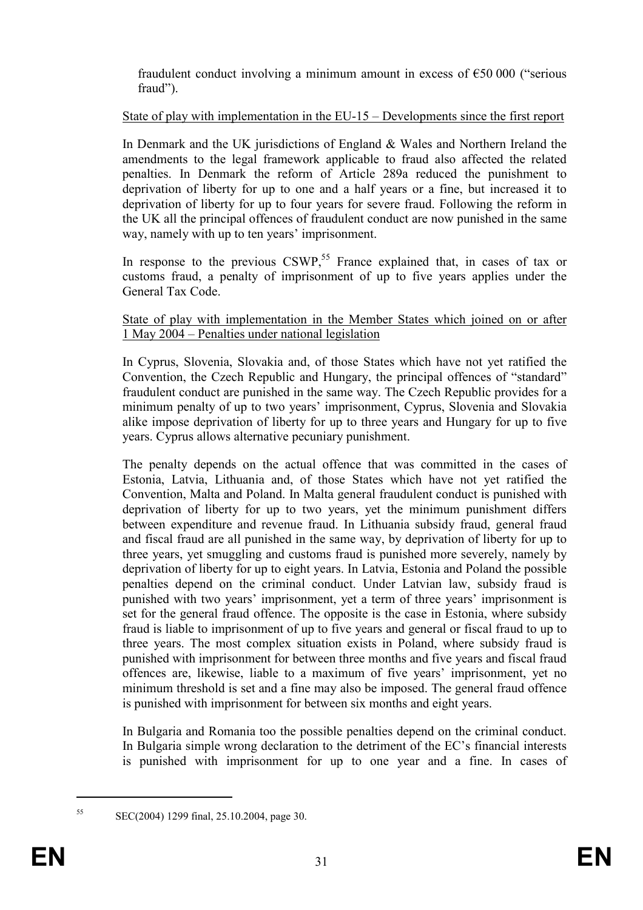fraudulent conduct involving a minimum amount in excess of €50 000 ("serious fraud").

State of play with implementation in the EU-15 – Developments since the first report

In Denmark and the UK jurisdictions of England & Wales and Northern Ireland the amendments to the legal framework applicable to fraud also affected the related penalties. In Denmark the reform of Article 289a reduced the punishment to deprivation of liberty for up to one and a half years or a fine, but increased it to deprivation of liberty for up to four years for severe fraud. Following the reform in the UK all the principal offences of fraudulent conduct are now punished in the same way, namely with up to ten years' imprisonment.

In response to the previous CSWP,[55] France explained that, in cases of tax or customs fraud, a penalty of imprisonment of up to five years applies under the General Tax Code.

State of play with implementation in the Member States which joined on or after 1 May 2004 – Penalties under national legislation

In Cyprus, Slovenia, Slovakia and, of those States which have not yet ratified the Convention, the Czech Republic and Hungary, the principal offences of "standard" fraudulent conduct are punished in the same way. The Czech Republic provides for a minimum penalty of up to two years' imprisonment, Cyprus, Slovenia and Slovakia alike impose deprivation of liberty for up to three years and Hungary for up to five years. Cyprus allows alternative pecuniary punishment.

The penalty depends on the actual offence that was committed in the cases of Estonia, Latvia, Lithuania and, of those States which have not yet ratified the Convention, Malta and Poland. In Malta general fraudulent conduct is punished with deprivation of liberty for up to two years, yet the minimum punishment differs between expenditure and revenue fraud. In Lithuania subsidy fraud, general fraud and fiscal fraud are all punished in the same way, by deprivation of liberty for up to three years, yet smuggling and customs fraud is punished more severely, namely by deprivation of liberty for up to eight years. In Latvia, Estonia and Poland the possible penalties depend on the criminal conduct. Under Latvian law, subsidy fraud is punished with two years' imprisonment, yet a term of three years' imprisonment is set for the general fraud offence. The opposite is the case in Estonia, where subsidy fraud is liable to imprisonment of up to five years and general or fiscal fraud to up to three years. The most complex situation exists in Poland, where subsidy fraud is punished with imprisonment for between three months and five years and fiscal fraud offences are, likewise, liable to a maximum of five years' imprisonment, yet no minimum threshold is set and a fine may also be imposed. The general fraud offence is punished with imprisonment for between six months and eight years.

In Bulgaria and Romania too the possible penalties depend on the criminal conduct. In Bulgaria simple wrong declaration to the detriment of the EC's financial interests is punished with imprisonment for up to one year and a fine. In cases of

[55] SEC(2004) 1299 final, 25.10.2004, page 30.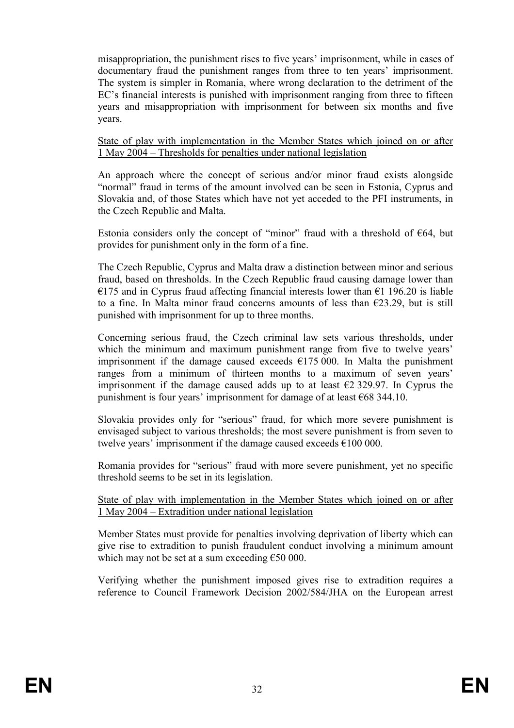misappropriation, the punishment rises to five years' imprisonment, while in cases of documentary fraud the punishment ranges from three to ten years' imprisonment. The system is simpler in Romania, where wrong declaration to the detriment of the EC's financial interests is punished with imprisonment ranging from three to fifteen years and misappropriation with imprisonment for between six months and five years.

<u>State of play with implementation in the Member States which joined on or after 1 May 2004 – Thresholds for penalties under national legislation</u>

An approach where the concept of serious and/or minor fraud exists alongside "normal" fraud in terms of the amount involved can be seen in Estonia, Cyprus and Slovakia and, of those States which have not yet acceded to the PFI instruments, in the Czech Republic and Malta.

Estonia considers only the concept of "minor" fraud with a threshold of €64, but provides for punishment only in the form of a fine.

The Czech Republic, Cyprus and Malta draw a distinction between minor and serious fraud, based on thresholds. In the Czech Republic fraud causing damage lower than €175 and in Cyprus fraud affecting financial interests lower than €1 196.20 is liable to a fine. In Malta minor fraud concerns amounts of less than €23.29, but is still punished with imprisonment for up to three months.

Concerning serious fraud, the Czech criminal law sets various thresholds, under which the minimum and maximum punishment range from five to twelve years' imprisonment if the damage caused exceeds €175 000. In Malta the punishment ranges from a minimum of thirteen months to a maximum of seven years' imprisonment if the damage caused adds up to at least €2 329.97. In Cyprus the punishment is four years' imprisonment for damage of at least €68 344.10.

Slovakia provides only for "serious" fraud, for which more severe punishment is envisaged subject to various thresholds; the most severe punishment is from seven to twelve years' imprisonment if the damage caused exceeds €100 000.

Romania provides for "serious" fraud with more severe punishment, yet no specific threshold seems to be set in its legislation.

<u>State of play with implementation in the Member States which joined on or after 1 May 2004 – Extradition under national legislation</u>

Member States must provide for penalties involving deprivation of liberty which can give rise to extradition to punish fraudulent conduct involving a minimum amount which may not be set at a sum exceeding €50 000.

Verifying whether the punishment imposed gives rise to extradition requires a reference to Council Framework Decision 2002/584/JHA on the European arrest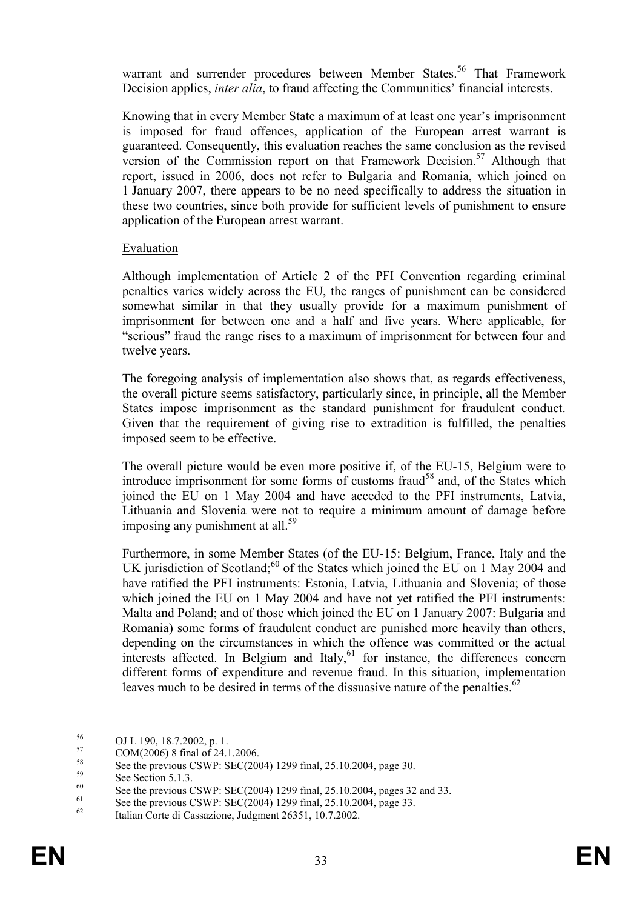warrant and surrender procedures between Member States.[56] That Framework Decision applies, *inter alia*, to fraud affecting the Communities' financial interests.

Knowing that in every Member State a maximum of at least one year's imprisonment is imposed for fraud offences, application of the European arrest warrant is guaranteed. Consequently, this evaluation reaches the same conclusion as the revised version of the Commission report on that Framework Decision.[57] Although that report, issued in 2006, does not refer to Bulgaria and Romania, which joined on 1 January 2007, there appears to be no need specifically to address the situation in these two countries, since both provide for sufficient levels of punishment to ensure application of the European arrest warrant.

Evaluation

Although implementation of Article 2 of the PFI Convention regarding criminal penalties varies widely across the EU, the ranges of punishment can be considered somewhat similar in that they usually provide for a maximum punishment of imprisonment for between one and a half and five years. Where applicable, for "serious" fraud the range rises to a maximum of imprisonment for between four and twelve years.

The foregoing analysis of implementation also shows that, as regards effectiveness, the overall picture seems satisfactory, particularly since, in principle, all the Member States impose imprisonment as the standard punishment for fraudulent conduct. Given that the requirement of giving rise to extradition is fulfilled, the penalties imposed seem to be effective.

The overall picture would be even more positive if, of the EU-15, Belgium were to introduce imprisonment for some forms of customs fraud[58] and, of the States which joined the EU on 1 May 2004 and have acceded to the PFI instruments, Latvia, Lithuania and Slovenia were not to require a minimum amount of damage before imposing any punishment at all.[59]

Furthermore, in some Member States (of the EU-15: Belgium, France, Italy and the UK jurisdiction of Scotland;[60] of the States which joined the EU on 1 May 2004 and have ratified the PFI instruments: Estonia, Latvia, Lithuania and Slovenia; of those which joined the EU on 1 May 2004 and have not yet ratified the PFI instruments: Malta and Poland; and of those which joined the EU on 1 January 2007: Bulgaria and Romania) some forms of fraudulent conduct are punished more heavily than others, depending on the circumstances in which the offence was committed or the actual interests affected. In Belgium and Italy,[61] for instance, the differences concern different forms of expenditure and revenue fraud. In this situation, implementation leaves much to be desired in terms of the dissuasive nature of the penalties.[62]

---

[56] OJ L 190, 18.7.2002, p. 1.

[57] COM(2006) 8 final of 24.1.2006.

[58] See the previous CSWP: SEC(2004) 1299 final, 25.10.2004, page 30.

[59] See Section 5.1.3.

[60] See the previous CSWP: SEC(2004) 1299 final, 25.10.2004, pages 32 and 33.

[61] See the previous CSWP: SEC(2004) 1299 final, 25.10.2004, page 33.

[62] Italian Corte di Cassazione, Judgment 26351, 10.7.2002.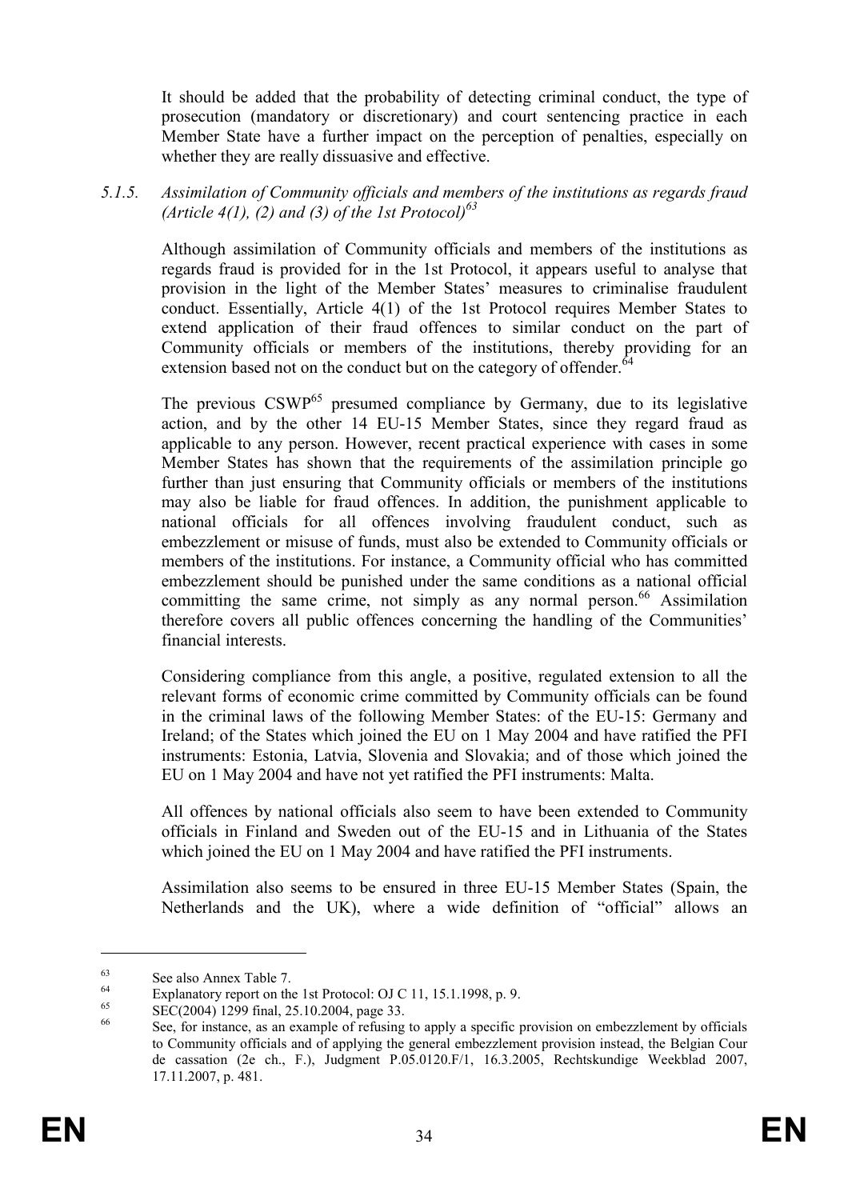It should be added that the probability of detecting criminal conduct, the type of prosecution (mandatory or discretionary) and court sentencing practice in each Member State have a further impact on the perception of penalties, especially on whether they are really dissuasive and effective.

### *5.1.5. Assimilation of Community officials and members of the institutions as regards fraud (Article 4(1), (2) and (3) of the 1st Protocol)*[63]

Although assimilation of Community officials and members of the institutions as regards fraud is provided for in the 1st Protocol, it appears useful to analyse that provision in the light of the Member States' measures to criminalise fraudulent conduct. Essentially, Article 4(1) of the 1st Protocol requires Member States to extend application of their fraud offences to similar conduct on the part of Community officials or members of the institutions, thereby providing for an extension based not on the conduct but on the category of offender.[64]

The previous CSWP[65] presumed compliance by Germany, due to its legislative action, and by the other 14 EU-15 Member States, since they regard fraud as applicable to any person. However, recent practical experience with cases in some Member States has shown that the requirements of the assimilation principle go further than just ensuring that Community officials or members of the institutions may also be liable for fraud offences. In addition, the punishment applicable to national officials for all offences involving fraudulent conduct, such as embezzlement or misuse of funds, must also be extended to Community officials or members of the institutions. For instance, a Community official who has committed embezzlement should be punished under the same conditions as a national official committing the same crime, not simply as any normal person.[66] Assimilation therefore covers all public offences concerning the handling of the Communities' financial interests.

Considering compliance from this angle, a positive, regulated extension to all the relevant forms of economic crime committed by Community officials can be found in the criminal laws of the following Member States: of the EU-15: Germany and Ireland; of the States which joined the EU on 1 May 2004 and have ratified the PFI instruments: Estonia, Latvia, Slovenia and Slovakia; and of those which joined the EU on 1 May 2004 and have not yet ratified the PFI instruments: Malta.

All offences by national officials also seem to have been extended to Community officials in Finland and Sweden out of the EU-15 and in Lithuania of the States which joined the EU on 1 May 2004 and have ratified the PFI instruments.

Assimilation also seems to be ensured in three EU-15 Member States (Spain, the Netherlands and the UK), where a wide definition of "official" allows an

---

[63] See also Annex Table 7.

[64] Explanatory report on the 1st Protocol: OJ C 11, 15.1.1998, p. 9.

[65] SEC(2004) 1299 final, 25.10.2004, page 33.

[66] See, for instance, as an example of refusing to apply a specific provision on embezzlement by officials to Community officials and of applying the general embezzlement provision instead, the Belgian Cour de cassation (2e ch., F.), Judgment P.05.0120.F/1, 16.3.2005, Rechtskundige Weekblad 2007, 17.11.2007, p. 481.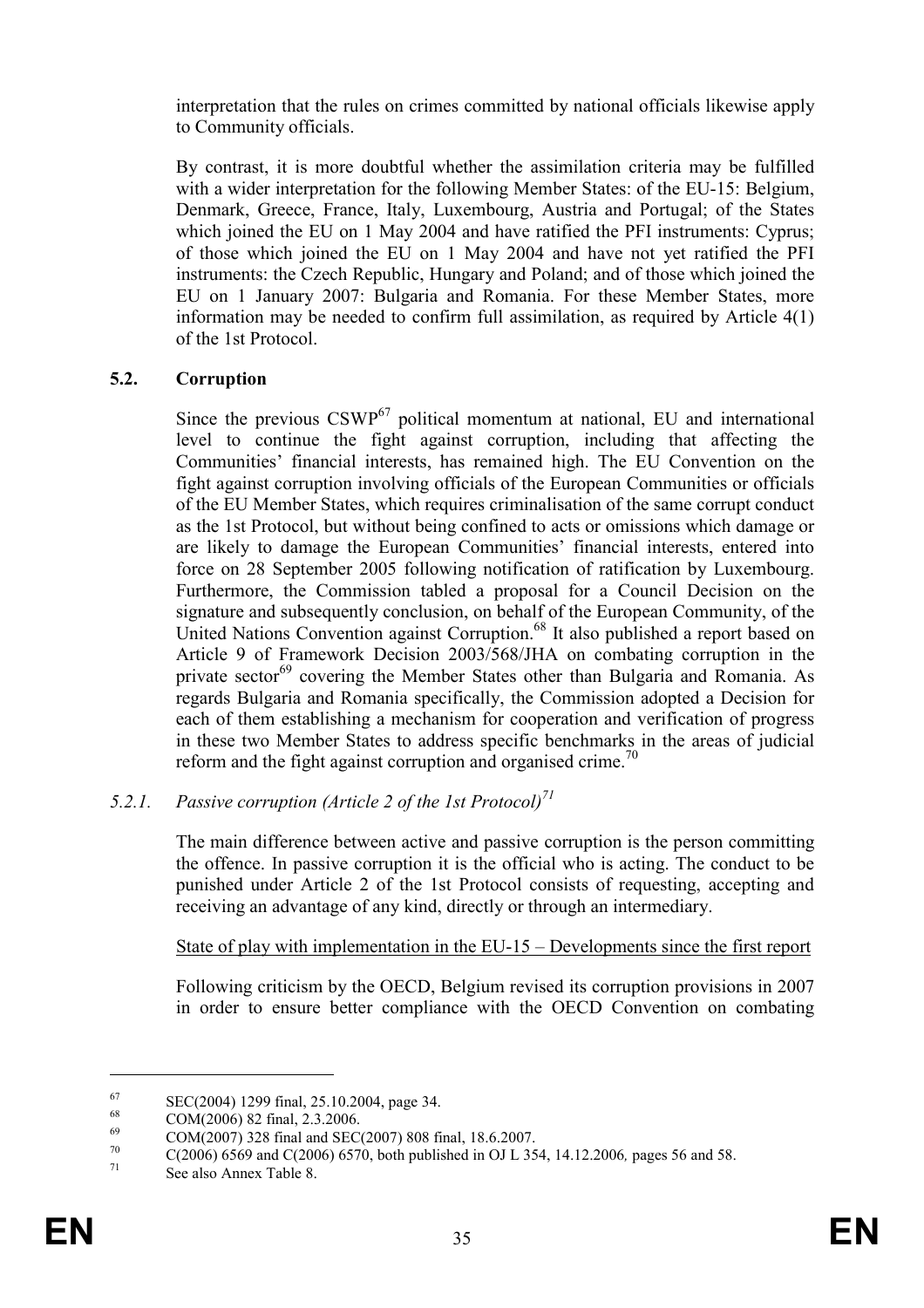interpretation that the rules on crimes committed by national officials likewise apply to Community officials.

By contrast, it is more doubtful whether the assimilation criteria may be fulfilled with a wider interpretation for the following Member States: of the EU-15: Belgium, Denmark, Greece, France, Italy, Luxembourg, Austria and Portugal; of the States which joined the EU on 1 May 2004 and have ratified the PFI instruments: Cyprus; of those which joined the EU on 1 May 2004 and have not yet ratified the PFI instruments: the Czech Republic, Hungary and Poland; and of those which joined the EU on 1 January 2007: Bulgaria and Romania. For these Member States, more information may be needed to confirm full assimilation, as required by Article 4(1) of the 1st Protocol.

## 5.2. Corruption

Since the previous CSWP[67] political momentum at national, EU and international level to continue the fight against corruption, including that affecting the Communities' financial interests, has remained high. The EU Convention on the fight against corruption involving officials of the European Communities or officials of the EU Member States, which requires criminalisation of the same corrupt conduct as the 1st Protocol, but without being confined to acts or omissions which damage or are likely to damage the European Communities' financial interests, entered into force on 28 September 2005 following notification of ratification by Luxembourg. Furthermore, the Commission tabled a proposal for a Council Decision on the signature and subsequently conclusion, on behalf of the European Community, of the United Nations Convention against Corruption.[68] It also published a report based on Article 9 of Framework Decision 2003/568/JHA on combating corruption in the private sector[69] covering the Member States other than Bulgaria and Romania. As regards Bulgaria and Romania specifically, the Commission adopted a Decision for each of them establishing a mechanism for cooperation and verification of progress in these two Member States to address specific benchmarks in the areas of judicial reform and the fight against corruption and organised crime.[70]

### *5.2.1. Passive corruption (Article 2 of the 1st Protocol)*[71]

The main difference between active and passive corruption is the person committing the offence. In passive corruption it is the official who is acting. The conduct to be punished under Article 2 of the 1st Protocol consists of requesting, accepting and receiving an advantage of any kind, directly or through an intermediary.

State of play with implementation in the EU-15 – Developments since the first report

Following criticism by the OECD, Belgium revised its corruption provisions in 2007 in order to ensure better compliance with the OECD Convention on combating

---

[67] SEC(2004) 1299 final, 25.10.2004, page 34.

[68] COM(2006) 82 final, 2.3.2006.

[69] COM(2007) 328 final and SEC(2007) 808 final, 18.6.2007.

[70] C(2006) 6569 and C(2006) 6570, both published in OJ L 354, 14.12.2006*,* pages 56 and 58.

[71] See also Annex Table 8.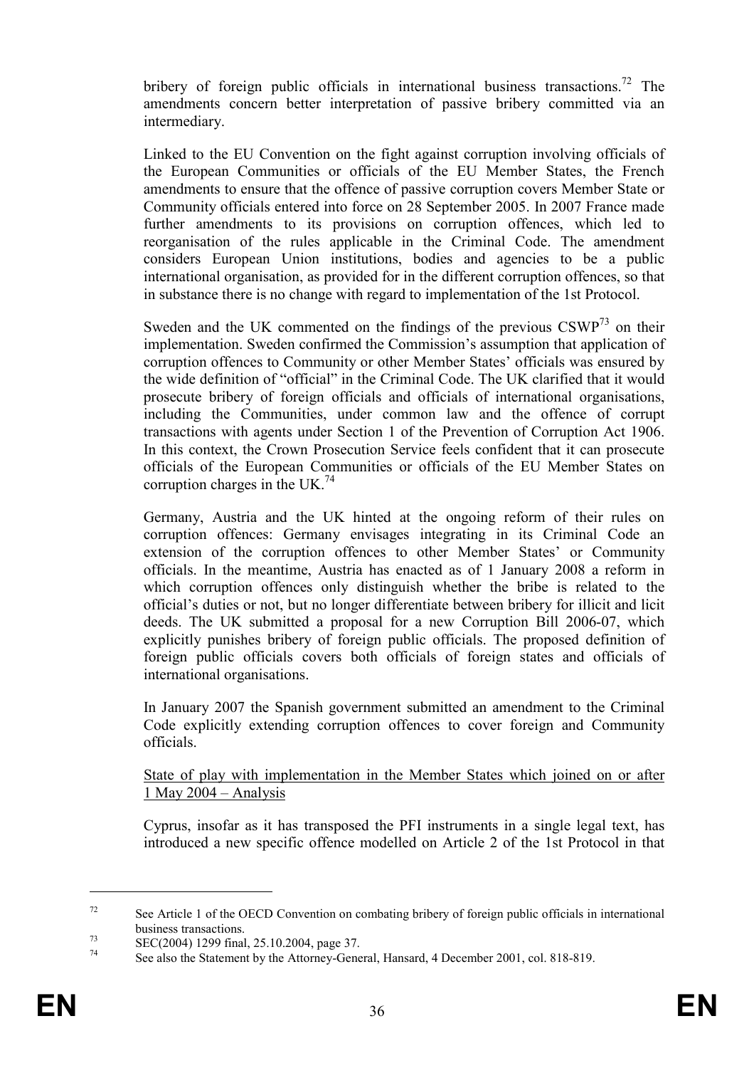bribery of foreign public officials in international business transactions.[72] The amendments concern better interpretation of passive bribery committed via an intermediary.

Linked to the EU Convention on the fight against corruption involving officials of the European Communities or officials of the EU Member States, the French amendments to ensure that the offence of passive corruption covers Member State or Community officials entered into force on 28 September 2005. In 2007 France made further amendments to its provisions on corruption offences, which led to reorganisation of the rules applicable in the Criminal Code. The amendment considers European Union institutions, bodies and agencies to be a public international organisation, as provided for in the different corruption offences, so that in substance there is no change with regard to implementation of the 1st Protocol.

Sweden and the UK commented on the findings of the previous CSWP[73] on their implementation. Sweden confirmed the Commission's assumption that application of corruption offences to Community or other Member States' officials was ensured by the wide definition of "official" in the Criminal Code. The UK clarified that it would prosecute bribery of foreign officials and officials of international organisations, including the Communities, under common law and the offence of corrupt transactions with agents under Section 1 of the Prevention of Corruption Act 1906. In this context, the Crown Prosecution Service feels confident that it can prosecute officials of the European Communities or officials of the EU Member States on corruption charges in the UK.[74]

Germany, Austria and the UK hinted at the ongoing reform of their rules on corruption offences: Germany envisages integrating in its Criminal Code an extension of the corruption offences to other Member States' or Community officials. In the meantime, Austria has enacted as of 1 January 2008 a reform in which corruption offences only distinguish whether the bribe is related to the official's duties or not, but no longer differentiate between bribery for illicit and licit deeds. The UK submitted a proposal for a new Corruption Bill 2006-07, which explicitly punishes bribery of foreign public officials. The proposed definition of foreign public officials covers both officials of foreign states and officials of international organisations.

In January 2007 the Spanish government submitted an amendment to the Criminal Code explicitly extending corruption offences to cover foreign and Community officials.

State of play with implementation in the Member States which joined on or after 1 May 2004 – Analysis

Cyprus, insofar as it has transposed the PFI instruments in a single legal text, has introduced a new specific offence modelled on Article 2 of the 1st Protocol in that

[72] See Article 1 of the OECD Convention on combating bribery of foreign public officials in international business transactions.

[73] SEC(2004) 1299 final, 25.10.2004, page 37.

[74] See also the Statement by the Attorney-General, Hansard, 4 December 2001, col. 818-819.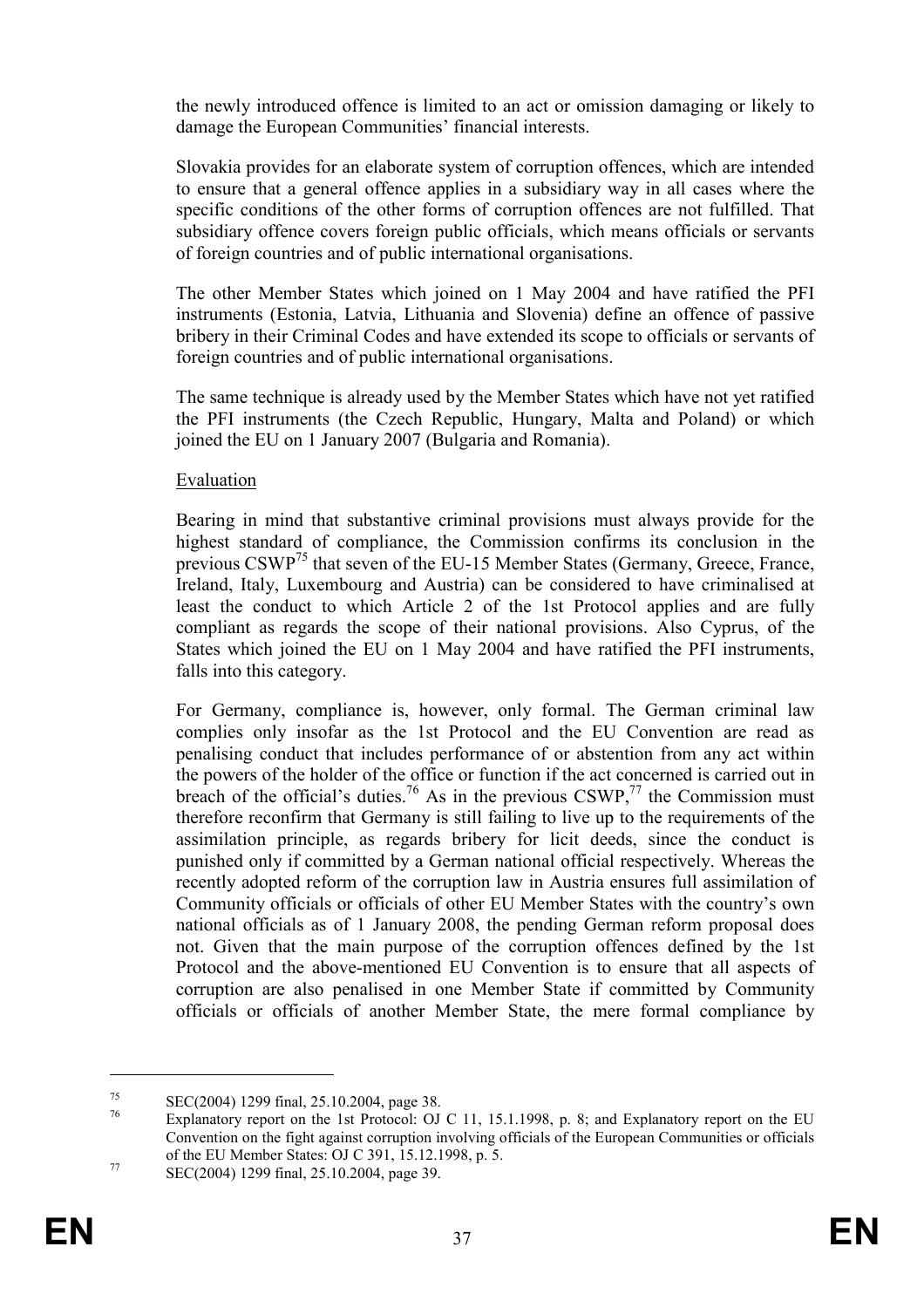the newly introduced offence is limited to an act or omission damaging or likely to damage the European Communities' financial interests.

Slovakia provides for an elaborate system of corruption offences, which are intended to ensure that a general offence applies in a subsidiary way in all cases where the specific conditions of the other forms of corruption offences are not fulfilled. That subsidiary offence covers foreign public officials, which means officials or servants of foreign countries and of public international organisations.

The other Member States which joined on 1 May 2004 and have ratified the PFI instruments (Estonia, Latvia, Lithuania and Slovenia) define an offence of passive bribery in their Criminal Codes and have extended its scope to officials or servants of foreign countries and of public international organisations.

The same technique is already used by the Member States which have not yet ratified the PFI instruments (the Czech Republic, Hungary, Malta and Poland) or which joined the EU on 1 January 2007 (Bulgaria and Romania).

Evaluation

Bearing in mind that substantive criminal provisions must always provide for the highest standard of compliance, the Commission confirms its conclusion in the previous CSWP[75] that seven of the EU-15 Member States (Germany, Greece, France, Ireland, Italy, Luxembourg and Austria) can be considered to have criminalised at least the conduct to which Article 2 of the 1st Protocol applies and are fully compliant as regards the scope of their national provisions. Also Cyprus, of the States which joined the EU on 1 May 2004 and have ratified the PFI instruments, falls into this category.

For Germany, compliance is, however, only formal. The German criminal law complies only insofar as the 1st Protocol and the EU Convention are read as penalising conduct that includes performance of or abstention from any act within the powers of the holder of the office or function if the act concerned is carried out in breach of the official's duties.[76] As in the previous CSWP,[77] the Commission must therefore reconfirm that Germany is still failing to live up to the requirements of the assimilation principle, as regards bribery for licit deeds, since the conduct is punished only if committed by a German national official respectively. Whereas the recently adopted reform of the corruption law in Austria ensures full assimilation of Community officials or officials of other EU Member States with the country's own national officials as of 1 January 2008, the pending German reform proposal does not. Given that the main purpose of the corruption offences defined by the 1st Protocol and the above-mentioned EU Convention is to ensure that all aspects of corruption are also penalised in one Member State if committed by Community officials or officials of another Member State, the mere formal compliance by

---

[75] SEC(2004) 1299 final, 25.10.2004, page 38.

[76] Explanatory report on the 1st Protocol: OJ C 11, 15.1.1998, p. 8; and Explanatory report on the EU Convention on the fight against corruption involving officials of the European Communities or officials of the EU Member States: OJ C 391, 15.12.1998, p. 5.

[77] SEC(2004) 1299 final, 25.10.2004, page 39.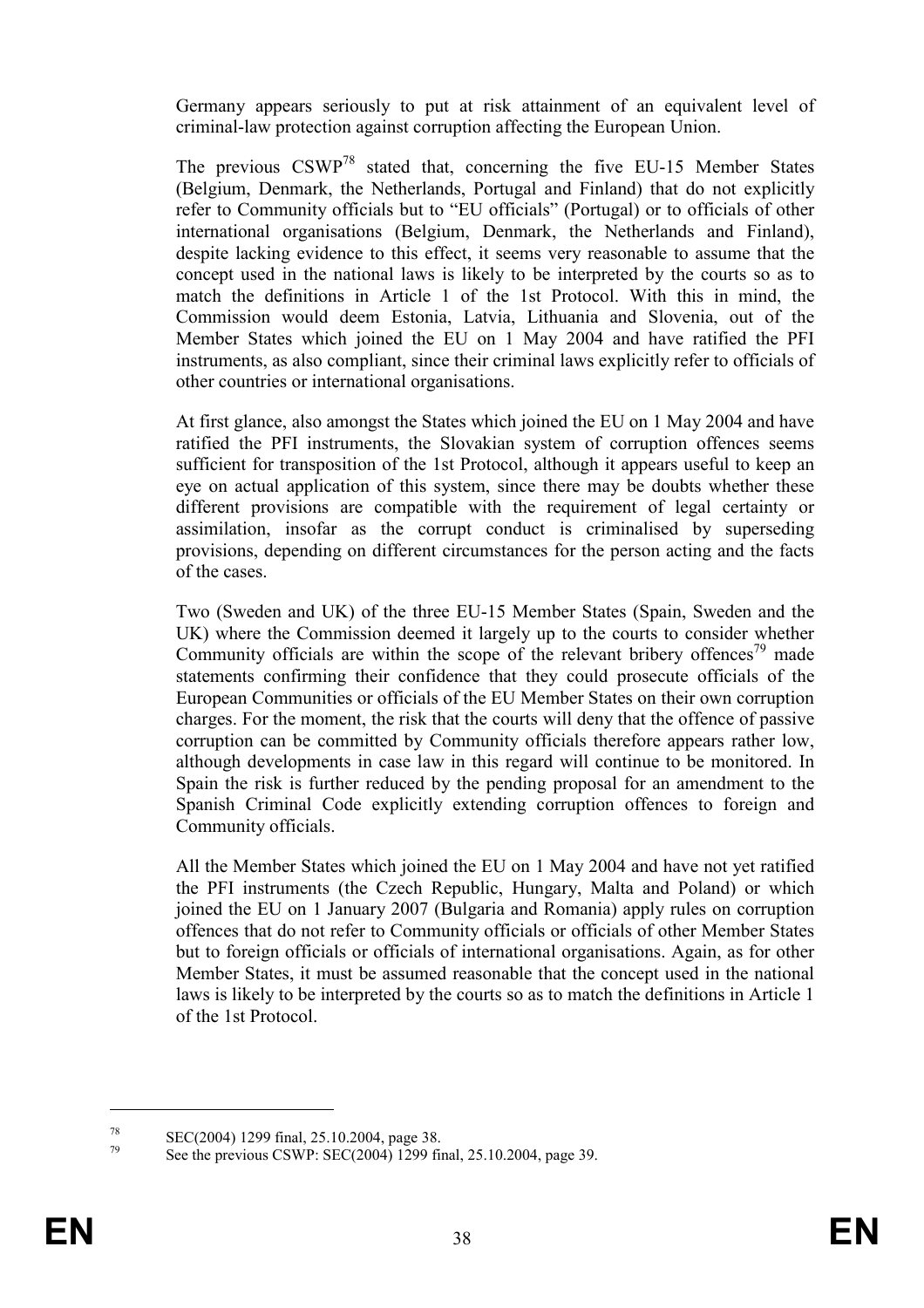Germany appears seriously to put at risk attainment of an equivalent level of criminal-law protection against corruption affecting the European Union.

The previous CSWP[78] stated that, concerning the five EU-15 Member States (Belgium, Denmark, the Netherlands, Portugal and Finland) that do not explicitly refer to Community officials but to "EU officials" (Portugal) or to officials of other international organisations (Belgium, Denmark, the Netherlands and Finland), despite lacking evidence to this effect, it seems very reasonable to assume that the concept used in the national laws is likely to be interpreted by the courts so as to match the definitions in Article 1 of the 1st Protocol. With this in mind, the Commission would deem Estonia, Latvia, Lithuania and Slovenia, out of the Member States which joined the EU on 1 May 2004 and have ratified the PFI instruments, as also compliant, since their criminal laws explicitly refer to officials of other countries or international organisations.

At first glance, also amongst the States which joined the EU on 1 May 2004 and have ratified the PFI instruments, the Slovakian system of corruption offences seems sufficient for transposition of the 1st Protocol, although it appears useful to keep an eye on actual application of this system, since there may be doubts whether these different provisions are compatible with the requirement of legal certainty or assimilation, insofar as the corrupt conduct is criminalised by superseding provisions, depending on different circumstances for the person acting and the facts of the cases.

Two (Sweden and UK) of the three EU-15 Member States (Spain, Sweden and the UK) where the Commission deemed it largely up to the courts to consider whether Community officials are within the scope of the relevant bribery offences[79] made statements confirming their confidence that they could prosecute officials of the European Communities or officials of the EU Member States on their own corruption charges. For the moment, the risk that the courts will deny that the offence of passive corruption can be committed by Community officials therefore appears rather low, although developments in case law in this regard will continue to be monitored. In Spain the risk is further reduced by the pending proposal for an amendment to the Spanish Criminal Code explicitly extending corruption offences to foreign and Community officials.

All the Member States which joined the EU on 1 May 2004 and have not yet ratified the PFI instruments (the Czech Republic, Hungary, Malta and Poland) or which joined the EU on 1 January 2007 (Bulgaria and Romania) apply rules on corruption offences that do not refer to Community officials or officials of other Member States but to foreign officials or officials of international organisations. Again, as for other Member States, it must be assumed reasonable that the concept used in the national laws is likely to be interpreted by the courts so as to match the definitions in Article 1 of the 1st Protocol.

---

[78] SEC(2004) 1299 final, 25.10.2004, page 38.

[79] See the previous CSWP: SEC(2004) 1299 final, 25.10.2004, page 39.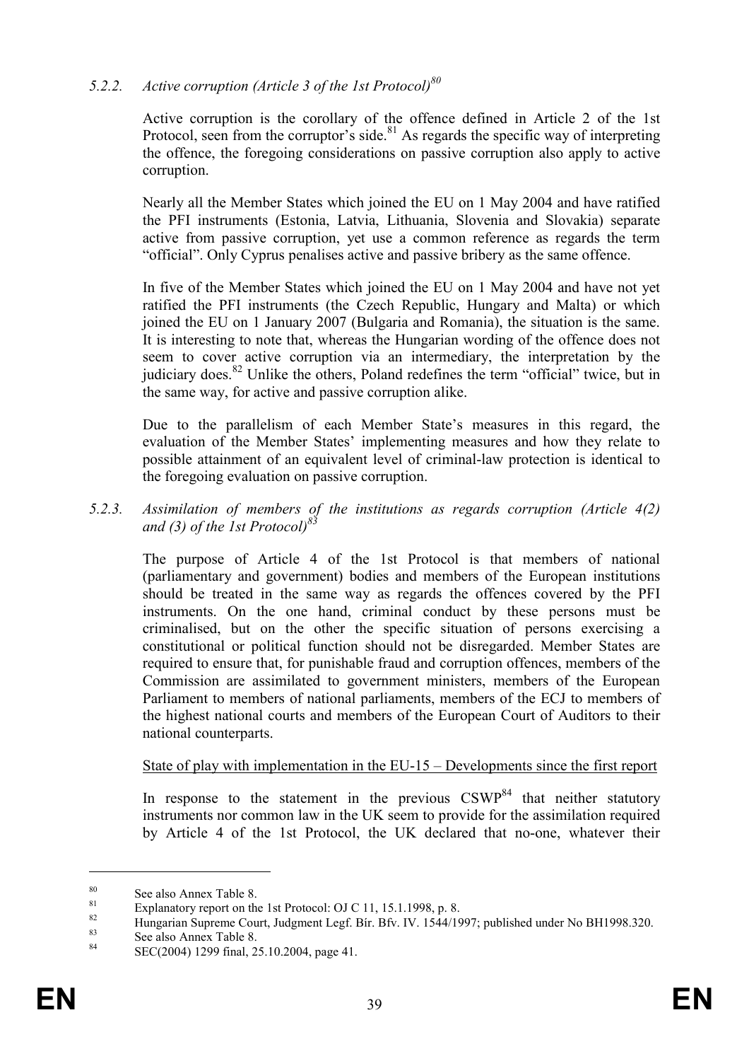### *5.2.2. Active corruption (Article 3 of the 1st Protocol)*[80]

Active corruption is the corollary of the offence defined in Article 2 of the 1st Protocol, seen from the corruptor's side.[81] As regards the specific way of interpreting the offence, the foregoing considerations on passive corruption also apply to active corruption.

Nearly all the Member States which joined the EU on 1 May 2004 and have ratified the PFI instruments (Estonia, Latvia, Lithuania, Slovenia and Slovakia) separate active from passive corruption, yet use a common reference as regards the term "official". Only Cyprus penalises active and passive bribery as the same offence.

In five of the Member States which joined the EU on 1 May 2004 and have not yet ratified the PFI instruments (the Czech Republic, Hungary and Malta) or which joined the EU on 1 January 2007 (Bulgaria and Romania), the situation is the same. It is interesting to note that, whereas the Hungarian wording of the offence does not seem to cover active corruption via an intermediary, the interpretation by the judiciary does.[82] Unlike the others, Poland redefines the term "official" twice, but in the same way, for active and passive corruption alike.

Due to the parallelism of each Member State's measures in this regard, the evaluation of the Member States' implementing measures and how they relate to possible attainment of an equivalent level of criminal-law protection is identical to the foregoing evaluation on passive corruption.

### *5.2.3. Assimilation of members of the institutions as regards corruption (Article 4(2) and (3) of the 1st Protocol)*[83]

The purpose of Article 4 of the 1st Protocol is that members of national (parliamentary and government) bodies and members of the European institutions should be treated in the same way as regards the offences covered by the PFI instruments. On the one hand, criminal conduct by these persons must be criminalised, but on the other the specific situation of persons exercising a constitutional or political function should not be disregarded. Member States are required to ensure that, for punishable fraud and corruption offences, members of the Commission are assimilated to government ministers, members of the European Parliament to members of national parliaments, members of the ECJ to members of the highest national courts and members of the European Court of Auditors to their national counterparts.

<u>State of play with implementation in the EU-15 – Developments since the first report</u>

In response to the statement in the previous CSWP[84] that neither statutory instruments nor common law in the UK seem to provide for the assimilation required by Article 4 of the 1st Protocol, the UK declared that no-one, whatever their

---

[80] See also Annex Table 8.

[81] Explanatory report on the 1st Protocol: OJ C 11, 15.1.1998, p. 8.

[82] Hungarian Supreme Court, Judgment Legf. Bír. Bfv. IV. 1544/1997; published under No BH1998.320.

[83] See also Annex Table 8.

[84] SEC(2004) 1299 final, 25.10.2004, page 41.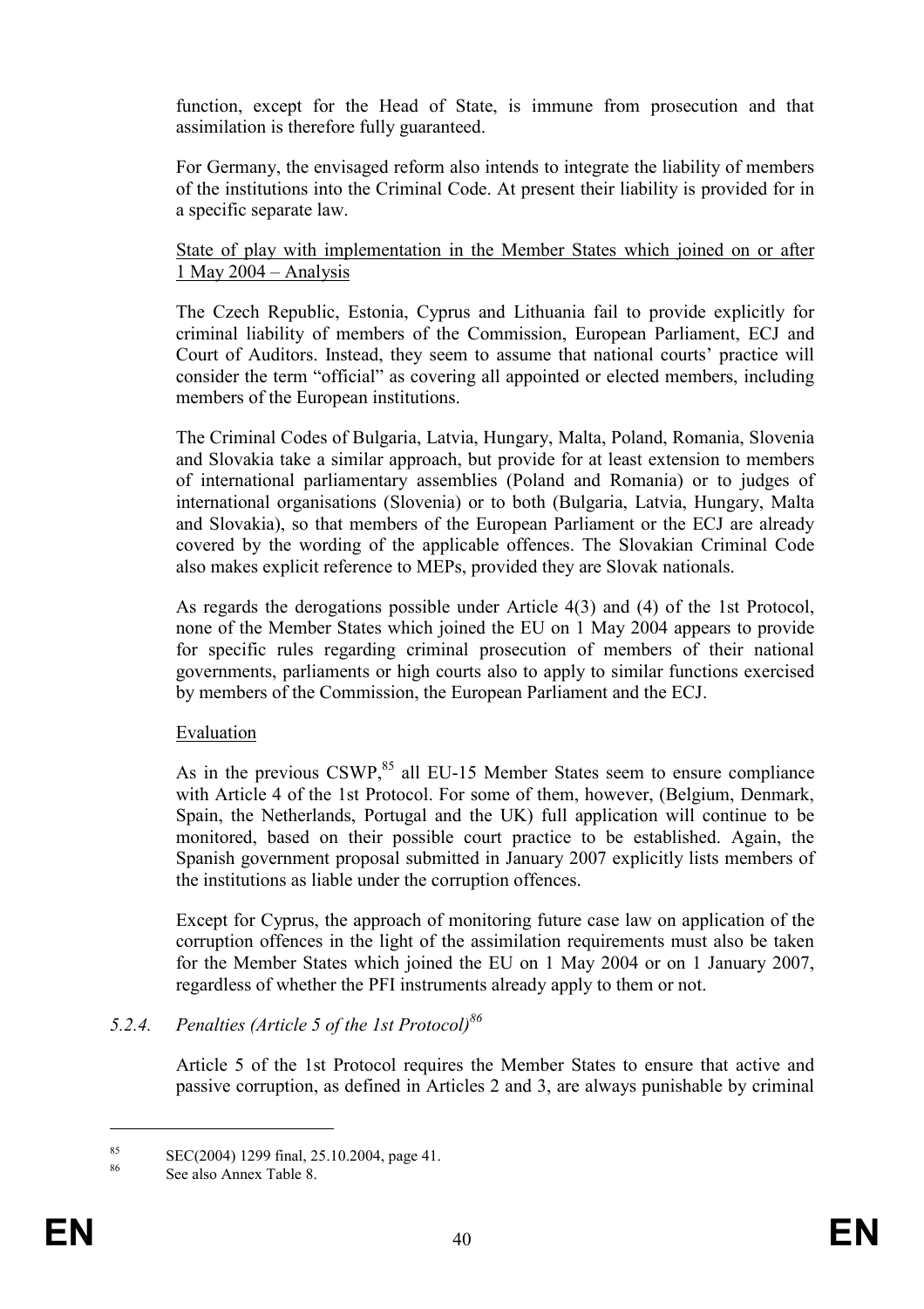function, except for the Head of State, is immune from prosecution and that assimilation is therefore fully guaranteed.

For Germany, the envisaged reform also intends to integrate the liability of members of the institutions into the Criminal Code. At present their liability is provided for in a specific separate law.

State of play with implementation in the Member States which joined on or after 1 May 2004 – Analysis

The Czech Republic, Estonia, Cyprus and Lithuania fail to provide explicitly for criminal liability of members of the Commission, European Parliament, ECJ and Court of Auditors. Instead, they seem to assume that national courts' practice will consider the term "official" as covering all appointed or elected members, including members of the European institutions.

The Criminal Codes of Bulgaria, Latvia, Hungary, Malta, Poland, Romania, Slovenia and Slovakia take a similar approach, but provide for at least extension to members of international parliamentary assemblies (Poland and Romania) or to judges of international organisations (Slovenia) or to both (Bulgaria, Latvia, Hungary, Malta and Slovakia), so that members of the European Parliament or the ECJ are already covered by the wording of the applicable offences. The Slovakian Criminal Code also makes explicit reference to MEPs, provided they are Slovak nationals.

As regards the derogations possible under Article 4(3) and (4) of the 1st Protocol, none of the Member States which joined the EU on 1 May 2004 appears to provide for specific rules regarding criminal prosecution of members of their national governments, parliaments or high courts also to apply to similar functions exercised by members of the Commission, the European Parliament and the ECJ.

Evaluation

As in the previous CSWP,[85] all EU-15 Member States seem to ensure compliance with Article 4 of the 1st Protocol. For some of them, however, (Belgium, Denmark, Spain, the Netherlands, Portugal and the UK) full application will continue to be monitored, based on their possible court practice to be established. Again, the Spanish government proposal submitted in January 2007 explicitly lists members of the institutions as liable under the corruption offences.

Except for Cyprus, the approach of monitoring future case law on application of the corruption offences in the light of the assimilation requirements must also be taken for the Member States which joined the EU on 1 May 2004 or on 1 January 2007, regardless of whether the PFI instruments already apply to them or not.

#### *5.2.4. Penalties (Article 5 of the 1st Protocol)*[86]

Article 5 of the 1st Protocol requires the Member States to ensure that active and passive corruption, as defined in Articles 2 and 3, are always punishable by criminal

---

[85] SEC(2004) 1299 final, 25.10.2004, page 41.

[86] See also Annex Table 8.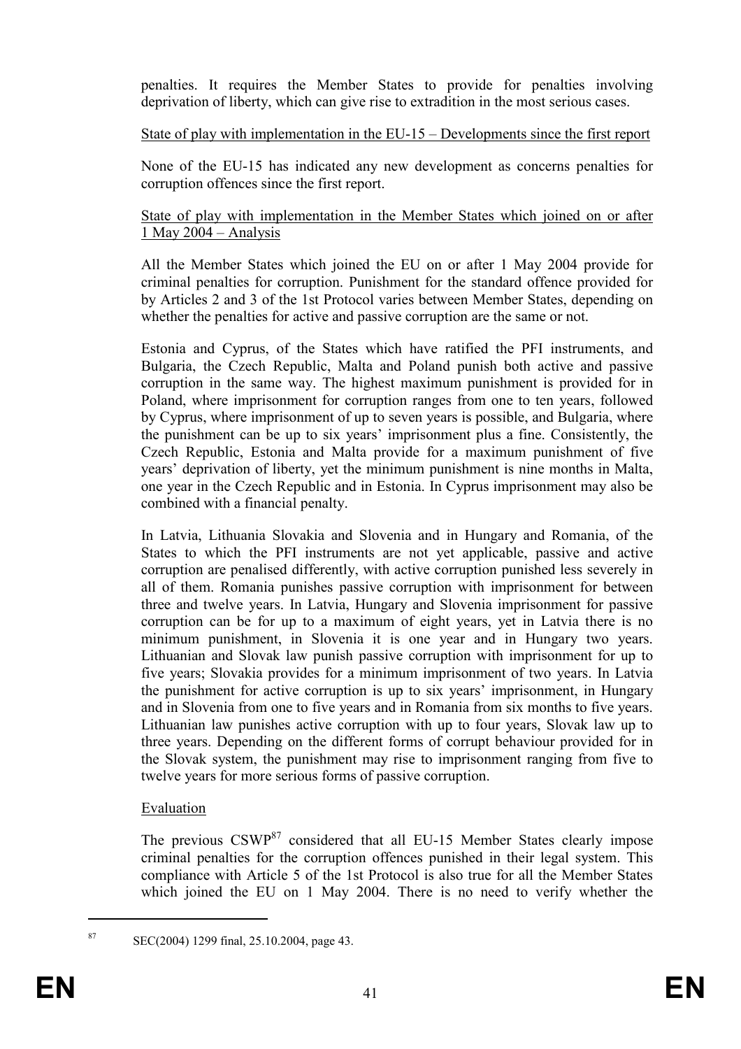penalties. It requires the Member States to provide for penalties involving deprivation of liberty, which can give rise to extradition in the most serious cases.

State of play with implementation in the EU-15 – Developments since the first report

None of the EU-15 has indicated any new development as concerns penalties for corruption offences since the first report.

State of play with implementation in the Member States which joined on or after 1 May 2004 – Analysis

All the Member States which joined the EU on or after 1 May 2004 provide for criminal penalties for corruption. Punishment for the standard offence provided for by Articles 2 and 3 of the 1st Protocol varies between Member States, depending on whether the penalties for active and passive corruption are the same or not.

Estonia and Cyprus, of the States which have ratified the PFI instruments, and Bulgaria, the Czech Republic, Malta and Poland punish both active and passive corruption in the same way. The highest maximum punishment is provided for in Poland, where imprisonment for corruption ranges from one to ten years, followed by Cyprus, where imprisonment of up to seven years is possible, and Bulgaria, where the punishment can be up to six years' imprisonment plus a fine. Consistently, the Czech Republic, Estonia and Malta provide for a maximum punishment of five years' deprivation of liberty, yet the minimum punishment is nine months in Malta, one year in the Czech Republic and in Estonia. In Cyprus imprisonment may also be combined with a financial penalty.

In Latvia, Lithuania Slovakia and Slovenia and in Hungary and Romania, of the States to which the PFI instruments are not yet applicable, passive and active corruption are penalised differently, with active corruption punished less severely in all of them. Romania punishes passive corruption with imprisonment for between three and twelve years. In Latvia, Hungary and Slovenia imprisonment for passive corruption can be for up to a maximum of eight years, yet in Latvia there is no minimum punishment, in Slovenia it is one year and in Hungary two years. Lithuanian and Slovak law punish passive corruption with imprisonment for up to five years; Slovakia provides for a minimum imprisonment of two years. In Latvia the punishment for active corruption is up to six years' imprisonment, in Hungary and in Slovenia from one to five years and in Romania from six months to five years. Lithuanian law punishes active corruption with up to four years, Slovak law up to three years. Depending on the different forms of corrupt behaviour provided for in the Slovak system, the punishment may rise to imprisonment ranging from five to twelve years for more serious forms of passive corruption.

Evaluation

The previous CSWP[87] considered that all EU-15 Member States clearly impose criminal penalties for the corruption offences punished in their legal system. This compliance with Article 5 of the 1st Protocol is also true for all the Member States which joined the EU on 1 May 2004. There is no need to verify whether the

[87] SEC(2004) 1299 final, 25.10.2004, page 43.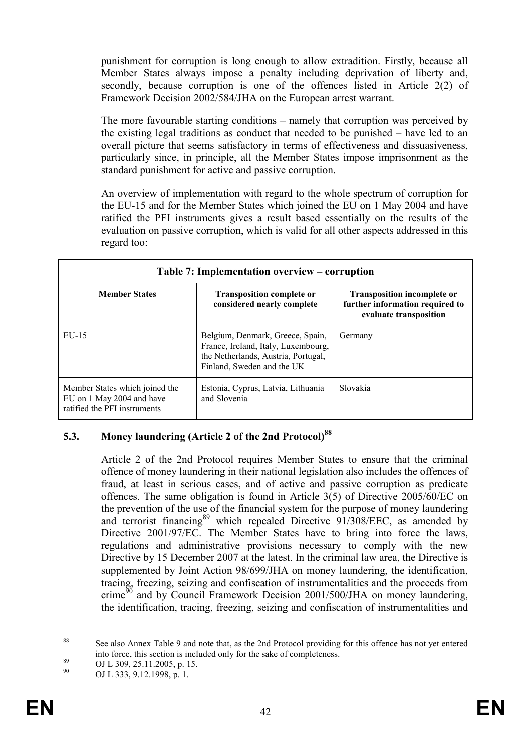punishment for corruption is long enough to allow extradition. Firstly, because all Member States always impose a penalty including deprivation of liberty and, secondly, because corruption is one of the offences listed in Article 2(2) of Framework Decision 2002/584/JHA on the European arrest warrant.

The more favourable starting conditions – namely that corruption was perceived by the existing legal traditions as conduct that needed to be punished – have led to an overall picture that seems satisfactory in terms of effectiveness and dissuasiveness, particularly since, in principle, all the Member States impose imprisonment as the standard punishment for active and passive corruption.

An overview of implementation with regard to the whole spectrum of corruption for the EU-15 and for the Member States which joined the EU on 1 May 2004 and have ratified the PFI instruments gives a result based essentially on the results of the evaluation on passive corruption, which is valid for all other aspects addressed in this regard too:

| Table 7: Implementation overview – corruption | | |
|---|---|---|
| **Member States** | **Transposition complete or considered nearly complete** | **Transposition incomplete or further information required to evaluate transposition** |
| EU-15 | Belgium, Denmark, Greece, Spain, France, Ireland, Italy, Luxembourg, the Netherlands, Austria, Portugal, Finland, Sweden and the UK | Germany |
| Member States which joined the EU on 1 May 2004 and have ratified the PFI instruments | Estonia, Cyprus, Latvia, Lithuania and Slovenia | Slovakia |

## 5.3. Money laundering (Article 2 of the 2nd Protocol)[88]

Article 2 of the 2nd Protocol requires Member States to ensure that the criminal offence of money laundering in their national legislation also includes the offences of fraud, at least in serious cases, and of active and passive corruption as predicate offences. The same obligation is found in Article 3(5) of Directive 2005/60/EC on the prevention of the use of the financial system for the purpose of money laundering and terrorist financing[89] which repealed Directive 91/308/EEC, as amended by Directive 2001/97/EC. The Member States have to bring into force the laws, regulations and administrative provisions necessary to comply with the new Directive by 15 December 2007 at the latest. In the criminal law area, the Directive is supplemented by Joint Action 98/699/JHA on money laundering, the identification, tracing, freezing, seizing and confiscation of instrumentalities and the proceeds from crime[90] and by Council Framework Decision 2001/500/JHA on money laundering, the identification, tracing, freezing, seizing and confiscation of instrumentalities and

---

[88] See also Annex Table 9 and note that, as the 2nd Protocol providing for this offence has not yet entered into force, this section is included only for the sake of completeness.

[89] OJ L 309, 25.11.2005, p. 15.

[90] OJ L 333, 9.12.1998, p. 1.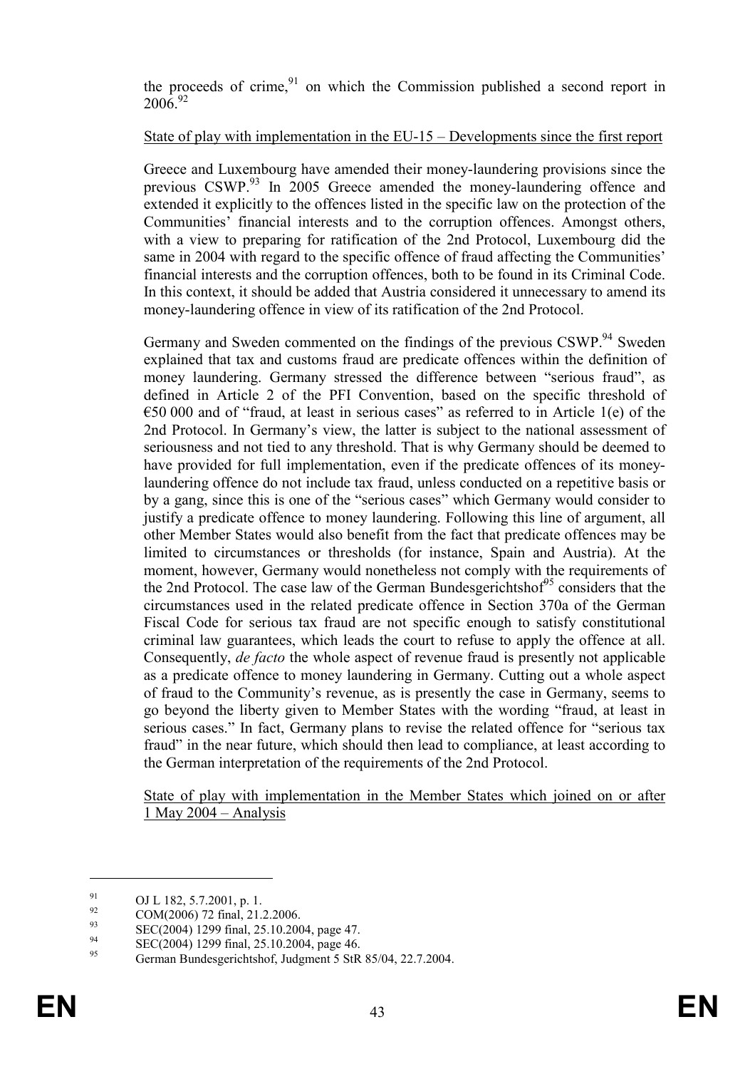the proceeds of crime,[91] on which the Commission published a second report in 2006.[92]

State of play with implementation in the EU-15 – Developments since the first report

Greece and Luxembourg have amended their money-laundering provisions since the previous CSWP.[93] In 2005 Greece amended the money-laundering offence and extended it explicitly to the offences listed in the specific law on the protection of the Communities' financial interests and to the corruption offences. Amongst others, with a view to preparing for ratification of the 2nd Protocol, Luxembourg did the same in 2004 with regard to the specific offence of fraud affecting the Communities' financial interests and the corruption offences, both to be found in its Criminal Code. In this context, it should be added that Austria considered it unnecessary to amend its money-laundering offence in view of its ratification of the 2nd Protocol.

Germany and Sweden commented on the findings of the previous CSWP.[94] Sweden explained that tax and customs fraud are predicate offences within the definition of money laundering. Germany stressed the difference between "serious fraud", as defined in Article 2 of the PFI Convention, based on the specific threshold of €50 000 and of "fraud, at least in serious cases" as referred to in Article 1(e) of the 2nd Protocol. In Germany's view, the latter is subject to the national assessment of seriousness and not tied to any threshold. That is why Germany should be deemed to have provided for full implementation, even if the predicate offences of its money-laundering offence do not include tax fraud, unless conducted on a repetitive basis or by a gang, since this is one of the "serious cases" which Germany would consider to justify a predicate offence to money laundering. Following this line of argument, all other Member States would also benefit from the fact that predicate offences may be limited to circumstances or thresholds (for instance, Spain and Austria). At the moment, however, Germany would nonetheless not comply with the requirements of the 2nd Protocol. The case law of the German Bundesgerichtshof[95] considers that the circumstances used in the related predicate offence in Section 370a of the German Fiscal Code for serious tax fraud are not specific enough to satisfy constitutional criminal law guarantees, which leads the court to refuse to apply the offence at all. Consequently, *de facto* the whole aspect of revenue fraud is presently not applicable as a predicate offence to money laundering in Germany. Cutting out a whole aspect of fraud to the Community's revenue, as is presently the case in Germany, seems to go beyond the liberty given to Member States with the wording "fraud, at least in serious cases." In fact, Germany plans to revise the related offence for "serious tax fraud" in the near future, which should then lead to compliance, at least according to the German interpretation of the requirements of the 2nd Protocol.

State of play with implementation in the Member States which joined on or after 1 May 2004 – Analysis

---

[91] OJ L 182, 5.7.2001, p. 1.

[92] COM(2006) 72 final, 21.2.2006.

[93] SEC(2004) 1299 final, 25.10.2004, page 47.

[94] SEC(2004) 1299 final, 25.10.2004, page 46.

[95] German Bundesgerichtshof, Judgment 5 StR 85/04, 22.7.2004.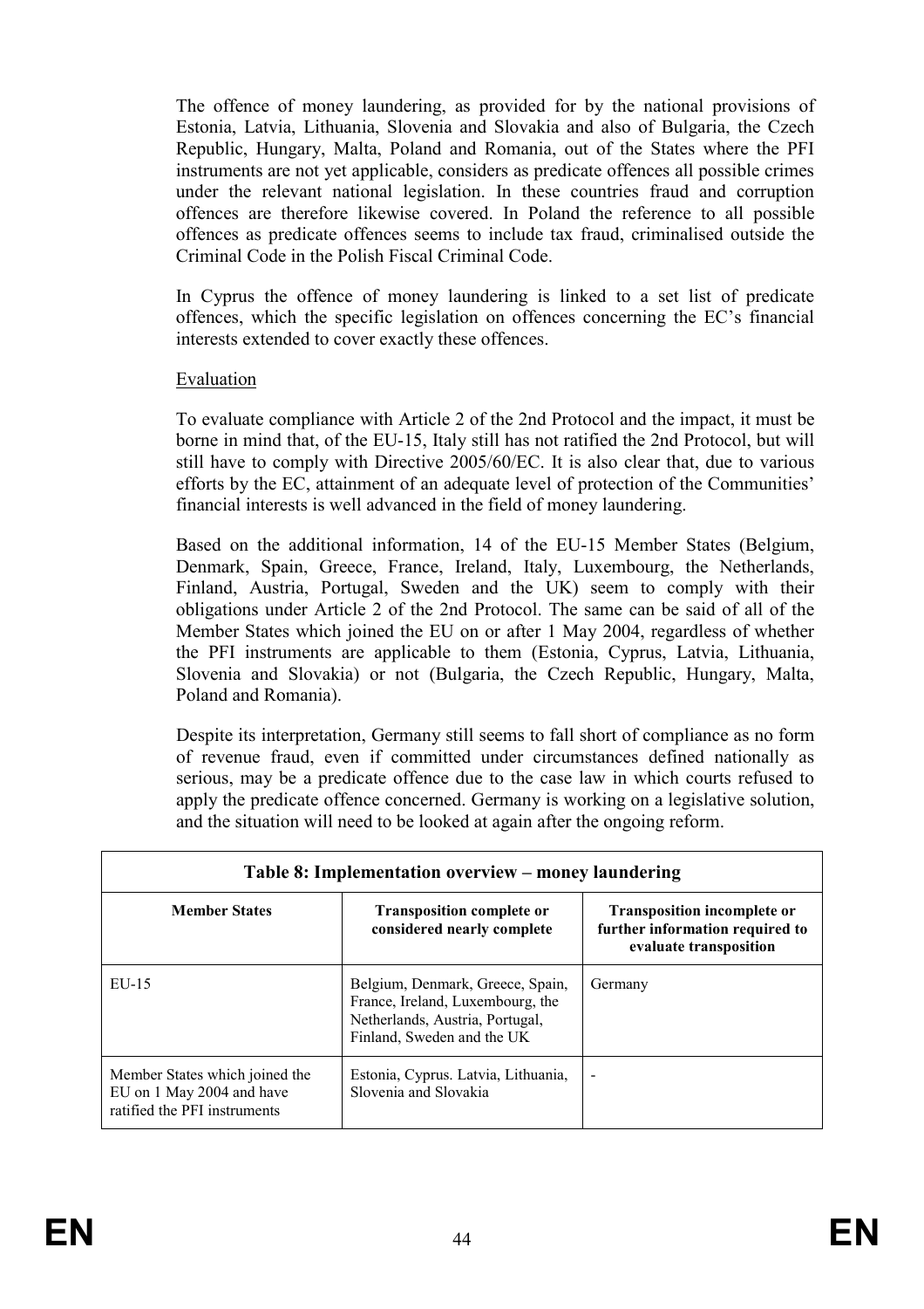The offence of money laundering, as provided for by the national provisions of Estonia, Latvia, Lithuania, Slovenia and Slovakia and also of Bulgaria, the Czech Republic, Hungary, Malta, Poland and Romania, out of the States where the PFI instruments are not yet applicable, considers as predicate offences all possible crimes under the relevant national legislation. In these countries fraud and corruption offences are therefore likewise covered. In Poland the reference to all possible offences as predicate offences seems to include tax fraud, criminalised outside the Criminal Code in the Polish Fiscal Criminal Code.

In Cyprus the offence of money laundering is linked to a set list of predicate offences, which the specific legislation on offences concerning the EC's financial interests extended to cover exactly these offences.

Evaluation

To evaluate compliance with Article 2 of the 2nd Protocol and the impact, it must be borne in mind that, of the EU-15, Italy still has not ratified the 2nd Protocol, but will still have to comply with Directive 2005/60/EC. It is also clear that, due to various efforts by the EC, attainment of an adequate level of protection of the Communities' financial interests is well advanced in the field of money laundering.

Based on the additional information, 14 of the EU-15 Member States (Belgium, Denmark, Spain, Greece, France, Ireland, Italy, Luxembourg, the Netherlands, Finland, Austria, Portugal, Sweden and the UK) seem to comply with their obligations under Article 2 of the 2nd Protocol. The same can be said of all of the Member States which joined the EU on or after 1 May 2004, regardless of whether the PFI instruments are applicable to them (Estonia, Cyprus, Latvia, Lithuania, Slovenia and Slovakia) or not (Bulgaria, the Czech Republic, Hungary, Malta, Poland and Romania).

Despite its interpretation, Germany still seems to fall short of compliance as no form of revenue fraud, even if committed under circumstances defined nationally as serious, may be a predicate offence due to the case law in which courts refused to apply the predicate offence concerned. Germany is working on a legislative solution, and the situation will need to be looked at again after the ongoing reform.

**Table 8: Implementation overview – money laundering**

| Member States | Transposition complete or considered nearly complete | Transposition incomplete or further information required to evaluate transposition |
|---|---|---|
| EU-15 | Belgium, Denmark, Greece, Spain, France, Ireland, Luxembourg, the Netherlands, Austria, Portugal, Finland, Sweden and the UK | Germany |
| Member States which joined the EU on 1 May 2004 and have ratified the PFI instruments | Estonia, Cyprus. Latvia, Lithuania, Slovenia and Slovakia | - |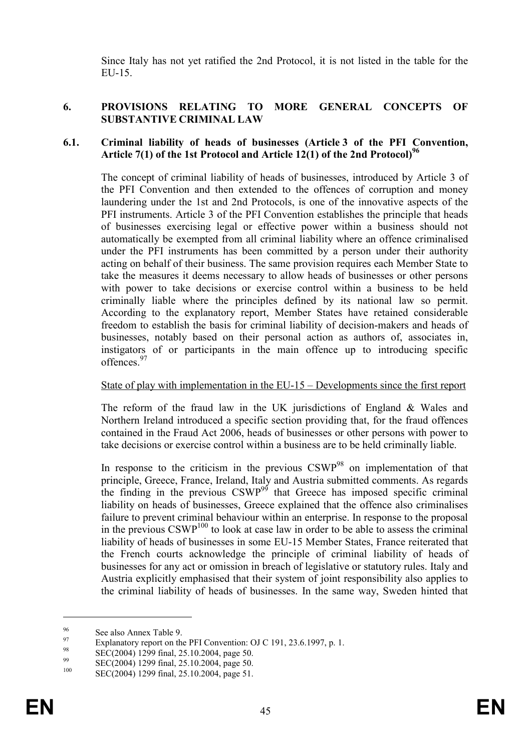Since Italy has not yet ratified the 2nd Protocol, it is not listed in the table for the EU-15.

## 6. PROVISIONS RELATING TO MORE GENERAL CONCEPTS OF SUBSTANTIVE CRIMINAL LAW

### 6.1. Criminal liability of heads of businesses (Article 3 of the PFI Convention, Article 7(1) of the 1st Protocol and Article 12(1) of the 2nd Protocol)[96]

The concept of criminal liability of heads of businesses, introduced by Article 3 of the PFI Convention and then extended to the offences of corruption and money laundering under the 1st and 2nd Protocols, is one of the innovative aspects of the PFI instruments. Article 3 of the PFI Convention establishes the principle that heads of businesses exercising legal or effective power within a business should not automatically be exempted from all criminal liability where an offence criminalised under the PFI instruments has been committed by a person under their authority acting on behalf of their business. The same provision requires each Member State to take the measures it deems necessary to allow heads of businesses or other persons with power to take decisions or exercise control within a business to be held criminally liable where the principles defined by its national law so permit. According to the explanatory report, Member States have retained considerable freedom to establish the basis for criminal liability of decision-makers and heads of businesses, notably based on their personal action as authors of, associates in, instigators of or participants in the main offence up to introducing specific offences.[97]

State of play with implementation in the EU-15 – Developments since the first report

The reform of the fraud law in the UK jurisdictions of England & Wales and Northern Ireland introduced a specific section providing that, for the fraud offences contained in the Fraud Act 2006, heads of businesses or other persons with power to take decisions or exercise control within a business are to be held criminally liable.

In response to the criticism in the previous CSWP[98] on implementation of that principle, Greece, France, Ireland, Italy and Austria submitted comments. As regards the finding in the previous CSWP[99] that Greece has imposed specific criminal liability on heads of businesses, Greece explained that the offence also criminalises failure to prevent criminal behaviour within an enterprise. In response to the proposal in the previous CSWP[100] to look at case law in order to be able to assess the criminal liability of heads of businesses in some EU-15 Member States, France reiterated that the French courts acknowledge the principle of criminal liability of heads of businesses for any act or omission in breach of legislative or statutory rules. Italy and Austria explicitly emphasised that their system of joint responsibility also applies to the criminal liability of heads of businesses. In the same way, Sweden hinted that

---

[96] See also Annex Table 9.

[97] Explanatory report on the PFI Convention: OJ C 191, 23.6.1997, p. 1.

[98] SEC(2004) 1299 final, 25.10.2004, page 50.

[99] SEC(2004) 1299 final, 25.10.2004, page 50.

[100] SEC(2004) 1299 final, 25.10.2004, page 51.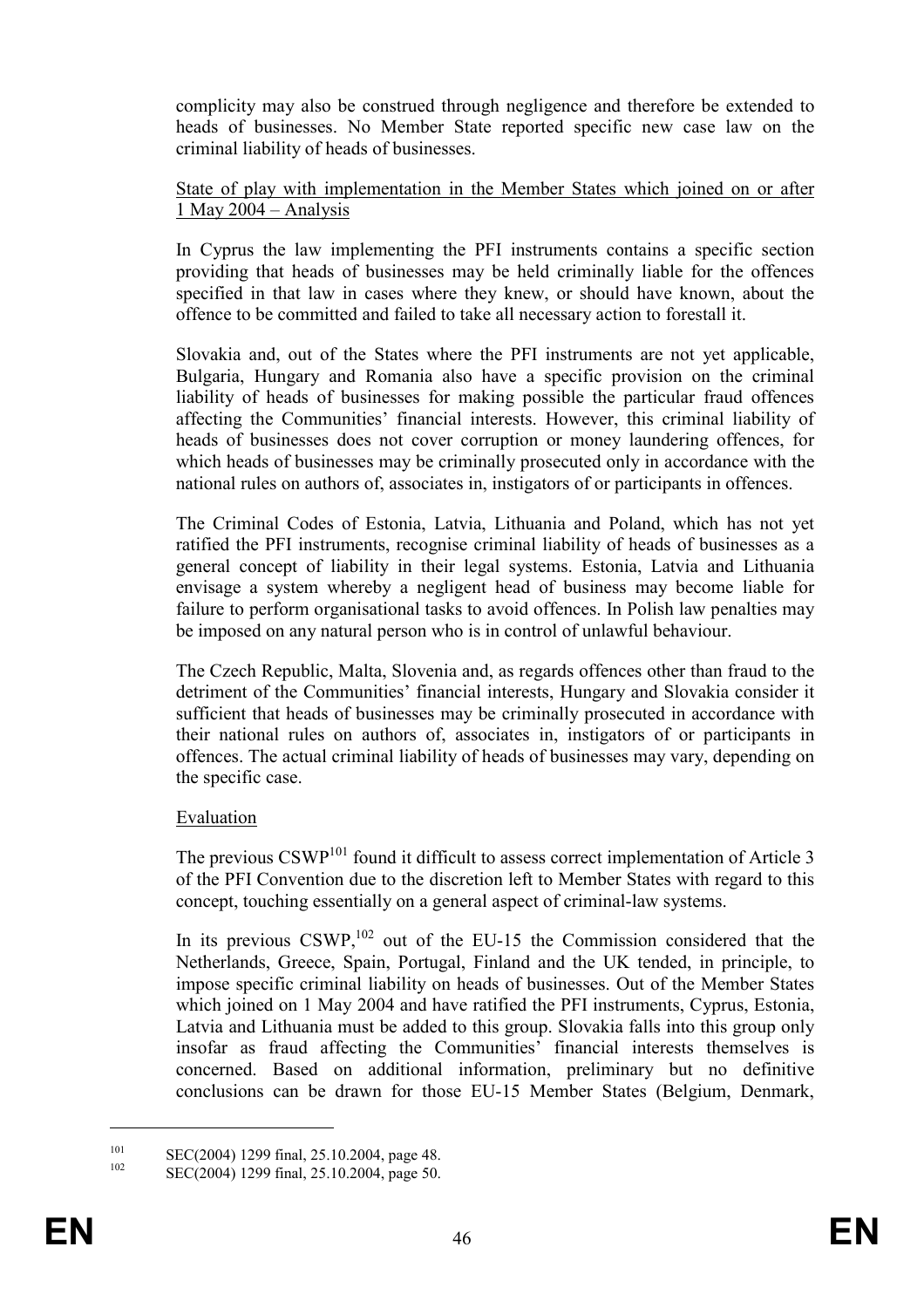complicity may also be construed through negligence and therefore be extended to heads of businesses. No Member State reported specific new case law on the criminal liability of heads of businesses.

State of play with implementation in the Member States which joined on or after 1 May 2004 – Analysis

In Cyprus the law implementing the PFI instruments contains a specific section providing that heads of businesses may be held criminally liable for the offences specified in that law in cases where they knew, or should have known, about the offence to be committed and failed to take all necessary action to forestall it.

Slovakia and, out of the States where the PFI instruments are not yet applicable, Bulgaria, Hungary and Romania also have a specific provision on the criminal liability of heads of businesses for making possible the particular fraud offences affecting the Communities' financial interests. However, this criminal liability of heads of businesses does not cover corruption or money laundering offences, for which heads of businesses may be criminally prosecuted only in accordance with the national rules on authors of, associates in, instigators of or participants in offences.

The Criminal Codes of Estonia, Latvia, Lithuania and Poland, which has not yet ratified the PFI instruments, recognise criminal liability of heads of businesses as a general concept of liability in their legal systems. Estonia, Latvia and Lithuania envisage a system whereby a negligent head of business may become liable for failure to perform organisational tasks to avoid offences. In Polish law penalties may be imposed on any natural person who is in control of unlawful behaviour.

The Czech Republic, Malta, Slovenia and, as regards offences other than fraud to the detriment of the Communities' financial interests, Hungary and Slovakia consider it sufficient that heads of businesses may be criminally prosecuted in accordance with their national rules on authors of, associates in, instigators of or participants in offences. The actual criminal liability of heads of businesses may vary, depending on the specific case.

Evaluation

The previous CSWP[101] found it difficult to assess correct implementation of Article 3 of the PFI Convention due to the discretion left to Member States with regard to this concept, touching essentially on a general aspect of criminal-law systems.

In its previous CSWP,[102] out of the EU-15 the Commission considered that the Netherlands, Greece, Spain, Portugal, Finland and the UK tended, in principle, to impose specific criminal liability on heads of businesses. Out of the Member States which joined on 1 May 2004 and have ratified the PFI instruments, Cyprus, Estonia, Latvia and Lithuania must be added to this group. Slovakia falls into this group only insofar as fraud affecting the Communities' financial interests themselves is concerned. Based on additional information, preliminary but no definitive conclusions can be drawn for those EU-15 Member States (Belgium, Denmark,

---

[101] SEC(2004) 1299 final, 25.10.2004, page 48.

[102] SEC(2004) 1299 final, 25.10.2004, page 50.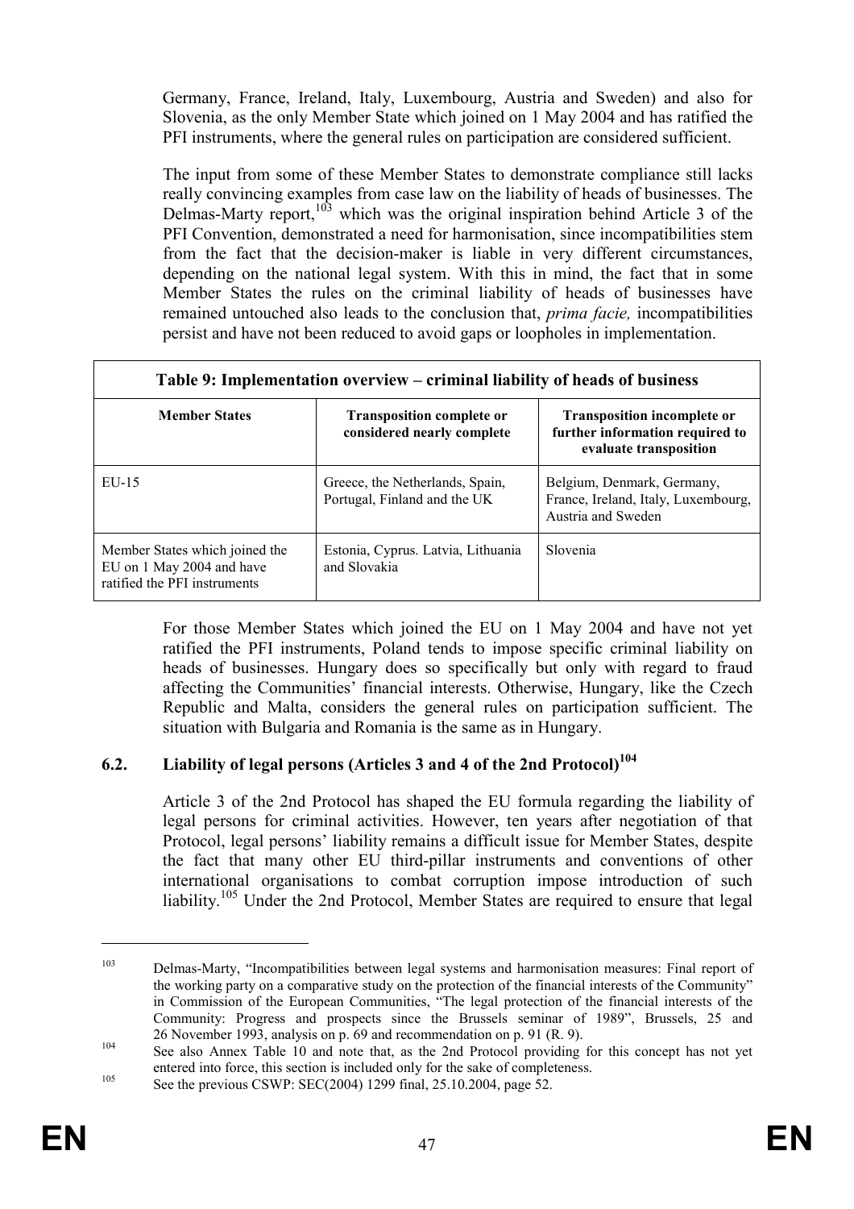Germany, France, Ireland, Italy, Luxembourg, Austria and Sweden) and also for Slovenia, as the only Member State which joined on 1 May 2004 and has ratified the PFI instruments, where the general rules on participation are considered sufficient.

The input from some of these Member States to demonstrate compliance still lacks really convincing examples from case law on the liability of heads of businesses. The Delmas-Marty report,[103] which was the original inspiration behind Article 3 of the PFI Convention, demonstrated a need for harmonisation, since incompatibilities stem from the fact that the decision-maker is liable in very different circumstances, depending on the national legal system. With this in mind, the fact that in some Member States the rules on the criminal liability of heads of businesses have remained untouched also leads to the conclusion that, *prima facie,* incompatibilities persist and have not been reduced to avoid gaps or loopholes in implementation.

**Table 9: Implementation overview – criminal liability of heads of business**

| Member States | Transposition complete or considered nearly complete | Transposition incomplete or further information required to evaluate transposition |
|---|---|---|
| EU-15 | Greece, the Netherlands, Spain, Portugal, Finland and the UK | Belgium, Denmark, Germany, France, Ireland, Italy, Luxembourg, Austria and Sweden |
| Member States which joined the EU on 1 May 2004 and have ratified the PFI instruments | Estonia, Cyprus. Latvia, Lithuania and Slovakia | Slovenia |

For those Member States which joined the EU on 1 May 2004 and have not yet ratified the PFI instruments, Poland tends to impose specific criminal liability on heads of businesses. Hungary does so specifically but only with regard to fraud affecting the Communities' financial interests. Otherwise, Hungary, like the Czech Republic and Malta, considers the general rules on participation sufficient. The situation with Bulgaria and Romania is the same as in Hungary.

## 6.2. Liability of legal persons (Articles 3 and 4 of the 2nd Protocol)[104]

Article 3 of the 2nd Protocol has shaped the EU formula regarding the liability of legal persons for criminal activities. However, ten years after negotiation of that Protocol, legal persons' liability remains a difficult issue for Member States, despite the fact that many other EU third-pillar instruments and conventions of other international organisations to combat corruption impose introduction of such liability.[105] Under the 2nd Protocol, Member States are required to ensure that legal

---

[103] Delmas-Marty, "Incompatibilities between legal systems and harmonisation measures: Final report of the working party on a comparative study on the protection of the financial interests of the Community" in Commission of the European Communities, "The legal protection of the financial interests of the Community: Progress and prospects since the Brussels seminar of 1989", Brussels, 25 and 26 November 1993, analysis on p. 69 and recommendation on p. 91 (R. 9).

[104] See also Annex Table 10 and note that, as the 2nd Protocol providing for this concept has not yet entered into force, this section is included only for the sake of completeness.

[105] See the previous CSWP: SEC(2004) 1299 final, 25.10.2004, page 52.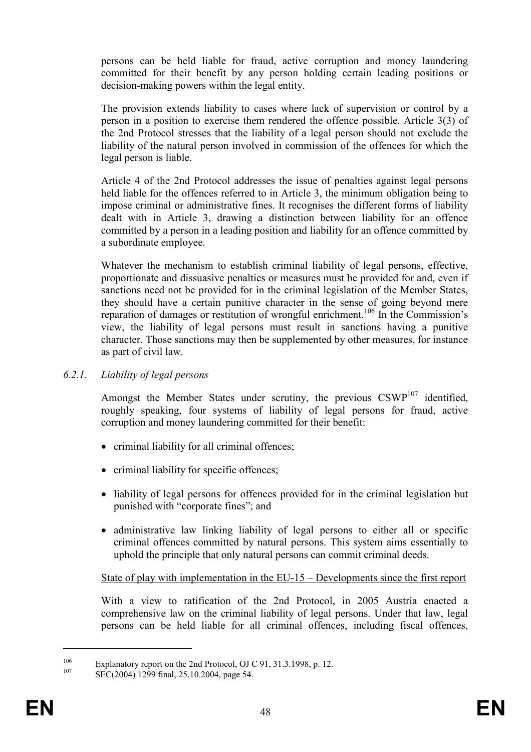persons can be held liable for fraud, active corruption and money laundering committed for their benefit by any person holding certain leading positions or decision-making powers within the legal entity.

The provision extends liability to cases where lack of supervision or control by a person in a position to exercise them rendered the offence possible. Article 3(3) of the 2nd Protocol stresses that the liability of a legal person should not exclude the liability of the natural person involved in commission of the offences for which the legal person is liable.

Article 4 of the 2nd Protocol addresses the issue of penalties against legal persons held liable for the offences referred to in Article 3, the minimum obligation being to impose criminal or administrative fines. It recognises the different forms of liability dealt with in Article 3, drawing a distinction between liability for an offence committed by a person in a leading position and liability for an offence committed by a subordinate employee.

Whatever the mechanism to establish criminal liability of legal persons, effective, proportionate and dissuasive penalties or measures must be provided for and, even if sanctions need not be provided for in the criminal legislation of the Member States, they should have a certain punitive character in the sense of going beyond mere reparation of damages or restitution of wrongful enrichment.[106] In the Commission's view, the liability of legal persons must result in sanctions having a punitive character. Those sanctions may then be supplemented by other measures, for instance as part of civil law.

### *6.2.1. Liability of legal persons*

Amongst the Member States under scrutiny, the previous CSWP[107] identified, roughly speaking, four systems of liability of legal persons for fraud, active corruption and money laundering committed for their benefit:

- criminal liability for all criminal offences;
- criminal liability for specific offences;
- liability of legal persons for offences provided for in the criminal legislation but punished with "corporate fines"; and
- administrative law linking liability of legal persons to either all or specific criminal offences committed by natural persons. This system aims essentially to uphold the principle that only natural persons can commit criminal deeds.

State of play with implementation in the EU-15 – Developments since the first report

With a view to ratification of the 2nd Protocol, in 2005 Austria enacted a comprehensive law on the criminal liability of legal persons. Under that law, legal persons can be held liable for all criminal offences, including fiscal offences,

---

[106] Explanatory report on the 2nd Protocol, OJ C 91, 31.3.1998, p. 12.

[107] SEC(2004) 1299 final, 25.10.2004, page 54.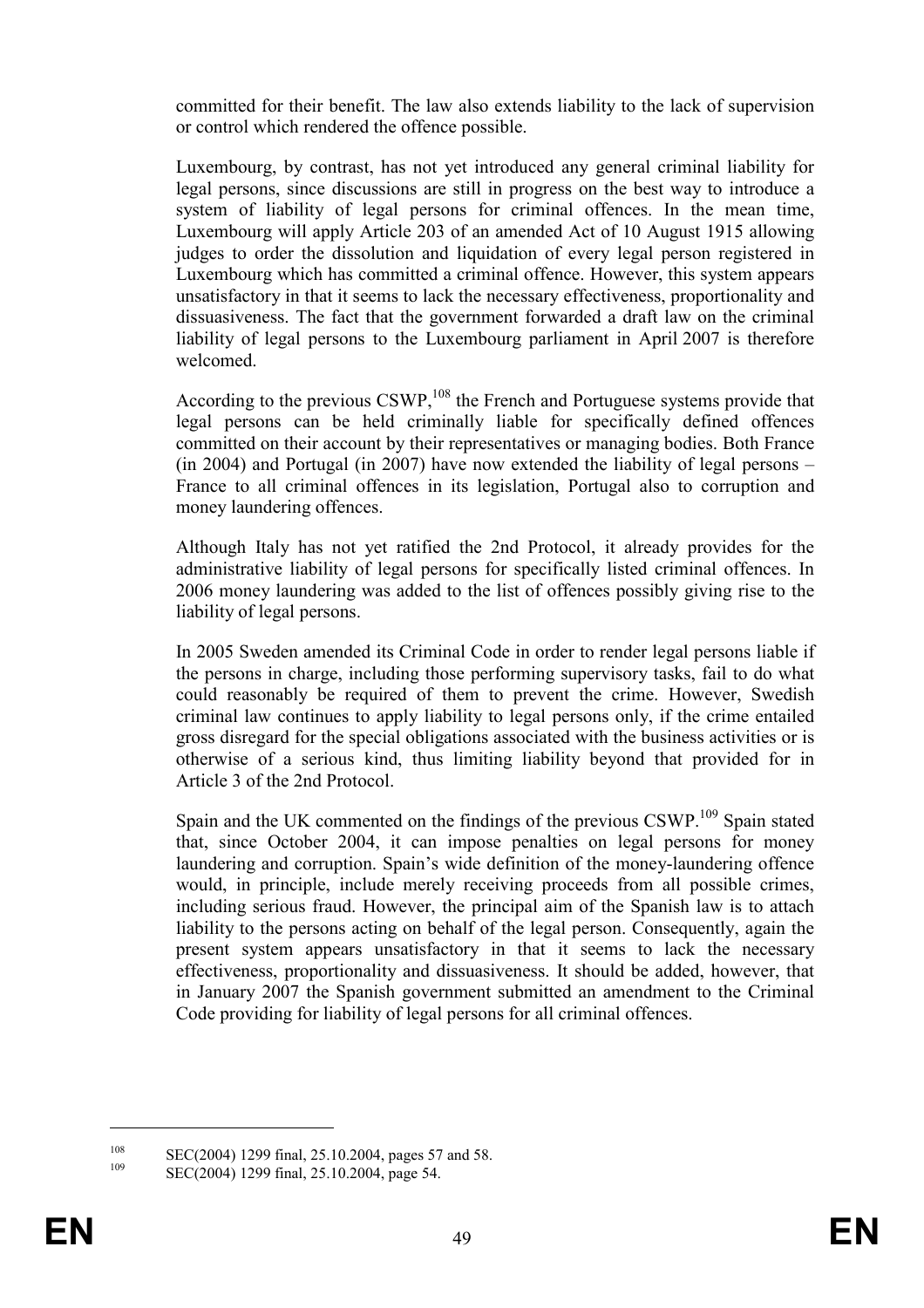committed for their benefit. The law also extends liability to the lack of supervision or control which rendered the offence possible.

Luxembourg, by contrast, has not yet introduced any general criminal liability for legal persons, since discussions are still in progress on the best way to introduce a system of liability of legal persons for criminal offences. In the mean time, Luxembourg will apply Article 203 of an amended Act of 10 August 1915 allowing judges to order the dissolution and liquidation of every legal person registered in Luxembourg which has committed a criminal offence. However, this system appears unsatisfactory in that it seems to lack the necessary effectiveness, proportionality and dissuasiveness. The fact that the government forwarded a draft law on the criminal liability of legal persons to the Luxembourg parliament in April 2007 is therefore welcomed.

According to the previous CSWP,[108] the French and Portuguese systems provide that legal persons can be held criminally liable for specifically defined offences committed on their account by their representatives or managing bodies. Both France (in 2004) and Portugal (in 2007) have now extended the liability of legal persons – France to all criminal offences in its legislation, Portugal also to corruption and money laundering offences.

Although Italy has not yet ratified the 2nd Protocol, it already provides for the administrative liability of legal persons for specifically listed criminal offences. In 2006 money laundering was added to the list of offences possibly giving rise to the liability of legal persons.

In 2005 Sweden amended its Criminal Code in order to render legal persons liable if the persons in charge, including those performing supervisory tasks, fail to do what could reasonably be required of them to prevent the crime. However, Swedish criminal law continues to apply liability to legal persons only, if the crime entailed gross disregard for the special obligations associated with the business activities or is otherwise of a serious kind, thus limiting liability beyond that provided for in Article 3 of the 2nd Protocol.

Spain and the UK commented on the findings of the previous CSWP.[109] Spain stated that, since October 2004, it can impose penalties on legal persons for money laundering and corruption. Spain's wide definition of the money-laundering offence would, in principle, include merely receiving proceeds from all possible crimes, including serious fraud. However, the principal aim of the Spanish law is to attach liability to the persons acting on behalf of the legal person. Consequently, again the present system appears unsatisfactory in that it seems to lack the necessary effectiveness, proportionality and dissuasiveness. It should be added, however, that in January 2007 the Spanish government submitted an amendment to the Criminal Code providing for liability of legal persons for all criminal offences.

---

[108] SEC(2004) 1299 final, 25.10.2004, pages 57 and 58.

[109] SEC(2004) 1299 final, 25.10.2004, page 54.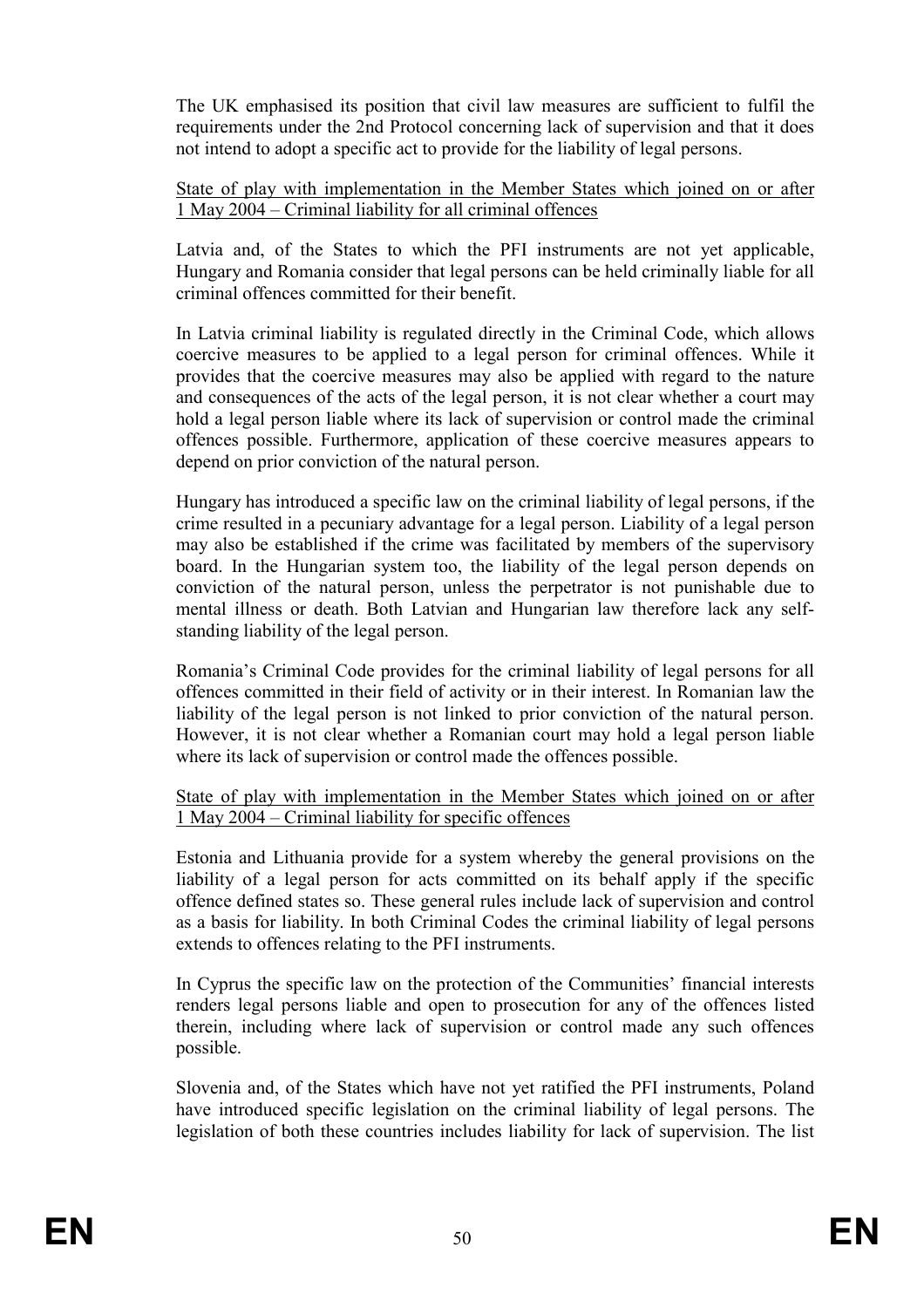The UK emphasised its position that civil law measures are sufficient to fulfil the requirements under the 2nd Protocol concerning lack of supervision and that it does not intend to adopt a specific act to provide for the liability of legal persons.

<u>State of play with implementation in the Member States which joined on or after 1 May 2004 – Criminal liability for all criminal offences</u>

Latvia and, of the States to which the PFI instruments are not yet applicable, Hungary and Romania consider that legal persons can be held criminally liable for all criminal offences committed for their benefit.

In Latvia criminal liability is regulated directly in the Criminal Code, which allows coercive measures to be applied to a legal person for criminal offences. While it provides that the coercive measures may also be applied with regard to the nature and consequences of the acts of the legal person, it is not clear whether a court may hold a legal person liable where its lack of supervision or control made the criminal offences possible. Furthermore, application of these coercive measures appears to depend on prior conviction of the natural person.

Hungary has introduced a specific law on the criminal liability of legal persons, if the crime resulted in a pecuniary advantage for a legal person. Liability of a legal person may also be established if the crime was facilitated by members of the supervisory board. In the Hungarian system too, the liability of the legal person depends on conviction of the natural person, unless the perpetrator is not punishable due to mental illness or death. Both Latvian and Hungarian law therefore lack any self-standing liability of the legal person.

Romania's Criminal Code provides for the criminal liability of legal persons for all offences committed in their field of activity or in their interest. In Romanian law the liability of the legal person is not linked to prior conviction of the natural person. However, it is not clear whether a Romanian court may hold a legal person liable where its lack of supervision or control made the offences possible.

<u>State of play with implementation in the Member States which joined on or after 1 May 2004 – Criminal liability for specific offences</u>

Estonia and Lithuania provide for a system whereby the general provisions on the liability of a legal person for acts committed on its behalf apply if the specific offence defined states so. These general rules include lack of supervision and control as a basis for liability. In both Criminal Codes the criminal liability of legal persons extends to offences relating to the PFI instruments.

In Cyprus the specific law on the protection of the Communities' financial interests renders legal persons liable and open to prosecution for any of the offences listed therein, including where lack of supervision or control made any such offences possible.

Slovenia and, of the States which have not yet ratified the PFI instruments, Poland have introduced specific legislation on the criminal liability of legal persons. The legislation of both these countries includes liability for lack of supervision. The list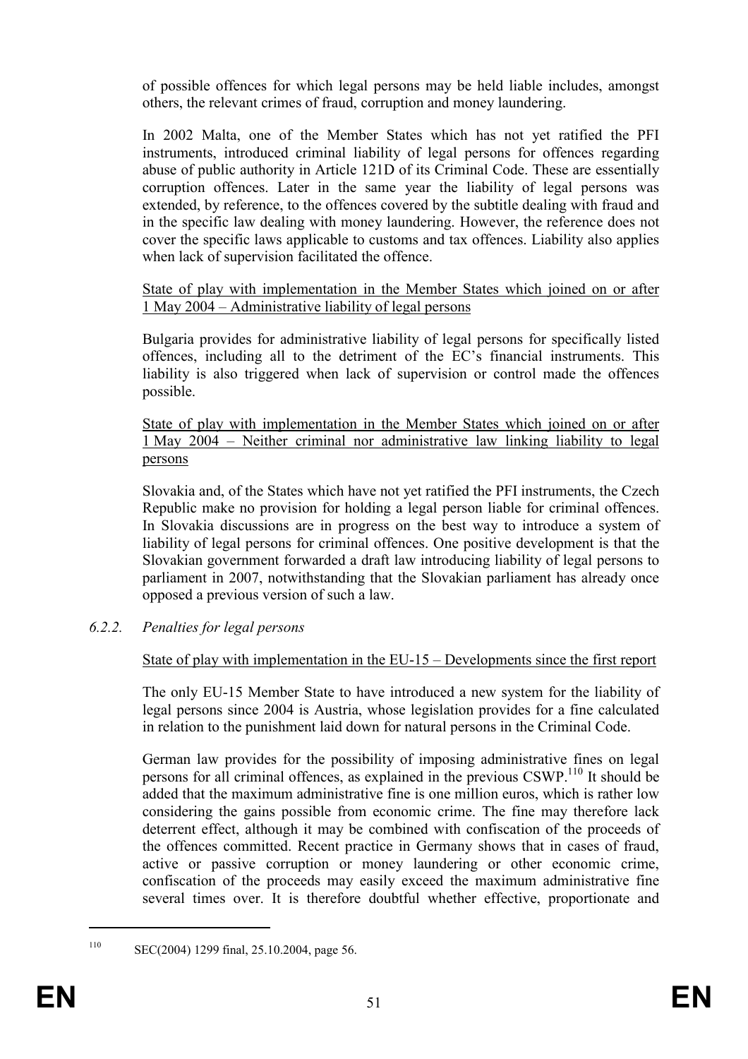of possible offences for which legal persons may be held liable includes, amongst others, the relevant crimes of fraud, corruption and money laundering.

In 2002 Malta, one of the Member States which has not yet ratified the PFI instruments, introduced criminal liability of legal persons for offences regarding abuse of public authority in Article 121D of its Criminal Code. These are essentially corruption offences. Later in the same year the liability of legal persons was extended, by reference, to the offences covered by the subtitle dealing with fraud and in the specific law dealing with money laundering. However, the reference does not cover the specific laws applicable to customs and tax offences. Liability also applies when lack of supervision facilitated the offence.

State of play with implementation in the Member States which joined on or after 1 May 2004 – Administrative liability of legal persons

Bulgaria provides for administrative liability of legal persons for specifically listed offences, including all to the detriment of the EC's financial instruments. This liability is also triggered when lack of supervision or control made the offences possible.

State of play with implementation in the Member States which joined on or after 1 May 2004 – Neither criminal nor administrative law linking liability to legal persons

Slovakia and, of the States which have not yet ratified the PFI instruments, the Czech Republic make no provision for holding a legal person liable for criminal offences. In Slovakia discussions are in progress on the best way to introduce a system of liability of legal persons for criminal offences. One positive development is that the Slovakian government forwarded a draft law introducing liability of legal persons to parliament in 2007, notwithstanding that the Slovakian parliament has already once opposed a previous version of such a law.

#### *6.2.2. Penalties for legal persons*

State of play with implementation in the EU-15 – Developments since the first report

The only EU-15 Member State to have introduced a new system for the liability of legal persons since 2004 is Austria, whose legislation provides for a fine calculated in relation to the punishment laid down for natural persons in the Criminal Code.

German law provides for the possibility of imposing administrative fines on legal persons for all criminal offences, as explained in the previous CSWP.[110] It should be added that the maximum administrative fine is one million euros, which is rather low considering the gains possible from economic crime. The fine may therefore lack deterrent effect, although it may be combined with confiscation of the proceeds of the offences committed. Recent practice in Germany shows that in cases of fraud, active or passive corruption or money laundering or other economic crime, confiscation of the proceeds may easily exceed the maximum administrative fine several times over. It is therefore doubtful whether effective, proportionate and

[110] SEC(2004) 1299 final, 25.10.2004, page 56.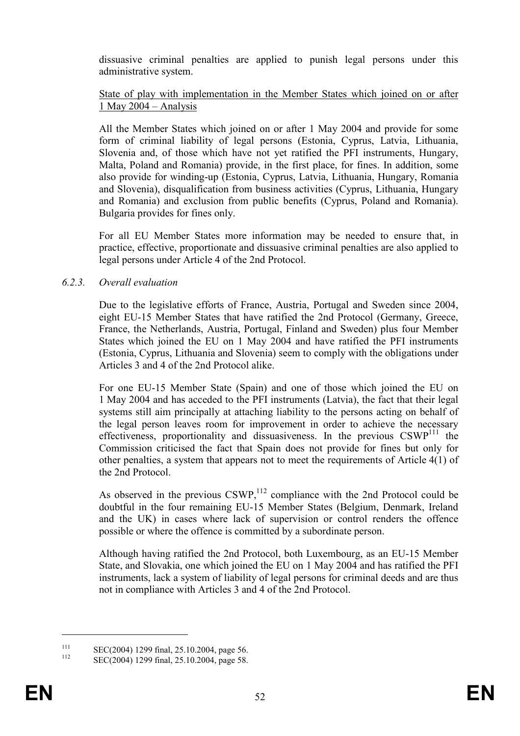dissuasive criminal penalties are applied to punish legal persons under this administrative system.

State of play with implementation in the Member States which joined on or after 1 May 2004 – Analysis

All the Member States which joined on or after 1 May 2004 and provide for some form of criminal liability of legal persons (Estonia, Cyprus, Latvia, Lithuania, Slovenia and, of those which have not yet ratified the PFI instruments, Hungary, Malta, Poland and Romania) provide, in the first place, for fines. In addition, some also provide for winding-up (Estonia, Cyprus, Latvia, Lithuania, Hungary, Romania and Slovenia), disqualification from business activities (Cyprus, Lithuania, Hungary and Romania) and exclusion from public benefits (Cyprus, Poland and Romania). Bulgaria provides for fines only.

For all EU Member States more information may be needed to ensure that, in practice, effective, proportionate and dissuasive criminal penalties are also applied to legal persons under Article 4 of the 2nd Protocol.

### 6.2.3. *Overall evaluation*

Due to the legislative efforts of France, Austria, Portugal and Sweden since 2004, eight EU-15 Member States that have ratified the 2nd Protocol (Germany, Greece, France, the Netherlands, Austria, Portugal, Finland and Sweden) plus four Member States which joined the EU on 1 May 2004 and have ratified the PFI instruments (Estonia, Cyprus, Lithuania and Slovenia) seem to comply with the obligations under Articles 3 and 4 of the 2nd Protocol alike.

For one EU-15 Member State (Spain) and one of those which joined the EU on 1 May 2004 and has acceded to the PFI instruments (Latvia), the fact that their legal systems still aim principally at attaching liability to the persons acting on behalf of the legal person leaves room for improvement in order to achieve the necessary effectiveness, proportionality and dissuasiveness. In the previous CSWP[111] the Commission criticised the fact that Spain does not provide for fines but only for other penalties, a system that appears not to meet the requirements of Article 4(1) of the 2nd Protocol.

As observed in the previous CSWP,[112] compliance with the 2nd Protocol could be doubtful in the four remaining EU-15 Member States (Belgium, Denmark, Ireland and the UK) in cases where lack of supervision or control renders the offence possible or where the offence is committed by a subordinate person.

Although having ratified the 2nd Protocol, both Luxembourg, as an EU-15 Member State, and Slovakia, one which joined the EU on 1 May 2004 and has ratified the PFI instruments, lack a system of liability of legal persons for criminal deeds and are thus not in compliance with Articles 3 and 4 of the 2nd Protocol.

---

[111] SEC(2004) 1299 final, 25.10.2004, page 56.

[112] SEC(2004) 1299 final, 25.10.2004, page 58.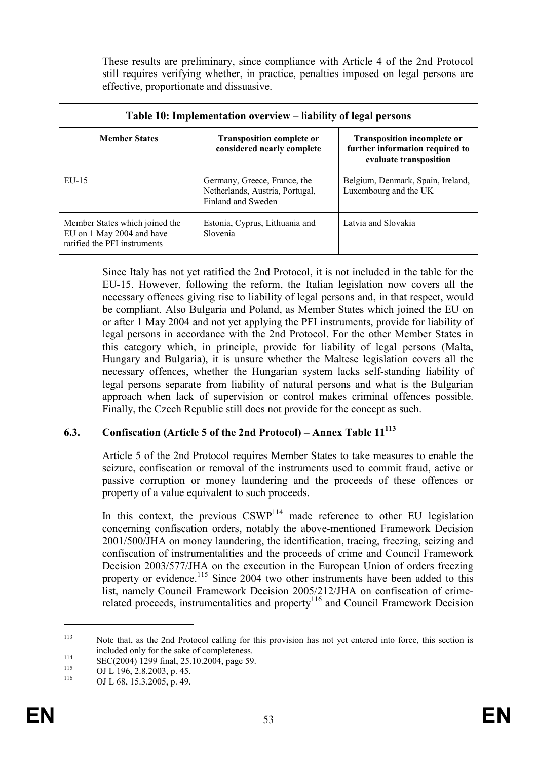These results are preliminary, since compliance with Article 4 of the 2nd Protocol still requires verifying whether, in practice, penalties imposed on legal persons are effective, proportionate and dissuasive.

| Table 10: Implementation overview – liability of legal persons | | |
|---|---|---|
| **Member States** | **Transposition complete or considered nearly complete** | **Transposition incomplete or further information required to evaluate transposition** |
| EU-15 | Germany, Greece, France, the Netherlands, Austria, Portugal, Finland and Sweden | Belgium, Denmark, Spain, Ireland, Luxembourg and the UK |
| Member States which joined the EU on 1 May 2004 and have ratified the PFI instruments | Estonia, Cyprus, Lithuania and Slovenia | Latvia and Slovakia |

Since Italy has not yet ratified the 2nd Protocol, it is not included in the table for the EU-15. However, following the reform, the Italian legislation now covers all the necessary offences giving rise to liability of legal persons and, in that respect, would be compliant. Also Bulgaria and Poland, as Member States which joined the EU on or after 1 May 2004 and not yet applying the PFI instruments, provide for liability of legal persons in accordance with the 2nd Protocol. For the other Member States in this category which, in principle, provide for liability of legal persons (Malta, Hungary and Bulgaria), it is unsure whether the Maltese legislation covers all the necessary offences, whether the Hungarian system lacks self-standing liability of legal persons separate from liability of natural persons and what is the Bulgarian approach when lack of supervision or control makes criminal offences possible. Finally, the Czech Republic still does not provide for the concept as such.

### 6.3. Confiscation (Article 5 of the 2nd Protocol) – Annex Table 11[113]

Article 5 of the 2nd Protocol requires Member States to take measures to enable the seizure, confiscation or removal of the instruments used to commit fraud, active or passive corruption or money laundering and the proceeds of these offences or property of a value equivalent to such proceeds.

In this context, the previous CSWP[114] made reference to other EU legislation concerning confiscation orders, notably the above-mentioned Framework Decision 2001/500/JHA on money laundering, the identification, tracing, freezing, seizing and confiscation of instrumentalities and the proceeds of crime and Council Framework Decision 2003/577/JHA on the execution in the European Union of orders freezing property or evidence.[115] Since 2004 two other instruments have been added to this list, namely Council Framework Decision 2005/212/JHA on confiscation of crime-related proceeds, instrumentalities and property[116] and Council Framework Decision

---

[113] Note that, as the 2nd Protocol calling for this provision has not yet entered into force, this section is included only for the sake of completeness.

[114] SEC(2004) 1299 final, 25.10.2004, page 59.

[115] OJ L 196, 2.8.2003, p. 45.

[116] OJ L 68, 15.3.2005, p. 49.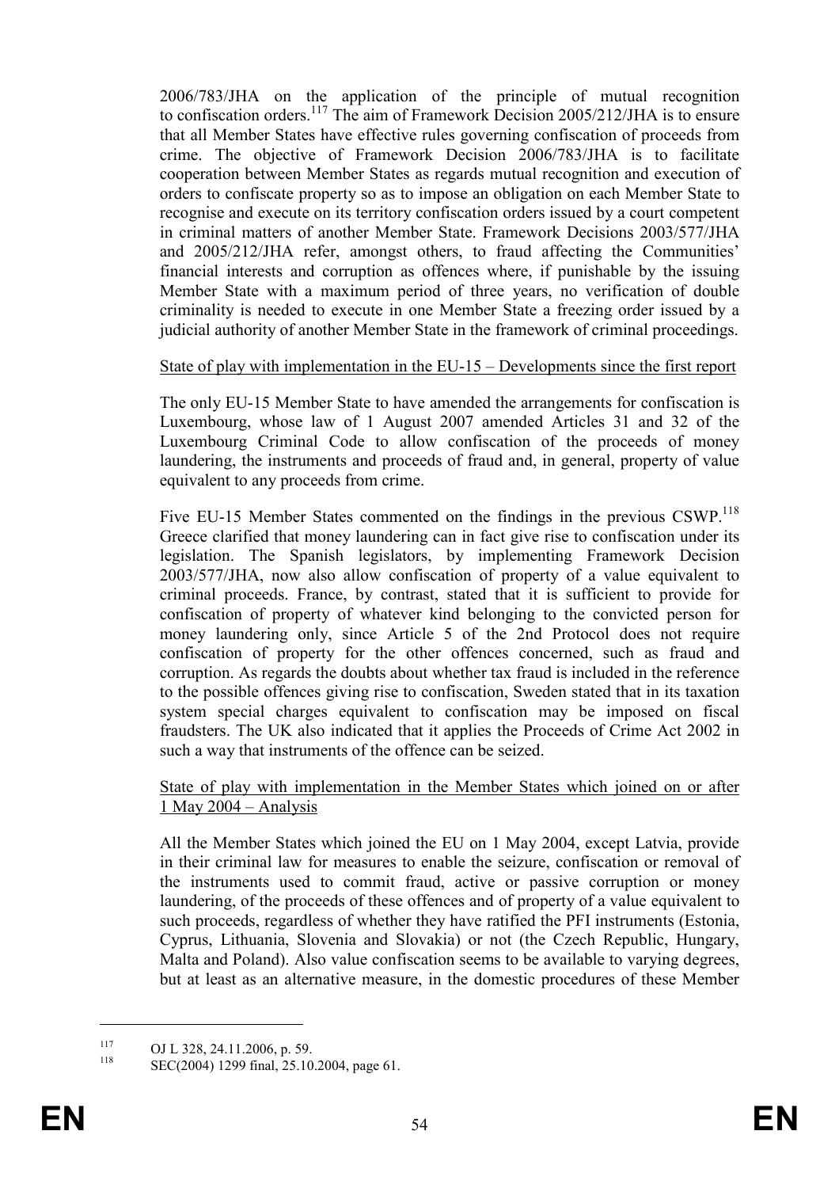2006/783/JHA on the application of the principle of mutual recognition to confiscation orders.[117] The aim of Framework Decision 2005/212/JHA is to ensure that all Member States have effective rules governing confiscation of proceeds from crime. The objective of Framework Decision 2006/783/JHA is to facilitate cooperation between Member States as regards mutual recognition and execution of orders to confiscate property so as to impose an obligation on each Member State to recognise and execute on its territory confiscation orders issued by a court competent in criminal matters of another Member State. Framework Decisions 2003/577/JHA and 2005/212/JHA refer, amongst others, to fraud affecting the Communities' financial interests and corruption as offences where, if punishable by the issuing Member State with a maximum period of three years, no verification of double criminality is needed to execute in one Member State a freezing order issued by a judicial authority of another Member State in the framework of criminal proceedings.

State of play with implementation in the EU-15 – Developments since the first report

The only EU-15 Member State to have amended the arrangements for confiscation is Luxembourg, whose law of 1 August 2007 amended Articles 31 and 32 of the Luxembourg Criminal Code to allow confiscation of the proceeds of money laundering, the instruments and proceeds of fraud and, in general, property of value equivalent to any proceeds from crime.

Five EU-15 Member States commented on the findings in the previous CSWP.[118] Greece clarified that money laundering can in fact give rise to confiscation under its legislation. The Spanish legislators, by implementing Framework Decision 2003/577/JHA, now also allow confiscation of property of a value equivalent to criminal proceeds. France, by contrast, stated that it is sufficient to provide for confiscation of property of whatever kind belonging to the convicted person for money laundering only, since Article 5 of the 2nd Protocol does not require confiscation of property for the other offences concerned, such as fraud and corruption. As regards the doubts about whether tax fraud is included in the reference to the possible offences giving rise to confiscation, Sweden stated that in its taxation system special charges equivalent to confiscation may be imposed on fiscal fraudsters. The UK also indicated that it applies the Proceeds of Crime Act 2002 in such a way that instruments of the offence can be seized.

State of play with implementation in the Member States which joined on or after 1 May 2004 – Analysis

All the Member States which joined the EU on 1 May 2004, except Latvia, provide in their criminal law for measures to enable the seizure, confiscation or removal of the instruments used to commit fraud, active or passive corruption or money laundering, of the proceeds of these offences and of property of a value equivalent to such proceeds, regardless of whether they have ratified the PFI instruments (Estonia, Cyprus, Lithuania, Slovenia and Slovakia) or not (the Czech Republic, Hungary, Malta and Poland). Also value confiscation seems to be available to varying degrees, but at least as an alternative measure, in the domestic procedures of these Member

[117] OJ L 328, 24.11.2006, p. 59.

[118] SEC(2004) 1299 final, 25.10.2004, page 61.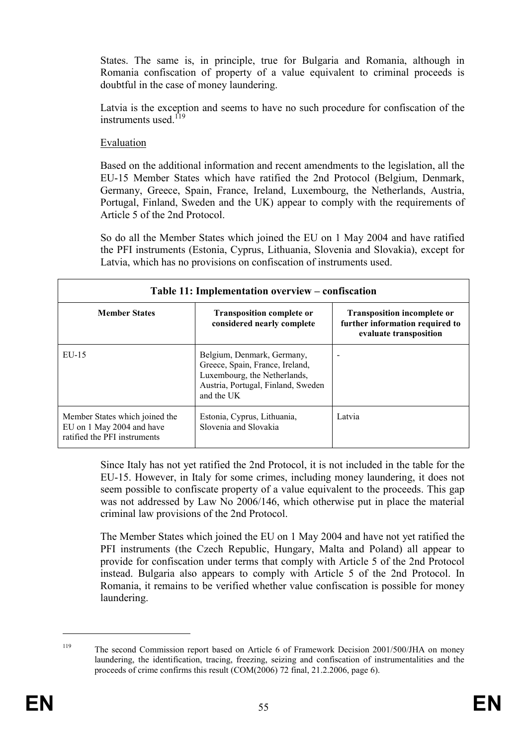States. The same is, in principle, true for Bulgaria and Romania, although in Romania confiscation of property of a value equivalent to criminal proceeds is doubtful in the case of money laundering.

Latvia is the exception and seems to have no such procedure for confiscation of the instruments used.[119]

Evaluation

Based on the additional information and recent amendments to the legislation, all the EU-15 Member States which have ratified the 2nd Protocol (Belgium, Denmark, Germany, Greece, Spain, France, Ireland, Luxembourg, the Netherlands, Austria, Portugal, Finland, Sweden and the UK) appear to comply with the requirements of Article 5 of the 2nd Protocol.

So do all the Member States which joined the EU on 1 May 2004 and have ratified the PFI instruments (Estonia, Cyprus, Lithuania, Slovenia and Slovakia), except for Latvia, which has no provisions on confiscation of instruments used.

**Table 11: Implementation overview – confiscation**

| Member States | Transposition complete or considered nearly complete | Transposition incomplete or further information required to evaluate transposition |
|---|---|---|
| EU-15 | Belgium, Denmark, Germany, Greece, Spain, France, Ireland, Luxembourg, the Netherlands, Austria, Portugal, Finland, Sweden and the UK | - |
| Member States which joined the EU on 1 May 2004 and have ratified the PFI instruments | Estonia, Cyprus, Lithuania, Slovenia and Slovakia | Latvia |

Since Italy has not yet ratified the 2nd Protocol, it is not included in the table for the EU-15. However, in Italy for some crimes, including money laundering, it does not seem possible to confiscate property of a value equivalent to the proceeds. This gap was not addressed by Law No 2006/146, which otherwise put in place the material criminal law provisions of the 2nd Protocol.

The Member States which joined the EU on 1 May 2004 and have not yet ratified the PFI instruments (the Czech Republic, Hungary, Malta and Poland) all appear to provide for confiscation under terms that comply with Article 5 of the 2nd Protocol instead. Bulgaria also appears to comply with Article 5 of the 2nd Protocol. In Romania, it remains to be verified whether value confiscation is possible for money laundering.

[119] The second Commission report based on Article 6 of Framework Decision 2001/500/JHA on money laundering, the identification, tracing, freezing, seizing and confiscation of instrumentalities and the proceeds of crime confirms this result (COM(2006) 72 final, 21.2.2006, page 6).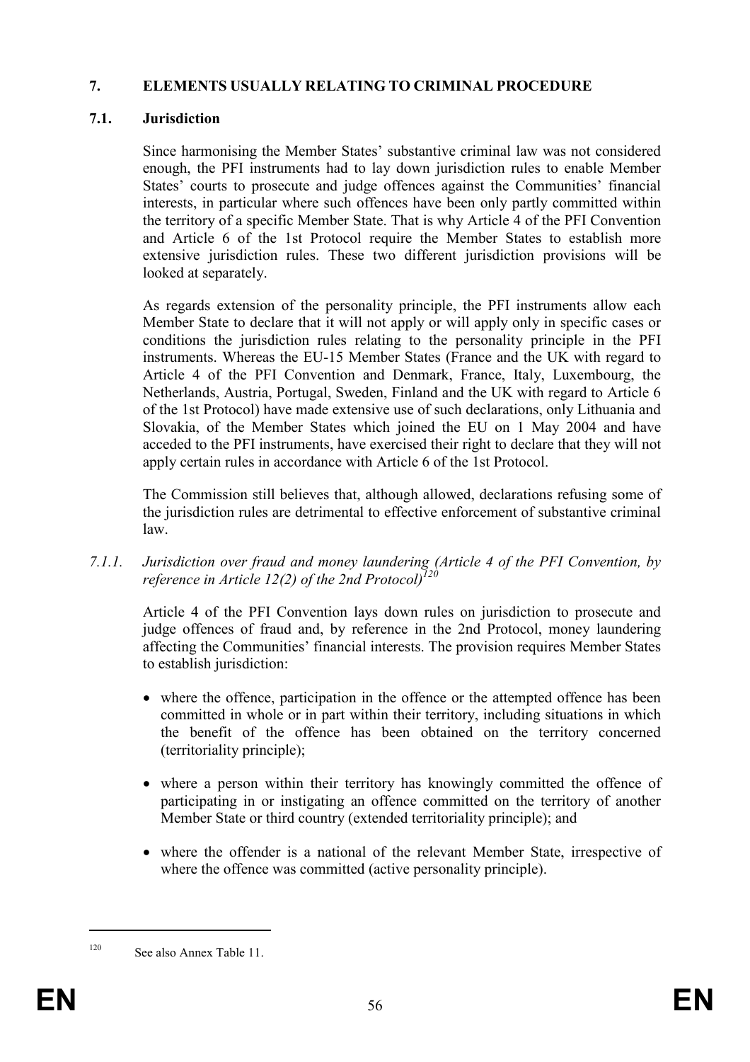## 7. ELEMENTS USUALLY RELATING TO CRIMINAL PROCEDURE

### 7.1. Jurisdiction

Since harmonising the Member States' substantive criminal law was not considered enough, the PFI instruments had to lay down jurisdiction rules to enable Member States' courts to prosecute and judge offences against the Communities' financial interests, in particular where such offences have been only partly committed within the territory of a specific Member State. That is why Article 4 of the PFI Convention and Article 6 of the 1st Protocol require the Member States to establish more extensive jurisdiction rules. These two different jurisdiction provisions will be looked at separately.

As regards extension of the personality principle, the PFI instruments allow each Member State to declare that it will not apply or will apply only in specific cases or conditions the jurisdiction rules relating to the personality principle in the PFI instruments. Whereas the EU-15 Member States (France and the UK with regard to Article 4 of the PFI Convention and Denmark, France, Italy, Luxembourg, the Netherlands, Austria, Portugal, Sweden, Finland and the UK with regard to Article 6 of the 1st Protocol) have made extensive use of such declarations, only Lithuania and Slovakia, of the Member States which joined the EU on 1 May 2004 and have acceded to the PFI instruments, have exercised their right to declare that they will not apply certain rules in accordance with Article 6 of the 1st Protocol.

The Commission still believes that, although allowed, declarations refusing some of the jurisdiction rules are detrimental to effective enforcement of substantive criminal law.

#### *7.1.1. Jurisdiction over fraud and money laundering (Article 4 of the PFI Convention, by reference in Article 12(2) of the 2nd Protocol)*[120]

Article 4 of the PFI Convention lays down rules on jurisdiction to prosecute and judge offences of fraud and, by reference in the 2nd Protocol, money laundering affecting the Communities' financial interests. The provision requires Member States to establish jurisdiction:

- where the offence, participation in the offence or the attempted offence has been committed in whole or in part within their territory, including situations in which the benefit of the offence has been obtained on the territory concerned (territoriality principle);
- where a person within their territory has knowingly committed the offence of participating in or instigating an offence committed on the territory of another Member State or third country (extended territoriality principle); and
- where the offender is a national of the relevant Member State, irrespective of where the offence was committed (active personality principle).

[120] See also Annex Table 11.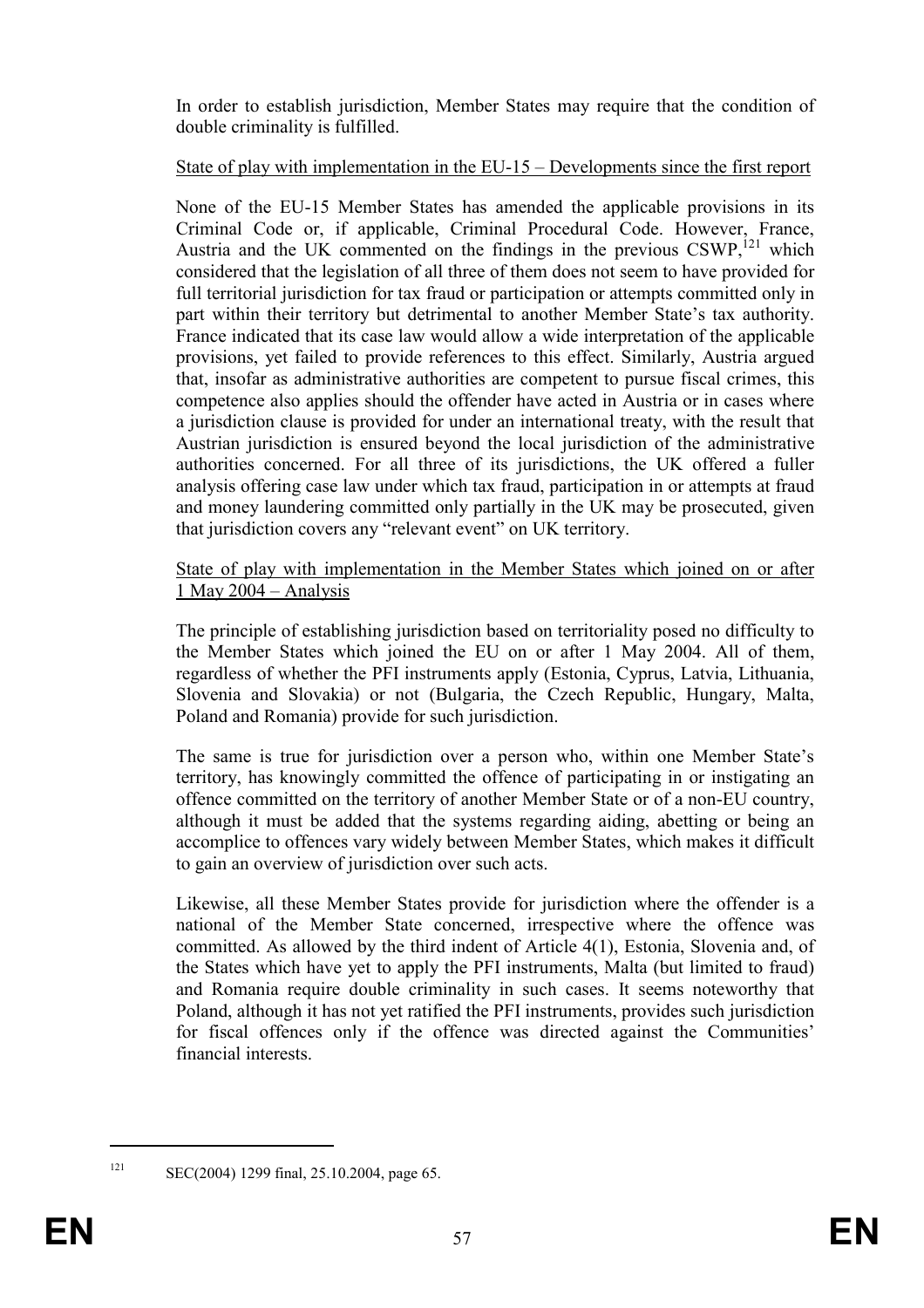In order to establish jurisdiction, Member States may require that the condition of double criminality is fulfilled.

State of play with implementation in the EU-15 – Developments since the first report

None of the EU-15 Member States has amended the applicable provisions in its Criminal Code or, if applicable, Criminal Procedural Code. However, France, Austria and the UK commented on the findings in the previous CSWP,[121] which considered that the legislation of all three of them does not seem to have provided for full territorial jurisdiction for tax fraud or participation or attempts committed only in part within their territory but detrimental to another Member State's tax authority. France indicated that its case law would allow a wide interpretation of the applicable provisions, yet failed to provide references to this effect. Similarly, Austria argued that, insofar as administrative authorities are competent to pursue fiscal crimes, this competence also applies should the offender have acted in Austria or in cases where a jurisdiction clause is provided for under an international treaty, with the result that Austrian jurisdiction is ensured beyond the local jurisdiction of the administrative authorities concerned. For all three of its jurisdictions, the UK offered a fuller analysis offering case law under which tax fraud, participation in or attempts at fraud and money laundering committed only partially in the UK may be prosecuted, given that jurisdiction covers any "relevant event" on UK territory.

State of play with implementation in the Member States which joined on or after 1 May 2004 – Analysis

The principle of establishing jurisdiction based on territoriality posed no difficulty to the Member States which joined the EU on or after 1 May 2004. All of them, regardless of whether the PFI instruments apply (Estonia, Cyprus, Latvia, Lithuania, Slovenia and Slovakia) or not (Bulgaria, the Czech Republic, Hungary, Malta, Poland and Romania) provide for such jurisdiction.

The same is true for jurisdiction over a person who, within one Member State's territory, has knowingly committed the offence of participating in or instigating an offence committed on the territory of another Member State or of a non-EU country, although it must be added that the systems regarding aiding, abetting or being an accomplice to offences vary widely between Member States, which makes it difficult to gain an overview of jurisdiction over such acts.

Likewise, all these Member States provide for jurisdiction where the offender is a national of the Member State concerned, irrespective where the offence was committed. As allowed by the third indent of Article 4(1), Estonia, Slovenia and, of the States which have yet to apply the PFI instruments, Malta (but limited to fraud) and Romania require double criminality in such cases. It seems noteworthy that Poland, although it has not yet ratified the PFI instruments, provides such jurisdiction for fiscal offences only if the offence was directed against the Communities' financial interests.

---

[121] SEC(2004) 1299 final, 25.10.2004, page 65.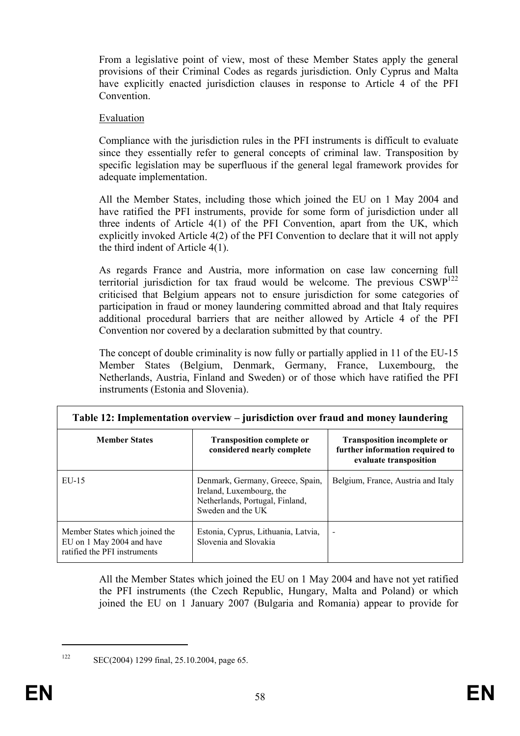From a legislative point of view, most of these Member States apply the general provisions of their Criminal Codes as regards jurisdiction. Only Cyprus and Malta have explicitly enacted jurisdiction clauses in response to Article 4 of the PFI Convention.

Evaluation

Compliance with the jurisdiction rules in the PFI instruments is difficult to evaluate since they essentially refer to general concepts of criminal law. Transposition by specific legislation may be superfluous if the general legal framework provides for adequate implementation.

All the Member States, including those which joined the EU on 1 May 2004 and have ratified the PFI instruments, provide for some form of jurisdiction under all three indents of Article 4(1) of the PFI Convention, apart from the UK, which explicitly invoked Article 4(2) of the PFI Convention to declare that it will not apply the third indent of Article 4(1).

As regards France and Austria, more information on case law concerning full territorial jurisdiction for tax fraud would be welcome. The previous CSWP[122] criticised that Belgium appears not to ensure jurisdiction for some categories of participation in fraud or money laundering committed abroad and that Italy requires additional procedural barriers that are neither allowed by Article 4 of the PFI Convention nor covered by a declaration submitted by that country.

The concept of double criminality is now fully or partially applied in 11 of the EU-15 Member States (Belgium, Denmark, Germany, France, Luxembourg, the Netherlands, Austria, Finland and Sweden) or of those which have ratified the PFI instruments (Estonia and Slovenia).

**Table 12: Implementation overview – jurisdiction over fraud and money laundering**

| Member States | Transposition complete or considered nearly complete | Transposition incomplete or further information required to evaluate transposition |
|---|---|---|
| EU-15 | Denmark, Germany, Greece, Spain, Ireland, Luxembourg, the Netherlands, Portugal, Finland, Sweden and the UK | Belgium, France, Austria and Italy |
| Member States which joined the EU on 1 May 2004 and have ratified the PFI instruments | Estonia, Cyprus, Lithuania, Latvia, Slovenia and Slovakia | - |

All the Member States which joined the EU on 1 May 2004 and have not yet ratified the PFI instruments (the Czech Republic, Hungary, Malta and Poland) or which joined the EU on 1 January 2007 (Bulgaria and Romania) appear to provide for

[122] SEC(2004) 1299 final, 25.10.2004, page 65.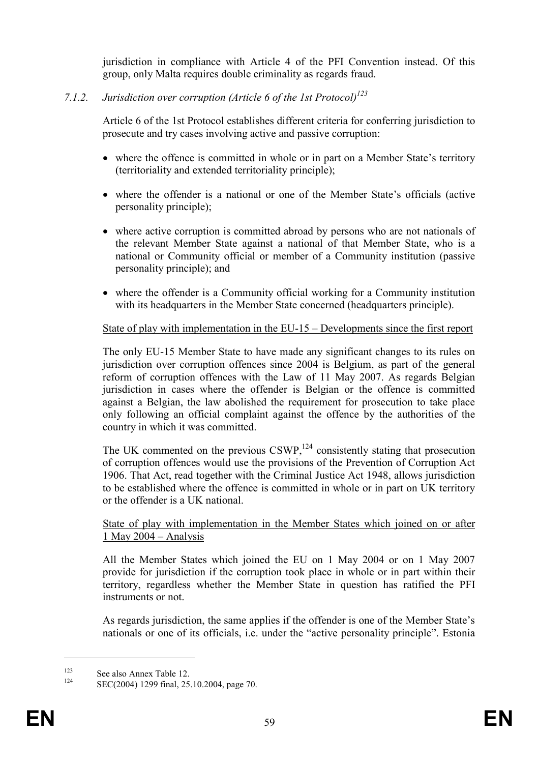jurisdiction in compliance with Article 4 of the PFI Convention instead. Of this group, only Malta requires double criminality as regards fraud.

#### *7.1.2. Jurisdiction over corruption (Article 6 of the 1st Protocol)*[123]

Article 6 of the 1st Protocol establishes different criteria for conferring jurisdiction to prosecute and try cases involving active and passive corruption:

- where the offence is committed in whole or in part on a Member State's territory (territoriality and extended territoriality principle);
- where the offender is a national or one of the Member State's officials (active personality principle);
- where active corruption is committed abroad by persons who are not nationals of the relevant Member State against a national of that Member State, who is a national or Community official or member of a Community institution (passive personality principle); and
- where the offender is a Community official working for a Community institution with its headquarters in the Member State concerned (headquarters principle).

State of play with implementation in the EU-15 – Developments since the first report

The only EU-15 Member State to have made any significant changes to its rules on jurisdiction over corruption offences since 2004 is Belgium, as part of the general reform of corruption offences with the Law of 11 May 2007. As regards Belgian jurisdiction in cases where the offender is Belgian or the offence is committed against a Belgian, the law abolished the requirement for prosecution to take place only following an official complaint against the offence by the authorities of the country in which it was committed.

The UK commented on the previous CSWP,[124] consistently stating that prosecution of corruption offences would use the provisions of the Prevention of Corruption Act 1906. That Act, read together with the Criminal Justice Act 1948, allows jurisdiction to be established where the offence is committed in whole or in part on UK territory or the offender is a UK national.

State of play with implementation in the Member States which joined on or after 1 May 2004 – Analysis

All the Member States which joined the EU on 1 May 2004 or on 1 May 2007 provide for jurisdiction if the corruption took place in whole or in part within their territory, regardless whether the Member State in question has ratified the PFI instruments or not.

As regards jurisdiction, the same applies if the offender is one of the Member State's nationals or one of its officials, i.e. under the "active personality principle". Estonia

---

[123] See also Annex Table 12.

[124] SEC(2004) 1299 final, 25.10.2004, page 70.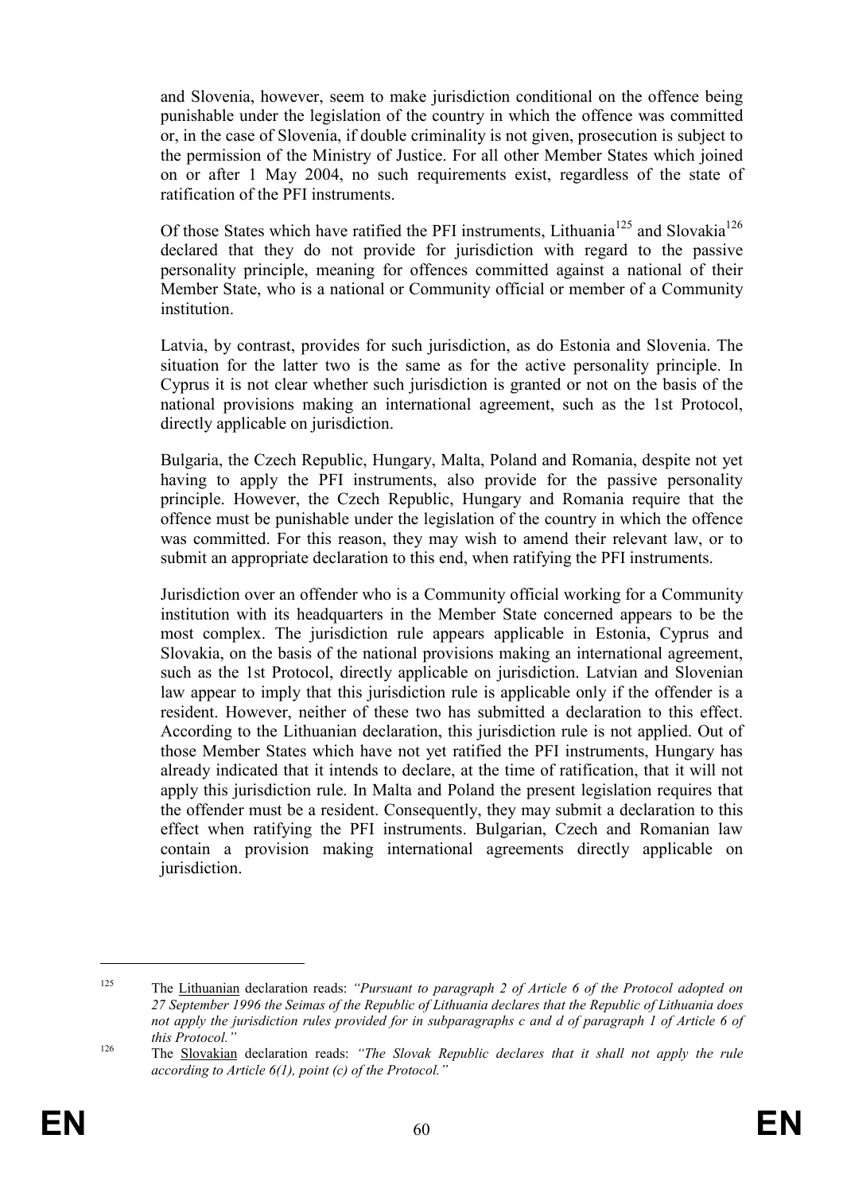and Slovenia, however, seem to make jurisdiction conditional on the offence being punishable under the legislation of the country in which the offence was committed or, in the case of Slovenia, if double criminality is not given, prosecution is subject to the permission of the Ministry of Justice. For all other Member States which joined on or after 1 May 2004, no such requirements exist, regardless of the state of ratification of the PFI instruments.

Of those States which have ratified the PFI instruments, Lithuania[125] and Slovakia[126] declared that they do not provide for jurisdiction with regard to the passive personality principle, meaning for offences committed against a national of their Member State, who is a national or Community official or member of a Community institution.

Latvia, by contrast, provides for such jurisdiction, as do Estonia and Slovenia. The situation for the latter two is the same as for the active personality principle. In Cyprus it is not clear whether such jurisdiction is granted or not on the basis of the national provisions making an international agreement, such as the 1st Protocol, directly applicable on jurisdiction.

Bulgaria, the Czech Republic, Hungary, Malta, Poland and Romania, despite not yet having to apply the PFI instruments, also provide for the passive personality principle. However, the Czech Republic, Hungary and Romania require that the offence must be punishable under the legislation of the country in which the offence was committed. For this reason, they may wish to amend their relevant law, or to submit an appropriate declaration to this end, when ratifying the PFI instruments.

Jurisdiction over an offender who is a Community official working for a Community institution with its headquarters in the Member State concerned appears to be the most complex. The jurisdiction rule appears applicable in Estonia, Cyprus and Slovakia, on the basis of the national provisions making an international agreement, such as the 1st Protocol, directly applicable on jurisdiction. Latvian and Slovenian law appear to imply that this jurisdiction rule is applicable only if the offender is a resident. However, neither of these two has submitted a declaration to this effect. According to the Lithuanian declaration, this jurisdiction rule is not applied. Out of those Member States which have not yet ratified the PFI instruments, Hungary has already indicated that it intends to declare, at the time of ratification, that it will not apply this jurisdiction rule. In Malta and Poland the present legislation requires that the offender must be a resident. Consequently, they may submit a declaration to this effect when ratifying the PFI instruments. Bulgarian, Czech and Romanian law contain a provision making international agreements directly applicable on jurisdiction.

---

[125] The Lithuanian declaration reads: *"Pursuant to paragraph 2 of Article 6 of the Protocol adopted on 27 September 1996 the Seimas of the Republic of Lithuania declares that the Republic of Lithuania does not apply the jurisdiction rules provided for in subparagraphs c and d of paragraph 1 of Article 6 of this Protocol."*

[126] The Slovakian declaration reads: *"The Slovak Republic declares that it shall not apply the rule according to Article 6(1), point (c) of the Protocol."*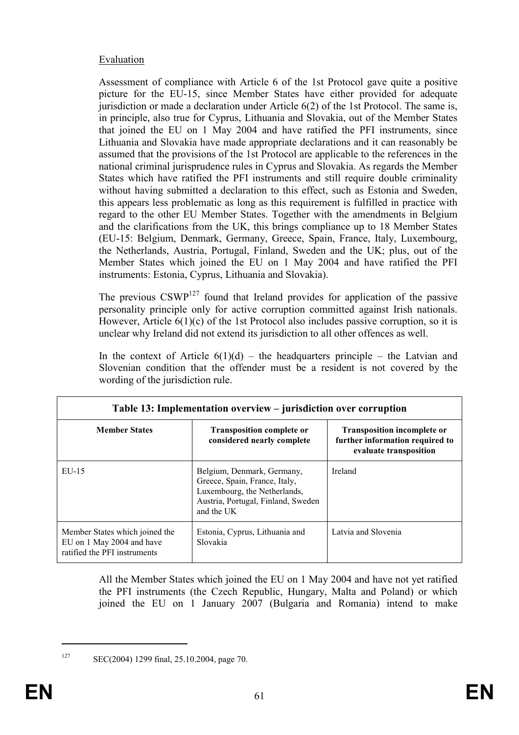Evaluation

Assessment of compliance with Article 6 of the 1st Protocol gave quite a positive picture for the EU-15, since Member States have either provided for adequate jurisdiction or made a declaration under Article 6(2) of the 1st Protocol. The same is, in principle, also true for Cyprus, Lithuania and Slovakia, out of the Member States that joined the EU on 1 May 2004 and have ratified the PFI instruments, since Lithuania and Slovakia have made appropriate declarations and it can reasonably be assumed that the provisions of the 1st Protocol are applicable to the references in the national criminal jurisprudence rules in Cyprus and Slovakia. As regards the Member States which have ratified the PFI instruments and still require double criminality without having submitted a declaration to this effect, such as Estonia and Sweden, this appears less problematic as long as this requirement is fulfilled in practice with regard to the other EU Member States. Together with the amendments in Belgium and the clarifications from the UK, this brings compliance up to 18 Member States (EU-15: Belgium, Denmark, Germany, Greece, Spain, France, Italy, Luxembourg, the Netherlands, Austria, Portugal, Finland, Sweden and the UK; plus, out of the Member States which joined the EU on 1 May 2004 and have ratified the PFI instruments: Estonia, Cyprus, Lithuania and Slovakia).

The previous CSWP[127] found that Ireland provides for application of the passive personality principle only for active corruption committed against Irish nationals. However, Article 6(1)(c) of the 1st Protocol also includes passive corruption, so it is unclear why Ireland did not extend its jurisdiction to all other offences as well.

In the context of Article 6(1)(d) – the headquarters principle – the Latvian and Slovenian condition that the offender must be a resident is not covered by the wording of the jurisdiction rule.

**Table 13: Implementation overview – jurisdiction over corruption**

| Member States | Transposition complete or considered nearly complete | Transposition incomplete or further information required to evaluate transposition |
|---|---|---|
| EU-15 | Belgium, Denmark, Germany, Greece, Spain, France, Italy, Luxembourg, the Netherlands, Austria, Portugal, Finland, Sweden and the UK | Ireland |
| Member States which joined the EU on 1 May 2004 and have ratified the PFI instruments | Estonia, Cyprus, Lithuania and Slovakia | Latvia and Slovenia |

All the Member States which joined the EU on 1 May 2004 and have not yet ratified the PFI instruments (the Czech Republic, Hungary, Malta and Poland) or which joined the EU on 1 January 2007 (Bulgaria and Romania) intend to make

[127] SEC(2004) 1299 final, 25.10.2004, page 70.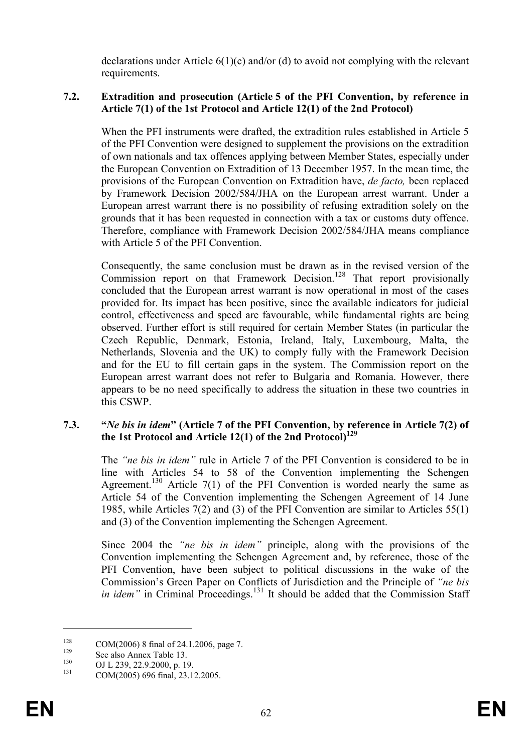declarations under Article 6(1)(c) and/or (d) to avoid not complying with the relevant requirements.

### 7.2. Extradition and prosecution (Article 5 of the PFI Convention, by reference in Article 7(1) of the 1st Protocol and Article 12(1) of the 2nd Protocol)

When the PFI instruments were drafted, the extradition rules established in Article 5 of the PFI Convention were designed to supplement the provisions on the extradition of own nationals and tax offences applying between Member States, especially under the European Convention on Extradition of 13 December 1957. In the mean time, the provisions of the European Convention on Extradition have, *de facto,* been replaced by Framework Decision 2002/584/JHA on the European arrest warrant. Under a European arrest warrant there is no possibility of refusing extradition solely on the grounds that it has been requested in connection with a tax or customs duty offence. Therefore, compliance with Framework Decision 2002/584/JHA means compliance with Article 5 of the PFI Convention.

Consequently, the same conclusion must be drawn as in the revised version of the Commission report on that Framework Decision.[128] That report provisionally concluded that the European arrest warrant is now operational in most of the cases provided for. Its impact has been positive, since the available indicators for judicial control, effectiveness and speed are favourable, while fundamental rights are being observed. Further effort is still required for certain Member States (in particular the Czech Republic, Denmark, Estonia, Ireland, Italy, Luxembourg, Malta, the Netherlands, Slovenia and the UK) to comply fully with the Framework Decision and for the EU to fill certain gaps in the system. The Commission report on the European arrest warrant does not refer to Bulgaria and Romania. However, there appears to be no need specifically to address the situation in these two countries in this CSWP.

### 7.3. "*Ne bis in idem*" (Article 7 of the PFI Convention, by reference in Article 7(2) of the 1st Protocol and Article 12(1) of the 2nd Protocol)[129]

The *"ne bis in idem"* rule in Article 7 of the PFI Convention is considered to be in line with Articles 54 to 58 of the Convention implementing the Schengen Agreement.[130] Article 7(1) of the PFI Convention is worded nearly the same as Article 54 of the Convention implementing the Schengen Agreement of 14 June 1985, while Articles 7(2) and (3) of the PFI Convention are similar to Articles 55(1) and (3) of the Convention implementing the Schengen Agreement.

Since 2004 the *"ne bis in idem"* principle, along with the provisions of the Convention implementing the Schengen Agreement and, by reference, those of the PFI Convention, have been subject to political discussions in the wake of the Commission's Green Paper on Conflicts of Jurisdiction and the Principle of *"ne bis in idem"* in Criminal Proceedings.[131] It should be added that the Commission Staff

---

[128] COM(2006) 8 final of 24.1.2006, page 7.

[129] See also Annex Table 13.

[130] OJ L 239, 22.9.2000, p. 19.

[131] COM(2005) 696 final, 23.12.2005.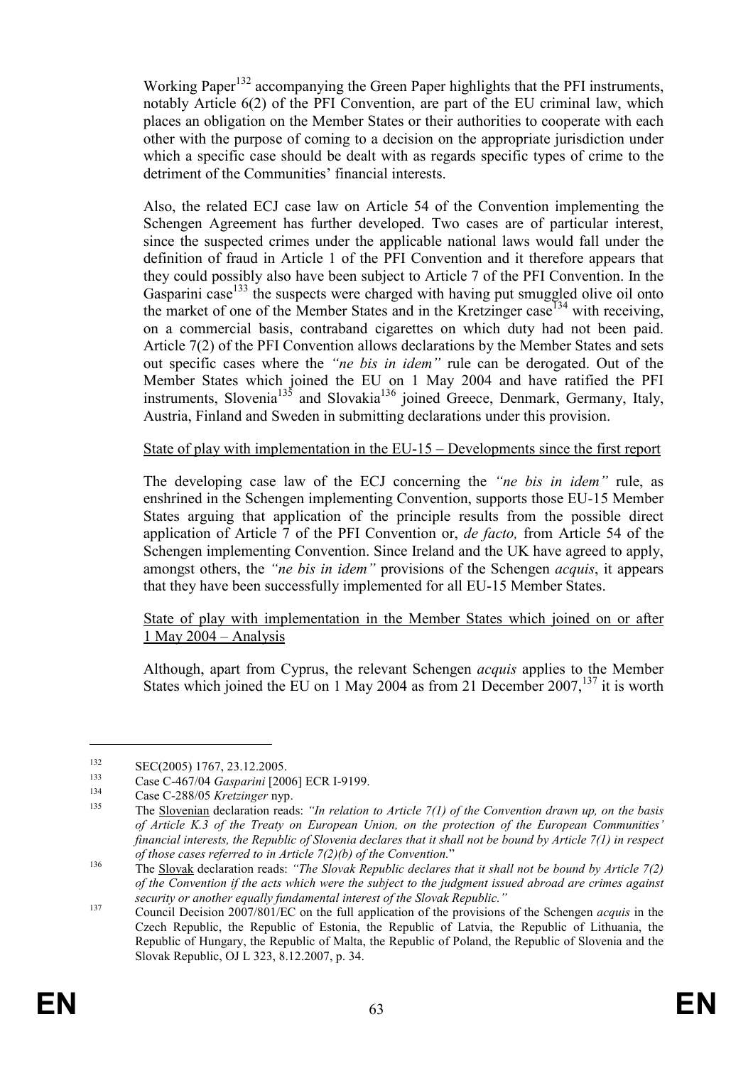Working Paper[132] accompanying the Green Paper highlights that the PFI instruments, notably Article 6(2) of the PFI Convention, are part of the EU criminal law, which places an obligation on the Member States or their authorities to cooperate with each other with the purpose of coming to a decision on the appropriate jurisdiction under which a specific case should be dealt with as regards specific types of crime to the detriment of the Communities' financial interests.

Also, the related ECJ case law on Article 54 of the Convention implementing the Schengen Agreement has further developed. Two cases are of particular interest, since the suspected crimes under the applicable national laws would fall under the definition of fraud in Article 1 of the PFI Convention and it therefore appears that they could possibly also have been subject to Article 7 of the PFI Convention. In the Gasparini case[133] the suspects were charged with having put smuggled olive oil onto the market of one of the Member States and in the Kretzinger case[134] with receiving, on a commercial basis, contraband cigarettes on which duty had not been paid. Article 7(2) of the PFI Convention allows declarations by the Member States and sets out specific cases where the *"ne bis in idem"* rule can be derogated. Out of the Member States which joined the EU on 1 May 2004 and have ratified the PFI instruments, Slovenia[135] and Slovakia[136] joined Greece, Denmark, Germany, Italy, Austria, Finland and Sweden in submitting declarations under this provision.

<u>State of play with implementation in the EU-15 – Developments since the first report</u>

The developing case law of the ECJ concerning the *"ne bis in idem"* rule, as enshrined in the Schengen implementing Convention, supports those EU-15 Member States arguing that application of the principle results from the possible direct application of Article 7 of the PFI Convention or, *de facto,* from Article 54 of the Schengen implementing Convention. Since Ireland and the UK have agreed to apply, amongst others, the *"ne bis in idem"* provisions of the Schengen *acquis*, it appears that they have been successfully implemented for all EU-15 Member States.

<u>State of play with implementation in the Member States which joined on or after 1 May 2004 – Analysis</u>

Although, apart from Cyprus, the relevant Schengen *acquis* applies to the Member States which joined the EU on 1 May 2004 as from 21 December 2007,[137] it is worth

---

[132] SEC(2005) 1767, 23.12.2005.

[133] Case C-467/04 *Gasparini* [2006] ECR I-9199.

[134] Case C-288/05 *Kretzinger* nyp.

[135] The <u>Slovenian</u> declaration reads: *"In relation to Article 7(1) of the Convention drawn up, on the basis of Article K.3 of the Treaty on European Union, on the protection of the European Communities' financial interests, the Republic of Slovenia declares that it shall not be bound by Article 7(1) in respect of those cases referred to in Article 7(2)(b) of the Convention.*"

[136] The <u>Slovak</u> declaration reads: *"The Slovak Republic declares that it shall not be bound by Article 7(2) of the Convention if the acts which were the subject to the judgment issued abroad are crimes against security or another equally fundamental interest of the Slovak Republic."*

[137] Council Decision 2007/801/EC on the full application of the provisions of the Schengen *acquis* in the Czech Republic, the Republic of Estonia, the Republic of Latvia, the Republic of Lithuania, the Republic of Hungary, the Republic of Malta, the Republic of Poland, the Republic of Slovenia and the Slovak Republic, OJ L 323, 8.12.2007, p. 34.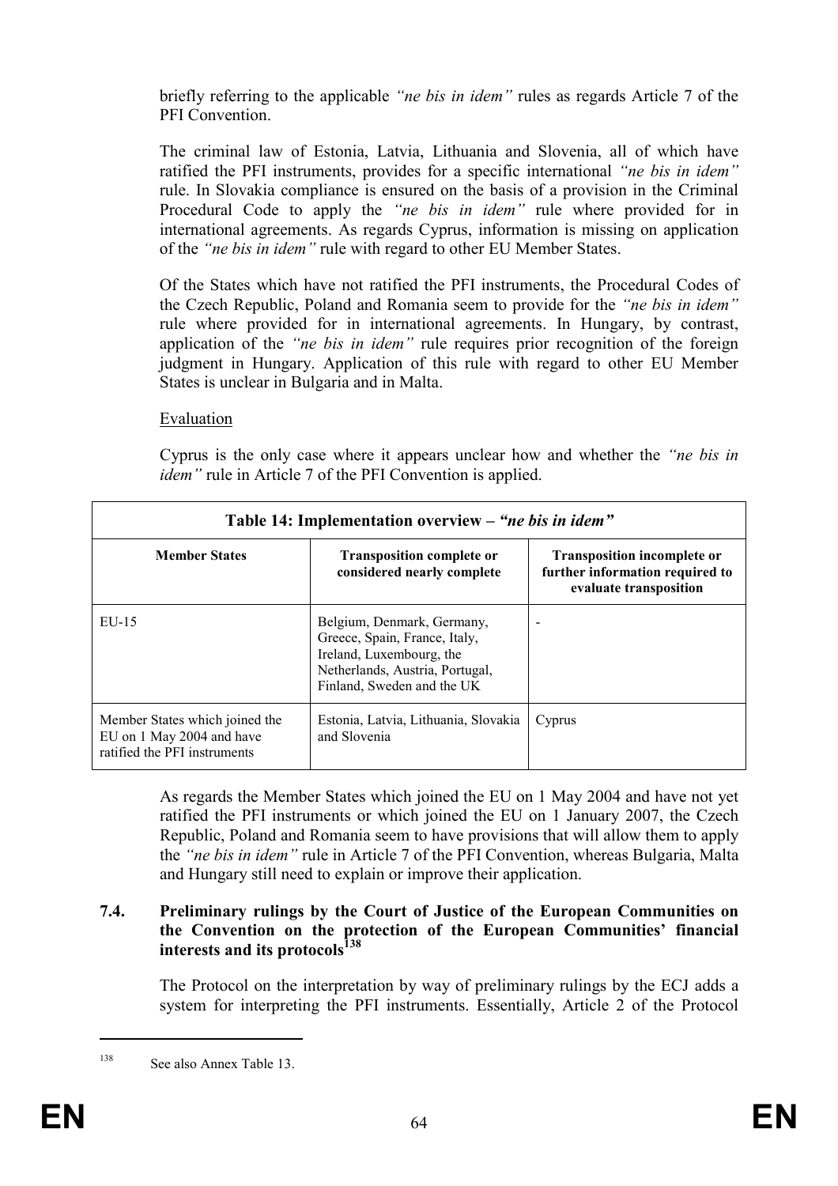briefly referring to the applicable *"ne bis in idem"* rules as regards Article 7 of the PFI Convention.

The criminal law of Estonia, Latvia, Lithuania and Slovenia, all of which have ratified the PFI instruments, provides for a specific international *"ne bis in idem"* rule. In Slovakia compliance is ensured on the basis of a provision in the Criminal Procedural Code to apply the *"ne bis in idem"* rule where provided for in international agreements. As regards Cyprus, information is missing on application of the *"ne bis in idem"* rule with regard to other EU Member States.

Of the States which have not ratified the PFI instruments, the Procedural Codes of the Czech Republic, Poland and Romania seem to provide for the *"ne bis in idem"* rule where provided for in international agreements. In Hungary, by contrast, application of the *"ne bis in idem"* rule requires prior recognition of the foreign judgment in Hungary. Application of this rule with regard to other EU Member States is unclear in Bulgaria and in Malta.

Evaluation

Cyprus is the only case where it appears unclear how and whether the *"ne bis in idem"* rule in Article 7 of the PFI Convention is applied.

| **Table 14: Implementation overview – *"ne bis in idem"*** | | |
|---|---|---|
| **Member States** | **Transposition complete or considered nearly complete** | **Transposition incomplete or further information required to evaluate transposition** |
| EU-15 | Belgium, Denmark, Germany, Greece, Spain, France, Italy, Ireland, Luxembourg, the Netherlands, Austria, Portugal, Finland, Sweden and the UK | - |
| Member States which joined the EU on 1 May 2004 and have ratified the PFI instruments | Estonia, Latvia, Lithuania, Slovakia and Slovenia | Cyprus |

As regards the Member States which joined the EU on 1 May 2004 and have not yet ratified the PFI instruments or which joined the EU on 1 January 2007, the Czech Republic, Poland and Romania seem to have provisions that will allow them to apply the *"ne bis in idem"* rule in Article 7 of the PFI Convention, whereas Bulgaria, Malta and Hungary still need to explain or improve their application.

### 7.4. Preliminary rulings by the Court of Justice of the European Communities on the Convention on the protection of the European Communities' financial interests and its protocols[138]

The Protocol on the interpretation by way of preliminary rulings by the ECJ adds a system for interpreting the PFI instruments. Essentially, Article 2 of the Protocol

---

[138] See also Annex Table 13.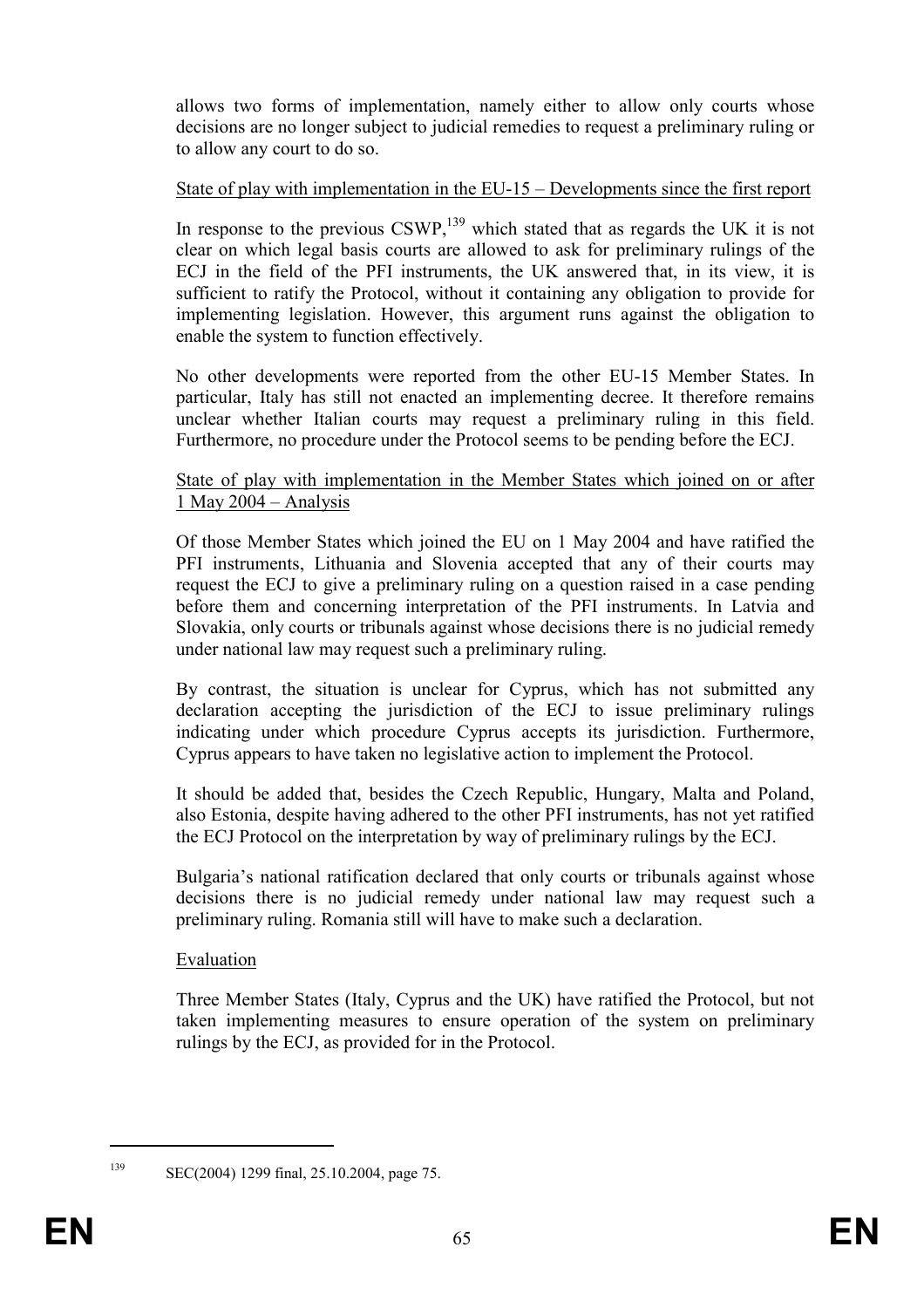allows two forms of implementation, namely either to allow only courts whose decisions are no longer subject to judicial remedies to request a preliminary ruling or to allow any court to do so.

State of play with implementation in the EU-15 – Developments since the first report

In response to the previous CSWP,[139] which stated that as regards the UK it is not clear on which legal basis courts are allowed to ask for preliminary rulings of the ECJ in the field of the PFI instruments, the UK answered that, in its view, it is sufficient to ratify the Protocol, without it containing any obligation to provide for implementing legislation. However, this argument runs against the obligation to enable the system to function effectively.

No other developments were reported from the other EU-15 Member States. In particular, Italy has still not enacted an implementing decree. It therefore remains unclear whether Italian courts may request a preliminary ruling in this field. Furthermore, no procedure under the Protocol seems to be pending before the ECJ.

State of play with implementation in the Member States which joined on or after 1 May 2004 – Analysis

Of those Member States which joined the EU on 1 May 2004 and have ratified the PFI instruments, Lithuania and Slovenia accepted that any of their courts may request the ECJ to give a preliminary ruling on a question raised in a case pending before them and concerning interpretation of the PFI instruments. In Latvia and Slovakia, only courts or tribunals against whose decisions there is no judicial remedy under national law may request such a preliminary ruling.

By contrast, the situation is unclear for Cyprus, which has not submitted any declaration accepting the jurisdiction of the ECJ to issue preliminary rulings indicating under which procedure Cyprus accepts its jurisdiction. Furthermore, Cyprus appears to have taken no legislative action to implement the Protocol.

It should be added that, besides the Czech Republic, Hungary, Malta and Poland, also Estonia, despite having adhered to the other PFI instruments, has not yet ratified the ECJ Protocol on the interpretation by way of preliminary rulings by the ECJ.

Bulgaria's national ratification declared that only courts or tribunals against whose decisions there is no judicial remedy under national law may request such a preliminary ruling. Romania still will have to make such a declaration.

Evaluation

Three Member States (Italy, Cyprus and the UK) have ratified the Protocol, but not taken implementing measures to ensure operation of the system on preliminary rulings by the ECJ, as provided for in the Protocol.

[139] SEC(2004) 1299 final, 25.10.2004, page 75.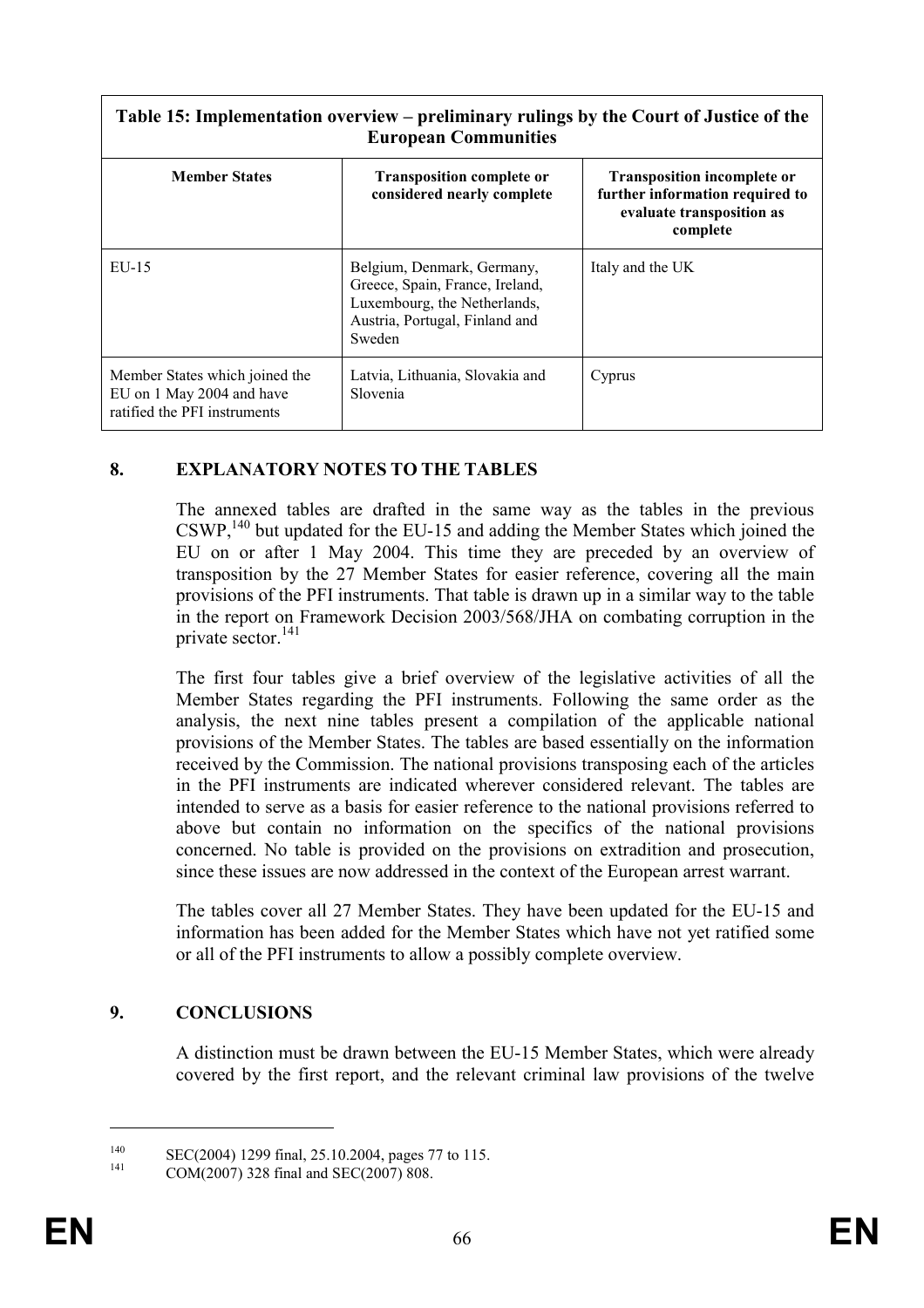| Table 15: Implementation overview – preliminary rulings by the Court of Justice of the European Communities | | |
|---|---|---|
| **Member States** | **Transposition complete or considered nearly complete** | **Transposition incomplete or further information required to evaluate transposition as complete** |
| EU-15 | Belgium, Denmark, Germany, Greece, Spain, France, Ireland, Luxembourg, the Netherlands, Austria, Portugal, Finland and Sweden | Italy and the UK |
| Member States which joined the EU on 1 May 2004 and have ratified the PFI instruments | Latvia, Lithuania, Slovakia and Slovenia | Cyprus |

## 8. EXPLANATORY NOTES TO THE TABLES

The annexed tables are drafted in the same way as the tables in the previous CSWP,[140] but updated for the EU-15 and adding the Member States which joined the EU on or after 1 May 2004. This time they are preceded by an overview of transposition by the 27 Member States for easier reference, covering all the main provisions of the PFI instruments. That table is drawn up in a similar way to the table in the report on Framework Decision 2003/568/JHA on combating corruption in the private sector.[141]

The first four tables give a brief overview of the legislative activities of all the Member States regarding the PFI instruments. Following the same order as the analysis, the next nine tables present a compilation of the applicable national provisions of the Member States. The tables are based essentially on the information received by the Commission. The national provisions transposing each of the articles in the PFI instruments are indicated wherever considered relevant. The tables are intended to serve as a basis for easier reference to the national provisions referred to above but contain no information on the specifics of the national provisions concerned. No table is provided on the provisions on extradition and prosecution, since these issues are now addressed in the context of the European arrest warrant.

The tables cover all 27 Member States. They have been updated for the EU-15 and information has been added for the Member States which have not yet ratified some or all of the PFI instruments to allow a possibly complete overview.

## 9. CONCLUSIONS

A distinction must be drawn between the EU-15 Member States, which were already covered by the first report, and the relevant criminal law provisions of the twelve

[140] SEC(2004) 1299 final, 25.10.2004, pages 77 to 115.

[141] COM(2007) 328 final and SEC(2007) 808.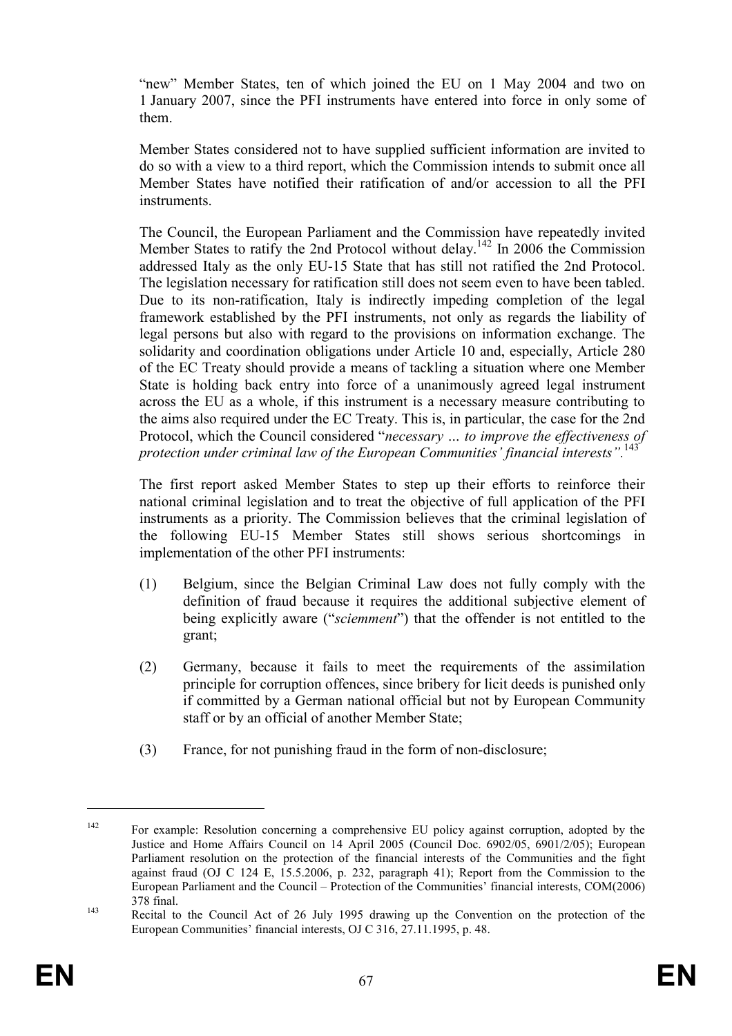"new" Member States, ten of which joined the EU on 1 May 2004 and two on 1 January 2007, since the PFI instruments have entered into force in only some of them.

Member States considered not to have supplied sufficient information are invited to do so with a view to a third report, which the Commission intends to submit once all Member States have notified their ratification of and/or accession to all the PFI instruments.

The Council, the European Parliament and the Commission have repeatedly invited Member States to ratify the 2nd Protocol without delay.[142] In 2006 the Commission addressed Italy as the only EU-15 State that has still not ratified the 2nd Protocol. The legislation necessary for ratification still does not seem even to have been tabled. Due to its non-ratification, Italy is indirectly impeding completion of the legal framework established by the PFI instruments, not only as regards the liability of legal persons but also with regard to the provisions on information exchange. The solidarity and coordination obligations under Article 10 and, especially, Article 280 of the EC Treaty should provide a means of tackling a situation where one Member State is holding back entry into force of a unanimously agreed legal instrument across the EU as a whole, if this instrument is a necessary measure contributing to the aims also required under the EC Treaty. This is, in particular, the case for the 2nd Protocol, which the Council considered "*necessary … to improve the effectiveness of protection under criminal law of the European Communities' financial interests"*.[143]

The first report asked Member States to step up their efforts to reinforce their national criminal legislation and to treat the objective of full application of the PFI instruments as a priority. The Commission believes that the criminal legislation of the following EU-15 Member States still shows serious shortcomings in implementation of the other PFI instruments:

(1) Belgium, since the Belgian Criminal Law does not fully comply with the definition of fraud because it requires the additional subjective element of being explicitly aware ("*sciemment*") that the offender is not entitled to the grant;

(2) Germany, because it fails to meet the requirements of the assimilation principle for corruption offences, since bribery for licit deeds is punished only if committed by a German national official but not by European Community staff or by an official of another Member State;

(3) France, for not punishing fraud in the form of non-disclosure;

---

[142] For example: Resolution concerning a comprehensive EU policy against corruption, adopted by the Justice and Home Affairs Council on 14 April 2005 (Council Doc. 6902/05, 6901/2/05); European Parliament resolution on the protection of the financial interests of the Communities and the fight against fraud (OJ C 124 E, 15.5.2006, p. 232, paragraph 41); Report from the Commission to the European Parliament and the Council – Protection of the Communities' financial interests, COM(2006) 378 final.

[143] Recital to the Council Act of 26 July 1995 drawing up the Convention on the protection of the European Communities' financial interests, OJ C 316, 27.11.1995, p. 48.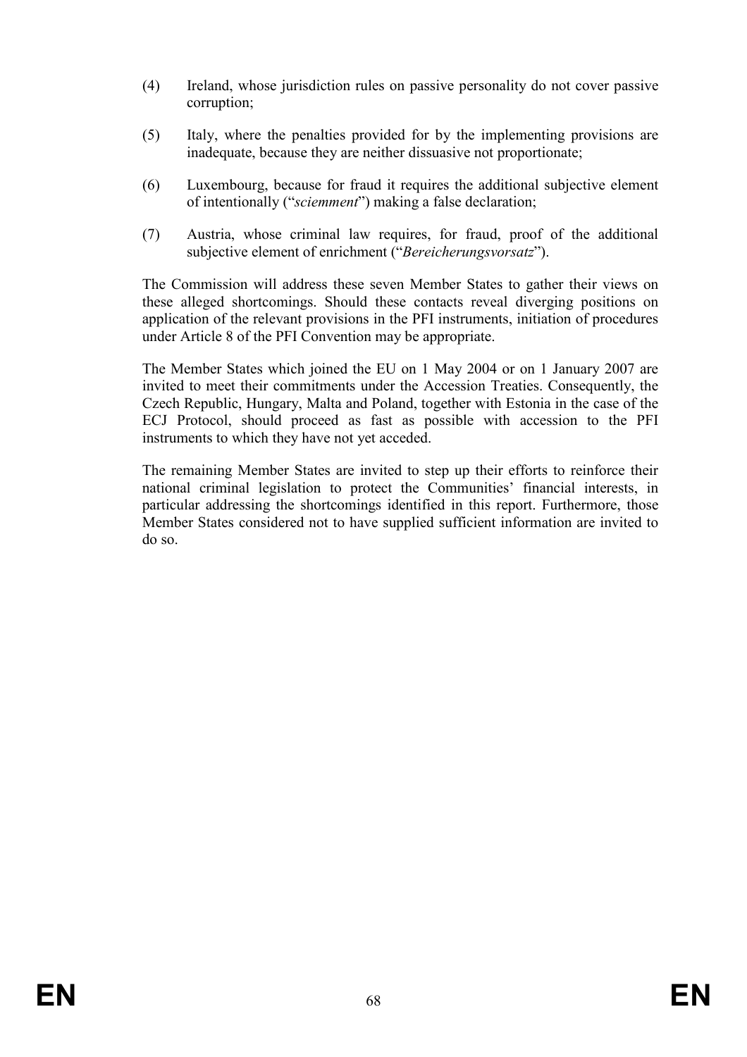(4) Ireland, whose jurisdiction rules on passive personality do not cover passive corruption;

(5) Italy, where the penalties provided for by the implementing provisions are inadequate, because they are neither dissuasive not proportionate;

(6) Luxembourg, because for fraud it requires the additional subjective element of intentionally ("*sciemment*") making a false declaration;

(7) Austria, whose criminal law requires, for fraud, proof of the additional subjective element of enrichment ("*Bereicherungsvorsatz*").

The Commission will address these seven Member States to gather their views on these alleged shortcomings. Should these contacts reveal diverging positions on application of the relevant provisions in the PFI instruments, initiation of procedures under Article 8 of the PFI Convention may be appropriate.

The Member States which joined the EU on 1 May 2004 or on 1 January 2007 are invited to meet their commitments under the Accession Treaties. Consequently, the Czech Republic, Hungary, Malta and Poland, together with Estonia in the case of the ECJ Protocol, should proceed as fast as possible with accession to the PFI instruments to which they have not yet acceded.

The remaining Member States are invited to step up their efforts to reinforce their national criminal legislation to protect the Communities' financial interests, in particular addressing the shortcomings identified in this report. Furthermore, those Member States considered not to have supplied sufficient information are invited to do so.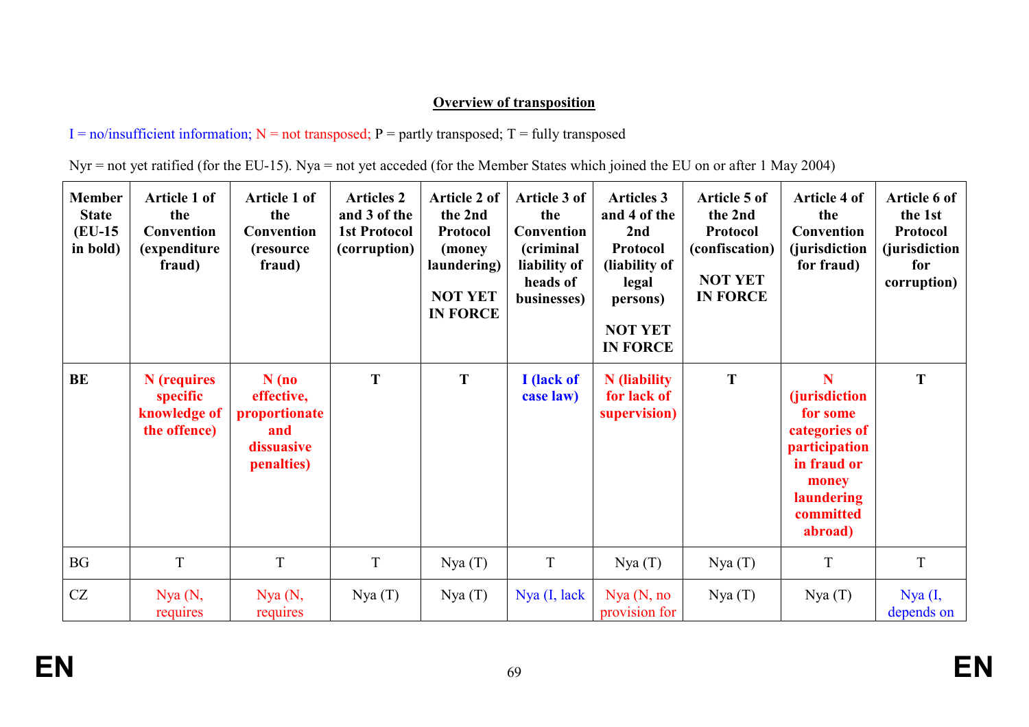**Overview of transposition**

I = no/insufficient information; N = not transposed; P = partly transposed; T = fully transposed

Nyr = not yet ratified (for the EU-15). Nya = not yet acceded (for the Member States which joined the EU on or after 1 May 2004)

| Member State (EU-15 in bold) | Article 1 of the Convention (expenditure fraud) | Article 1 of the Convention (resource fraud) | Articles 2 and 3 of the 1st Protocol (corruption) | Article 2 of the 2nd Protocol (money laundering) NOT YET IN FORCE | Article 3 of the Convention (criminal liability of heads of businesses) | Articles 3 and 4 of the 2nd Protocol (liability of legal persons) NOT YET IN FORCE | Article 5 of the 2nd Protocol (confiscation) NOT YET IN FORCE | Article 4 of the Convention (jurisdiction for fraud) | Article 6 of the 1st Protocol (jurisdiction for corruption) |
|---|---|---|---|---|---|---|---|---|---|
| **BE** | **N (requires specific knowledge of the offence)** | **N (no effective, proportionate and dissuasive penalties)** | **T** | **T** | **I (lack of case law)** | **N (liability for lack of supervision)** | **T** | **N (jurisdiction for some categories of participation in fraud or money laundering committed abroad)** | **T** |
| BG | T | T | T | Nya (T) | T | Nya (T) | Nya (T) | T | T |
| CZ | Nya (N, requires | Nya (N, requires | Nya (T) | Nya (T) | Nya (I, lack | Nya (N, no provision for | Nya (T) | Nya (T) | Nya (I, depends on |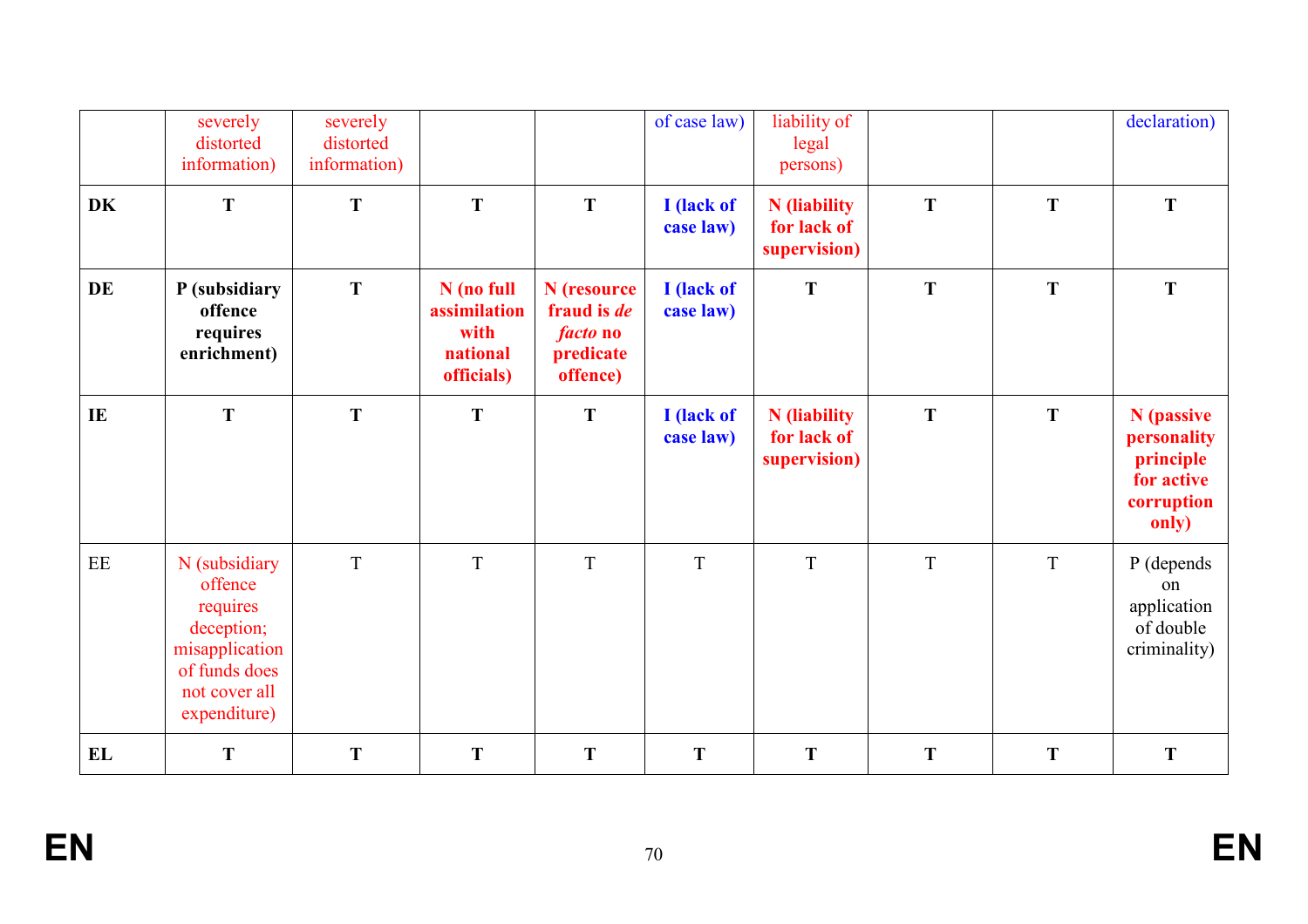| | | | | | | | | | |
|---|---|---|---|---|---|---|---|---|---|
| | severely distorted information) | severely distorted information) | | | of case law) | liability of legal persons) | | | declaration) |
| **DK** | **T** | **T** | **T** | **T** | **I (lack of case law)** | **N (liability for lack of supervision)** | **T** | **T** | **T** |
| **DE** | **P (subsidiary offence requires enrichment)** | **T** | **N (no full assimilation with national officials)** | **N (resource fraud is *de facto* no predicate offence)** | **I (lack of case law)** | **T** | **T** | **T** | **T** |
| **IE** | **T** | **T** | **T** | **T** | **I (lack of case law)** | **N (liability for lack of supervision)** | **T** | **T** | **N (passive personality principle for active corruption only)** |
| EE | N (subsidiary offence requires deception; misapplication of funds does not cover all expenditure) | T | T | T | T | T | T | T | P (depends on application of double criminality) |
| **EL** | **T** | **T** | **T** | **T** | **T** | **T** | **T** | **T** | **T** |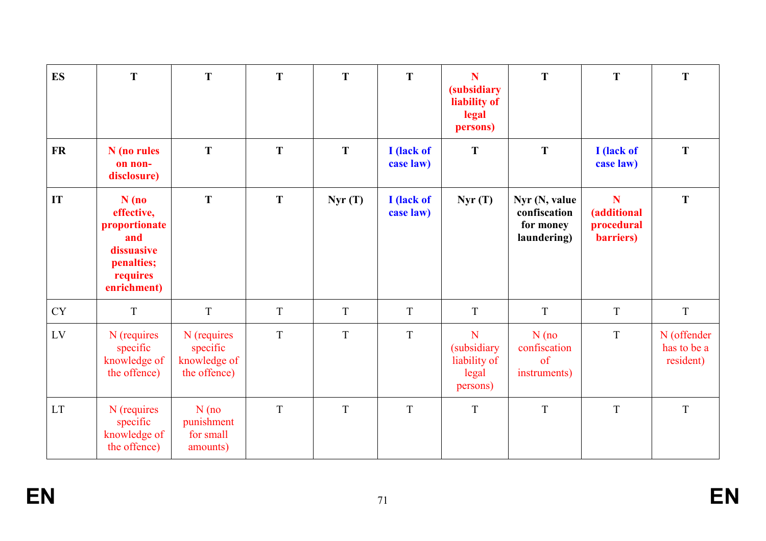| ES | T | T | T | T | T | N (subsidiary liability of legal persons) | T | T | T |
|---|---|---|---|---|---|---|---|---|---|
| FR | N (no rules on non-disclosure) | T | T | T | I (lack of case law) | T | T | I (lack of case law) | T |
| IT | N (no effective, proportionate and dissuasive penalties; requires enrichment) | T | T | Nyr (T) | I (lack of case law) | Nyr (T) | Nyr (N, value confiscation for money laundering) | N (additional procedural barriers) | T |
| CY | T | T | T | T | T | T | T | T | T |
| LV | N (requires specific knowledge of the offence) | N (requires specific knowledge of the offence) | T | T | T | N (subsidiary liability of legal persons) | N (no confiscation of instruments) | T | N (offender has to be a resident) |
| LT | N (requires specific knowledge of the offence) | N (no punishment for small amounts) | T | T | T | T | T | T | T |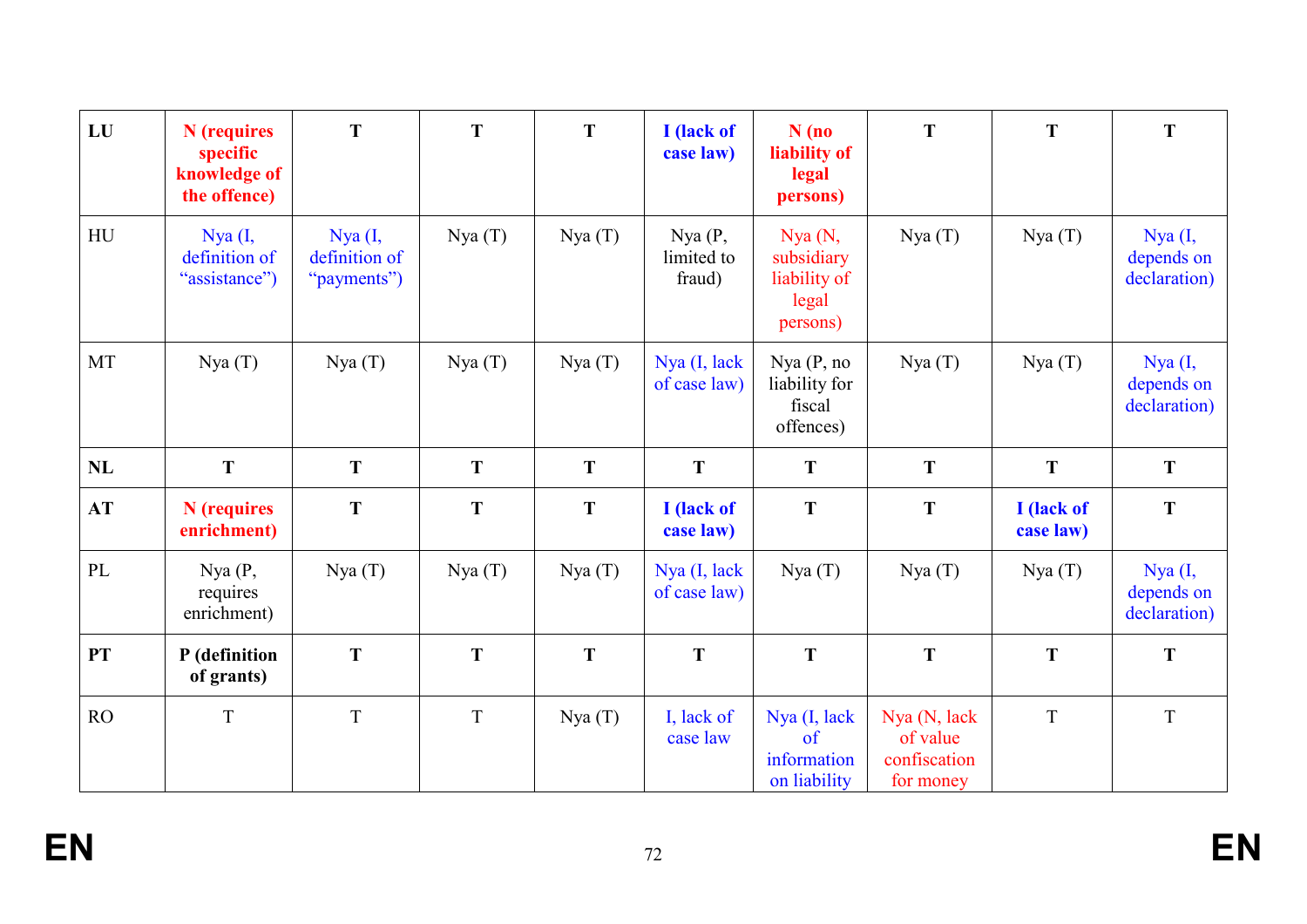| **LU** | **N (requires specific knowledge of the offence)** | **T** | **T** | **T** | **I (lack of case law)** | **N (no liability of legal persons)** | **T** | **T** | **T** |
|---|---|---|---|---|---|---|---|---|---|
| HU | Nya (I, definition of "assistance") | Nya (I, definition of "payments") | Nya (T) | Nya (T) | Nya (P, limited to fraud) | Nya (N, subsidiary liability of legal persons) | Nya (T) | Nya (T) | Nya (I, depends on declaration) |
| MT | Nya (T) | Nya (T) | Nya (T) | Nya (T) | Nya (I, lack of case law) | Nya (P, no liability for fiscal offences) | Nya (T) | Nya (T) | Nya (I, depends on declaration) |
| **NL** | **T** | **T** | **T** | **T** | **T** | **T** | **T** | **T** | **T** |
| **AT** | **N (requires enrichment)** | **T** | **T** | **T** | **I (lack of case law)** | **T** | **T** | **I (lack of case law)** | **T** |
| PL | Nya (P, requires enrichment) | Nya (T) | Nya (T) | Nya (T) | Nya (I, lack of case law) | Nya (T) | Nya (T) | Nya (T) | Nya (I, depends on declaration) |
| **PT** | **P (definition of grants)** | **T** | **T** | **T** | **T** | **T** | **T** | **T** | **T** |
| RO | T | T | T | Nya (T) | I, lack of case law | Nya (I, lack of information on liability | Nya (N, lack of value confiscation for money | T | T |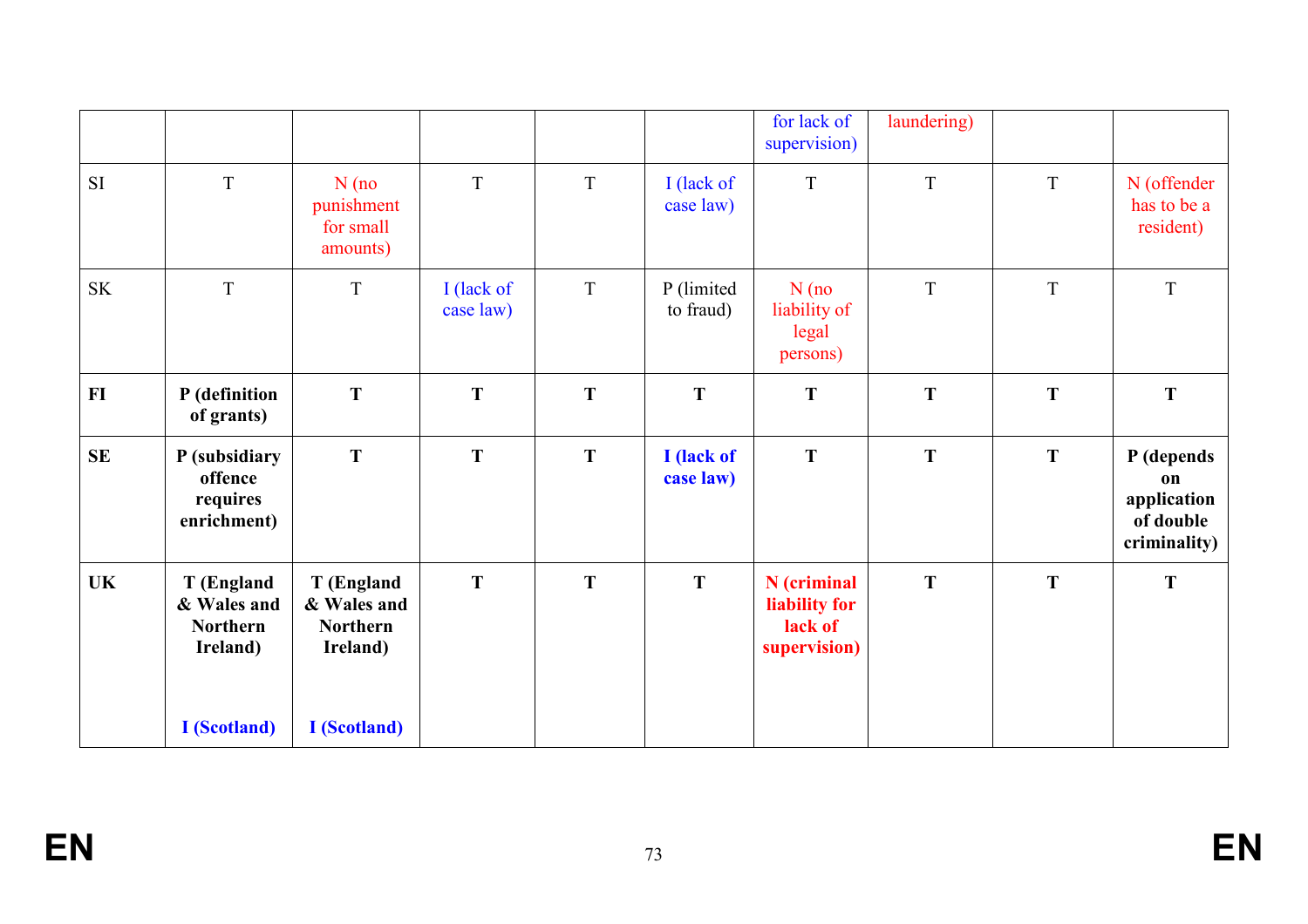| | | | | | | | | | |
|---|---|---|---|---|---|---|---|---|---|
| | | | | | | for lack of supervision) | laundering) | | |
| SI | T | N (no punishment for small amounts) | T | T | I (lack of case law) | T | T | T | N (offender has to be a resident) |
| SK | T | T | I (lack of case law) | T | P (limited to fraud) | N (no liability of legal persons) | T | T | T |
| **FI** | **P (definition of grants)** | **T** | **T** | **T** | **T** | **T** | **T** | **T** | **T** |
| **SE** | **P (subsidiary offence requires enrichment)** | **T** | **T** | **T** | **I (lack of case law)** | **T** | **T** | **T** | **P (depends on application of double criminality)** |
| **UK** | **T (England & Wales and Northern Ireland)**<br><br>**I (Scotland)** | **T (England & Wales and Northern Ireland)**<br><br>**I (Scotland)** | **T** | **T** | **T** | **N (criminal liability for lack of supervision)** | **T** | **T** | **T** |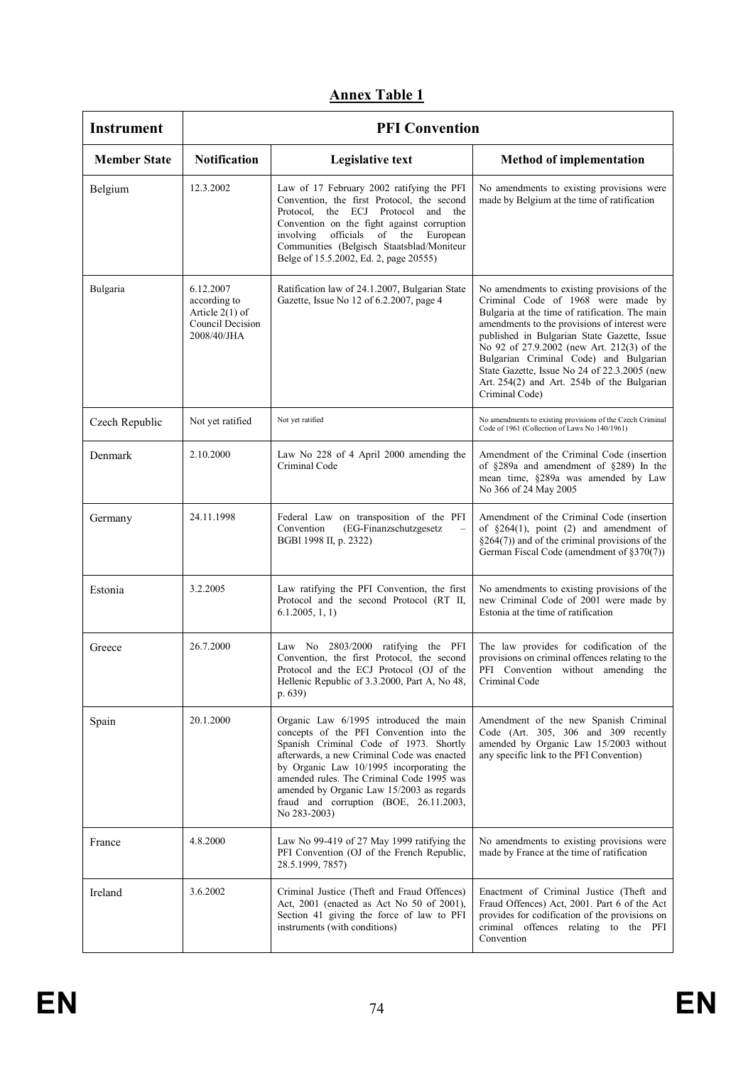## Annex Table 1

| Instrument | PFI Convention | | |
|---|---|---|---|
| **Member State** | **Notification** | **Legislative text** | **Method of implementation** |
| Belgium | 12.3.2002 | Law of 17 February 2002 ratifying the PFI Convention, the first Protocol, the second Protocol, the ECJ Protocol and the Convention on the fight against corruption involving officials of the European Communities (Belgisch Staatsblad/Moniteur Belge of 15.5.2002, Ed. 2, page 20555) | No amendments to existing provisions were made by Belgium at the time of ratification |
| Bulgaria | 6.12.2007 according to Article 2(1) of Council Decision 2008/40/JHA | Ratification law of 24.1.2007, Bulgarian State Gazette, Issue No 12 of 6.2.2007, page 4 | No amendments to existing provisions of the Criminal Code of 1968 were made by Bulgaria at the time of ratification. The main amendments to the provisions of interest were published in Bulgarian State Gazette, Issue No 92 of 27.9.2002 (new Art. 212(3) of the Bulgarian Criminal Code) and Bulgarian State Gazette, Issue No 24 of 22.3.2005 (new Art. 254(2) and Art. 254b of the Bulgarian Criminal Code) |
| Czech Republic | Not yet ratified | Not yet ratified | No amendments to existing provisions of the Czech Criminal Code of 1961 (Collection of Laws No 140/1961) |
| Denmark | 2.10.2000 | Law No 228 of 4 April 2000 amending the Criminal Code | Amendment of the Criminal Code (insertion of §289a and amendment of §289) In the mean time, §289a was amended by Law No 366 of 24 May 2005 |
| Germany | 24.11.1998 | Federal Law on transposition of the PFI Convention (EG-Finanzschutzgesetz – BGBl 1998 II, p. 2322) | Amendment of the Criminal Code (insertion of §264(1), point (2) and amendment of §264(7)) and of the criminal provisions of the German Fiscal Code (amendment of §370(7)) |
| Estonia | 3.2.2005 | Law ratifying the PFI Convention, the first Protocol and the second Protocol (RT II, 6.1.2005, 1, 1) | No amendments to existing provisions of the new Criminal Code of 2001 were made by Estonia at the time of ratification |
| Greece | 26.7.2000 | Law No 2803/2000 ratifying the PFI Convention, the first Protocol, the second Protocol and the ECJ Protocol (OJ of the Hellenic Republic of 3.3.2000, Part A, No 48, p. 639) | The law provides for codification of the provisions on criminal offences relating to the PFI Convention without amending the Criminal Code |
| Spain | 20.1.2000 | Organic Law 6/1995 introduced the main concepts of the PFI Convention into the Spanish Criminal Code of 1973. Shortly afterwards, a new Criminal Code was enacted by Organic Law 10/1995 incorporating the amended rules. The Criminal Code 1995 was amended by Organic Law 15/2003 as regards fraud and corruption (BOE, 26.11.2003, No 283-2003) | Amendment of the new Spanish Criminal Code (Art. 305, 306 and 309 recently amended by Organic Law 15/2003 without any specific link to the PFI Convention) |
| France | 4.8.2000 | Law No 99-419 of 27 May 1999 ratifying the PFI Convention (OJ of the French Republic, 28.5.1999, 7857) | No amendments to existing provisions were made by France at the time of ratification |
| Ireland | 3.6.2002 | Criminal Justice (Theft and Fraud Offences) Act, 2001 (enacted as Act No 50 of 2001), Section 41 giving the force of law to PFI instruments (with conditions) | Enactment of Criminal Justice (Theft and Fraud Offences) Act, 2001. Part 6 of the Act provides for codification of the provisions on criminal offences relating to the PFI Convention |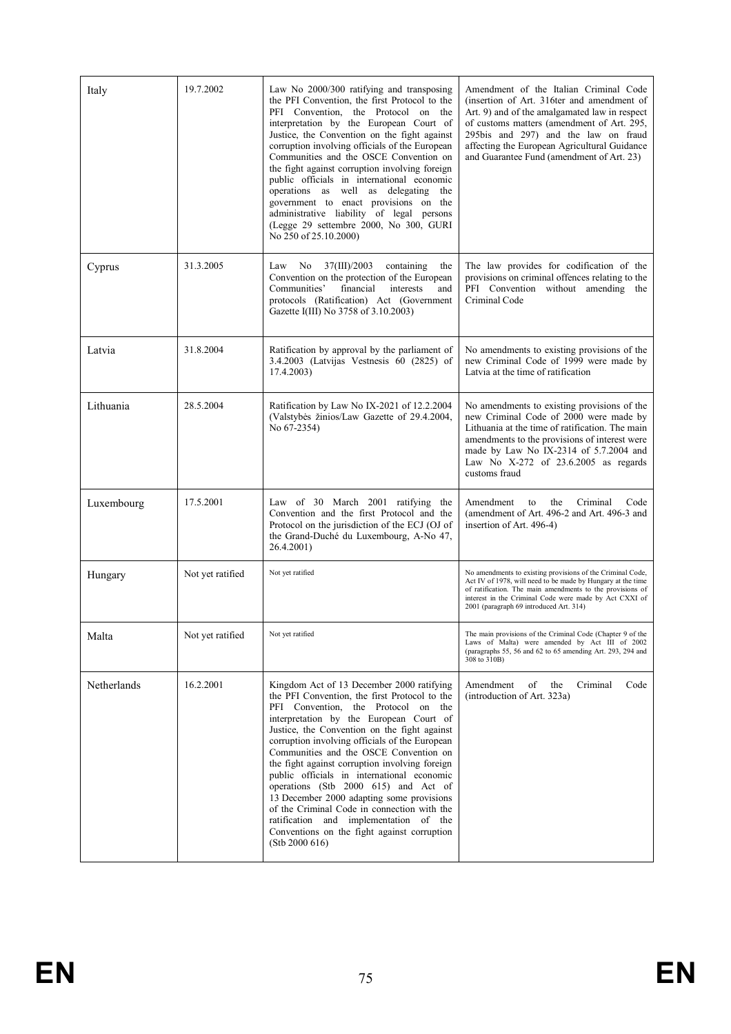| Italy | 19.7.2002 | Law No 2000/300 ratifying and transposing the PFI Convention, the first Protocol to the PFI Convention, the Protocol on the interpretation by the European Court of Justice, the Convention on the fight against corruption involving officials of the European Communities and the OSCE Convention on the fight against corruption involving foreign public officials in international economic operations as well as delegating the government to enact provisions on the administrative liability of legal persons (Legge 29 settembre 2000, No 300, GURI No 250 of 25.10.2000) | Amendment of the Italian Criminal Code (insertion of Art. 316ter and amendment of Art. 9) and of the amalgamated law in respect of customs matters (amendment of Art. 295, 295bis and 297) and the law on fraud affecting the European Agricultural Guidance and Guarantee Fund (amendment of Art. 23) |
|---|---|---|---|
| Cyprus | 31.3.2005 | Law No 37(III)/2003 containing the Convention on the protection of the European Communities' financial interests and protocols (Ratification) Act (Government Gazette I(III) No 3758 of 3.10.2003) | The law provides for codification of the provisions on criminal offences relating to the PFI Convention without amending the Criminal Code |
| Latvia | 31.8.2004 | Ratification by approval by the parliament of 3.4.2003 (Latvijas Vestnesis 60 (2825) of 17.4.2003) | No amendments to existing provisions of the new Criminal Code of 1999 were made by Latvia at the time of ratification |
| Lithuania | 28.5.2004 | Ratification by Law No IX-2021 of 12.2.2004 (Valstybės žinios/Law Gazette of 29.4.2004, No 67-2354) | No amendments to existing provisions of the new Criminal Code of 2000 were made by Lithuania at the time of ratification. The main amendments to the provisions of interest were made by Law No IX-2314 of 5.7.2004 and Law No X-272 of 23.6.2005 as regards customs fraud |
| Luxembourg | 17.5.2001 | Law of 30 March 2001 ratifying the Convention and the first Protocol and the Protocol on the jurisdiction of the ECJ (OJ of the Grand-Duché du Luxembourg, A-No 47, 26.4.2001) | Amendment to the Criminal Code (amendment of Art. 496-2 and Art. 496-3 and insertion of Art. 496-4) |
| Hungary | Not yet ratified | Not yet ratified | No amendments to existing provisions of the Criminal Code, Act IV of 1978, will need to be made by Hungary at the time of ratification. The main amendments to the provisions of interest in the Criminal Code were made by Act CXXI of 2001 (paragraph 69 introduced Art. 314) |
| Malta | Not yet ratified | Not yet ratified | The main provisions of the Criminal Code (Chapter 9 of the Laws of Malta) were amended by Act III of 2002 (paragraphs 55, 56 and 62 to 65 amending Art. 293, 294 and 308 to 310B) |
| Netherlands | 16.2.2001 | Kingdom Act of 13 December 2000 ratifying the PFI Convention, the first Protocol to the PFI Convention, the Protocol on the interpretation by the European Court of Justice, the Convention on the fight against corruption involving officials of the European Communities and the OSCE Convention on the fight against corruption involving foreign public officials in international economic operations (Stb 2000 615) and Act of 13 December 2000 adapting some provisions of the Criminal Code in connection with the ratification and implementation of the Conventions on the fight against corruption (Stb 2000 616) | Amendment of the Criminal Code (introduction of Art. 323a) |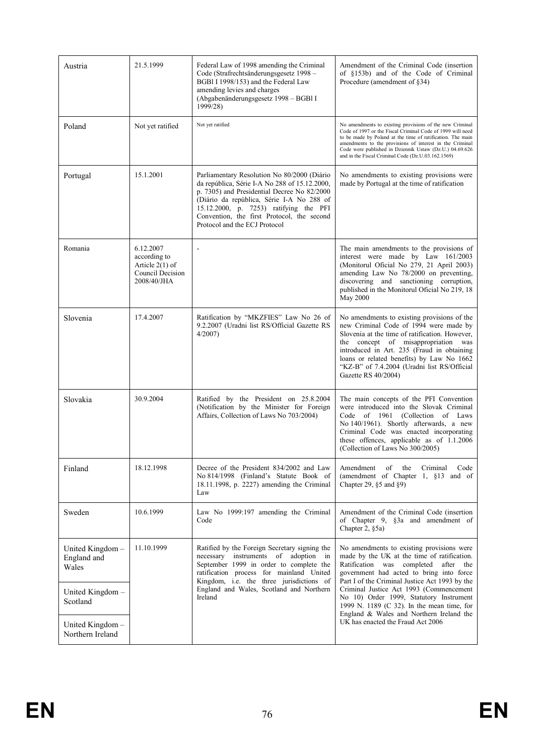| Austria | 21.5.1999 | Federal Law of 1998 amending the Criminal Code (Strafrechtsänderungsgesetz 1998 – BGBl I 1998/153) and the Federal Law amending levies and charges (Abgabenänderungsgesetz 1998 – BGBl I 1999/28) | Amendment of the Criminal Code (insertion of §153b) and of the Code of Criminal Procedure (amendment of §34) |
|---|---|---|---|
| Poland | Not yet ratified | Not yet ratified | No amendments to existing provisions of the new Criminal Code of 1997 or the Fiscal Criminal Code of 1999 will need to be made by Poland at the time of ratification. The main amendments to the provisions of interest in the Criminal Code were published in Dziennik Ustaw (Dz.U.) 04.69.626 and in the Fiscal Criminal Code (Dz.U.03.162.1569) |
| Portugal | 15.1.2001 | Parliamentary Resolution No 80/2000 (Diário da república, Série I-A No 288 of 15.12.2000, p. 7305) and Presidential Decree No 82/2000 (Diário da república, Série I-A No 288 of 15.12.2000, p. 7253) ratifying the PFI Convention, the first Protocol, the second Protocol and the ECJ Protocol | No amendments to existing provisions were made by Portugal at the time of ratification |
| Romania | 6.12.2007 according to Article 2(1) of Council Decision 2008/40/JHA | - | The main amendments to the provisions of interest were made by Law 161/2003 (Monitorul Oficial No 279, 21 April 2003) amending Law No 78/2000 on preventing, discovering and sanctioning corruption, published in the Monitorul Oficial No 219, 18 May 2000 |
| Slovenia | 17.4.2007 | Ratification by "MKZFIES" Law No 26 of 9.2.2007 (Uradni list RS/Official Gazette RS 4/2007) | No amendments to existing provisions of the new Criminal Code of 1994 were made by Slovenia at the time of ratification. However, the concept of misappropriation was introduced in Art. 235 (Fraud in obtaining loans or related benefits) by Law No 1662 "KZ-B" of 7.4.2004 (Uradni list RS/Official Gazette RS 40/2004) |
| Slovakia | 30.9.2004 | Ratified by the President on 25.8.2004 (Notification by the Minister for Foreign Affairs, Collection of Laws No 703/2004) | The main concepts of the PFI Convention were introduced into the Slovak Criminal Code of 1961 (Collection of Laws No 140/1961). Shortly afterwards, a new Criminal Code was enacted incorporating these offences, applicable as of 1.1.2006 (Collection of Laws No 300/2005) |
| Finland | 18.12.1998 | Decree of the President 834/2002 and Law No 814/1998 (Finland's Statute Book of 18.11.1998, p. 2227) amending the Criminal Law | Amendment of the Criminal Code (amendment of Chapter 1, §13 and of Chapter 29, §5 and §9) |
| Sweden | 10.6.1999 | Law No 1999:197 amending the Criminal Code | Amendment of the Criminal Code (insertion of Chapter 9, §3a and amendment of Chapter 2, §5a) |
| United Kingdom – England and Wales | 11.10.1999 | Ratified by the Foreign Secretary signing the necessary instruments of adoption in September 1999 in order to complete the ratification process for mainland United Kingdom, i.e. the three jurisdictions of England and Wales, Scotland and Northern Ireland | No amendments to existing provisions were made by the UK at the time of ratification. Ratification was completed after the government had acted to bring into force Part I of the Criminal Justice Act 1993 by the Criminal Justice Act 1993 (Commencement No 10) Order 1999, Statutory Instrument 1999 N. 1189 (C 32). In the mean time, for England & Wales and Northern Ireland the UK has enacted the Fraud Act 2006 |
| United Kingdom – Scotland | | | |
| United Kingdom – Northern Ireland | | | |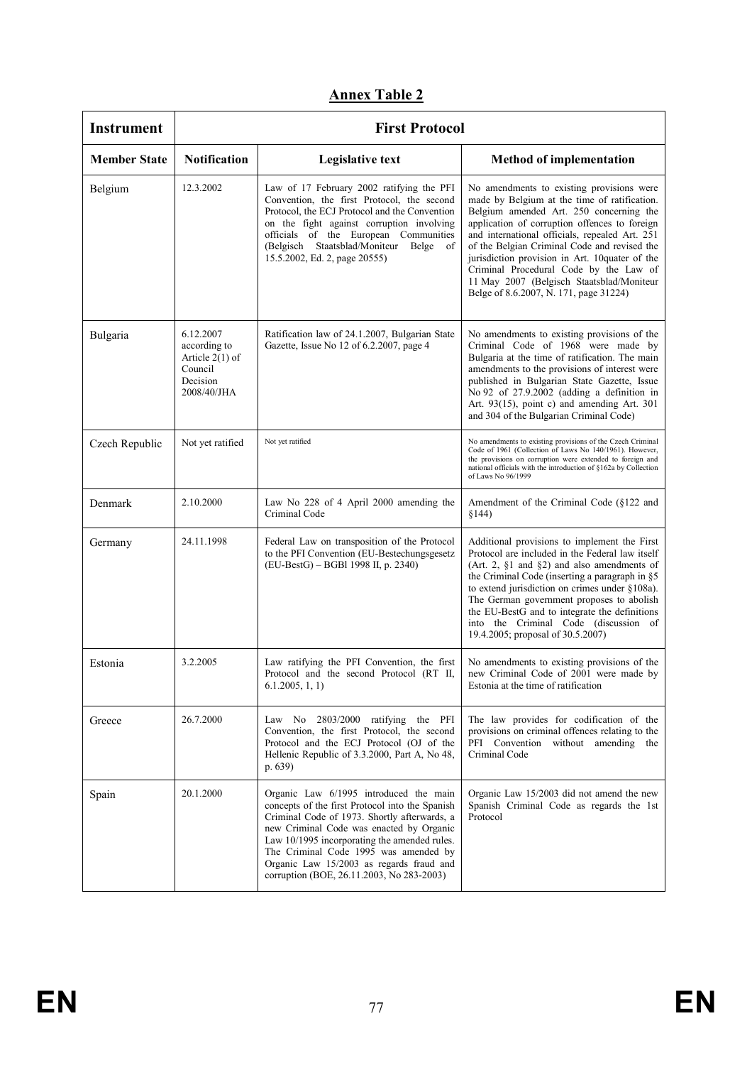## Annex Table 2

| Instrument | First Protocol | | |
|---|---|---|---|
| **Member State** | **Notification** | **Legislative text** | **Method of implementation** |
| Belgium | 12.3.2002 | Law of 17 February 2002 ratifying the PFI Convention, the first Protocol, the second Protocol, the ECJ Protocol and the Convention on the fight against corruption involving officials of the European Communities (Belgisch Staatsblad/Moniteur Belge of 15.5.2002, Ed. 2, page 20555) | No amendments to existing provisions were made by Belgium at the time of ratification. Belgium amended Art. 250 concerning the application of corruption offences to foreign and international officials, repealed Art. 251 of the Belgian Criminal Code and revised the jurisdiction provision in Art. 10quater of the Criminal Procedural Code by the Law of 11 May 2007 (Belgisch Staatsblad/Moniteur Belge of 8.6.2007, N. 171, page 31224) |
| Bulgaria | 6.12.2007 according to Article 2(1) of Council Decision 2008/40/JHA | Ratification law of 24.1.2007, Bulgarian State Gazette, Issue No 12 of 6.2.2007, page 4 | No amendments to existing provisions of the Criminal Code of 1968 were made by Bulgaria at the time of ratification. The main amendments to the provisions of interest were published in Bulgarian State Gazette, Issue No 92 of 27.9.2002 (adding a definition in Art. 93(15), point c) and amending Art. 301 and 304 of the Bulgarian Criminal Code) |
| Czech Republic | Not yet ratified | Not yet ratified | No amendments to existing provisions of the Czech Criminal Code of 1961 (Collection of Laws No 140/1961). However, the provisions on corruption were extended to foreign and national officials with the introduction of §162a by Collection of Laws No 96/1999 |
| Denmark | 2.10.2000 | Law No 228 of 4 April 2000 amending the Criminal Code | Amendment of the Criminal Code (§122 and §144) |
| Germany | 24.11.1998 | Federal Law on transposition of the Protocol to the PFI Convention (EU-Bestechungsgesetz (EU-BestG) – BGBl 1998 II, p. 2340) | Additional provisions to implement the First Protocol are included in the Federal law itself (Art. 2, §1 and §2) and also amendments of the Criminal Code (inserting a paragraph in §5 to extend jurisdiction on crimes under §108a). The German government proposes to abolish the EU-BestG and to integrate the definitions into the Criminal Code (discussion of 19.4.2005; proposal of 30.5.2007) |
| Estonia | 3.2.2005 | Law ratifying the PFI Convention, the first Protocol and the second Protocol (RT II, 6.1.2005, 1, 1) | No amendments to existing provisions of the new Criminal Code of 2001 were made by Estonia at the time of ratification |
| Greece | 26.7.2000 | Law No 2803/2000 ratifying the PFI Convention, the first Protocol, the second Protocol and the ECJ Protocol (OJ of the Hellenic Republic of 3.3.2000, Part A, No 48, p. 639) | The law provides for codification of the provisions on criminal offences relating to the PFI Convention without amending the Criminal Code |
| Spain | 20.1.2000 | Organic Law 6/1995 introduced the main concepts of the first Protocol into the Spanish Criminal Code of 1973. Shortly afterwards, a new Criminal Code was enacted by Organic Law 10/1995 incorporating the amended rules. The Criminal Code 1995 was amended by Organic Law 15/2003 as regards fraud and corruption (BOE, 26.11.2003, No 283-2003) | Organic Law 15/2003 did not amend the new Spanish Criminal Code as regards the 1st Protocol |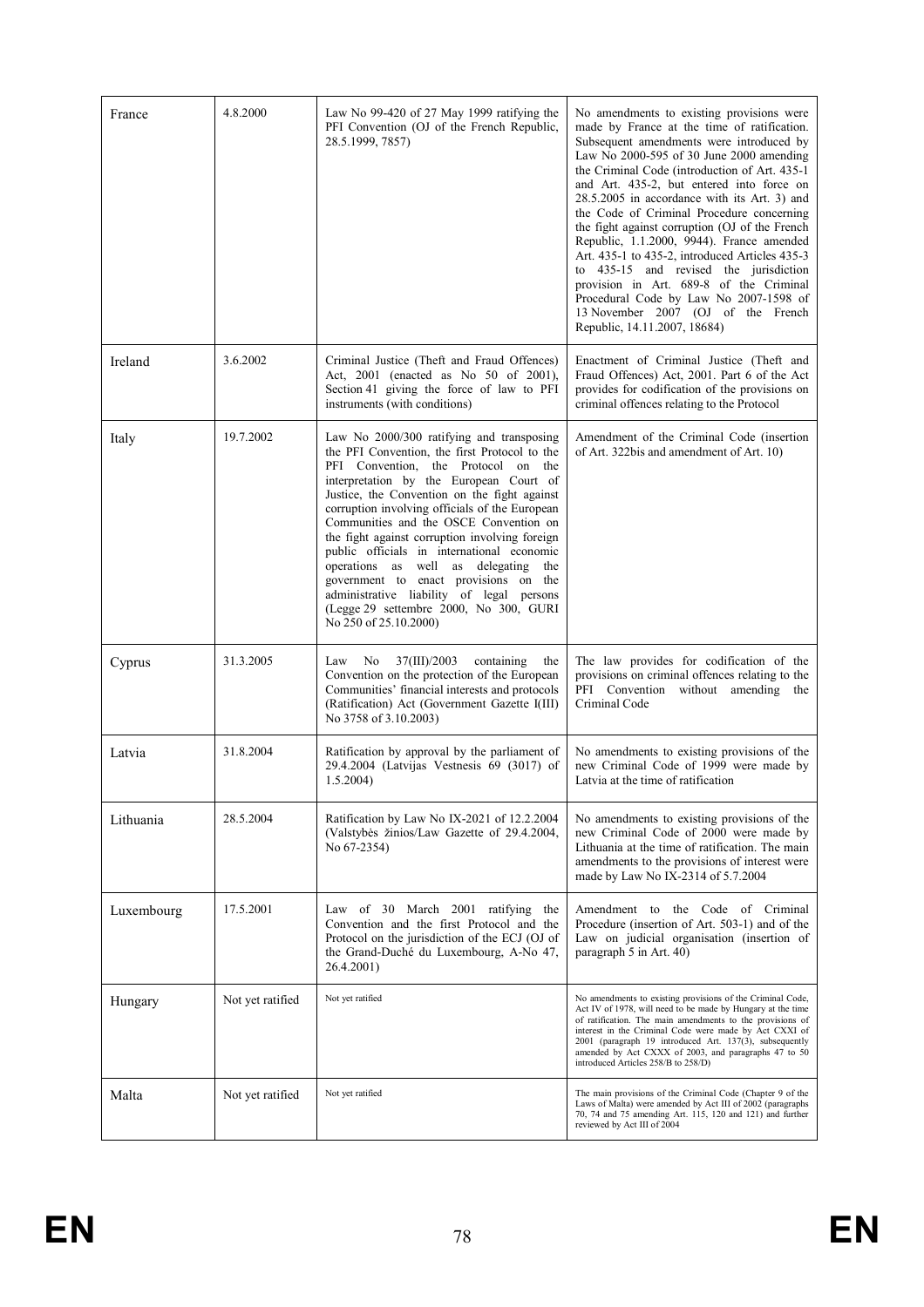| France | 4.8.2000 | Law No 99-420 of 27 May 1999 ratifying the PFI Convention (OJ of the French Republic, 28.5.1999, 7857) | No amendments to existing provisions were made by France at the time of ratification. Subsequent amendments were introduced by Law No 2000-595 of 30 June 2000 amending the Criminal Code (introduction of Art. 435-1 and Art. 435-2, but entered into force on 28.5.2005 in accordance with its Art. 3) and the Code of Criminal Procedure concerning the fight against corruption (OJ of the French Republic, 1.1.2000, 9944). France amended Art. 435-1 to 435-2, introduced Articles 435-3 to 435-15 and revised the jurisdiction provision in Art. 689-8 of the Criminal Procedural Code by Law No 2007-1598 of 13 November 2007 (OJ of the French Republic, 14.11.2007, 18684) |
|---|---|---|---|
| Ireland | 3.6.2002 | Criminal Justice (Theft and Fraud Offences) Act, 2001 (enacted as No 50 of 2001), Section 41 giving the force of law to PFI instruments (with conditions) | Enactment of Criminal Justice (Theft and Fraud Offences) Act, 2001. Part 6 of the Act provides for codification of the provisions on criminal offences relating to the Protocol |
| Italy | 19.7.2002 | Law No 2000/300 ratifying and transposing the PFI Convention, the first Protocol to the PFI Convention, the Protocol on the interpretation by the European Court of Justice, the Convention on the fight against corruption involving officials of the European Communities and the OSCE Convention on the fight against corruption involving foreign public officials in international economic operations as well as delegating the government to enact provisions on the administrative liability of legal persons (Legge 29 settembre 2000, No 300, GURI No 250 of 25.10.2000) | Amendment of the Criminal Code (insertion of Art. 322bis and amendment of Art. 10) |
| Cyprus | 31.3.2005 | Law No 37(III)/2003 containing the Convention on the protection of the European Communities' financial interests and protocols (Ratification) Act (Government Gazette I(III) No 3758 of 3.10.2003) | The law provides for codification of the provisions on criminal offences relating to the PFI Convention without amending the Criminal Code |
| Latvia | 31.8.2004 | Ratification by approval by the parliament of 29.4.2004 (Latvijas Vestnesis 69 (3017) of 1.5.2004) | No amendments to existing provisions of the new Criminal Code of 1999 were made by Latvia at the time of ratification |
| Lithuania | 28.5.2004 | Ratification by Law No IX-2021 of 12.2.2004 (Valstybės žinios/Law Gazette of 29.4.2004, No 67-2354) | No amendments to existing provisions of the new Criminal Code of 2000 were made by Lithuania at the time of ratification. The main amendments to the provisions of interest were made by Law No IX-2314 of 5.7.2004 |
| Luxembourg | 17.5.2001 | Law of 30 March 2001 ratifying the Convention and the first Protocol and the Protocol on the jurisdiction of the ECJ (OJ of the Grand-Duché du Luxembourg, A-No 47, 26.4.2001) | Amendment to the Code of Criminal Procedure (insertion of Art. 503-1) and of the Law on judicial organisation (insertion of paragraph 5 in Art. 40) |
| Hungary | Not yet ratified | Not yet ratified | No amendments to existing provisions of the Criminal Code, Act IV of 1978, will need to be made by Hungary at the time of ratification. The main amendments to the provisions of interest in the Criminal Code were made by Act CXXI of 2001 (paragraph 19 introduced Art. 137(3), subsequently amended by Act CXXX of 2003, and paragraphs 47 to 50 introduced Articles 258/B to 258/D) |
| Malta | Not yet ratified | Not yet ratified | The main provisions of the Criminal Code (Chapter 9 of the Laws of Malta) were amended by Act III of 2002 (paragraphs 70, 74 and 75 amending Art. 115, 120 and 121) and further reviewed by Act III of 2004 |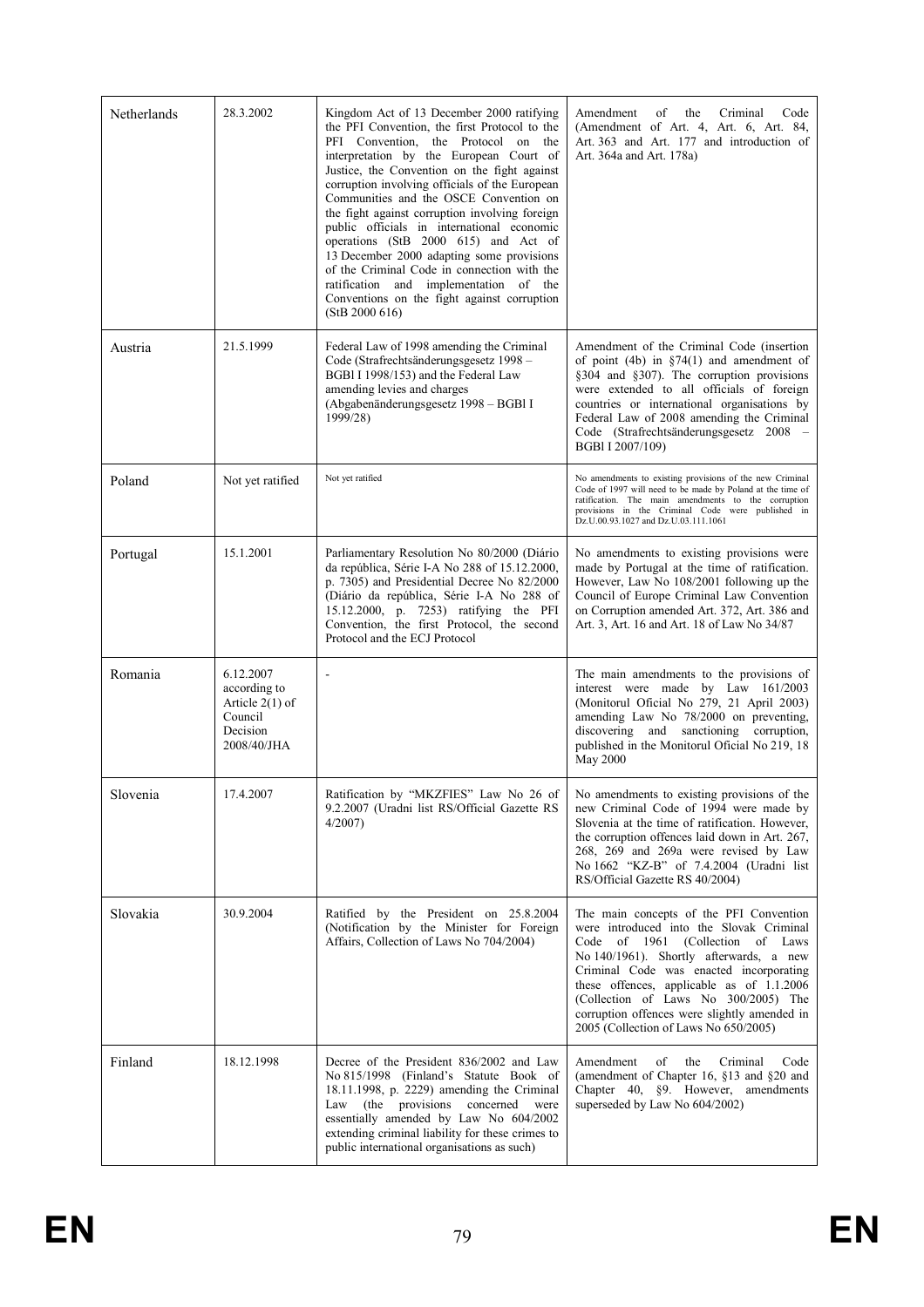| Netherlands | 28.3.2002 | Kingdom Act of 13 December 2000 ratifying the PFI Convention, the first Protocol to the PFI Convention, the Protocol on the interpretation by the European Court of Justice, the Convention on the fight against corruption involving officials of the European Communities and the OSCE Convention on the fight against corruption involving foreign public officials in international economic operations (StB 2000 615) and Act of 13 December 2000 adapting some provisions of the Criminal Code in connection with the ratification and implementation of the Conventions on the fight against corruption (StB 2000 616) | Amendment of the Criminal Code (Amendment of Art. 4, Art. 6, Art. 84, Art. 363 and Art. 177 and introduction of Art. 364a and Art. 178a) |
|---|---|---|---|
| Austria | 21.5.1999 | Federal Law of 1998 amending the Criminal Code (Strafrechtsänderungsgesetz 1998 – BGBl I 1998/153) and the Federal Law amending levies and charges (Abgabenänderungsgesetz 1998 – BGBl I 1999/28) | Amendment of the Criminal Code (insertion of point (4b) in §74(1) and amendment of §304 and §307). The corruption provisions were extended to all officials of foreign countries or international organisations by Federal Law of 2008 amending the Criminal Code (Strafrechtsänderungsgesetz 2008 – BGBl I 2007/109) |
| Poland | Not yet ratified | Not yet ratified | No amendments to existing provisions of the new Criminal Code of 1997 will need to be made by Poland at the time of ratification. The main amendments to the corruption provisions in the Criminal Code were published in Dz.U.00.93.1027 and Dz.U.03.111.1061 |
| Portugal | 15.1.2001 | Parliamentary Resolution No 80/2000 (Diário da república, Série I-A No 288 of 15.12.2000, p. 7305) and Presidential Decree No 82/2000 (Diário da república, Série I-A No 288 of 15.12.2000, p. 7253) ratifying the PFI Convention, the first Protocol, the second Protocol and the ECJ Protocol | No amendments to existing provisions were made by Portugal at the time of ratification. However, Law No 108/2001 following up the Council of Europe Criminal Law Convention on Corruption amended Art. 372, Art. 386 and Art. 3, Art. 16 and Art. 18 of Law No 34/87 |
| Romania | 6.12.2007 according to Article 2(1) of Council Decision 2008/40/JHA | - | The main amendments to the provisions of interest were made by Law 161/2003 (Monitorul Oficial No 279, 21 April 2003) amending Law No 78/2000 on preventing, discovering and sanctioning corruption, published in the Monitorul Oficial No 219, 18 May 2000 |
| Slovenia | 17.4.2007 | Ratification by "MKZFIES" Law No 26 of 9.2.2007 (Uradni list RS/Official Gazette RS 4/2007) | No amendments to existing provisions of the new Criminal Code of 1994 were made by Slovenia at the time of ratification. However, the corruption offences laid down in Art. 267, 268, 269 and 269a were revised by Law No 1662 "KZ-B" of 7.4.2004 (Uradni list RS/Official Gazette RS 40/2004) |
| Slovakia | 30.9.2004 | Ratified by the President on 25.8.2004 (Notification by the Minister for Foreign Affairs, Collection of Laws No 704/2004) | The main concepts of the PFI Convention were introduced into the Slovak Criminal Code of 1961 (Collection of Laws No 140/1961). Shortly afterwards, a new Criminal Code was enacted incorporating these offences, applicable as of 1.1.2006 (Collection of Laws No 300/2005) The corruption offences were slightly amended in 2005 (Collection of Laws No 650/2005) |
| Finland | 18.12.1998 | Decree of the President 836/2002 and Law No 815/1998 (Finland's Statute Book of 18.11.1998, p. 2229) amending the Criminal Law (the provisions concerned were essentially amended by Law No 604/2002 extending criminal liability for these crimes to public international organisations as such) | Amendment of the Criminal Code (amendment of Chapter 16, §13 and §20 and Chapter 40, §9. However, amendments superseded by Law No 604/2002) |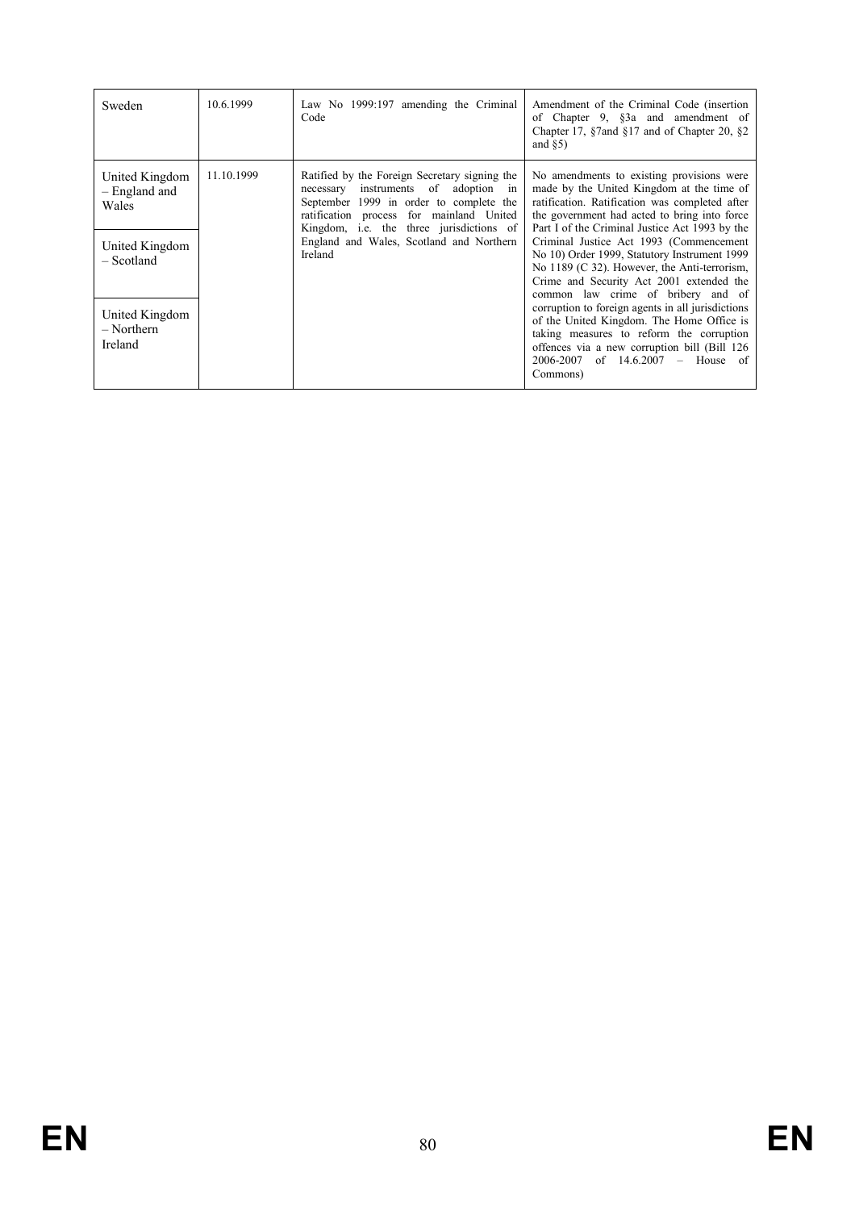| Sweden | 10.6.1999 | Law No 1999:197 amending the Criminal Code | Amendment of the Criminal Code (insertion of Chapter 9, §3a and amendment of Chapter 17, §7and §17 and of Chapter 20, §2 and §5) |
|---|---|---|---|
| United Kingdom – England and Wales | 11.10.1999 | Ratified by the Foreign Secretary signing the necessary instruments of adoption in September 1999 in order to complete the ratification process for mainland United Kingdom, i.e. the three jurisdictions of England and Wales, Scotland and Northern Ireland | No amendments to existing provisions were made by the United Kingdom at the time of ratification. Ratification was completed after the government had acted to bring into force Part I of the Criminal Justice Act 1993 by the Criminal Justice Act 1993 (Commencement No 10) Order 1999, Statutory Instrument 1999 No 1189 (C 32). However, the Anti-terrorism, Crime and Security Act 2001 extended the common law crime of bribery and of corruption to foreign agents in all jurisdictions of the United Kingdom. The Home Office is taking measures to reform the corruption offences via a new corruption bill (Bill 126 2006-2007 of 14.6.2007 – House of Commons) |
| United Kingdom – Scotland | | | |
| United Kingdom – Northern Ireland | | | |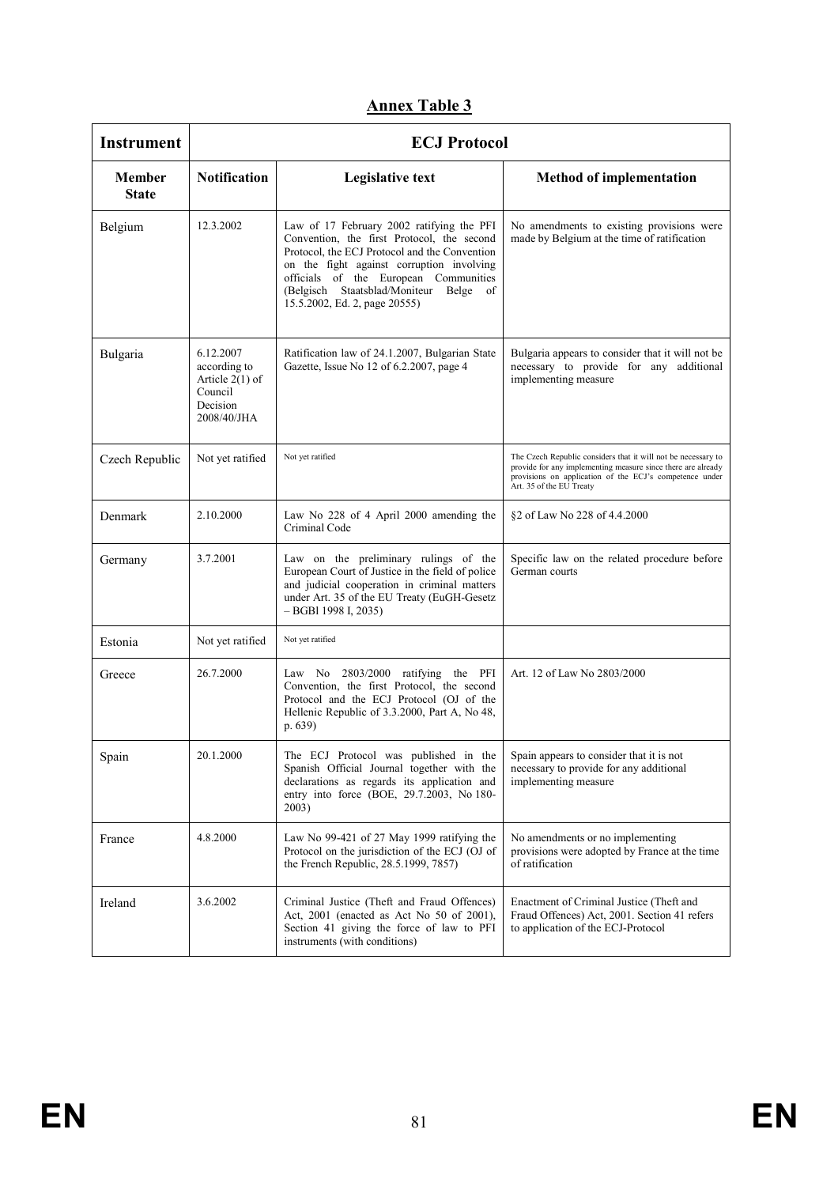## Annex Table 3

| Instrument | ECJ Protocol | | |
|---|---|---|---|
| **Member State** | **Notification** | **Legislative text** | **Method of implementation** |
| Belgium | 12.3.2002 | Law of 17 February 2002 ratifying the PFI Convention, the first Protocol, the second Protocol, the ECJ Protocol and the Convention on the fight against corruption involving officials of the European Communities (Belgisch Staatsblad/Moniteur Belge of 15.5.2002, Ed. 2, page 20555) | No amendments to existing provisions were made by Belgium at the time of ratification |
| Bulgaria | 6.12.2007 according to Article 2(1) of Council Decision 2008/40/JHA | Ratification law of 24.1.2007, Bulgarian State Gazette, Issue No 12 of 6.2.2007, page 4 | Bulgaria appears to consider that it will not be necessary to provide for any additional implementing measure |
| Czech Republic | Not yet ratified | Not yet ratified | The Czech Republic considers that it will not be necessary to provide for any implementing measure since there are already provisions on application of the ECJ's competence under Art. 35 of the EU Treaty |
| Denmark | 2.10.2000 | Law No 228 of 4 April 2000 amending the Criminal Code | §2 of Law No 228 of 4.4.2000 |
| Germany | 3.7.2001 | Law on the preliminary rulings of the European Court of Justice in the field of police and judicial cooperation in criminal matters under Art. 35 of the EU Treaty (EuGH-Gesetz – BGBl 1998 I, 2035) | Specific law on the related procedure before German courts |
| Estonia | Not yet ratified | Not yet ratified | |
| Greece | 26.7.2000 | Law No 2803/2000 ratifying the PFI Convention, the first Protocol, the second Protocol and the ECJ Protocol (OJ of the Hellenic Republic of 3.3.2000, Part A, No 48, p. 639) | Art. 12 of Law No 2803/2000 |
| Spain | 20.1.2000 | The ECJ Protocol was published in the Spanish Official Journal together with the declarations as regards its application and entry into force (BOE, 29.7.2003, No 180-2003) | Spain appears to consider that it is not necessary to provide for any additional implementing measure |
| France | 4.8.2000 | Law No 99-421 of 27 May 1999 ratifying the Protocol on the jurisdiction of the ECJ (OJ of the French Republic, 28.5.1999, 7857) | No amendments or no implementing provisions were adopted by France at the time of ratification |
| Ireland | 3.6.2002 | Criminal Justice (Theft and Fraud Offences) Act, 2001 (enacted as Act No 50 of 2001), Section 41 giving the force of law to PFI instruments (with conditions) | Enactment of Criminal Justice (Theft and Fraud Offences) Act, 2001. Section 41 refers to application of the ECJ-Protocol |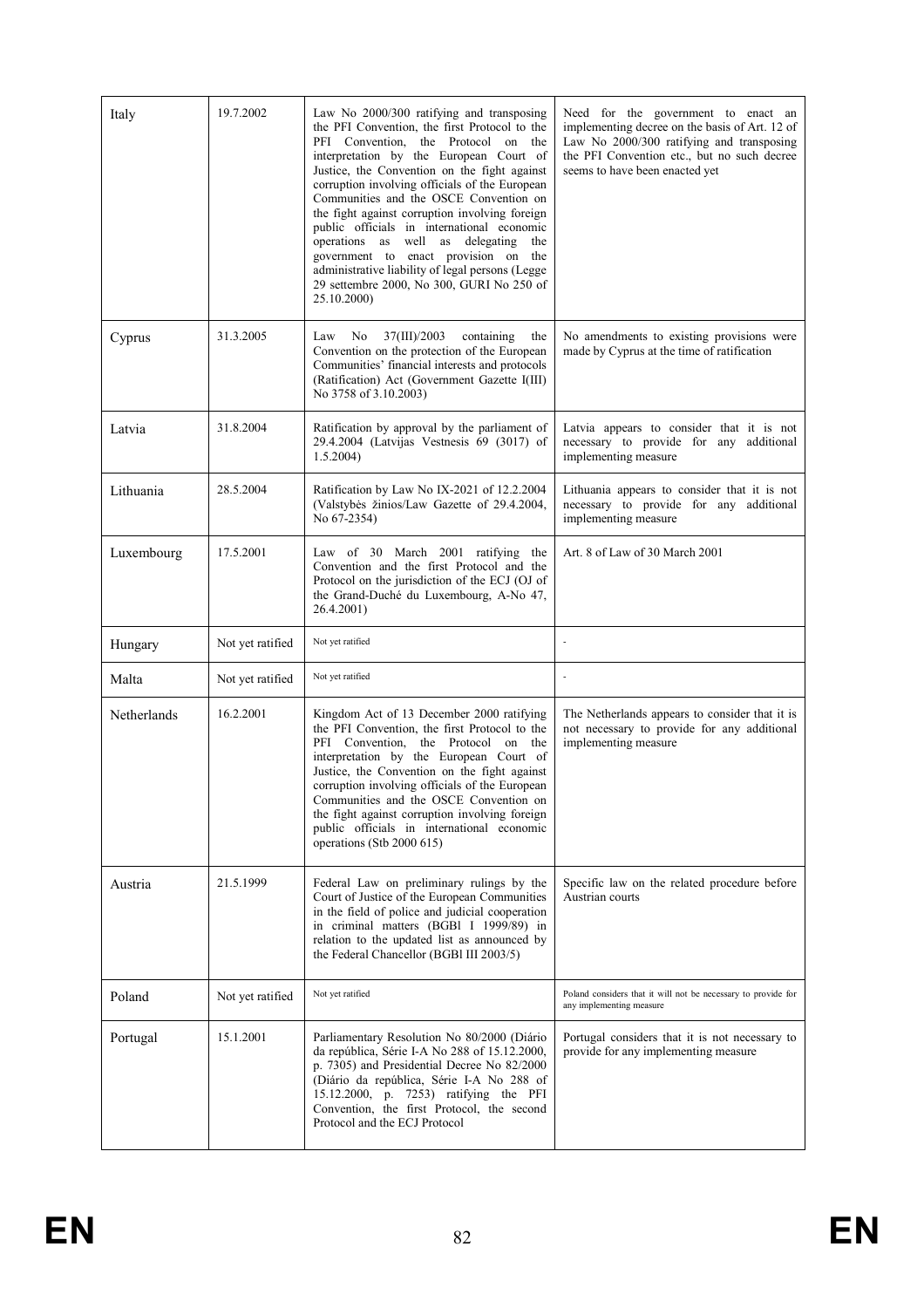| Italy | 19.7.2002 | Law No 2000/300 ratifying and transposing the PFI Convention, the first Protocol to the PFI Convention, the Protocol on the interpretation by the European Court of Justice, the Convention on the fight against corruption involving officials of the European Communities and the OSCE Convention on the fight against corruption involving foreign public officials in international economic operations as well as delegating the government to enact provision on the administrative liability of legal persons (Legge 29 settembre 2000, No 300, GURI No 250 of 25.10.2000) | Need for the government to enact an implementing decree on the basis of Art. 12 of Law No 2000/300 ratifying and transposing the PFI Convention etc., but no such decree seems to have been enacted yet |
|---|---|---|---|
| Cyprus | 31.3.2005 | Law No 37(III)/2003 containing the Convention on the protection of the European Communities' financial interests and protocols (Ratification) Act (Government Gazette I(III) No 3758 of 3.10.2003) | No amendments to existing provisions were made by Cyprus at the time of ratification |
| Latvia | 31.8.2004 | Ratification by approval by the parliament of 29.4.2004 (Latvijas Vestnesis 69 (3017) of 1.5.2004) | Latvia appears to consider that it is not necessary to provide for any additional implementing measure |
| Lithuania | 28.5.2004 | Ratification by Law No IX-2021 of 12.2.2004 (Valstybės žinios/Law Gazette of 29.4.2004, No 67-2354) | Lithuania appears to consider that it is not necessary to provide for any additional implementing measure |
| Luxembourg | 17.5.2001 | Law of 30 March 2001 ratifying the Convention and the first Protocol and the Protocol on the jurisdiction of the ECJ (OJ of the Grand-Duché du Luxembourg, A-No 47, 26.4.2001) | Art. 8 of Law of 30 March 2001 |
| Hungary | Not yet ratified | Not yet ratified | - |
| Malta | Not yet ratified | Not yet ratified | - |
| Netherlands | 16.2.2001 | Kingdom Act of 13 December 2000 ratifying the PFI Convention, the first Protocol to the PFI Convention, the Protocol on the interpretation by the European Court of Justice, the Convention on the fight against corruption involving officials of the European Communities and the OSCE Convention on the fight against corruption involving foreign public officials in international economic operations (Stb 2000 615) | The Netherlands appears to consider that it is not necessary to provide for any additional implementing measure |
| Austria | 21.5.1999 | Federal Law on preliminary rulings by the Court of Justice of the European Communities in the field of police and judicial cooperation in criminal matters (BGBl I 1999/89) in relation to the updated list as announced by the Federal Chancellor (BGBl III 2003/5) | Specific law on the related procedure before Austrian courts |
| Poland | Not yet ratified | Not yet ratified | Poland considers that it will not be necessary to provide for any implementing measure |
| Portugal | 15.1.2001 | Parliamentary Resolution No 80/2000 (Diário da república, Série I-A No 288 of 15.12.2000, p. 7305) and Presidential Decree No 82/2000 (Diário da república, Série I-A No 288 of 15.12.2000, p. 7253) ratifying the PFI Convention, the first Protocol, the second Protocol and the ECJ Protocol | Portugal considers that it is not necessary to provide for any implementing measure |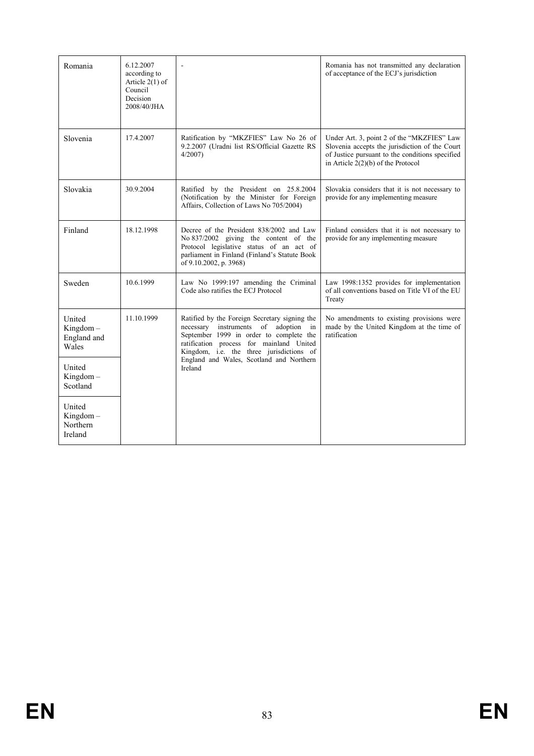| | | | |
|---|---|---|---|
| Romania | 6.12.2007 according to Article 2(1) of Council Decision 2008/40/JHA | - | Romania has not transmitted any declaration of acceptance of the ECJ's jurisdiction |
| Slovenia | 17.4.2007 | Ratification by "MKZFIES" Law No 26 of 9.2.2007 (Uradni list RS/Official Gazette RS 4/2007) | Under Art. 3, point 2 of the "MKZFIES" Law Slovenia accepts the jurisdiction of the Court of Justice pursuant to the conditions specified in Article 2(2)(b) of the Protocol |
| Slovakia | 30.9.2004 | Ratified by the President on 25.8.2004 (Notification by the Minister for Foreign Affairs, Collection of Laws No 705/2004) | Slovakia considers that it is not necessary to provide for any implementing measure |
| Finland | 18.12.1998 | Decree of the President 838/2002 and Law No 837/2002 giving the content of the Protocol legislative status of an act of parliament in Finland (Finland's Statute Book of 9.10.2002, p. 3968) | Finland considers that it is not necessary to provide for any implementing measure |
| Sweden | 10.6.1999 | Law No 1999:197 amending the Criminal Code also ratifies the ECJ Protocol | Law 1998:1352 provides for implementation of all conventions based on Title VI of the EU Treaty |
| United Kingdom – England and Wales | 11.10.1999 | Ratified by the Foreign Secretary signing the necessary instruments of adoption in September 1999 in order to complete the ratification process for mainland United Kingdom, i.e. the three jurisdictions of England and Wales, Scotland and Northern Ireland | No amendments to existing provisions were made by the United Kingdom at the time of ratification |
| United Kingdom – Scotland | | | |
| United Kingdom – Northern Ireland | | | |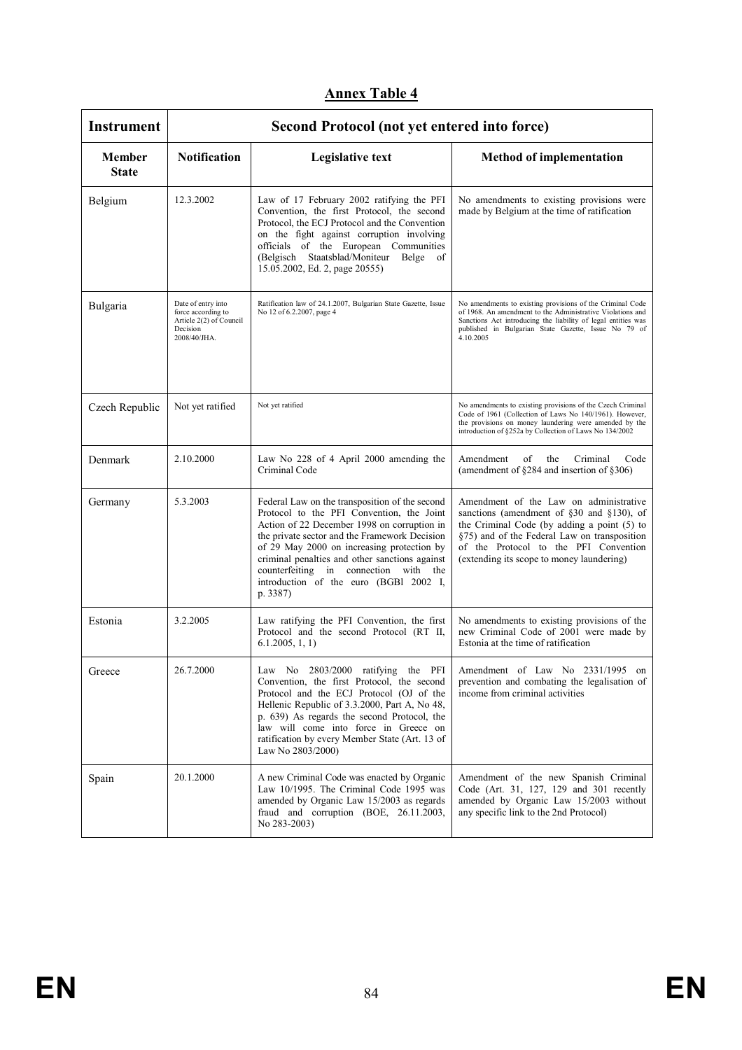## Annex Table 4

| Instrument | Second Protocol (not yet entered into force) | | |
|---|---|---|---|
| **Member State** | **Notification** | **Legislative text** | **Method of implementation** |
| Belgium | 12.3.2002 | Law of 17 February 2002 ratifying the PFI Convention, the first Protocol, the second Protocol, the ECJ Protocol and the Convention on the fight against corruption involving officials of the European Communities (Belgisch Staatsblad/Moniteur Belge of 15.05.2002, Ed. 2, page 20555) | No amendments to existing provisions were made by Belgium at the time of ratification |
| Bulgaria | Date of entry into force according to Article 2(2) of Council Decision 2008/40/JHA. | Ratification law of 24.1.2007, Bulgarian State Gazette, Issue No 12 of 6.2.2007, page 4 | No amendments to existing provisions of the Criminal Code of 1968. An amendment to the Administrative Violations and Sanctions Act introducing the liability of legal entities was published in Bulgarian State Gazette, Issue No 79 of 4.10.2005 |
| Czech Republic | Not yet ratified | Not yet ratified | No amendments to existing provisions of the Czech Criminal Code of 1961 (Collection of Laws No 140/1961). However, the provisions on money laundering were amended by the introduction of §252a by Collection of Laws No 134/2002 |
| Denmark | 2.10.2000 | Law No 228 of 4 April 2000 amending the Criminal Code | Amendment of the Criminal Code (amendment of §284 and insertion of §306) |
| Germany | 5.3.2003 | Federal Law on the transposition of the second Protocol to the PFI Convention, the Joint Action of 22 December 1998 on corruption in the private sector and the Framework Decision of 29 May 2000 on increasing protection by criminal penalties and other sanctions against counterfeiting in connection with the introduction of the euro (BGBl 2002 I, p. 3387) | Amendment of the Law on administrative sanctions (amendment of §30 and §130), of the Criminal Code (by adding a point (5) to §75) and of the Federal Law on transposition of the Protocol to the PFI Convention (extending its scope to money laundering) |
| Estonia | 3.2.2005 | Law ratifying the PFI Convention, the first Protocol and the second Protocol (RT II, 6.1.2005, 1, 1) | No amendments to existing provisions of the new Criminal Code of 2001 were made by Estonia at the time of ratification |
| Greece | 26.7.2000 | Law No 2803/2000 ratifying the PFI Convention, the first Protocol, the second Protocol and the ECJ Protocol (OJ of the Hellenic Republic of 3.3.2000, Part A, No 48, p. 639) As regards the second Protocol, the law will come into force in Greece on ratification by every Member State (Art. 13 of Law No 2803/2000) | Amendment of Law No 2331/1995 on prevention and combating the legalisation of income from criminal activities |
| Spain | 20.1.2000 | A new Criminal Code was enacted by Organic Law 10/1995. The Criminal Code 1995 was amended by Organic Law 15/2003 as regards fraud and corruption (BOE, 26.11.2003, No 283-2003) | Amendment of the new Spanish Criminal Code (Art. 31, 127, 129 and 301 recently amended by Organic Law 15/2003 without any specific link to the 2nd Protocol) |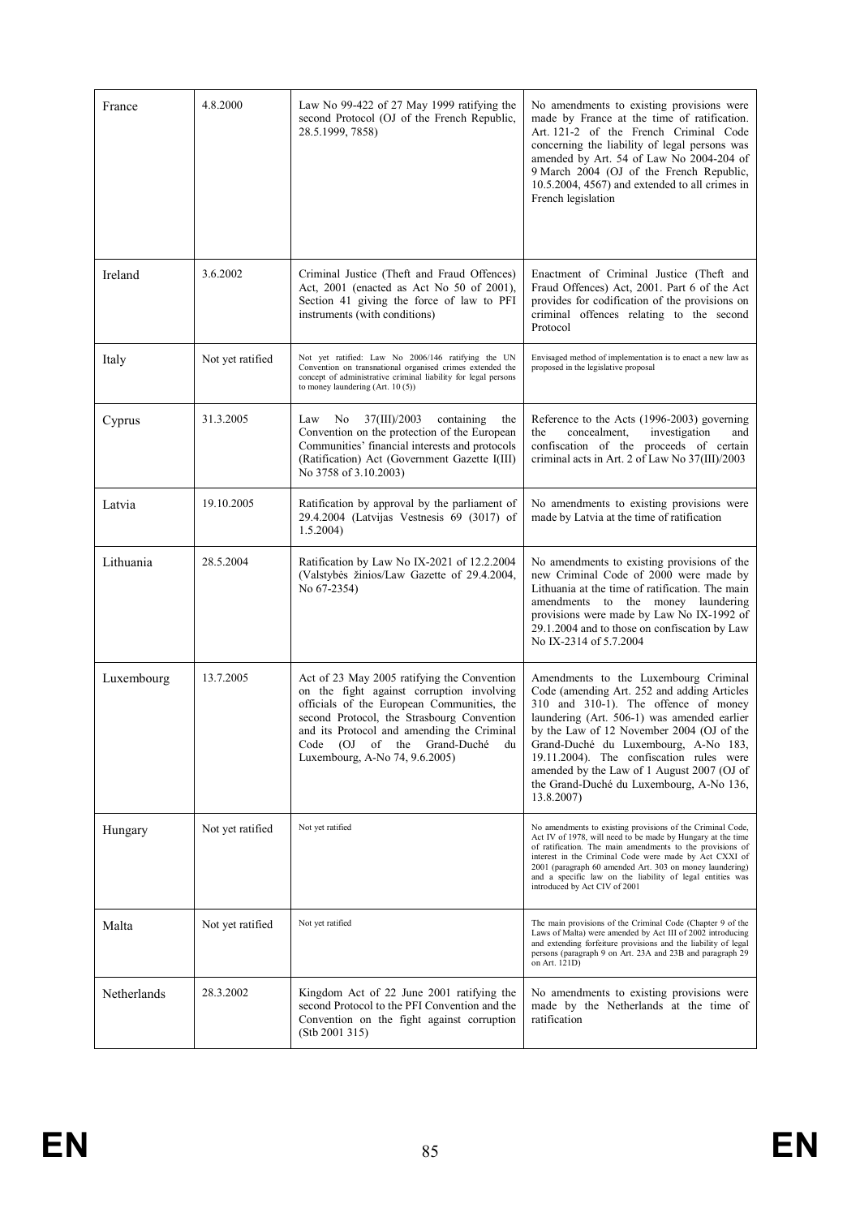| France | 4.8.2000 | Law No 99-422 of 27 May 1999 ratifying the second Protocol (OJ of the French Republic, 28.5.1999, 7858) | No amendments to existing provisions were made by France at the time of ratification. Art. 121-2 of the French Criminal Code concerning the liability of legal persons was amended by Art. 54 of Law No 2004-204 of 9 March 2004 (OJ of the French Republic, 10.5.2004, 4567) and extended to all crimes in French legislation |
|---|---|---|---|
| Ireland | 3.6.2002 | Criminal Justice (Theft and Fraud Offences) Act, 2001 (enacted as Act No 50 of 2001), Section 41 giving the force of law to PFI instruments (with conditions) | Enactment of Criminal Justice (Theft and Fraud Offences) Act, 2001. Part 6 of the Act provides for codification of the provisions on criminal offences relating to the second Protocol |
| Italy | Not yet ratified | Not yet ratified: Law No 2006/146 ratifying the UN Convention on transnational organised crimes extended the concept of administrative criminal liability for legal persons to money laundering (Art. 10 (5)) | Envisaged method of implementation is to enact a new law as proposed in the legislative proposal |
| Cyprus | 31.3.2005 | Law No 37(III)/2003 containing the Convention on the protection of the European Communities' financial interests and protocols (Ratification) Act (Government Gazette I(III) No 3758 of 3.10.2003) | Reference to the Acts (1996-2003) governing the concealment, investigation and confiscation of the proceeds of certain criminal acts in Art. 2 of Law No 37(III)/2003 |
| Latvia | 19.10.2005 | Ratification by approval by the parliament of 29.4.2004 (Latvijas Vestnesis 69 (3017) of 1.5.2004) | No amendments to existing provisions were made by Latvia at the time of ratification |
| Lithuania | 28.5.2004 | Ratification by Law No IX-2021 of 12.2.2004 (Valstybės žinios/Law Gazette of 29.4.2004, No 67-2354) | No amendments to existing provisions of the new Criminal Code of 2000 were made by Lithuania at the time of ratification. The main amendments to the money laundering provisions were made by Law No IX-1992 of 29.1.2004 and to those on confiscation by Law No IX-2314 of 5.7.2004 |
| Luxembourg | 13.7.2005 | Act of 23 May 2005 ratifying the Convention on the fight against corruption involving officials of the European Communities, the second Protocol, the Strasbourg Convention and its Protocol and amending the Criminal Code (OJ of the Grand-Duché du Luxembourg, A-No 74, 9.6.2005) | Amendments to the Luxembourg Criminal Code (amending Art. 252 and adding Articles 310 and 310-1). The offence of money laundering (Art. 506-1) was amended earlier by the Law of 12 November 2004 (OJ of the Grand-Duché du Luxembourg, A-No 183, 19.11.2004). The confiscation rules were amended by the Law of 1 August 2007 (OJ of the Grand-Duché du Luxembourg, A-No 136, 13.8.2007) |
| Hungary | Not yet ratified | Not yet ratified | No amendments to existing provisions of the Criminal Code, Act IV of 1978, will need to be made by Hungary at the time of ratification. The main amendments to the provisions of interest in the Criminal Code were made by Act CXXI of 2001 (paragraph 60 amended Art. 303 on money laundering) and a specific law on the liability of legal entities was introduced by Act CIV of 2001 |
| Malta | Not yet ratified | Not yet ratified | The main provisions of the Criminal Code (Chapter 9 of the Laws of Malta) were amended by Act III of 2002 introducing and extending forfeiture provisions and the liability of legal persons (paragraph 9 on Art. 23A and 23B and paragraph 29 on Art. 121D) |
| Netherlands | 28.3.2002 | Kingdom Act of 22 June 2001 ratifying the second Protocol to the PFI Convention and the Convention on the fight against corruption (Stb 2001 315) | No amendments to existing provisions were made by the Netherlands at the time of ratification |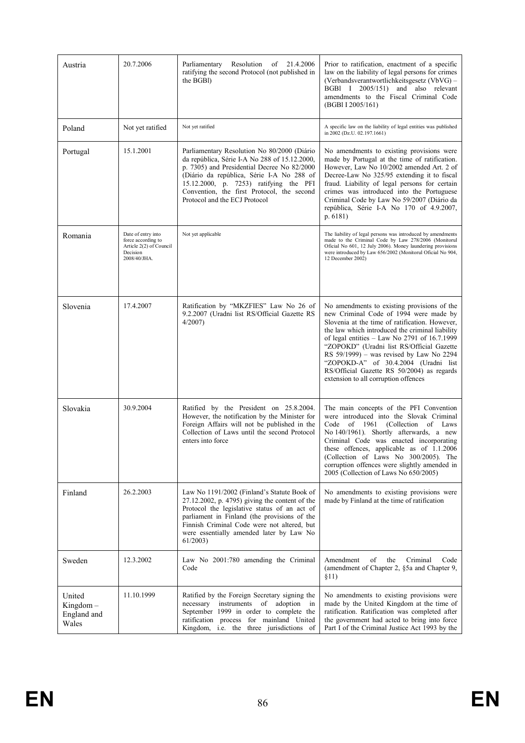| Austria | 20.7.2006 | Parliamentary Resolution of 21.4.2006 ratifying the second Protocol (not published in the BGBl) | Prior to ratification, enactment of a specific law on the liability of legal persons for crimes (Verbandsverantwortlichkeitsgesetz (VbVG) – BGBl I 2005/151) and also relevant amendments to the Fiscal Criminal Code (BGBl I 2005/161) |
|---|---|---|---|
| Poland | Not yet ratified | Not yet ratified | A specific law on the liability of legal entities was published in 2002 (Dz.U. 02.197.1661) |
| Portugal | 15.1.2001 | Parliamentary Resolution No 80/2000 (Diário da república, Série I-A No 288 of 15.12.2000, p. 7305) and Presidential Decree No 82/2000 (Diário da república, Série I-A No 288 of 15.12.2000, p. 7253) ratifying the PFI Convention, the first Protocol, the second Protocol and the ECJ Protocol | No amendments to existing provisions were made by Portugal at the time of ratification. However, Law No 10/2002 amended Art. 2 of Decree-Law No 325/95 extending it to fiscal fraud. Liability of legal persons for certain crimes was introduced into the Portuguese Criminal Code by Law No 59/2007 (Diário da república, Série I-A No 170 of 4.9.2007, p. 6181) |
| Romania | Date of entry into force according to Article 2(2) of Council Decision 2008/40/JHA. | Not yet applicable | The liability of legal persons was introduced by amendments made to the Criminal Code by Law 278/2006 (Monitorul Oficial No 601, 12 July 2006). Money laundering provisions were introduced by Law 656/2002 (Monitorul Oficial No 904, 12 December 2002) |
| Slovenia | 17.4.2007 | Ratification by "MKZFIES" Law No 26 of 9.2.2007 (Uradni list RS/Official Gazette RS 4/2007) | No amendments to existing provisions of the new Criminal Code of 1994 were made by Slovenia at the time of ratification. However, the law which introduced the criminal liability of legal entities – Law No 2791 of 16.7.1999 "ZOPOKD" (Uradni list RS/Official Gazette RS 59/1999) – was revised by Law No 2294 "ZOPOKD-A" of 30.4.2004 (Uradni list RS/Official Gazette RS 50/2004) as regards extension to all corruption offences |
| Slovakia | 30.9.2004 | Ratified by the President on 25.8.2004. However, the notification by the Minister for Foreign Affairs will not be published in the Collection of Laws until the second Protocol enters into force | The main concepts of the PFI Convention were introduced into the Slovak Criminal Code of 1961 (Collection of Laws No 140/1961). Shortly afterwards, a new Criminal Code was enacted incorporating these offences, applicable as of 1.1.2006 (Collection of Laws No 300/2005). The corruption offences were slightly amended in 2005 (Collection of Laws No 650/2005) |
| Finland | 26.2.2003 | Law No 1191/2002 (Finland's Statute Book of 27.12.2002, p. 4795) giving the content of the Protocol the legislative status of an act of parliament in Finland (the provisions of the Finnish Criminal Code were not altered, but were essentially amended later by Law No 61/2003) | No amendments to existing provisions were made by Finland at the time of ratification |
| Sweden | 12.3.2002 | Law No 2001:780 amending the Criminal Code | Amendment of the Criminal Code (amendment of Chapter 2, §5a and Chapter 9, §11) |
| United Kingdom – England and Wales | 11.10.1999 | Ratified by the Foreign Secretary signing the necessary instruments of adoption in September 1999 in order to complete the ratification process for mainland United Kingdom, i.e. the three jurisdictions of | No amendments to existing provisions were made by the United Kingdom at the time of ratification. Ratification was completed after the government had acted to bring into force Part I of the Criminal Justice Act 1993 by the |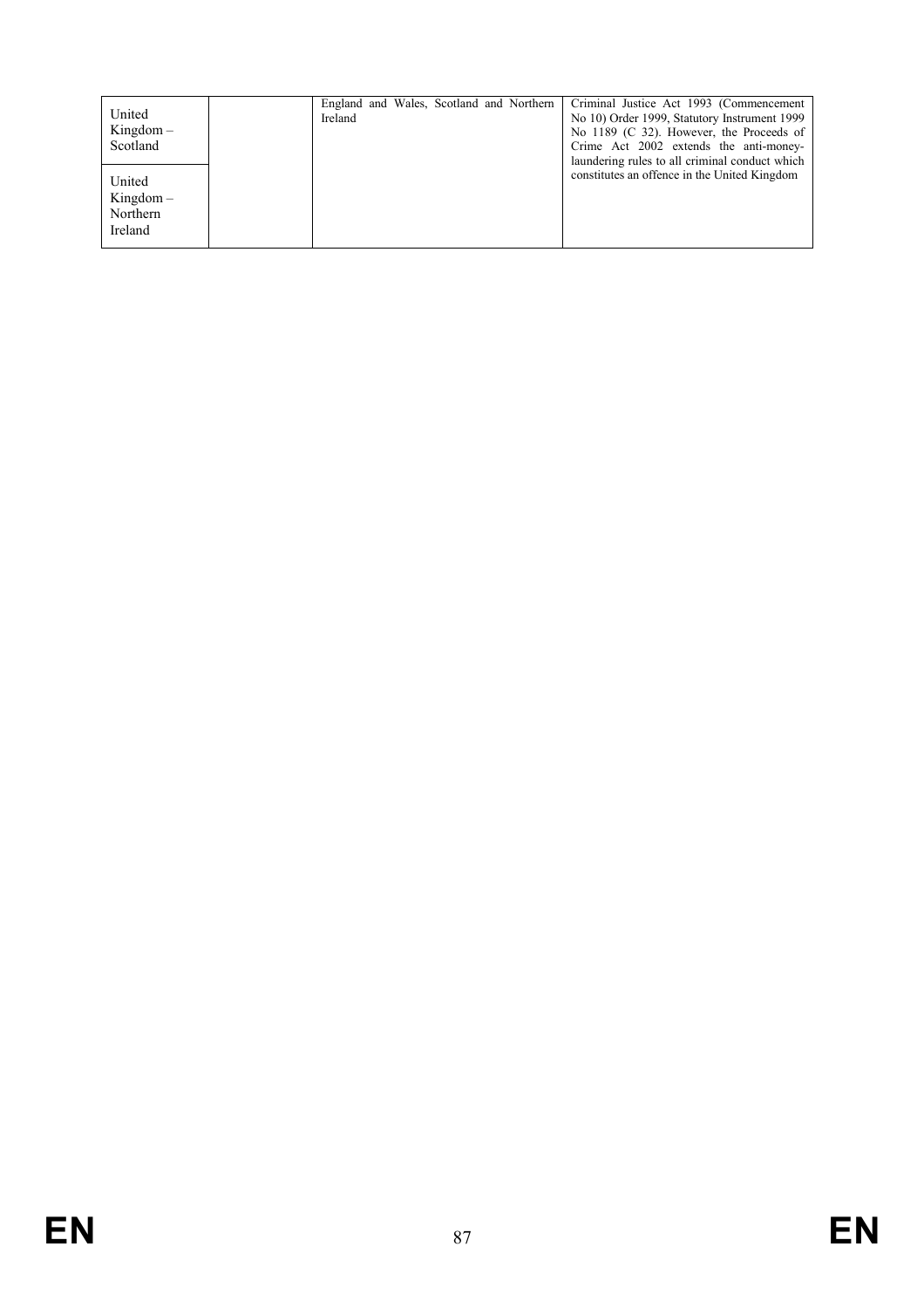| | | | |
|---|---|---|---|
| United Kingdom – Scotland | | England and Wales, Scotland and Northern Ireland | Criminal Justice Act 1993 (Commencement No 10) Order 1999, Statutory Instrument 1999 No 1189 (C 32). However, the Proceeds of Crime Act 2002 extends the anti-money-laundering rules to all criminal conduct which constitutes an offence in the United Kingdom |
| United Kingdom – Northern Ireland | | | |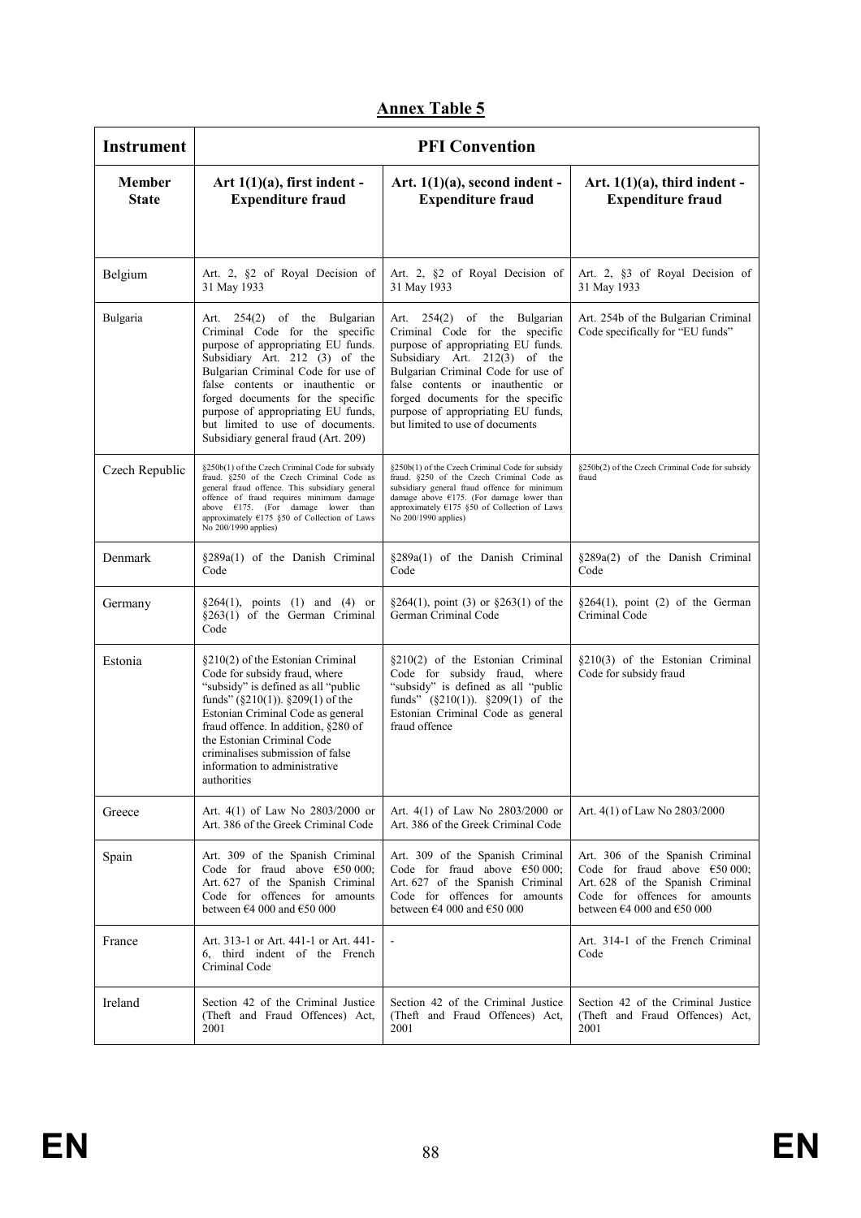## Annex Table 5

| Instrument | PFI Convention | | |
|---|---|---|---|
| **Member State** | **Art 1(1)(a), first indent - Expenditure fraud** | **Art. 1(1)(a), second indent - Expenditure fraud** | **Art. 1(1)(a), third indent - Expenditure fraud** |
| Belgium | Art. 2, §2 of Royal Decision of 31 May 1933 | Art. 2, §2 of Royal Decision of 31 May 1933 | Art. 2, §3 of Royal Decision of 31 May 1933 |
| Bulgaria | Art. 254(2) of the Bulgarian Criminal Code for the specific purpose of appropriating EU funds. Subsidiary Art. 212 (3) of the Bulgarian Criminal Code for use of false contents or inauthentic or forged documents for the specific purpose of appropriating EU funds, but limited to use of documents. Subsidiary general fraud (Art. 209) | Art. 254(2) of the Bulgarian Criminal Code for the specific purpose of appropriating EU funds. Subsidiary Art. 212(3) of the Bulgarian Criminal Code for use of false contents or inauthentic or forged documents for the specific purpose of appropriating EU funds, but limited to use of documents | Art. 254b of the Bulgarian Criminal Code specifically for "EU funds" |
| Czech Republic | §250b(1) of the Czech Criminal Code for subsidy fraud. §250 of the Czech Criminal Code as general fraud offence. This subsidiary general offence of fraud requires minimum damage above €175. (For damage lower than approximately €175 §50 of Collection of Laws No 200/1990 applies) | §250b(1) of the Czech Criminal Code for subsidy fraud. §250 of the Czech Criminal Code as subsidiary general fraud offence for minimum damage above €175. (For damage lower than approximately €175 §50 of Collection of Laws No 200/1990 applies) | §250b(2) of the Czech Criminal Code for subsidy fraud |
| Denmark | §289a(1) of the Danish Criminal Code | §289a(1) of the Danish Criminal Code | §289a(2) of the Danish Criminal Code |
| Germany | §264(1), points (1) and (4) or §263(1) of the German Criminal Code | §264(1), point (3) or §263(1) of the German Criminal Code | §264(1), point (2) of the German Criminal Code |
| Estonia | §210(2) of the Estonian Criminal Code for subsidy fraud, where "subsidy" is defined as all "public funds" (§210(1)). §209(1) of the Estonian Criminal Code as general fraud offence. In addition, §280 of the Estonian Criminal Code criminalises submission of false information to administrative authorities | §210(2) of the Estonian Criminal Code for subsidy fraud, where "subsidy" is defined as all "public funds" (§210(1)). §209(1) of the Estonian Criminal Code as general fraud offence | §210(3) of the Estonian Criminal Code for subsidy fraud |
| Greece | Art. 4(1) of Law No 2803/2000 or Art. 386 of the Greek Criminal Code | Art. 4(1) of Law No 2803/2000 or Art. 386 of the Greek Criminal Code | Art. 4(1) of Law No 2803/2000 |
| Spain | Art. 309 of the Spanish Criminal Code for fraud above €50 000; Art. 627 of the Spanish Criminal Code for offences for amounts between €4 000 and €50 000 | Art. 309 of the Spanish Criminal Code for fraud above €50 000; Art. 627 of the Spanish Criminal Code for offences for amounts between €4 000 and €50 000 | Art. 306 of the Spanish Criminal Code for fraud above €50 000; Art. 628 of the Spanish Criminal Code for offences for amounts between €4 000 and €50 000 |
| France | Art. 313-1 or Art. 441-1 or Art. 441-6, third indent of the French Criminal Code | - | Art. 314-1 of the French Criminal Code |
| Ireland | Section 42 of the Criminal Justice (Theft and Fraud Offences) Act, 2001 | Section 42 of the Criminal Justice (Theft and Fraud Offences) Act, 2001 | Section 42 of the Criminal Justice (Theft and Fraud Offences) Act, 2001 |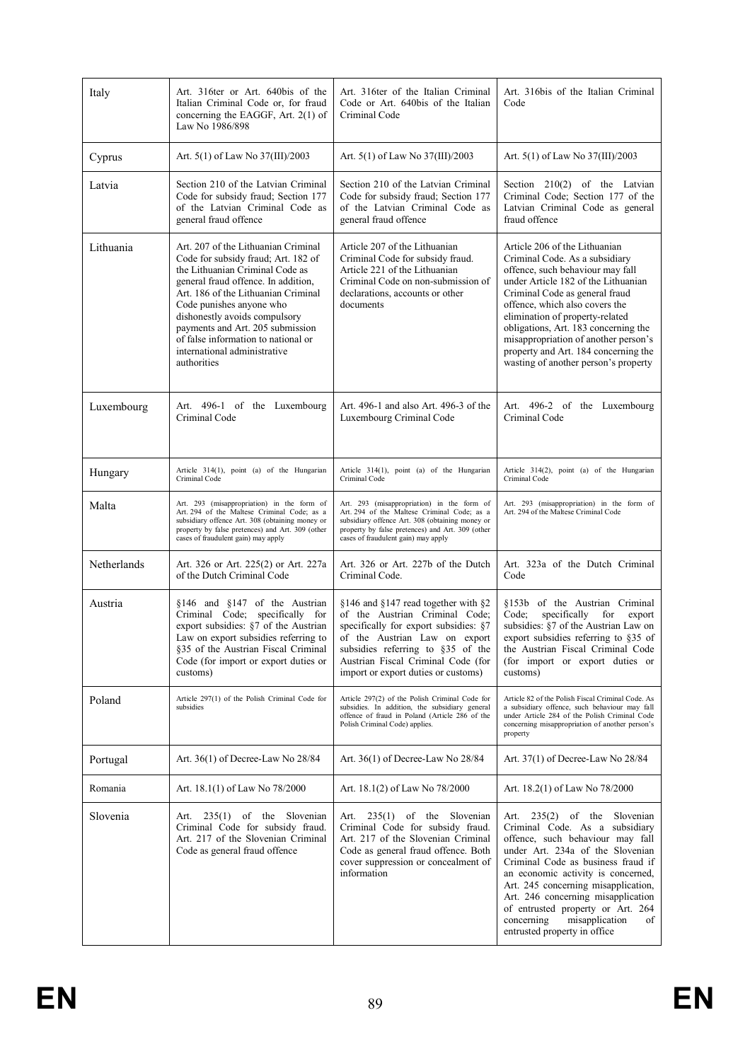| | | | |
|---|---|---|---|
| Italy | Art. 316ter or Art. 640bis of the Italian Criminal Code or, for fraud concerning the EAGGF, Art. 2(1) of Law No 1986/898 | Art. 316ter of the Italian Criminal Code or Art. 640bis of the Italian Criminal Code | Art. 316bis of the Italian Criminal Code |
| Cyprus | Art. 5(1) of Law No 37(III)/2003 | Art. 5(1) of Law No 37(III)/2003 | Art. 5(1) of Law No 37(III)/2003 |
| Latvia | Section 210 of the Latvian Criminal Code for subsidy fraud; Section 177 of the Latvian Criminal Code as general fraud offence | Section 210 of the Latvian Criminal Code for subsidy fraud; Section 177 of the Latvian Criminal Code as general fraud offence | Section 210(2) of the Latvian Criminal Code; Section 177 of the Latvian Criminal Code as general fraud offence |
| Lithuania | Art. 207 of the Lithuanian Criminal Code for subsidy fraud; Art. 182 of the Lithuanian Criminal Code as general fraud offence. In addition, Art. 186 of the Lithuanian Criminal Code punishes anyone who dishonestly avoids compulsory payments and Art. 205 submission of false information to national or international administrative authorities | Article 207 of the Lithuanian Criminal Code for subsidy fraud. Article 221 of the Lithuanian Criminal Code on non-submission of declarations, accounts or other documents | Article 206 of the Lithuanian Criminal Code. As a subsidiary offence, such behaviour may fall under Article 182 of the Lithuanian Criminal Code as general fraud offence, which also covers the elimination of property-related obligations, Art. 183 concerning the misappropriation of another person's property and Art. 184 concerning the wasting of another person's property |
| Luxembourg | Art. 496-1 of the Luxembourg Criminal Code | Art. 496-1 and also Art. 496-3 of the Luxembourg Criminal Code | Art. 496-2 of the Luxembourg Criminal Code |
| Hungary | Article 314(1), point (a) of the Hungarian Criminal Code | Article 314(1), point (a) of the Hungarian Criminal Code | Article 314(2), point (a) of the Hungarian Criminal Code |
| Malta | Art. 293 (misappropriation) in the form of Art. 294 of the Maltese Criminal Code; as a subsidiary offence Art. 308 (obtaining money or property by false pretences) and Art. 309 (other cases of fraudulent gain) may apply | Art. 293 (misappropriation) in the form of Art. 294 of the Maltese Criminal Code; as a subsidiary offence Art. 308 (obtaining money or property by false pretences) and Art. 309 (other cases of fraudulent gain) may apply | Art. 293 (misappropriation) in the form of Art. 294 of the Maltese Criminal Code |
| Netherlands | Art. 326 or Art. 225(2) or Art. 227a of the Dutch Criminal Code | Art. 326 or Art. 227b of the Dutch Criminal Code. | Art. 323a of the Dutch Criminal Code |
| Austria | §146 and §147 of the Austrian Criminal Code; specifically for export subsidies: §7 of the Austrian Law on export subsidies referring to §35 of the Austrian Fiscal Criminal Code (for import or export duties or customs) | §146 and §147 read together with §2 of the Austrian Criminal Code; specifically for export subsidies: §7 of the Austrian Law on export subsidies referring to §35 of the Austrian Fiscal Criminal Code (for import or export duties or customs) | §153b of the Austrian Criminal Code; specifically for export subsidies: §7 of the Austrian Law on export subsidies referring to §35 of the Austrian Fiscal Criminal Code (for import or export duties or customs) |
| Poland | Article 297(1) of the Polish Criminal Code for subsidies | Article 297(2) of the Polish Criminal Code for subsidies. In addition, the subsidiary general offence of fraud in Poland (Article 286 of the Polish Criminal Code) applies. | Article 82 of the Polish Fiscal Criminal Code. As a subsidiary offence, such behaviour may fall under Article 284 of the Polish Criminal Code concerning misappropriation of another person's property |
| Portugal | Art. 36(1) of Decree-Law No 28/84 | Art. 36(1) of Decree-Law No 28/84 | Art. 37(1) of Decree-Law No 28/84 |
| Romania | Art. 18.1(1) of Law No 78/2000 | Art. 18.1(2) of Law No 78/2000 | Art. 18.2(1) of Law No 78/2000 |
| Slovenia | Art. 235(1) of the Slovenian Criminal Code for subsidy fraud. Art. 217 of the Slovenian Criminal Code as general fraud offence | Art. 235(1) of the Slovenian Criminal Code for subsidy fraud. Art. 217 of the Slovenian Criminal Code as general fraud offence. Both cover suppression or concealment of information | Art. 235(2) of the Slovenian Criminal Code. As a subsidiary offence, such behaviour may fall under Art. 234a of the Slovenian Criminal Code as business fraud if an economic activity is concerned, Art. 245 concerning misapplication, Art. 246 concerning misapplication of entrusted property or Art. 264 concerning misapplication of entrusted property in office |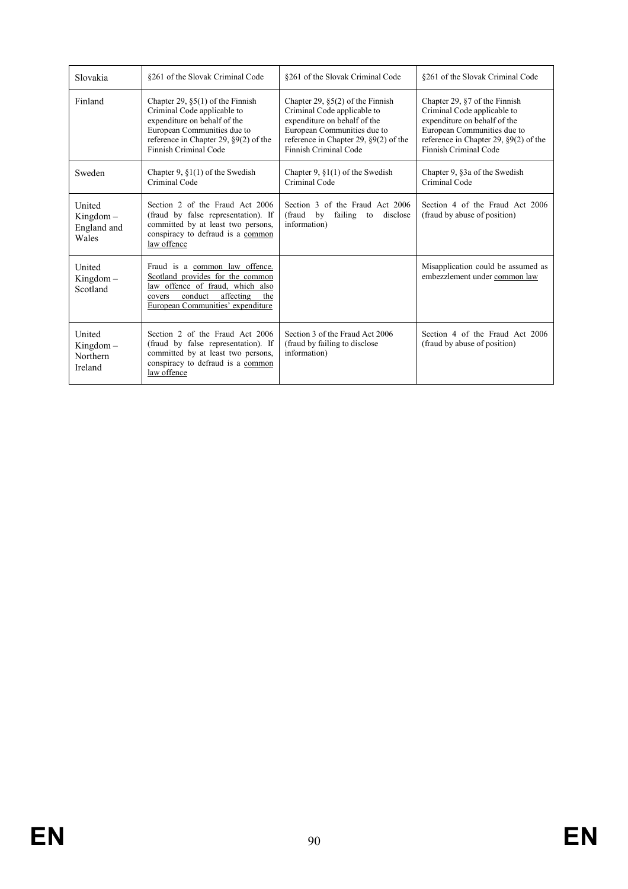| Slovakia | §261 of the Slovak Criminal Code | §261 of the Slovak Criminal Code | §261 of the Slovak Criminal Code |
|---|---|---|---|
| Finland | Chapter 29, §5(1) of the Finnish Criminal Code applicable to expenditure on behalf of the European Communities due to reference in Chapter 29, §9(2) of the Finnish Criminal Code | Chapter 29, §5(2) of the Finnish Criminal Code applicable to expenditure on behalf of the European Communities due to reference in Chapter 29, §9(2) of the Finnish Criminal Code | Chapter 29, §7 of the Finnish Criminal Code applicable to expenditure on behalf of the European Communities due to reference in Chapter 29, §9(2) of the Finnish Criminal Code |
| Sweden | Chapter 9, §1(1) of the Swedish Criminal Code | Chapter 9, §1(1) of the Swedish Criminal Code | Chapter 9, §3a of the Swedish Criminal Code |
| United Kingdom – England and Wales | Section 2 of the Fraud Act 2006 (fraud by false representation). If committed by at least two persons, conspiracy to defraud is a common law offence | Section 3 of the Fraud Act 2006 (fraud by failing to disclose information) | Section 4 of the Fraud Act 2006 (fraud by abuse of position) |
| United Kingdom – Scotland | Fraud is a common law offence. Scotland provides for the common law offence of fraud, which also covers conduct affecting the European Communities' expenditure | | Misapplication could be assumed as embezzlement under common law |
| United Kingdom – Northern Ireland | Section 2 of the Fraud Act 2006 (fraud by false representation). If committed by at least two persons, conspiracy to defraud is a common law offence | Section 3 of the Fraud Act 2006 (fraud by failing to disclose information) | Section 4 of the Fraud Act 2006 (fraud by abuse of position) |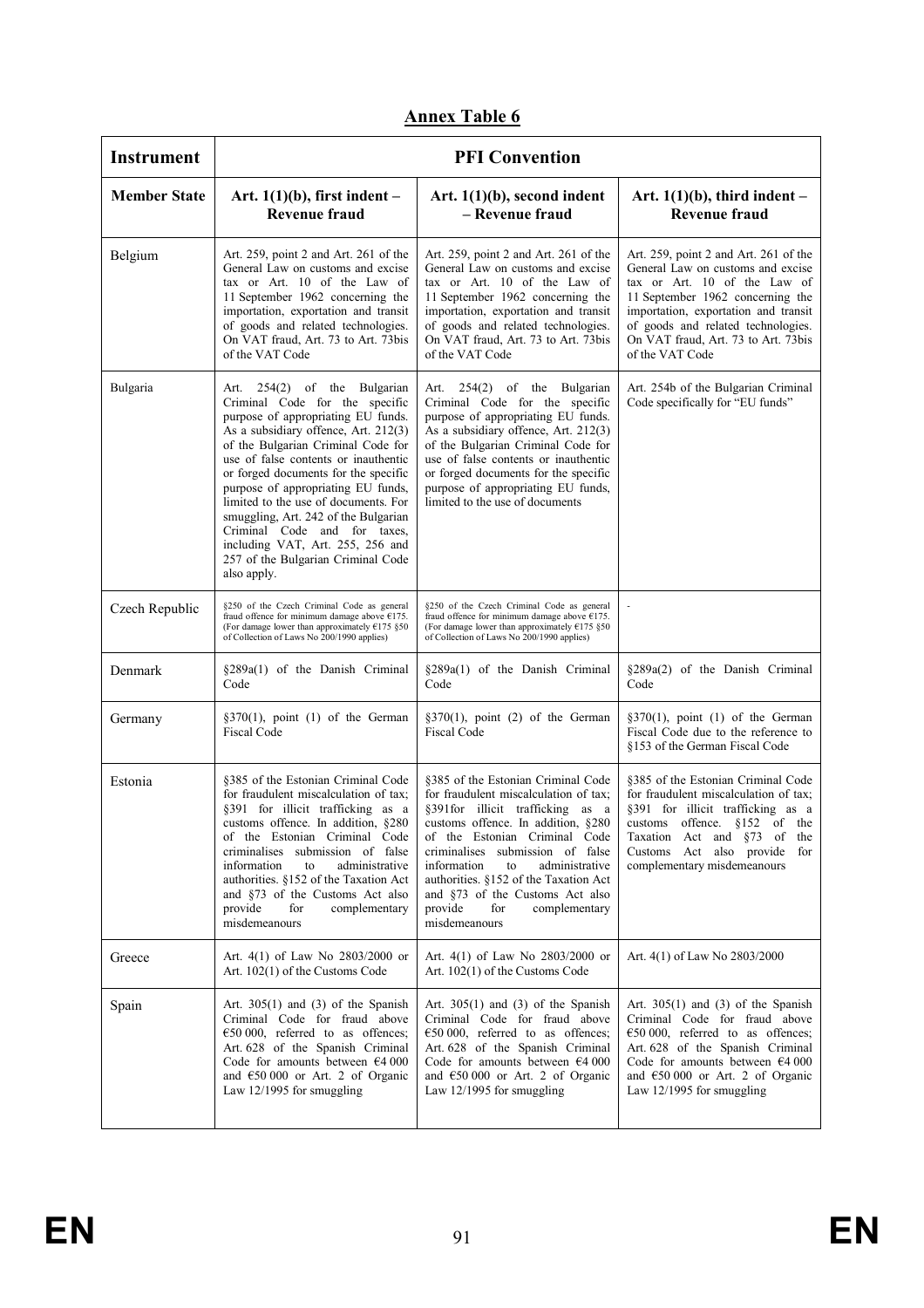## Annex Table 6

| Instrument | PFI Convention | | |
|---|---|---|---|
| **Member State** | **Art. 1(1)(b), first indent – Revenue fraud** | **Art. 1(1)(b), second indent – Revenue fraud** | **Art. 1(1)(b), third indent – Revenue fraud** |
| Belgium | Art. 259, point 2 and Art. 261 of the General Law on customs and excise tax or Art. 10 of the Law of 11 September 1962 concerning the importation, exportation and transit of goods and related technologies. On VAT fraud, Art. 73 to Art. 73bis of the VAT Code | Art. 259, point 2 and Art. 261 of the General Law on customs and excise tax or Art. 10 of the Law of 11 September 1962 concerning the importation, exportation and transit of goods and related technologies. On VAT fraud, Art. 73 to Art. 73bis of the VAT Code | Art. 259, point 2 and Art. 261 of the General Law on customs and excise tax or Art. 10 of the Law of 11 September 1962 concerning the importation, exportation and transit of goods and related technologies. On VAT fraud, Art. 73 to Art. 73bis of the VAT Code |
| Bulgaria | Art. 254(2) of the Bulgarian Criminal Code for the specific purpose of appropriating EU funds. As a subsidiary offence, Art. 212(3) of the Bulgarian Criminal Code for use of false contents or inauthentic or forged documents for the specific purpose of appropriating EU funds, limited to the use of documents. For smuggling, Art. 242 of the Bulgarian Criminal Code and for taxes, including VAT, Art. 255, 256 and 257 of the Bulgarian Criminal Code also apply. | Art. 254(2) of the Bulgarian Criminal Code for the specific purpose of appropriating EU funds. As a subsidiary offence, Art. 212(3) of the Bulgarian Criminal Code for use of false contents or inauthentic or forged documents for the specific purpose of appropriating EU funds, limited to the use of documents | Art. 254b of the Bulgarian Criminal Code specifically for "EU funds" |
| Czech Republic | §250 of the Czech Criminal Code as general fraud offence for minimum damage above €175. (For damage lower than approximately €175 §50 of Collection of Laws No 200/1990 applies) | §250 of the Czech Criminal Code as general fraud offence for minimum damage above €175. (For damage lower than approximately €175 §50 of Collection of Laws No 200/1990 applies) | - |
| Denmark | §289a(1) of the Danish Criminal Code | §289a(1) of the Danish Criminal Code | §289a(2) of the Danish Criminal Code |
| Germany | §370(1), point (1) of the German Fiscal Code | §370(1), point (2) of the German Fiscal Code | §370(1), point (1) of the German Fiscal Code due to the reference to §153 of the German Fiscal Code |
| Estonia | §385 of the Estonian Criminal Code for fraudulent miscalculation of tax; §391 for illicit trafficking as a customs offence. In addition, §280 of the Estonian Criminal Code criminalises submission of false information to administrative authorities. §152 of the Taxation Act and §73 of the Customs Act also provide for complementary misdemeanours | §385 of the Estonian Criminal Code for fraudulent miscalculation of tax; §391for illicit trafficking as a customs offence. In addition, §280 of the Estonian Criminal Code criminalises submission of false information to administrative authorities. §152 of the Taxation Act and §73 of the Customs Act also provide for complementary misdemeanours | §385 of the Estonian Criminal Code for fraudulent miscalculation of tax; §391 for illicit trafficking as a customs offence. §152 of the Taxation Act and §73 of the Customs Act also provide for complementary misdemeanours |
| Greece | Art. 4(1) of Law No 2803/2000 or Art. 102(1) of the Customs Code | Art. 4(1) of Law No 2803/2000 or Art. 102(1) of the Customs Code | Art. 4(1) of Law No 2803/2000 |
| Spain | Art. 305(1) and (3) of the Spanish Criminal Code for fraud above €50 000, referred to as offences; Art. 628 of the Spanish Criminal Code for amounts between €4 000 and €50 000 or Art. 2 of Organic Law 12/1995 for smuggling | Art. 305(1) and (3) of the Spanish Criminal Code for fraud above €50 000, referred to as offences; Art. 628 of the Spanish Criminal Code for amounts between €4 000 and €50 000 or Art. 2 of Organic Law 12/1995 for smuggling | Art. 305(1) and (3) of the Spanish Criminal Code for fraud above €50 000, referred to as offences; Art. 628 of the Spanish Criminal Code for amounts between €4 000 and €50 000 or Art. 2 of Organic Law 12/1995 for smuggling |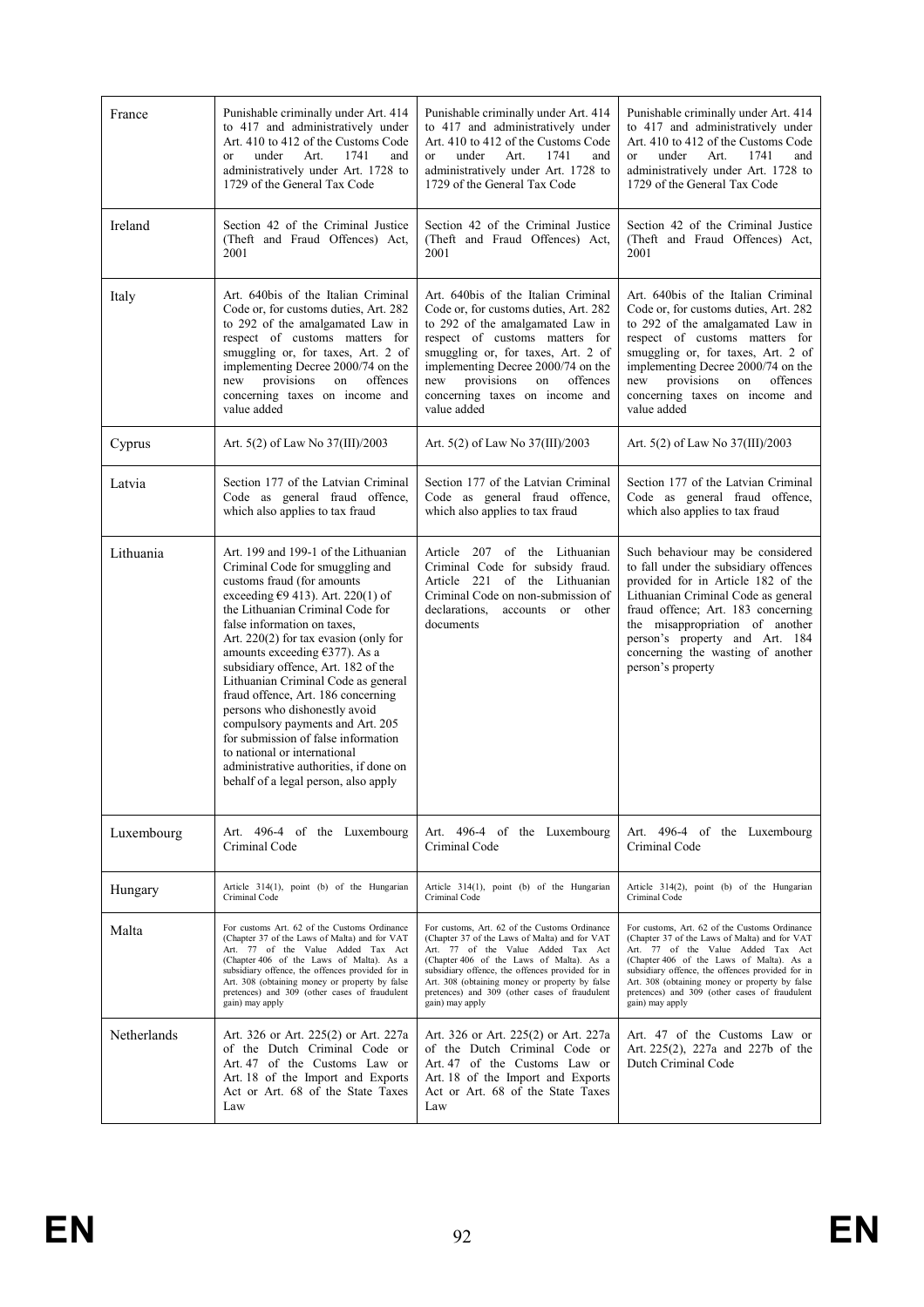| | | | |
|---|---|---|---|
| France | Punishable criminally under Art. 414 to 417 and administratively under Art. 410 to 412 of the Customs Code or under Art. 1741 and administratively under Art. 1728 to 1729 of the General Tax Code | Punishable criminally under Art. 414 to 417 and administratively under Art. 410 to 412 of the Customs Code or under Art. 1741 and administratively under Art. 1728 to 1729 of the General Tax Code | Punishable criminally under Art. 414 to 417 and administratively under Art. 410 to 412 of the Customs Code or under Art. 1741 and administratively under Art. 1728 to 1729 of the General Tax Code |
| Ireland | Section 42 of the Criminal Justice (Theft and Fraud Offences) Act, 2001 | Section 42 of the Criminal Justice (Theft and Fraud Offences) Act, 2001 | Section 42 of the Criminal Justice (Theft and Fraud Offences) Act, 2001 |
| Italy | Art. 640bis of the Italian Criminal Code or, for customs duties, Art. 282 to 292 of the amalgamated Law in respect of customs matters for smuggling or, for taxes, Art. 2 of implementing Decree 2000/74 on the new provisions on offences concerning taxes on income and value added | Art. 640bis of the Italian Criminal Code or, for customs duties, Art. 282 to 292 of the amalgamated Law in respect of customs matters for smuggling or, for taxes, Art. 2 of implementing Decree 2000/74 on the new provisions on offences concerning taxes on income and value added | Art. 640bis of the Italian Criminal Code or, for customs duties, Art. 282 to 292 of the amalgamated Law in respect of customs matters for smuggling or, for taxes, Art. 2 of implementing Decree 2000/74 on the new provisions on offences concerning taxes on income and value added |
| Cyprus | Art. 5(2) of Law No 37(III)/2003 | Art. 5(2) of Law No 37(III)/2003 | Art. 5(2) of Law No 37(III)/2003 |
| Latvia | Section 177 of the Latvian Criminal Code as general fraud offence, which also applies to tax fraud | Section 177 of the Latvian Criminal Code as general fraud offence, which also applies to tax fraud | Section 177 of the Latvian Criminal Code as general fraud offence, which also applies to tax fraud |
| Lithuania | Art. 199 and 199-1 of the Lithuanian Criminal Code for smuggling and customs fraud (for amounts exceeding €9 413). Art. 220(1) of the Lithuanian Criminal Code for false information on taxes, Art. 220(2) for tax evasion (only for amounts exceeding €377). As a subsidiary offence, Art. 182 of the Lithuanian Criminal Code as general fraud offence, Art. 186 concerning persons who dishonestly avoid compulsory payments and Art. 205 for submission of false information to national or international administrative authorities, if done on behalf of a legal person, also apply | Article 207 of the Lithuanian Criminal Code for subsidy fraud. Article 221 of the Lithuanian Criminal Code on non-submission of declarations, accounts or other documents | Such behaviour may be considered to fall under the subsidiary offences provided for in Article 182 of the Lithuanian Criminal Code as general fraud offence; Art. 183 concerning the misappropriation of another person's property and Art. 184 concerning the wasting of another person's property |
| Luxembourg | Art. 496-4 of the Luxembourg Criminal Code | Art. 496-4 of the Luxembourg Criminal Code | Art. 496-4 of the Luxembourg Criminal Code |
| Hungary | Article 314(1), point (b) of the Hungarian Criminal Code | Article 314(1), point (b) of the Hungarian Criminal Code | Article 314(2), point (b) of the Hungarian Criminal Code |
| Malta | For customs Art. 62 of the Customs Ordinance (Chapter 37 of the Laws of Malta) and for VAT Art. 77 of the Value Added Tax Act (Chapter 406 of the Laws of Malta). As a subsidiary offence, the offences provided for in Art. 308 (obtaining money or property by false pretences) and 309 (other cases of fraudulent gain) may apply | For customs, Art. 62 of the Customs Ordinance (Chapter 37 of the Laws of Malta) and for VAT Art. 77 of the Value Added Tax Act (Chapter 406 of the Laws of Malta). As a subsidiary offence, the offences provided for in Art. 308 (obtaining money or property by false pretences) and 309 (other cases of fraudulent gain) may apply | For customs, Art. 62 of the Customs Ordinance (Chapter 37 of the Laws of Malta) and for VAT Art. 77 of the Value Added Tax Act (Chapter 406 of the Laws of Malta). As a subsidiary offence, the offences provided for in Art. 308 (obtaining money or property by false pretences) and 309 (other cases of fraudulent gain) may apply |
| Netherlands | Art. 326 or Art. 225(2) or Art. 227a of the Dutch Criminal Code or Art. 47 of the Customs Law or Art. 18 of the Import and Exports Act or Art. 68 of the State Taxes Law | Art. 326 or Art. 225(2) or Art. 227a of the Dutch Criminal Code or Art. 47 of the Customs Law or Art. 18 of the Import and Exports Act or Art. 68 of the State Taxes Law | Art. 47 of the Customs Law or Art. 225(2), 227a and 227b of the Dutch Criminal Code |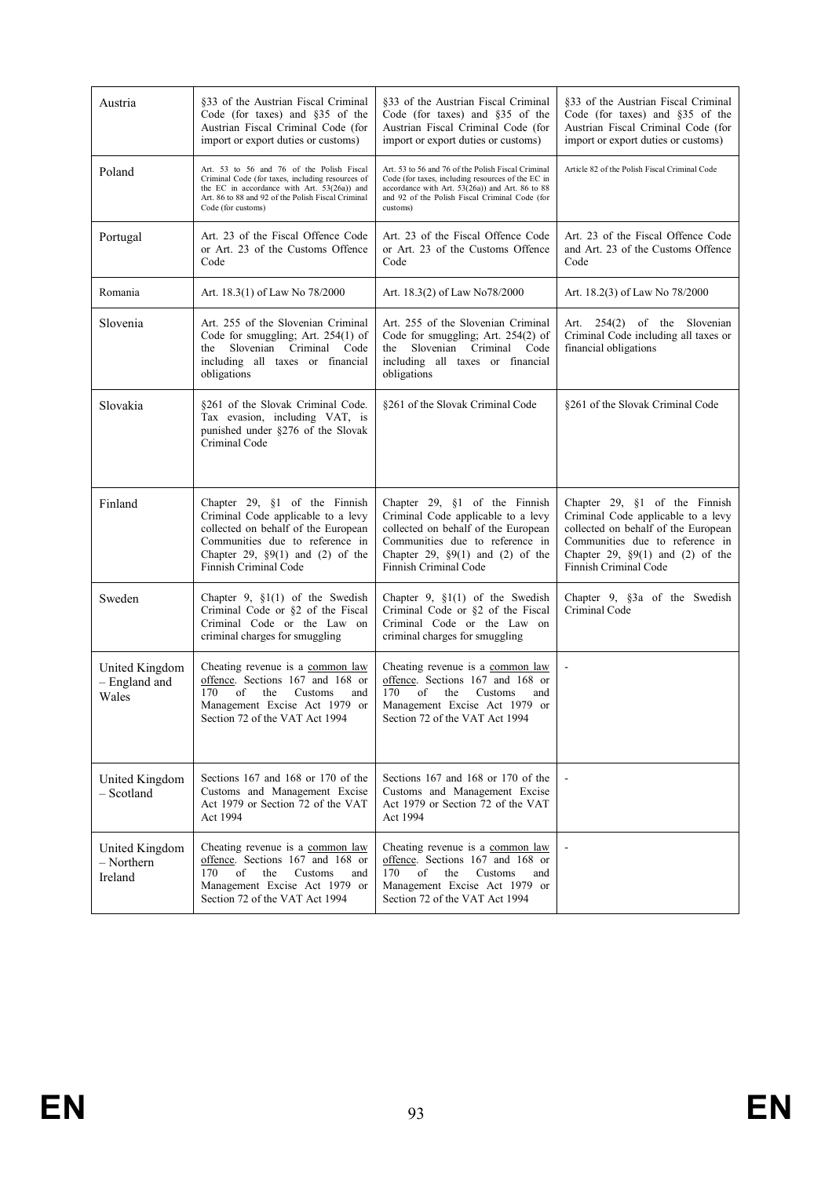| | | | |
|---|---|---|---|
| Austria | §33 of the Austrian Fiscal Criminal Code (for taxes) and §35 of the Austrian Fiscal Criminal Code (for import or export duties or customs) | §33 of the Austrian Fiscal Criminal Code (for taxes) and §35 of the Austrian Fiscal Criminal Code (for import or export duties or customs) | §33 of the Austrian Fiscal Criminal Code (for taxes) and §35 of the Austrian Fiscal Criminal Code (for import or export duties or customs) |
| Poland | Art. 53 to 56 and 76 of the Polish Fiscal Criminal Code (for taxes, including resources of the EC in accordance with Art. 53(26a)) and Art. 86 to 88 and 92 of the Polish Fiscal Criminal Code (for customs) | Art. 53 to 56 and 76 of the Polish Fiscal Criminal Code (for taxes, including resources of the EC in accordance with Art. 53(26a)) and Art. 86 to 88 and 92 of the Polish Fiscal Criminal Code (for customs) | Article 82 of the Polish Fiscal Criminal Code |
| Portugal | Art. 23 of the Fiscal Offence Code or Art. 23 of the Customs Offence Code | Art. 23 of the Fiscal Offence Code or Art. 23 of the Customs Offence Code | Art. 23 of the Fiscal Offence Code and Art. 23 of the Customs Offence Code |
| Romania | Art. 18.3(1) of Law No 78/2000 | Art. 18.3(2) of Law No78/2000 | Art. 18.2(3) of Law No 78/2000 |
| Slovenia | Art. 255 of the Slovenian Criminal Code for smuggling; Art. 254(1) of the Slovenian Criminal Code including all taxes or financial obligations | Art. 255 of the Slovenian Criminal Code for smuggling; Art. 254(2) of the Slovenian Criminal Code including all taxes or financial obligations | Art. 254(2) of the Slovenian Criminal Code including all taxes or financial obligations |
| Slovakia | §261 of the Slovak Criminal Code. Tax evasion, including VAT, is punished under §276 of the Slovak Criminal Code | §261 of the Slovak Criminal Code | §261 of the Slovak Criminal Code |
| Finland | Chapter 29, §1 of the Finnish Criminal Code applicable to a levy collected on behalf of the European Communities due to reference in Chapter 29, §9(1) and (2) of the Finnish Criminal Code | Chapter 29, §1 of the Finnish Criminal Code applicable to a levy collected on behalf of the European Communities due to reference in Chapter 29, §9(1) and (2) of the Finnish Criminal Code | Chapter 29, §1 of the Finnish Criminal Code applicable to a levy collected on behalf of the European Communities due to reference in Chapter 29, §9(1) and (2) of the Finnish Criminal Code |
| Sweden | Chapter 9, §1(1) of the Swedish Criminal Code or §2 of the Fiscal Criminal Code or the Law on criminal charges for smuggling | Chapter 9, §1(1) of the Swedish Criminal Code or §2 of the Fiscal Criminal Code or the Law on criminal charges for smuggling | Chapter 9, §3a of the Swedish Criminal Code |
| United Kingdom – England and Wales | Cheating revenue is a common law offence. Sections 167 and 168 or 170 of the Customs and Management Excise Act 1979 or Section 72 of the VAT Act 1994 | Cheating revenue is a common law offence. Sections 167 and 168 or 170 of the Customs and Management Excise Act 1979 or Section 72 of the VAT Act 1994 | - |
| United Kingdom – Scotland | Sections 167 and 168 or 170 of the Customs and Management Excise Act 1979 or Section 72 of the VAT Act 1994 | Sections 167 and 168 or 170 of the Customs and Management Excise Act 1979 or Section 72 of the VAT Act 1994 | - |
| United Kingdom – Northern Ireland | Cheating revenue is a common law offence. Sections 167 and 168 or 170 of the Customs and Management Excise Act 1979 or Section 72 of the VAT Act 1994 | Cheating revenue is a common law offence. Sections 167 and 168 or 170 of the Customs and Management Excise Act 1979 or Section 72 of the VAT Act 1994 | - |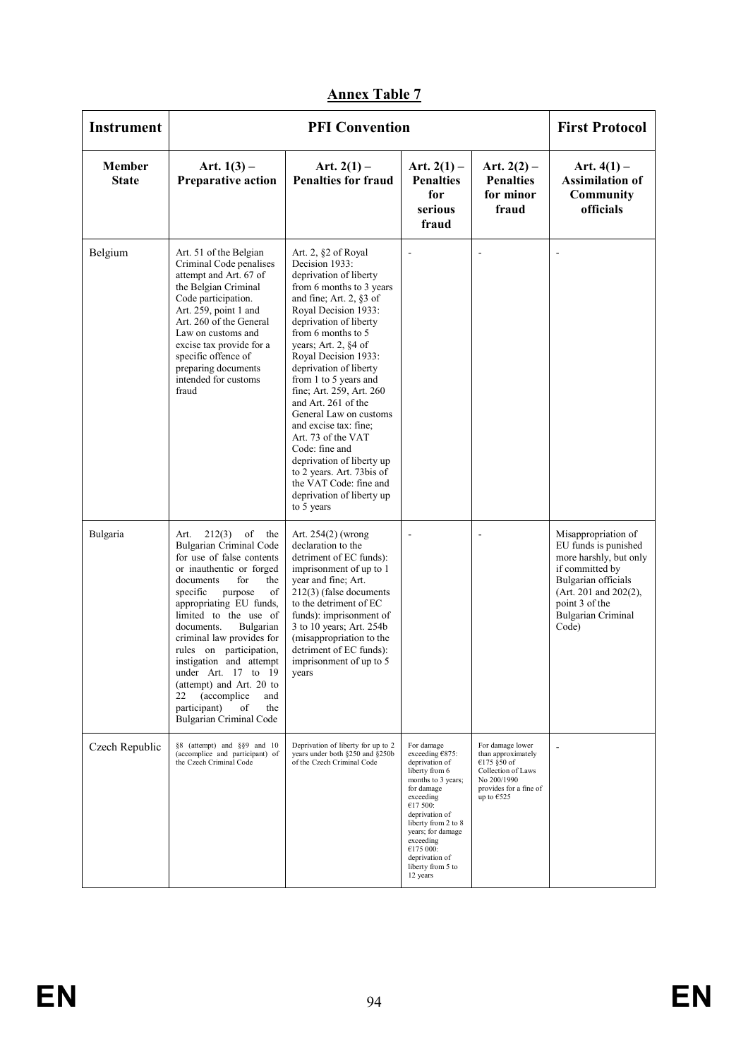## Annex Table 7

| Instrument | PFI Convention | | | | First Protocol |
|---|---|---|---|---|---|
| **Member State** | **Art. 1(3) – Preparative action** | **Art. 2(1) – Penalties for fraud** | **Art. 2(1) – Penalties for serious fraud** | **Art. 2(2) – Penalties for minor fraud** | **Art. 4(1) – Assimilation of Community officials** |
| Belgium | Art. 51 of the Belgian Criminal Code penalises attempt and Art. 67 of the Belgian Criminal Code participation. Art. 259, point 1 and Art. 260 of the General Law on customs and excise tax provide for a specific offence of preparing documents intended for customs fraud | Art. 2, §2 of Royal Decision 1933: deprivation of liberty from 6 months to 3 years and fine; Art. 2, §3 of Royal Decision 1933: deprivation of liberty from 6 months to 5 years; Art. 2, §4 of Royal Decision 1933: deprivation of liberty from 1 to 5 years and fine; Art. 259, Art. 260 and Art. 261 of the General Law on customs and excise tax: fine; Art. 73 of the VAT Code: fine and deprivation of liberty up to 2 years. Art. 73bis of the VAT Code: fine and deprivation of liberty up to 5 years | - | - | - |
| Bulgaria | Art. 212(3) of the Bulgarian Criminal Code for use of false contents or inauthentic or forged documents for the specific purpose of appropriating EU funds, limited to the use of documents. Bulgarian criminal law provides for rules on participation, instigation and attempt under Art. 17 to 19 (attempt) and Art. 20 to 22 (accomplice and participant) of the Bulgarian Criminal Code | Art. 254(2) (wrong declaration to the detriment of EC funds): imprisonment of up to 1 year and fine; Art. 212(3) (false documents to the detriment of EC funds): imprisonment of 3 to 10 years; Art. 254b (misappropriation to the detriment of EC funds): imprisonment of up to 5 years | - | - | Misappropriation of EU funds is punished more harshly, but only if committed by Bulgarian officials (Art. 201 and 202(2), point 3 of the Bulgarian Criminal Code) |
| Czech Republic | §8 (attempt) and §§9 and 10 (accomplice and participant) of the Czech Criminal Code | Deprivation of liberty for up to 2 years under both §250 and §250b of the Czech Criminal Code | For damage exceeding €875: deprivation of liberty from 6 months to 3 years; for damage exceeding €17 500: deprivation of liberty from 2 to 8 years; for damage exceeding €175 000: deprivation of liberty from 5 to 12 years | For damage lower than approximately €175 §50 of Collection of Laws No 200/1990 provides for a fine of up to €525 | - |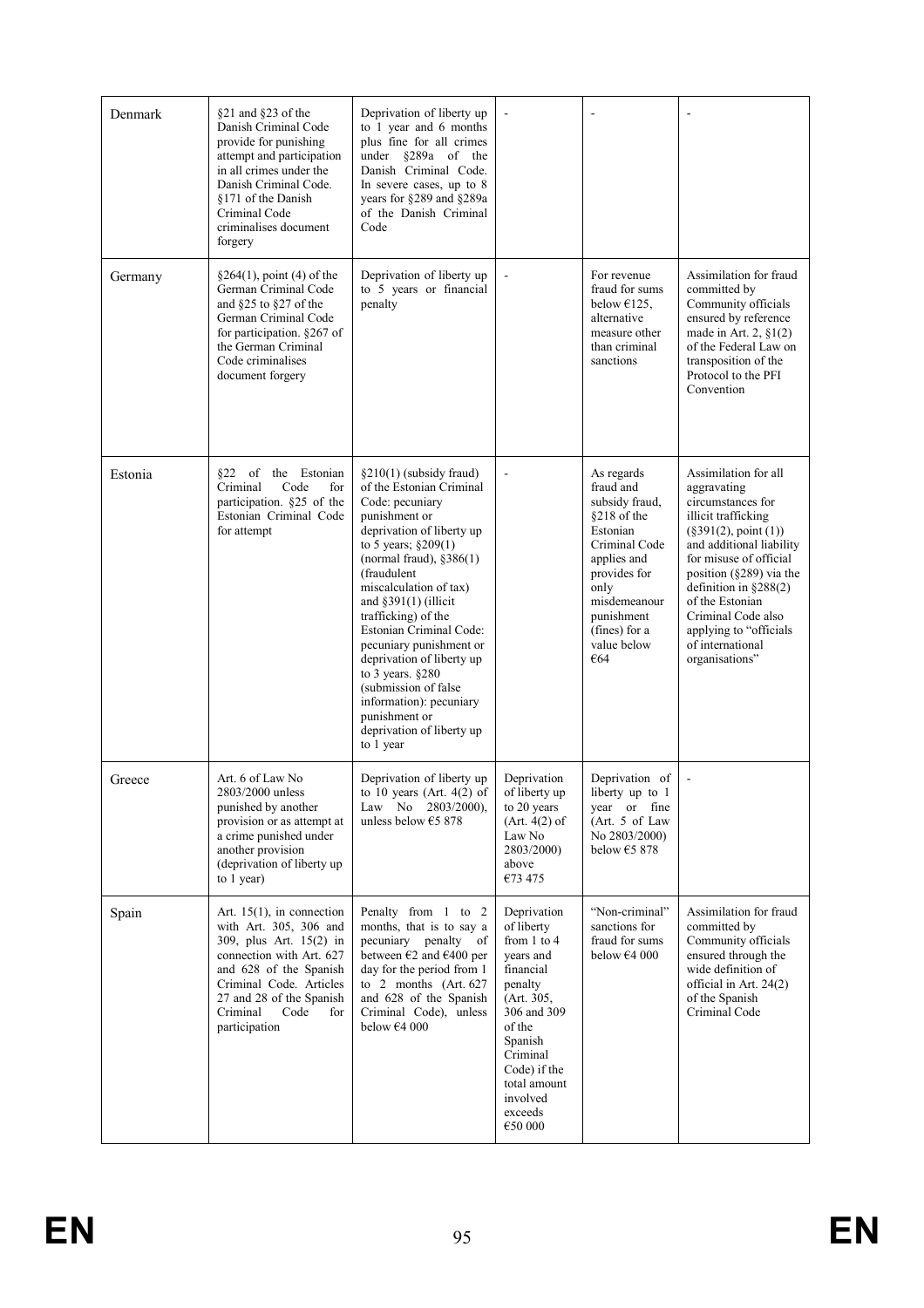| Denmark | §21 and §23 of the Danish Criminal Code provide for punishing attempt and participation in all crimes under the Danish Criminal Code. §171 of the Danish Criminal Code criminalises document forgery | Deprivation of liberty up to 1 year and 6 months plus fine for all crimes under §289a of the Danish Criminal Code. In severe cases, up to 8 years for §289 and §289a of the Danish Criminal Code | - | - | - |
|---|---|---|---|---|---|
| Germany | §264(1), point (4) of the German Criminal Code and §25 to §27 of the German Criminal Code for participation. §267 of the German Criminal Code criminalises document forgery | Deprivation of liberty up to 5 years or financial penalty | - | For revenue fraud for sums below €125, alternative measure other than criminal sanctions | Assimilation for fraud committed by Community officials ensured by reference made in Art. 2, §1(2) of the Federal Law on transposition of the Protocol to the PFI Convention |
| Estonia | §22 of the Estonian Criminal Code for participation. §25 of the Estonian Criminal Code for attempt | §210(1) (subsidy fraud) of the Estonian Criminal Code: pecuniary punishment or deprivation of liberty up to 5 years; §209(1) (normal fraud), §386(1) (fraudulent miscalculation of tax) and §391(1) (illicit trafficking) of the Estonian Criminal Code: pecuniary punishment or deprivation of liberty up to 3 years. §280 (submission of false information): pecuniary punishment or deprivation of liberty up to 1 year | - | As regards fraud and subsidy fraud, §218 of the Estonian Criminal Code applies and provides for only misdemeanour punishment (fines) for a value below €64 | Assimilation for all aggravating circumstances for illicit trafficking (§391(2), point (1)) and additional liability for misuse of official position (§289) via the definition in §288(2) of the Estonian Criminal Code also applying to "officials of international organisations" |
| Greece | Art. 6 of Law No 2803/2000 unless punished by another provision or as attempt at a crime punished under another provision (deprivation of liberty up to 1 year) | Deprivation of liberty up to 10 years (Art. 4(2) of Law No 2803/2000), unless below €5 878 | Deprivation of liberty up to 20 years (Art. 4(2) of Law No 2803/2000) above €73 475 | Deprivation of liberty up to 1 year or fine (Art. 5 of Law No 2803/2000) below €5 878 | - |
| Spain | Art. 15(1), in connection with Art. 305, 306 and 309, plus Art. 15(2) in connection with Art. 627 and 628 of the Spanish Criminal Code. Articles 27 and 28 of the Spanish Criminal Code for participation | Penalty from 1 to 2 months, that is to say a pecuniary penalty of between €2 and €400 per day for the period from 1 to 2 months (Art. 627 and 628 of the Spanish Criminal Code), unless below €4 000 | Deprivation of liberty from 1 to 4 years and financial penalty (Art. 305, 306 and 309 of the Spanish Criminal Code) if the total amount involved exceeds €50 000 | "Non-criminal" sanctions for fraud for sums below €4 000 | Assimilation for fraud committed by Community officials ensured through the wide definition of official in Art. 24(2) of the Spanish Criminal Code |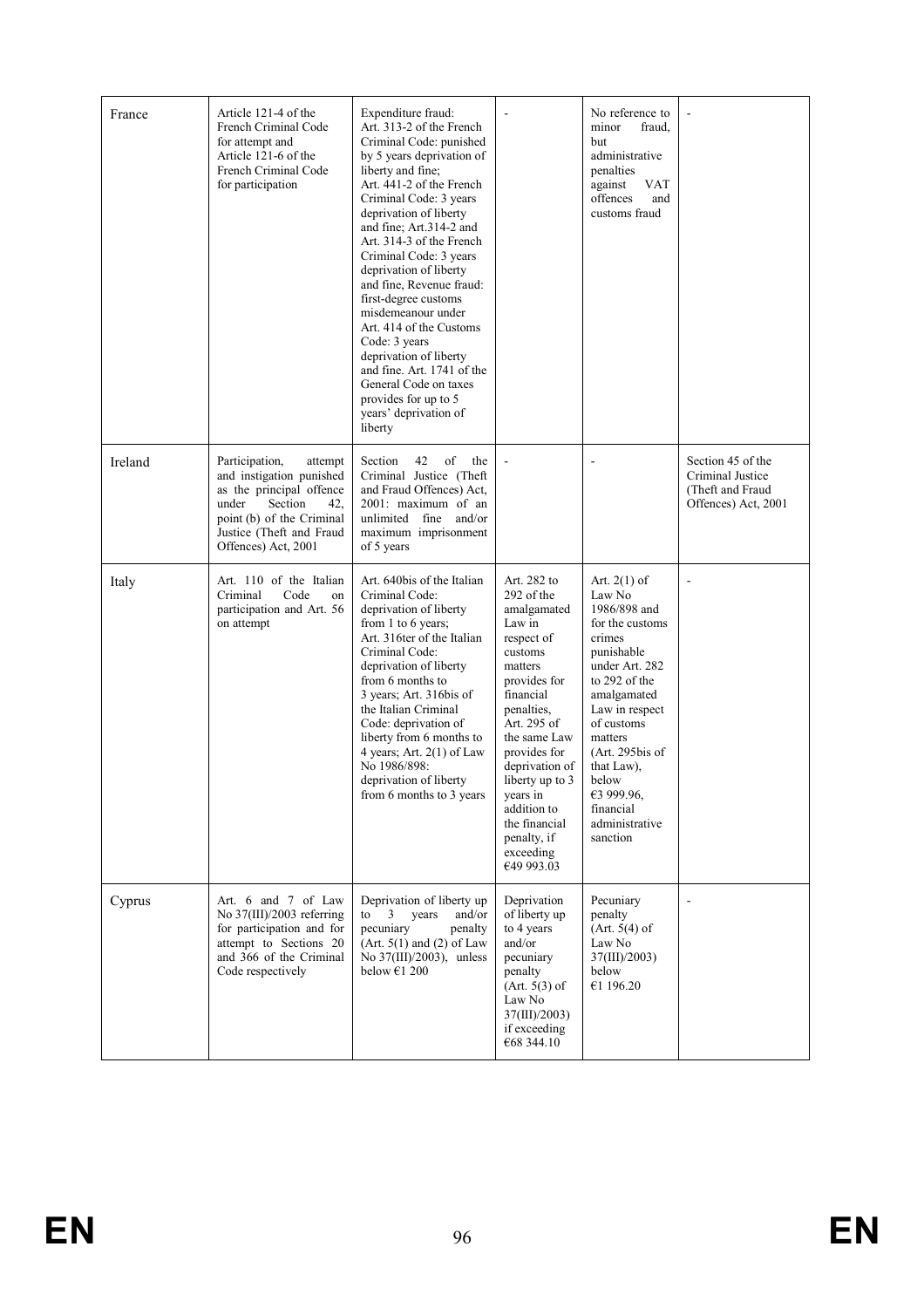| France | Article 121-4 of the French Criminal Code for attempt and Article 121-6 of the French Criminal Code for participation | Expenditure fraud: Art. 313-2 of the French Criminal Code: punished by 5 years deprivation of liberty and fine; Art. 441-2 of the French Criminal Code: 3 years deprivation of liberty and fine; Art.314-2 and Art. 314-3 of the French Criminal Code: 3 years deprivation of liberty and fine, Revenue fraud: first-degree customs misdemeanour under Art. 414 of the Customs Code: 3 years deprivation of liberty and fine. Art. 1741 of the General Code on taxes provides for up to 5 years' deprivation of liberty | - | No reference to minor fraud, but administrative penalties against VAT offences and customs fraud | - |
|---|---|---|---|---|---|
| Ireland | Participation, attempt and instigation punished as the principal offence under Section 42, point (b) of the Criminal Justice (Theft and Fraud Offences) Act, 2001 | Section 42 of the Criminal Justice (Theft and Fraud Offences) Act, 2001: maximum of an unlimited fine and/or maximum imprisonment of 5 years | - | - | Section 45 of the Criminal Justice (Theft and Fraud Offences) Act, 2001 |
| Italy | Art. 110 of the Italian Criminal Code on participation and Art. 56 on attempt | Art. 640bis of the Italian Criminal Code: deprivation of liberty from 1 to 6 years; Art. 316ter of the Italian Criminal Code: deprivation of liberty from 6 months to 3 years; Art. 316bis of the Italian Criminal Code: deprivation of liberty from 6 months to 4 years; Art. 2(1) of Law No 1986/898: deprivation of liberty from 6 months to 3 years | Art. 282 to 292 of the amalgamated Law in respect of customs matters provides for financial penalties, Art. 295 of the same Law provides for deprivation of liberty up to 3 years in addition to the financial penalty, if exceeding €49 993.03 | Art. 2(1) of Law No 1986/898 and for the customs crimes punishable under Art. 282 to 292 of the amalgamated Law in respect of customs matters (Art. 295bis of that Law), below €3 999.96, financial administrative sanction | - |
| Cyprus | Art. 6 and 7 of Law No 37(III)/2003 referring for participation and for attempt to Sections 20 and 366 of the Criminal Code respectively | Deprivation of liberty up to 3 years and/or pecuniary penalty (Art. 5(1) and (2) of Law No 37(III)/2003), unless below €1 200 | Deprivation of liberty up to 4 years and/or pecuniary penalty (Art. 5(3) of Law No 37(III)/2003) if exceeding €68 344.10 | Pecuniary penalty (Art. 5(4) of Law No 37(III)/2003) below €1 196.20 | - |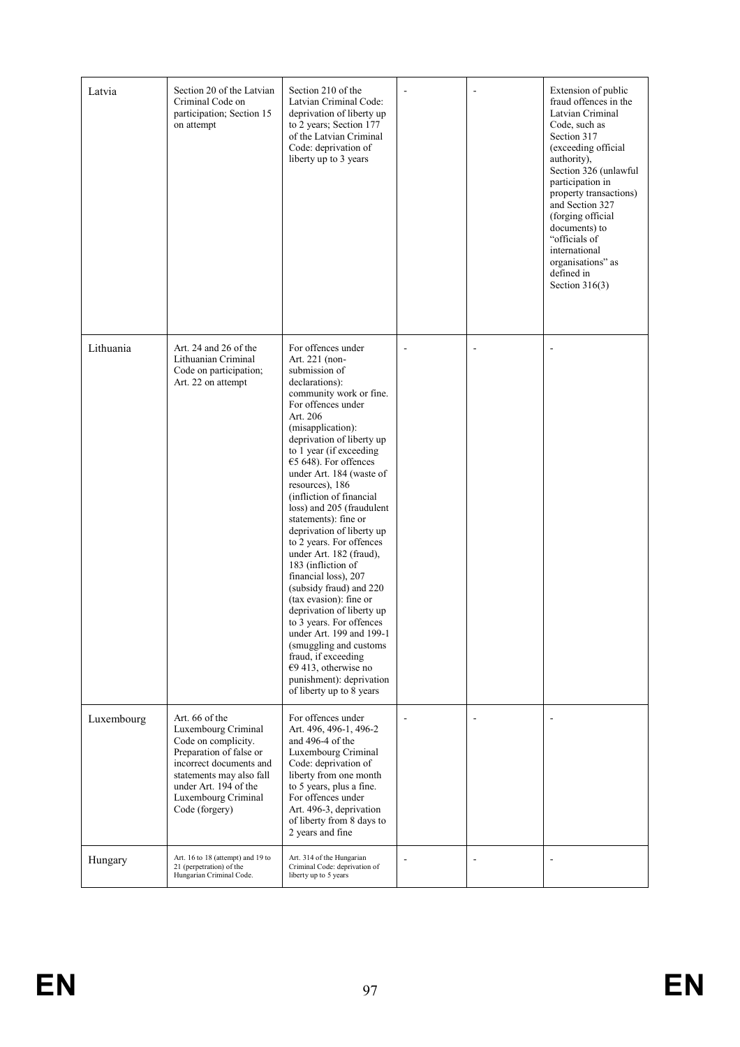| Latvia | Section 20 of the Latvian Criminal Code on participation; Section 15 on attempt | Section 210 of the Latvian Criminal Code: deprivation of liberty up to 2 years; Section 177 of the Latvian Criminal Code: deprivation of liberty up to 3 years | - | - | Extension of public fraud offences in the Latvian Criminal Code, such as Section 317 (exceeding official authority), Section 326 (unlawful participation in property transactions) and Section 327 (forging official documents) to "officials of international organisations" as defined in Section 316(3) |
|---|---|---|---|---|---|
| Lithuania | Art. 24 and 26 of the Lithuanian Criminal Code on participation; Art. 22 on attempt | For offences under Art. 221 (non-submission of declarations): community work or fine. For offences under Art. 206 (misapplication): deprivation of liberty up to 1 year (if exceeding €5 648). For offences under Art. 184 (waste of resources), 186 (infliction of financial loss) and 205 (fraudulent statements): fine or deprivation of liberty up to 2 years. For offences under Art. 182 (fraud), 183 (infliction of financial loss), 207 (subsidy fraud) and 220 (tax evasion): fine or deprivation of liberty up to 3 years. For offences under Art. 199 and 199-1 (smuggling and customs fraud, if exceeding €9 413, otherwise no punishment): deprivation of liberty up to 8 years | - | - | - |
| Luxembourg | Art. 66 of the Luxembourg Criminal Code on complicity. Preparation of false or incorrect documents and statements may also fall under Art. 194 of the Luxembourg Criminal Code (forgery) | For offences under Art. 496, 496-1, 496-2 and 496-4 of the Luxembourg Criminal Code: deprivation of liberty from one month to 5 years, plus a fine. For offences under Art. 496-3, deprivation of liberty from 8 days to 2 years and fine | - | - | - |
| Hungary | Art. 16 to 18 (attempt) and 19 to 21 (perpetration) of the Hungarian Criminal Code. | Art. 314 of the Hungarian Criminal Code: deprivation of liberty up to 5 years | - | - | - |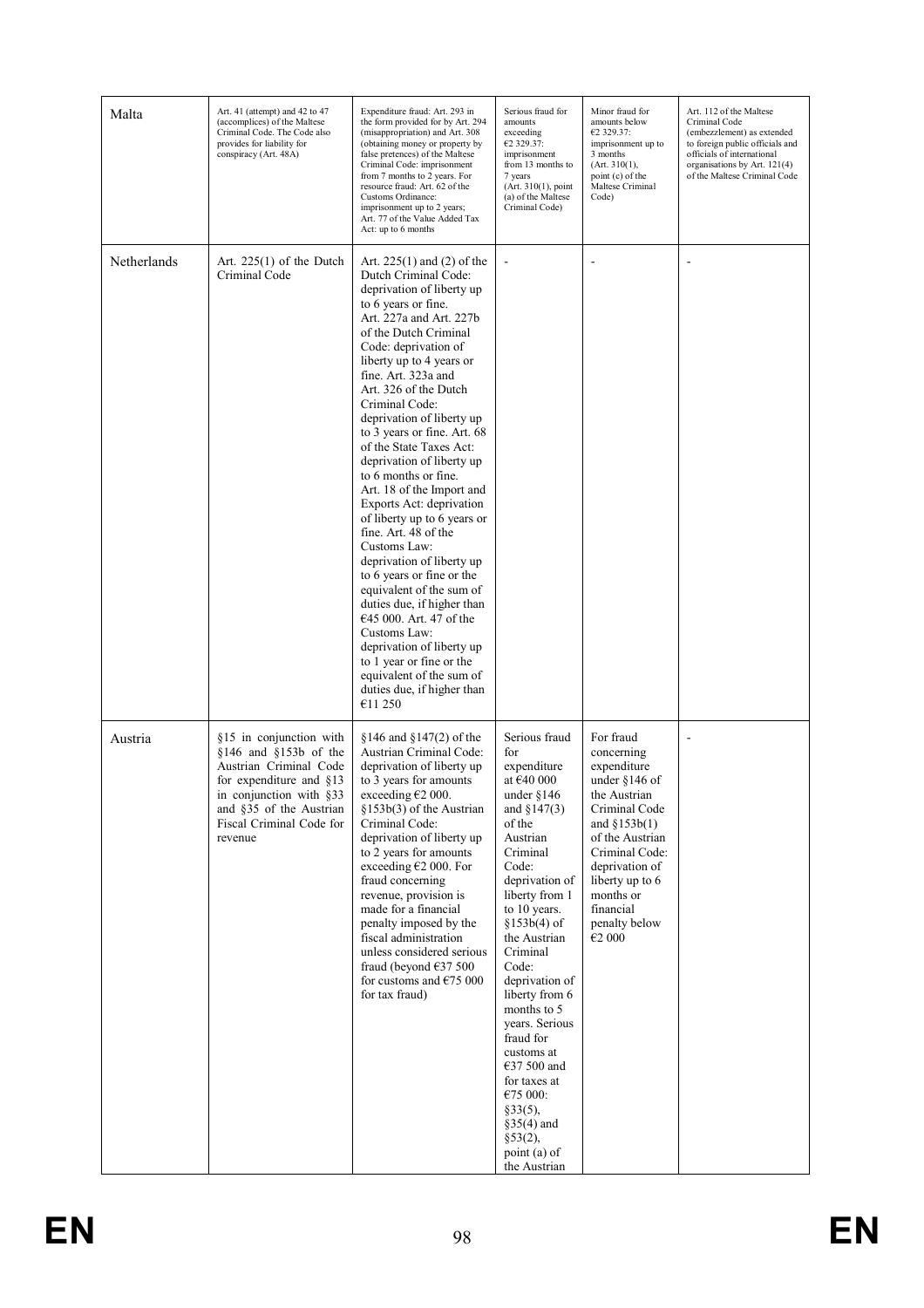| Malta | Art. 41 (attempt) and 42 to 47 (accomplices) of the Maltese Criminal Code. The Code also provides for liability for conspiracy (Art. 48A) | Expenditure fraud: Art. 293 in the form provided for by Art. 294 (misappropriation) and Art. 308 (obtaining money or property by false pretences) of the Maltese Criminal Code: imprisonment from 7 months to 2 years. For resource fraud: Art. 62 of the Customs Ordinance: imprisonment up to 2 years; Art. 77 of the Value Added Tax Act: up to 6 months | Serious fraud for amounts exceeding €2 329.37: imprisonment from 13 months to 7 years (Art. 310(1), point (a) of the Maltese Criminal Code) | Minor fraud for amounts below €2 329.37: imprisonment up to 3 months (Art. 310(1), point (c) of the Maltese Criminal Code) | Art. 112 of the Maltese Criminal Code (embezzlement) as extended to foreign public officials and officials of international organisations by Art. 121(4) of the Maltese Criminal Code |
|---|---|---|---|---|---|
| Netherlands | Art. 225(1) of the Dutch Criminal Code | Art. 225(1) and (2) of the Dutch Criminal Code: deprivation of liberty up to 6 years or fine. Art. 227a and Art. 227b of the Dutch Criminal Code: deprivation of liberty up to 4 years or fine. Art. 323a and Art. 326 of the Dutch Criminal Code: deprivation of liberty up to 3 years or fine. Art. 68 of the State Taxes Act: deprivation of liberty up to 6 months or fine. Art. 18 of the Import and Exports Act: deprivation of liberty up to 6 years or fine. Art. 48 of the Customs Law: deprivation of liberty up to 6 years or fine or the equivalent of the sum of duties due, if higher than €45 000. Art. 47 of the Customs Law: deprivation of liberty up to 1 year or fine or the equivalent of the sum of duties due, if higher than €11 250 | - | - | - |
| Austria | §15 in conjunction with §146 and §153b of the Austrian Criminal Code for expenditure and §13 in conjunction with §33 and §35 of the Austrian Fiscal Criminal Code for revenue | §146 and §147(2) of the Austrian Criminal Code: deprivation of liberty up to 3 years for amounts exceeding €2 000. §153b(3) of the Austrian Criminal Code: deprivation of liberty up to 2 years for amounts exceeding €2 000. For fraud concerning revenue, provision is made for a financial penalty imposed by the fiscal administration unless considered serious fraud (beyond €37 500 for customs and €75 000 for tax fraud) | Serious fraud for expenditure at €40 000 under §146 and §147(3) of the Austrian Criminal Code: deprivation of liberty from 1 to 10 years. §153b(4) of the Austrian Criminal Code: deprivation of liberty from 6 months to 5 years. Serious fraud for customs at €37 500 and for taxes at €75 000: §33(5), §35(4) and §53(2), point (a) of the Austrian | For fraud concerning expenditure under §146 of the Austrian Criminal Code and §153b(1) of the Austrian Criminal Code: deprivation of liberty up to 6 months or financial penalty below €2 000 | - |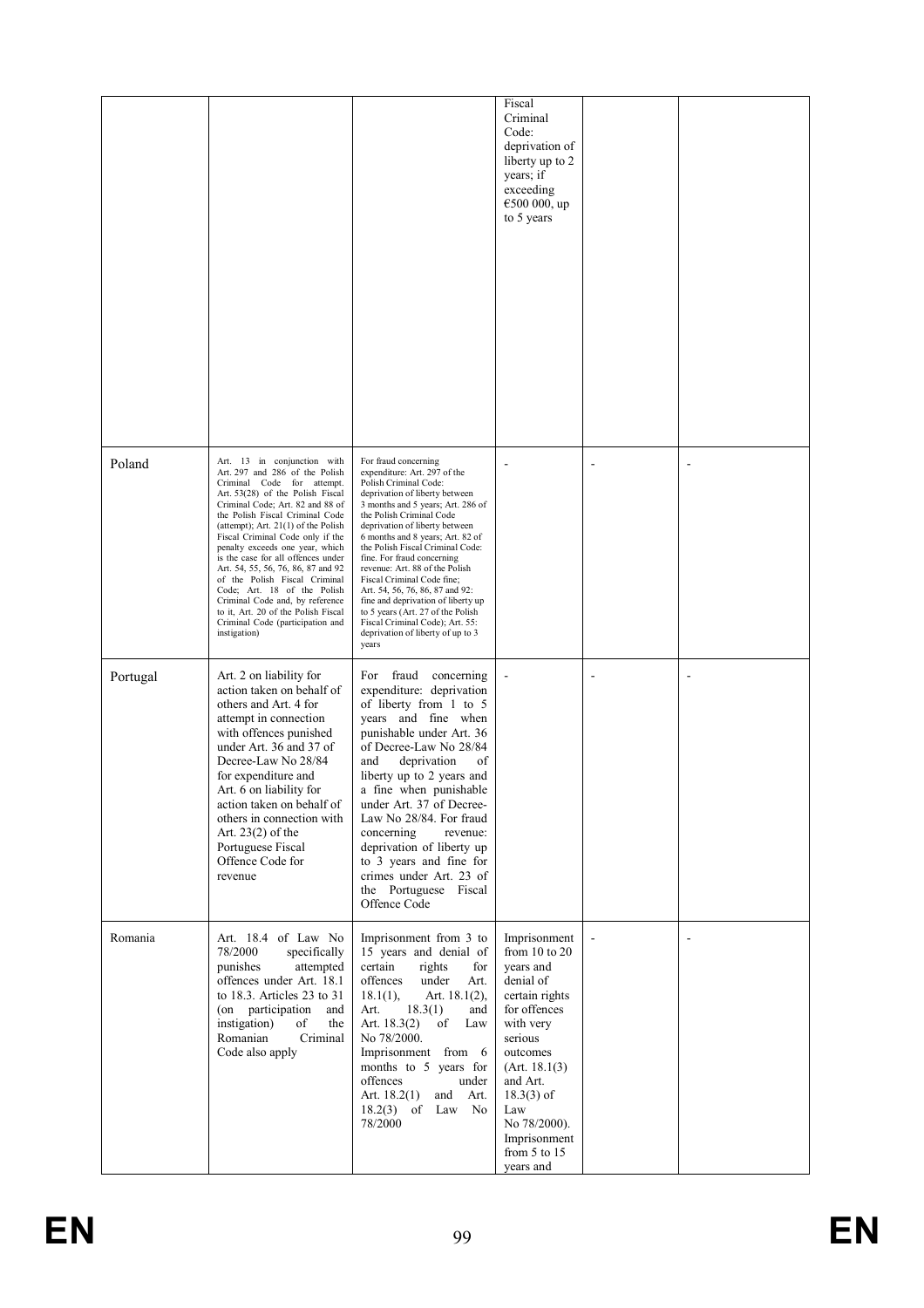|  |  |  | Fiscal Criminal Code: deprivation of liberty up to 2 years; if exceeding €500 000, up to 5 years |  |  |
|---|---|---|---|---|---|
| Poland | Art. 13 in conjunction with Art. 297 and 286 of the Polish Criminal Code for attempt. Art. 53(28) of the Polish Fiscal Criminal Code; Art. 82 and 88 of the Polish Fiscal Criminal Code (attempt); Art. 21(1) of the Polish Fiscal Criminal Code only if the penalty exceeds one year, which is the case for all offences under Art. 54, 55, 56, 76, 86, 87 and 92 of the Polish Fiscal Criminal Code; Art. 18 of the Polish Criminal Code and, by reference to it, Art. 20 of the Polish Fiscal Criminal Code (participation and instigation) | For fraud concerning expenditure: Art. 297 of the Polish Criminal Code: deprivation of liberty between 3 months and 5 years; Art. 286 of the Polish Criminal Code deprivation of liberty between 6 months and 8 years; Art. 82 of the Polish Fiscal Criminal Code: fine. For fraud concerning revenue: Art. 88 of the Polish Fiscal Criminal Code fine; Art. 54, 56, 76, 86, 87 and 92: fine and deprivation of liberty up to 5 years (Art. 27 of the Polish Fiscal Criminal Code); Art. 55: deprivation of liberty of up to 3 years | - | - | - |
| Portugal | Art. 2 on liability for action taken on behalf of others and Art. 4 for attempt in connection with offences punished under Art. 36 and 37 of Decree-Law No 28/84 for expenditure and Art. 6 on liability for action taken on behalf of others in connection with Art. 23(2) of the Portuguese Fiscal Offence Code for revenue | For fraud concerning expenditure: deprivation of liberty from 1 to 5 years and fine when punishable under Art. 36 of Decree-Law No 28/84 and deprivation of liberty up to 2 years and a fine when punishable under Art. 37 of Decree-Law No 28/84. For fraud concerning revenue: deprivation of liberty up to 3 years and fine for crimes under Art. 23 of the Portuguese Fiscal Offence Code | - | - | - |
| Romania | Art. 18.4 of Law No 78/2000 specifically punishes attempted offences under Art. 18.1 to 18.3. Articles 23 to 31 (on participation and instigation) of the Romanian Criminal Code also apply | Imprisonment from 3 to 15 years and denial of certain rights for offences under Art. 18.1(1), Art. 18.1(2), Art. 18.3(1) and Art. 18.3(2) of Law No 78/2000. Imprisonment from 6 months to 5 years for offences under Art. 18.2(1) and Art. 18.2(3) of Law No 78/2000 | Imprisonment from 10 to 20 years and denial of certain rights for offences with very serious outcomes (Art. 18.1(3) and Art. 18.3(3) of Law No 78/2000). Imprisonment from 5 to 15 years and | - | - |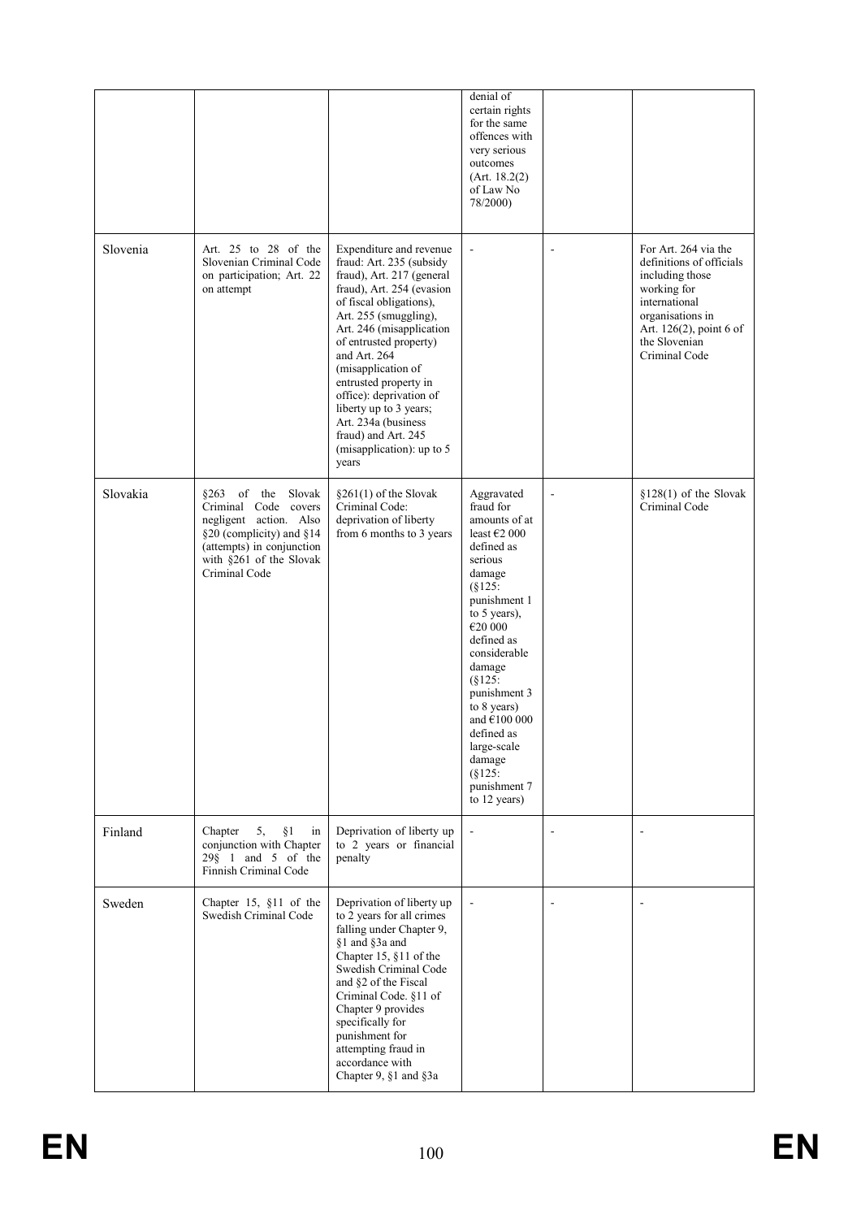| | | | | | |
|---|---|---|---|---|---|
| | | | denial of certain rights for the same offences with very serious outcomes (Art. 18.2(2) of Law No 78/2000) | | |
| Slovenia | Art. 25 to 28 of the Slovenian Criminal Code on participation; Art. 22 on attempt | Expenditure and revenue fraud: Art. 235 (subsidy fraud), Art. 217 (general fraud), Art. 254 (evasion of fiscal obligations), Art. 255 (smuggling), Art. 246 (misapplication of entrusted property) and Art. 264 (misapplication of entrusted property in office): deprivation of liberty up to 3 years; Art. 234a (business fraud) and Art. 245 (misapplication): up to 5 years | - | - | For Art. 264 via the definitions of officials including those working for international organisations in Art. 126(2), point 6 of the Slovenian Criminal Code |
| Slovakia | §263 of the Slovak Criminal Code covers negligent action. Also §20 (complicity) and §14 (attempts) in conjunction with §261 of the Slovak Criminal Code | §261(1) of the Slovak Criminal Code: deprivation of liberty from 6 months to 3 years | Aggravated fraud for amounts of at least €2 000 defined as serious damage (§125: punishment 1 to 5 years), €20 000 defined as considerable damage (§125: punishment 3 to 8 years) and €100 000 defined as large-scale damage (§125: punishment 7 to 12 years) | - | §128(1) of the Slovak Criminal Code |
| Finland | Chapter 5, §1 in conjunction with Chapter 29§ 1 and 5 of the Finnish Criminal Code | Deprivation of liberty up to 2 years or financial penalty | - | - | - |
| Sweden | Chapter 15, §11 of the Swedish Criminal Code | Deprivation of liberty up to 2 years for all crimes falling under Chapter 9, §1 and §3a and Chapter 15, §11 of the Swedish Criminal Code and §2 of the Fiscal Criminal Code. §11 of Chapter 9 provides specifically for punishment for attempting fraud in accordance with Chapter 9, §1 and §3a | - | - | - |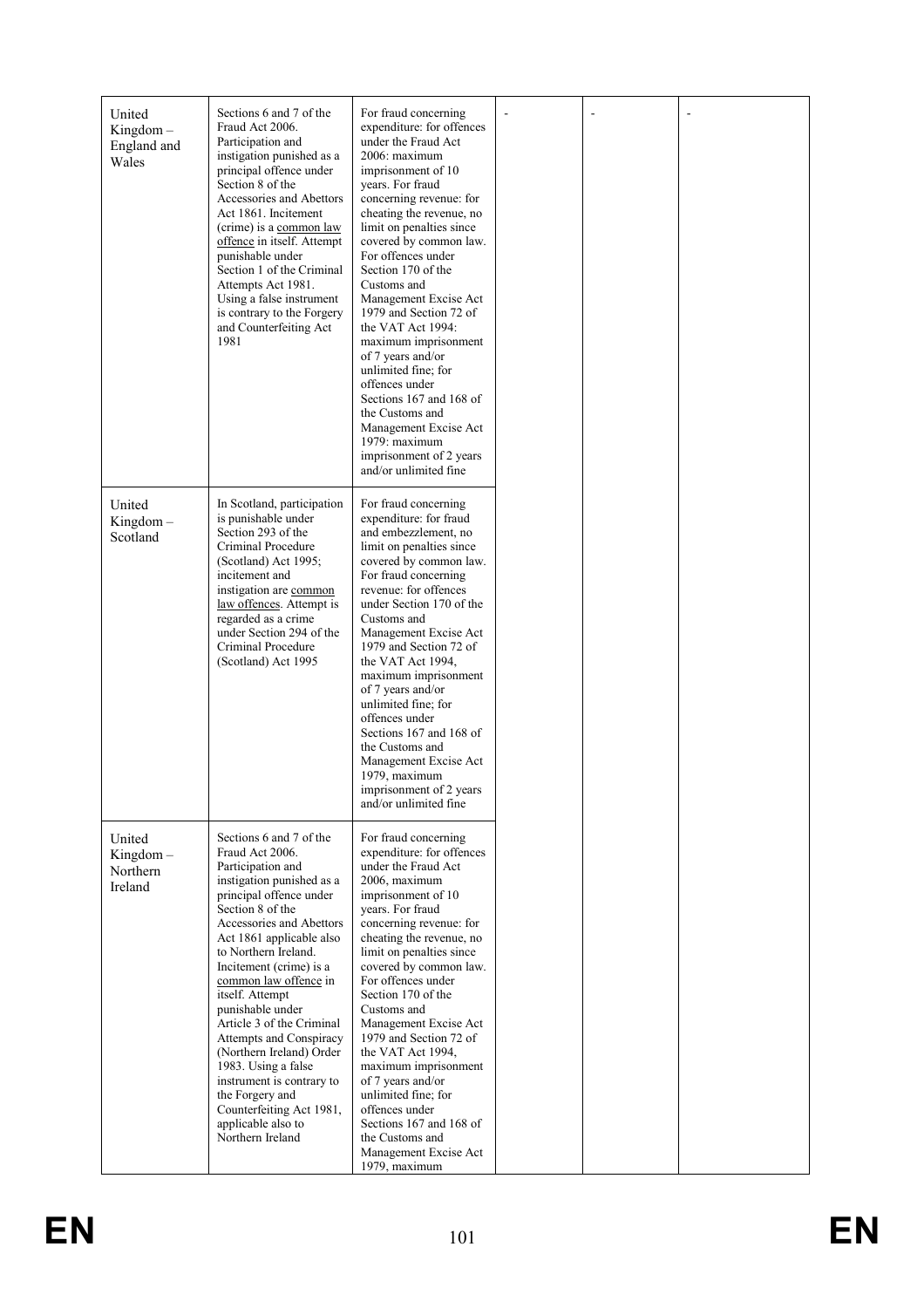| | | | | | |
|---|---|---|---|---|---|
| United Kingdom – England and Wales | Sections 6 and 7 of the Fraud Act 2006. Participation and instigation punished as a principal offence under Section 8 of the Accessories and Abettors Act 1861. Incitement (crime) is a common law offence in itself. Attempt punishable under Section 1 of the Criminal Attempts Act 1981. Using a false instrument is contrary to the Forgery and Counterfeiting Act 1981 | For fraud concerning expenditure: for offences under the Fraud Act 2006: maximum imprisonment of 10 years. For fraud concerning revenue: for cheating the revenue, no limit on penalties since covered by common law. For offences under Section 170 of the Customs and Management Excise Act 1979 and Section 72 of the VAT Act 1994: maximum imprisonment of 7 years and/or unlimited fine; for offences under Sections 167 and 168 of the Customs and Management Excise Act 1979: maximum imprisonment of 2 years and/or unlimited fine | - | - | - |
| United Kingdom – Scotland | In Scotland, participation is punishable under Section 293 of the Criminal Procedure (Scotland) Act 1995; incitement and instigation are common law offences. Attempt is regarded as a crime under Section 294 of the Criminal Procedure (Scotland) Act 1995 | For fraud concerning expenditure: for fraud and embezzlement, no limit on penalties since covered by common law. For fraud concerning revenue: for offences under Section 170 of the Customs and Management Excise Act 1979 and Section 72 of the VAT Act 1994, maximum imprisonment of 7 years and/or unlimited fine; for offences under Sections 167 and 168 of the Customs and Management Excise Act 1979, maximum imprisonment of 2 years and/or unlimited fine | | | |
| United Kingdom – Northern Ireland | Sections 6 and 7 of the Fraud Act 2006. Participation and instigation punished as a principal offence under Section 8 of the Accessories and Abettors Act 1861 applicable also to Northern Ireland. Incitement (crime) is a common law offence in itself. Attempt punishable under Article 3 of the Criminal Attempts and Conspiracy (Northern Ireland) Order 1983. Using a false instrument is contrary to the Forgery and Counterfeiting Act 1981, applicable also to Northern Ireland | For fraud concerning expenditure: for offences under the Fraud Act 2006, maximum imprisonment of 10 years. For fraud concerning revenue: for cheating the revenue, no limit on penalties since covered by common law. For offences under Section 170 of the Customs and Management Excise Act 1979 and Section 72 of the VAT Act 1994, maximum imprisonment of 7 years and/or unlimited fine; for offences under Sections 167 and 168 of the Customs and Management Excise Act 1979, maximum | | | |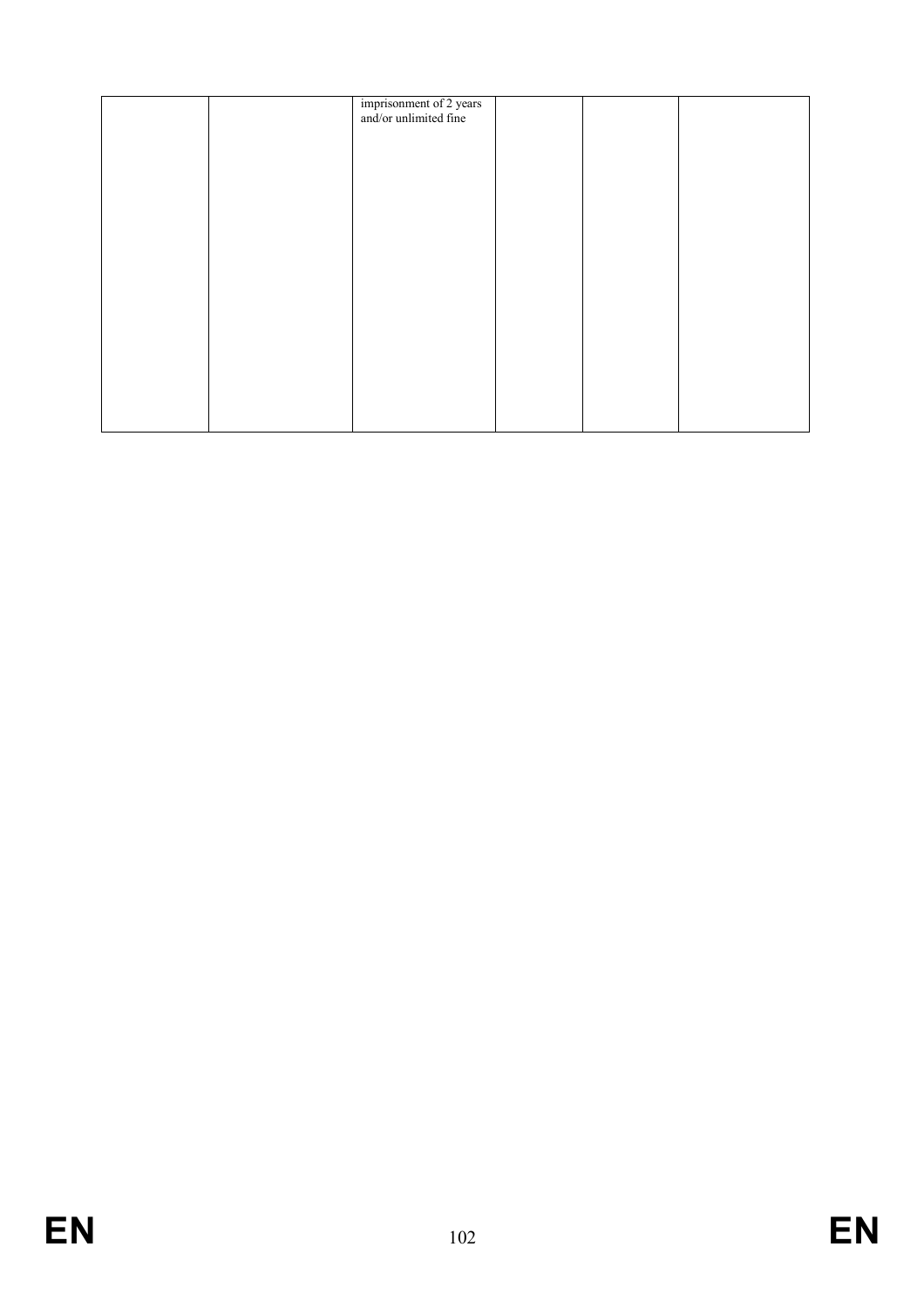| | | | | | |
|---|---|---|---|---|---|
| | | imprisonment of 2 years and/or unlimited fine | | | |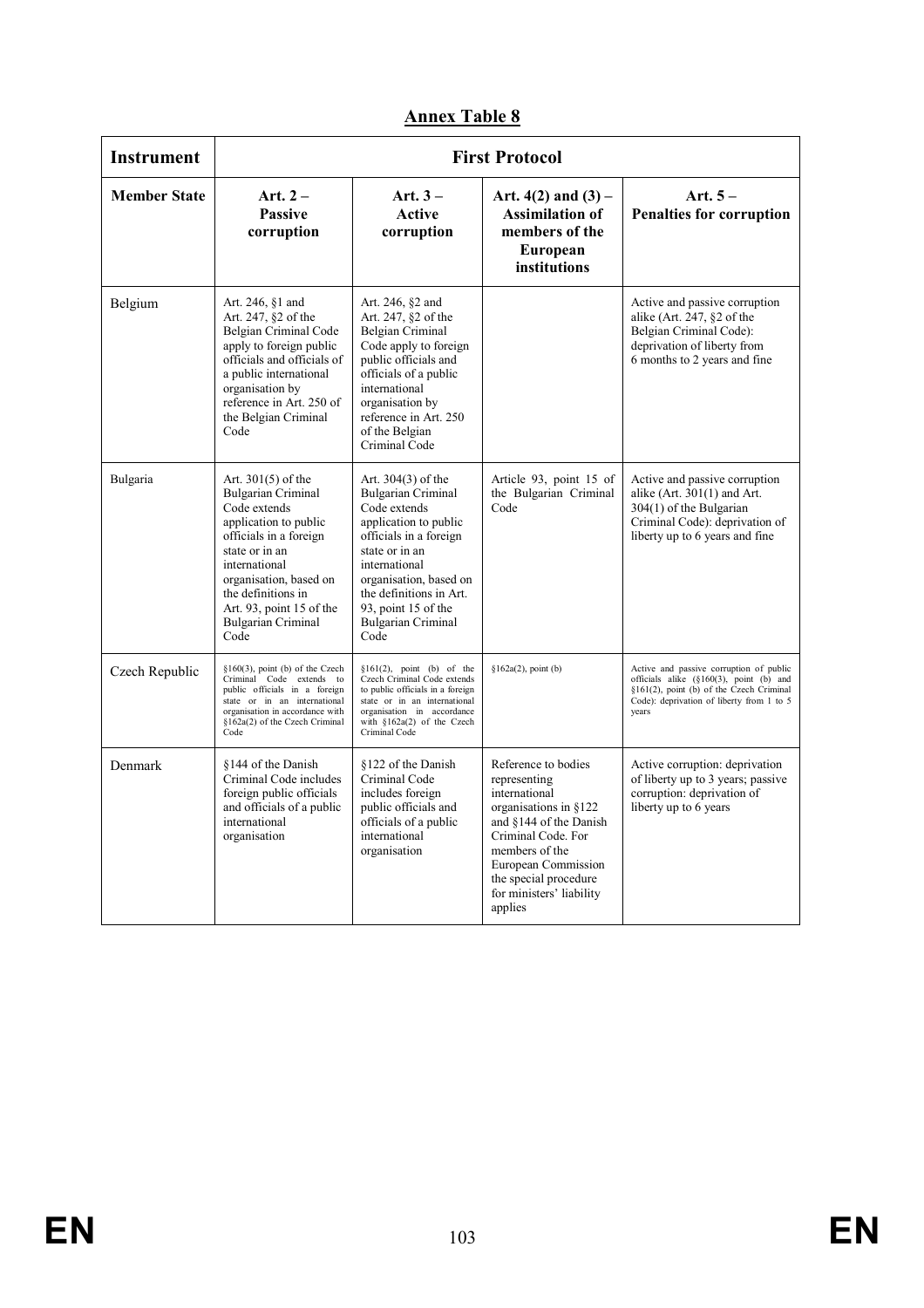## Annex Table 8

| Instrument | First Protocol | | | |
|---|---|---|---|---|
| **Member State** | **Art. 2 – Passive corruption** | **Art. 3 – Active corruption** | **Art. 4(2) and (3) – Assimilation of members of the European institutions** | **Art. 5 – Penalties for corruption** |
| Belgium | Art. 246, §1 and Art. 247, §2 of the Belgian Criminal Code apply to foreign public officials and officials of a public international organisation by reference in Art. 250 of the Belgian Criminal Code | Art. 246, §2 and Art. 247, §2 of the Belgian Criminal Code apply to foreign public officials and officials of a public international organisation by reference in Art. 250 of the Belgian Criminal Code | | Active and passive corruption alike (Art. 247, §2 of the Belgian Criminal Code): deprivation of liberty from 6 months to 2 years and fine |
| Bulgaria | Art. 301(5) of the Bulgarian Criminal Code extends application to public officials in a foreign state or in an international organisation, based on the definitions in Art. 93, point 15 of the Bulgarian Criminal Code | Art. 304(3) of the Bulgarian Criminal Code extends application to public officials in a foreign state or in an international organisation, based on the definitions in Art. 93, point 15 of the Bulgarian Criminal Code | Article 93, point 15 of the Bulgarian Criminal Code | Active and passive corruption alike (Art. 301(1) and Art. 304(1) of the Bulgarian Criminal Code): deprivation of liberty up to 6 years and fine |
| Czech Republic | §160(3), point (b) of the Czech Criminal Code extends to public officials in a foreign state or in an international organisation in accordance with §162a(2) of the Czech Criminal Code | §161(2), point (b) of the Czech Criminal Code extends to public officials in a foreign state or in an international organisation in accordance with §162a(2) of the Czech Criminal Code | §162a(2), point (b) | Active and passive corruption of public officials alike (§160(3), point (b) and §161(2), point (b) of the Czech Criminal Code): deprivation of liberty from 1 to 5 years |
| Denmark | §144 of the Danish Criminal Code includes foreign public officials and officials of a public international organisation | §122 of the Danish Criminal Code includes foreign public officials and officials of a public international organisation | Reference to bodies representing international organisations in §122 and §144 of the Danish Criminal Code. For members of the European Commission the special procedure for ministers' liability applies | Active corruption: deprivation of liberty up to 3 years; passive corruption: deprivation of liberty up to 6 years |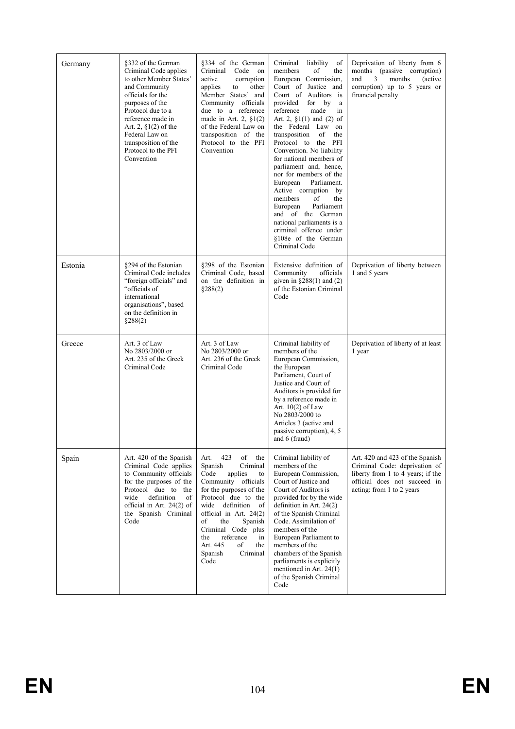| Germany | §332 of the German Criminal Code applies to other Member States' and Community officials for the purposes of the Protocol due to a reference made in Art. 2, §1(2) of the Federal Law on transposition of the Protocol to the PFI Convention | §334 of the German Criminal Code on active corruption applies to other Member States' and Community officials due to a reference made in Art. 2, §1(2) of the Federal Law on transposition of the Protocol to the PFI Convention | Criminal liability of members of the European Commission, Court of Justice and Court of Auditors is provided for by a reference made in Art. 2, §1(1) and (2) of the Federal Law on transposition of the Protocol to the PFI Convention. No liability for national members of parliament and, hence, nor for members of the European Parliament. Active corruption by members of the European Parliament and of the German national parliaments is a criminal offence under §108e of the German Criminal Code | Deprivation of liberty from 6 months (passive corruption) and 3 months (active corruption) up to 5 years or financial penalty |
|---|---|---|---|---|
| Estonia | §294 of the Estonian Criminal Code includes "foreign officials" and "officials of international organisations", based on the definition in §288(2) | §298 of the Estonian Criminal Code, based on the definition in §288(2) | Extensive definition of Community officials given in §288(1) and (2) of the Estonian Criminal Code | Deprivation of liberty between 1 and 5 years |
| Greece | Art. 3 of Law No 2803/2000 or Art. 235 of the Greek Criminal Code | Art. 3 of Law No 2803/2000 or Art. 236 of the Greek Criminal Code | Criminal liability of members of the European Commission, the European Parliament, Court of Justice and Court of Auditors is provided for by a reference made in Art. 10(2) of Law No 2803/2000 to Articles 3 (active and passive corruption), 4, 5 and 6 (fraud) | Deprivation of liberty of at least 1 year |
| Spain | Art. 420 of the Spanish Criminal Code applies to Community officials for the purposes of the Protocol due to the wide definition of official in Art. 24(2) of the Spanish Criminal Code | Art. 423 of the Spanish Criminal Code applies to Community officials for the purposes of the Protocol due to the wide definition of official in Art. 24(2) of the Spanish Criminal Code plus the reference in Art. 445 of the Spanish Criminal Code | Criminal liability of members of the European Commission, Court of Justice and Court of Auditors is provided for by the wide definition in Art. 24(2) of the Spanish Criminal Code. Assimilation of members of the European Parliament to members of the chambers of the Spanish parliaments is explicitly mentioned in Art. 24(1) of the Spanish Criminal Code | Art. 420 and 423 of the Spanish Criminal Code: deprivation of liberty from 1 to 4 years; if the official does not succeed in acting: from 1 to 2 years |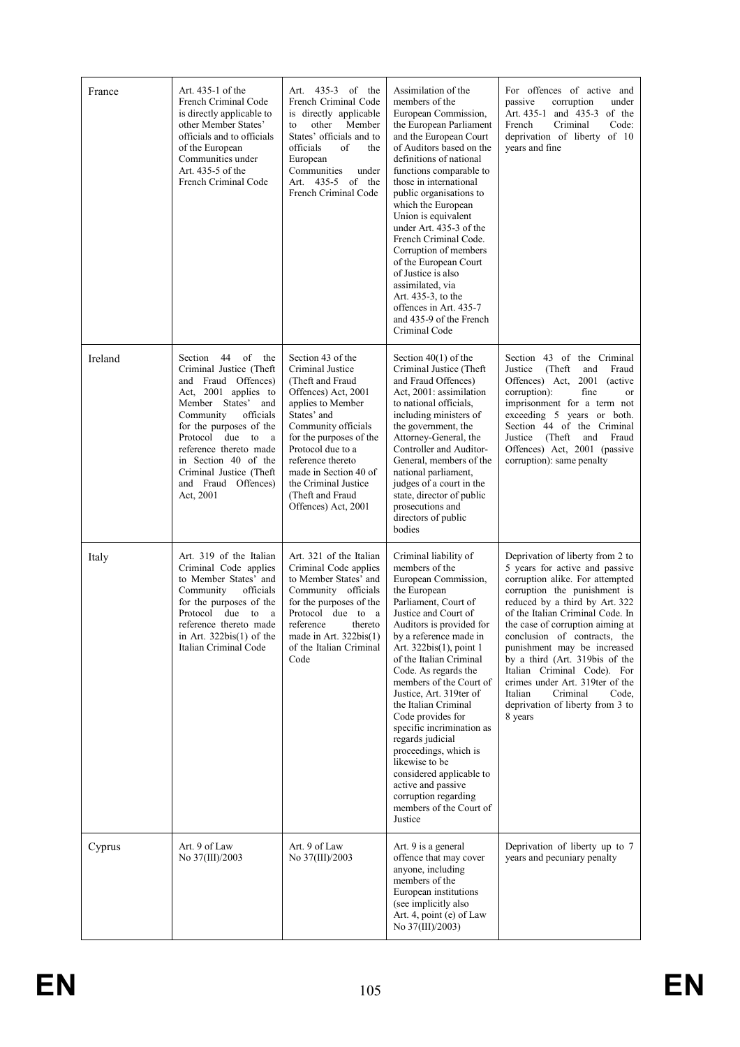| France | Art. 435-1 of the French Criminal Code is directly applicable to other Member States' officials and to officials of the European Communities under Art. 435-5 of the French Criminal Code | Art. 435-3 of the French Criminal Code is directly applicable to other Member States' officials and to officials of the European Communities under Art. 435-5 of the French Criminal Code | Assimilation of the members of the European Commission, the European Parliament and the European Court of Auditors based on the definitions of national functions comparable to those in international public organisations to which the European Union is equivalent under Art. 435-3 of the French Criminal Code. Corruption of members of the European Court of Justice is also assimilated, via Art. 435-3, to the offences in Art. 435-7 and 435-9 of the French Criminal Code | For offences of active and passive corruption under Art. 435-1 and 435-3 of the French Criminal Code: deprivation of liberty of 10 years and fine |
|---|---|---|---|---|
| Ireland | Section 44 of the Criminal Justice (Theft and Fraud Offences) Act, 2001 applies to Member States' and Community officials for the purposes of the Protocol due to a reference thereto made in Section 40 of the Criminal Justice (Theft and Fraud Offences) Act, 2001 | Section 43 of the Criminal Justice (Theft and Fraud Offences) Act, 2001 applies to Member States' and Community officials for the purposes of the Protocol due to a reference thereto made in Section 40 of the Criminal Justice (Theft and Fraud Offences) Act, 2001 | Section 40(1) of the Criminal Justice (Theft and Fraud Offences) Act, 2001: assimilation to national officials, including ministers of the government, the Attorney-General, the Controller and Auditor-General, members of the national parliament, judges of a court in the state, director of public prosecutions and directors of public bodies | Section 43 of the Criminal Justice (Theft and Fraud Offences) Act, 2001 (active corruption): fine or imprisonment for a term not exceeding 5 years or both. Section 44 of the Criminal Justice (Theft and Fraud Offences) Act, 2001 (passive corruption): same penalty |
| Italy | Art. 319 of the Italian Criminal Code applies to Member States' and Community officials for the purposes of the Protocol due to a reference thereto made in Art. 322bis(1) of the Italian Criminal Code | Art. 321 of the Italian Criminal Code applies to Member States' and Community officials for the purposes of the Protocol due to a reference thereto made in Art. 322bis(1) of the Italian Criminal Code | Criminal liability of members of the European Commission, the European Parliament, Court of Justice and Court of Auditors is provided for by a reference made in Art. 322bis(1), point 1 of the Italian Criminal Code. As regards the members of the Court of Justice, Art. 319ter of the Italian Criminal Code provides for specific incrimination as regards judicial proceedings, which is likewise to be considered applicable to active and passive corruption regarding members of the Court of Justice | Deprivation of liberty from 2 to 5 years for active and passive corruption alike. For attempted corruption the punishment is reduced by a third by Art. 322 of the Italian Criminal Code. In the case of corruption aiming at conclusion of contracts, the punishment may be increased by a third (Art. 319bis of the Italian Criminal Code). For crimes under Art. 319ter of the Italian Criminal Code, deprivation of liberty from 3 to 8 years |
| Cyprus | Art. 9 of Law No 37(III)/2003 | Art. 9 of Law No 37(III)/2003 | Art. 9 is a general offence that may cover anyone, including members of the European institutions (see implicitly also Art. 4, point (e) of Law No 37(III)/2003) | Deprivation of liberty up to 7 years and pecuniary penalty |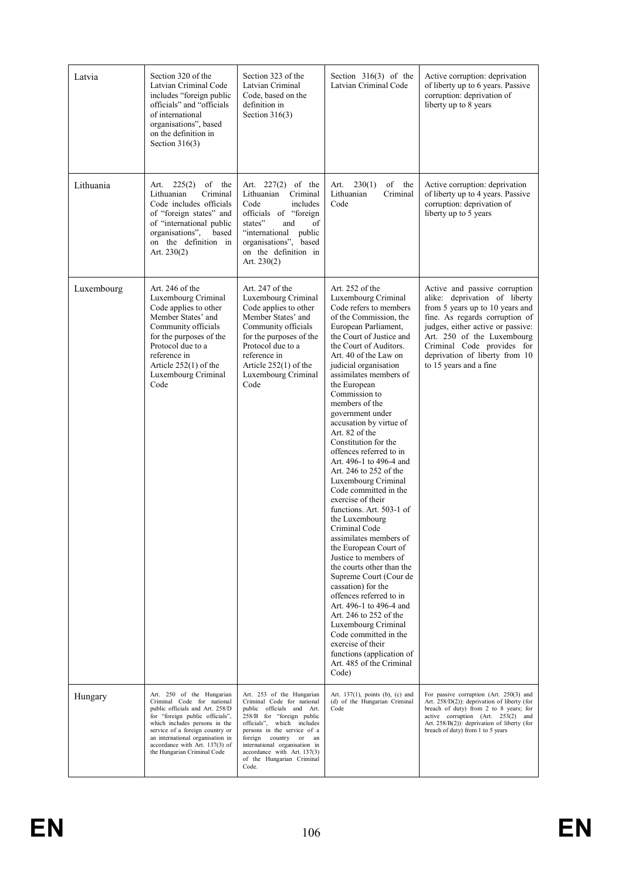| Latvia | Section 320 of the Latvian Criminal Code includes "foreign public officials" and "officials of international organisations", based on the definition in Section 316(3) | Section 323 of the Latvian Criminal Code, based on the definition in Section 316(3) | Section 316(3) of the Latvian Criminal Code | Active corruption: deprivation of liberty up to 6 years. Passive corruption: deprivation of liberty up to 8 years |
|---|---|---|---|---|
| Lithuania | Art. 225(2) of the Lithuanian Criminal Code includes officials of "foreign states" and of "international public organisations", based on the definition in Art. 230(2) | Art. 227(2) of the Lithuanian Criminal Code includes officials of "foreign states" and of "international public organisations", based on the definition in Art. 230(2) | Art. 230(1) of the Lithuanian Criminal Code | Active corruption: deprivation of liberty up to 4 years. Passive corruption: deprivation of liberty up to 5 years |
| Luxembourg | Art. 246 of the Luxembourg Criminal Code applies to other Member States' and Community officials for the purposes of the Protocol due to a reference in Article 252(1) of the Luxembourg Criminal Code | Art. 247 of the Luxembourg Criminal Code applies to other Member States' and Community officials for the purposes of the Protocol due to a reference in Article 252(1) of the Luxembourg Criminal Code | Art. 252 of the Luxembourg Criminal Code refers to members of the Commission, the European Parliament, the Court of Justice and the Court of Auditors. Art. 40 of the Law on judicial organisation assimilates members of the European Commission to members of the government under accusation by virtue of Art. 82 of the Constitution for the offences referred to in Art. 496-1 to 496-4 and Art. 246 to 252 of the Luxembourg Criminal Code committed in the exercise of their functions. Art. 503-1 of the Luxembourg Criminal Code assimilates members of the European Court of Justice to members of the courts other than the Supreme Court (Cour de cassation) for the offences referred to in Art. 496-1 to 496-4 and Art. 246 to 252 of the Luxembourg Criminal Code committed in the exercise of their functions (application of Art. 485 of the Criminal Code) | Active and passive corruption alike: deprivation of liberty from 5 years up to 10 years and fine. As regards corruption of judges, either active or passive: Art. 250 of the Luxembourg Criminal Code provides for deprivation of liberty from 10 to 15 years and a fine |
| Hungary | Art. 250 of the Hungarian Criminal Code for national public officials and Art. 258/D for "foreign public officials", which includes persons in the service of a foreign country or an international organisation in accordance with Art. 137(3) of the Hungarian Criminal Code | Art. 253 of the Hungarian Criminal Code for national public officials and Art. 258/B for "foreign public officials", which includes persons in the service of a foreign country or an international organisation in accordance with Art. 137(3) of the Hungarian Criminal Code. | Art. 137(1), points (b), (c) and (d) of the Hungarian Criminal Code | For passive corruption (Art. 250(3) and Art. 258/D(2)): deprivation of liberty (for breach of duty) from 2 to 8 years; for active corruption (Art. 253(2) and Art. 258/B(2)): deprivation of liberty (for breach of duty) from 1 to 5 years |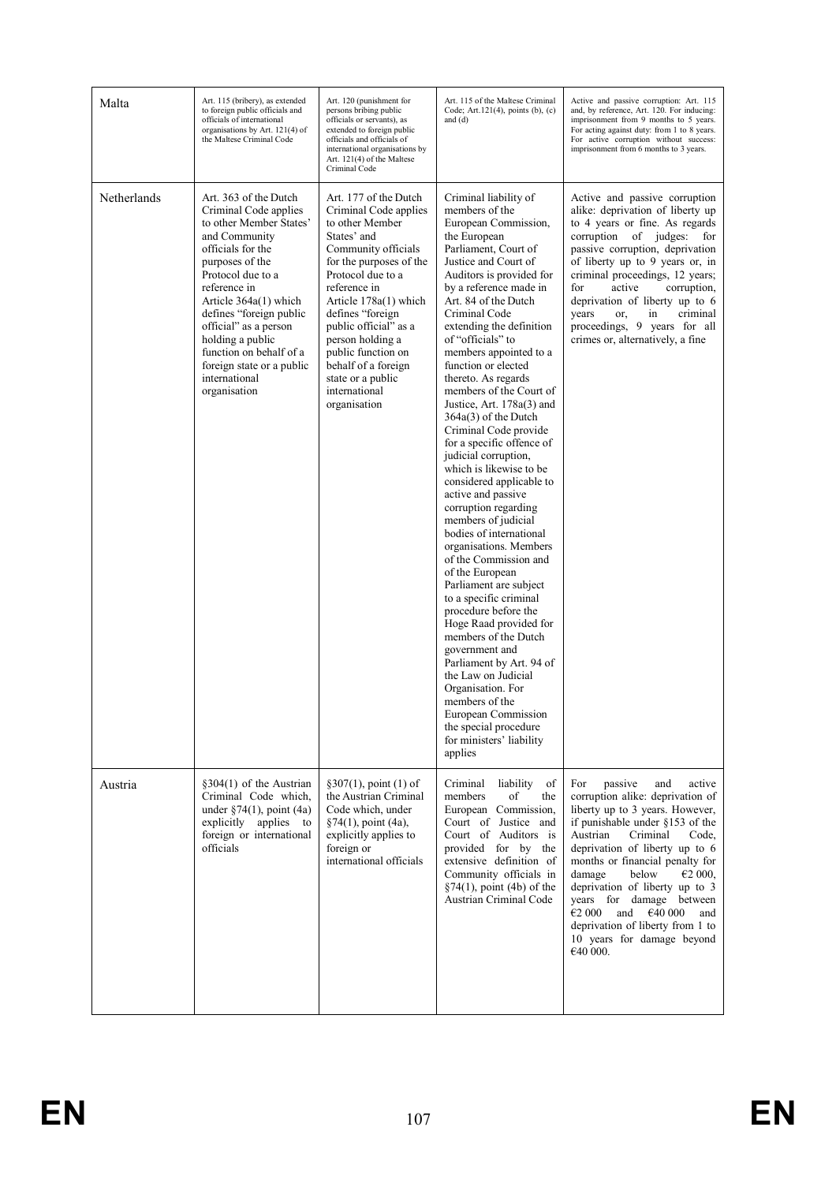| Malta | Art. 115 (bribery), as extended to foreign public officials and officials of international organisations by Art. 121(4) of the Maltese Criminal Code | Art. 120 (punishment for persons bribing public officials or servants), as extended to foreign public officials and officials of international organisations by Art. 121(4) of the Maltese Criminal Code | Art. 115 of the Maltese Criminal Code; Art.121(4), points (b), (c) and (d) | Active and passive corruption: Art. 115 and, by reference, Art. 120. For inducing: imprisonment from 9 months to 5 years. For acting against duty: from 1 to 8 years. For active corruption without success: imprisonment from 6 months to 3 years. |
|---|---|---|---|---|
| Netherlands | Art. 363 of the Dutch Criminal Code applies to other Member States' and Community officials for the purposes of the Protocol due to a reference in Article 364a(1) which defines "foreign public official" as a person holding a public function on behalf of a foreign state or a public international organisation | Art. 177 of the Dutch Criminal Code applies to other Member States' and Community officials for the purposes of the Protocol due to a reference in Article 178a(1) which defines "foreign public official" as a person holding a public function on behalf of a foreign state or a public international organisation | Criminal liability of members of the European Commission, the European Parliament, Court of Justice and Court of Auditors is provided for by a reference made in Art. 84 of the Dutch Criminal Code extending the definition of "officials" to members appointed to a function or elected thereto. As regards members of the Court of Justice, Art. 178a(3) and 364a(3) of the Dutch Criminal Code provide for a specific offence of judicial corruption, which is likewise to be considered applicable to active and passive corruption regarding members of judicial bodies of international organisations. Members of the Commission and of the European Parliament are subject to a specific criminal procedure before the Hoge Raad provided for members of the Dutch government and Parliament by Art. 94 of the Law on Judicial Organisation. For members of the European Commission the special procedure for ministers' liability applies | Active and passive corruption alike: deprivation of liberty up to 4 years or fine. As regards corruption of judges: for passive corruption, deprivation of liberty up to 9 years or, in criminal proceedings, 12 years; for active corruption, deprivation of liberty up to 6 years or, in criminal proceedings, 9 years for all crimes or, alternatively, a fine |
| Austria | §304(1) of the Austrian Criminal Code which, under §74(1), point (4a) explicitly applies to foreign or international officials | §307(1), point (1) of the Austrian Criminal Code which, under §74(1), point (4a), explicitly applies to foreign or international officials | Criminal liability of members of the European Commission, Court of Justice and Court of Auditors is provided for by the extensive definition of Community officials in §74(1), point (4b) of the Austrian Criminal Code | For passive and active corruption alike: deprivation of liberty up to 3 years. However, if punishable under §153 of the Austrian Criminal Code, deprivation of liberty up to 6 months or financial penalty for damage below €2 000, deprivation of liberty up to 3 years for damage between €2 000 and €40 000 and deprivation of liberty from 1 to 10 years for damage beyond €40 000. |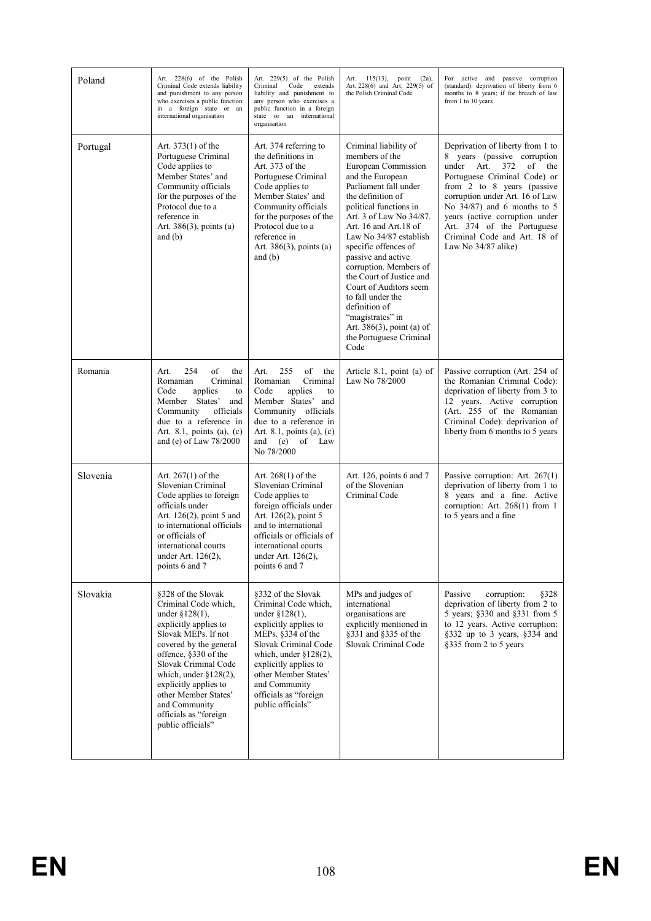| Poland | Art. 228(6) of the Polish Criminal Code extends liability and punishment to any person who exercises a public function in a foreign state or an international organisation | Art. 229(5) of the Polish Criminal Code extends liability and punishment to any person who exercises a public function in a foreign state or an international organisation | Art. 115(13), point (2a), Art. 228(6) and Art. 229(5) of the Polish Criminal Code | For active and passive corruption (standard): deprivation of liberty from 6 months to 8 years; if for breach of law from 1 to 10 years |
|---|---|---|---|---|
| Portugal | Art. 373(1) of the Portuguese Criminal Code applies to Member States' and Community officials for the purposes of the Protocol due to a reference in Art. 386(3), points (a) and (b) | Art. 374 referring to the definitions in Art. 373 of the Portuguese Criminal Code applies to Member States' and Community officials for the purposes of the Protocol due to a reference in Art. 386(3), points (a) and (b) | Criminal liability of members of the European Commission and the European Parliament fall under the definition of political functions in Art. 3 of Law No 34/87. Art. 16 and Art.18 of Law No 34/87 establish specific offences of passive and active corruption. Members of the Court of Justice and Court of Auditors seem to fall under the definition of "magistrates" in Art. 386(3), point (a) of the Portuguese Criminal Code | Deprivation of liberty from 1 to 8 years (passive corruption under Art. 372 of the Portuguese Criminal Code) or from 2 to 8 years (passive corruption under Art. 16 of Law No 34/87) and 6 months to 5 years (active corruption under Art. 374 of the Portuguese Criminal Code and Art. 18 of Law No 34/87 alike) |
| Romania | Art. 254 of the Romanian Criminal Code applies to Member States' and Community officials due to a reference in Art. 8.1, points (a), (c) and (e) of Law 78/2000 | Art. 255 of the Romanian Criminal Code applies to Member States' and Community officials due to a reference in Art. 8.1, points (a), (c) and (e) of Law No 78/2000 | Article 8.1, point (a) of Law No 78/2000 | Passive corruption (Art. 254 of the Romanian Criminal Code): deprivation of liberty from 3 to 12 years. Active corruption (Art. 255 of the Romanian Criminal Code): deprivation of liberty from 6 months to 5 years |
| Slovenia | Art. 267(1) of the Slovenian Criminal Code applies to foreign officials under Art. 126(2), point 5 and to international officials or officials of international courts under Art. 126(2), points 6 and 7 | Art. 268(1) of the Slovenian Criminal Code applies to foreign officials under Art. 126(2), point 5 and to international officials or officials of international courts under Art. 126(2), points 6 and 7 | Art. 126, points 6 and 7 of the Slovenian Criminal Code | Passive corruption: Art. 267(1) deprivation of liberty from 1 to 8 years and a fine. Active corruption: Art. 268(1) from 1 to 5 years and a fine |
| Slovakia | §328 of the Slovak Criminal Code which, under §128(1), explicitly applies to Slovak MEPs. If not covered by the general offence, §330 of the Slovak Criminal Code which, under §128(2), explicitly applies to other Member States' and Community officials as "foreign public officials" | §332 of the Slovak Criminal Code which, under §128(1), explicitly applies to MEPs. §334 of the Slovak Criminal Code which, under §128(2), explicitly applies to other Member States' and Community officials as "foreign public officials" | MPs and judges of international organisations are explicitly mentioned in §331 and §335 of the Slovak Criminal Code | Passive corruption: §328 deprivation of liberty from 2 to 5 years; §330 and §331 from 5 to 12 years. Active corruption: §332 up to 3 years, §334 and §335 from 2 to 5 years |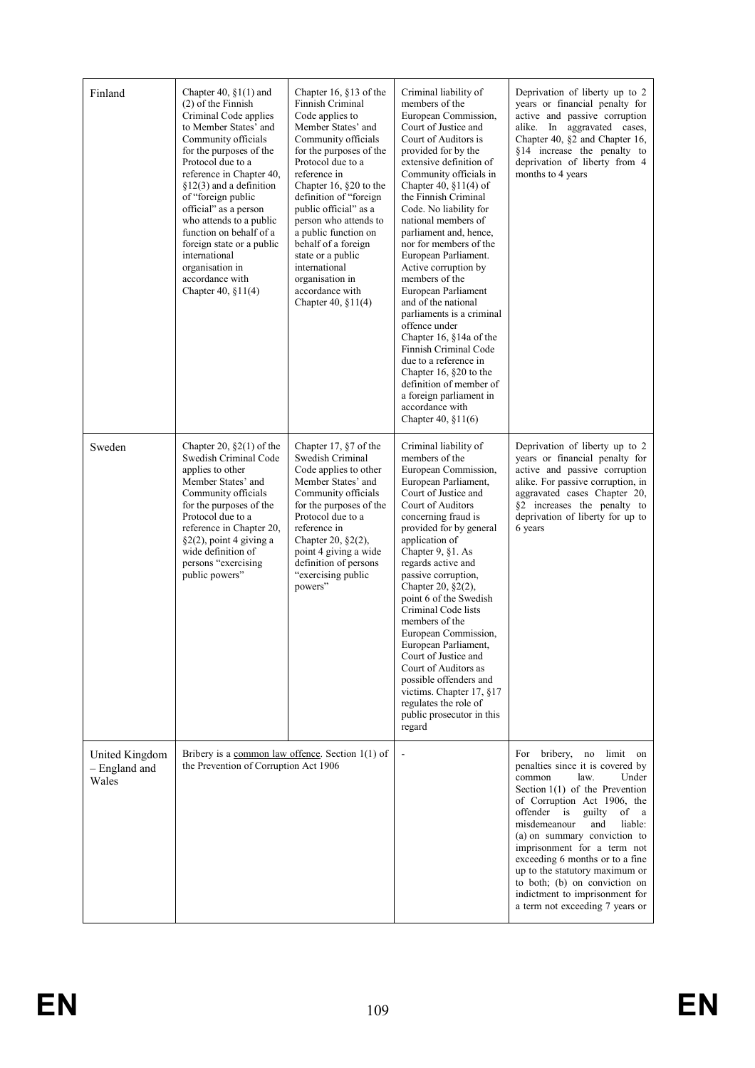| Finland | Chapter 40, §1(1) and (2) of the Finnish Criminal Code applies to Member States' and Community officials for the purposes of the Protocol due to a reference in Chapter 40, §12(3) and a definition of "foreign public official" as a person who attends to a public function on behalf of a foreign state or a public international organisation in accordance with Chapter 40, §11(4) | Chapter 16, §13 of the Finnish Criminal Code applies to Member States' and Community officials for the purposes of the Protocol due to a reference in Chapter 16, §20 to the definition of "foreign public official" as a person who attends to a public function on behalf of a foreign state or a public international organisation in accordance with Chapter 40, §11(4) | Criminal liability of members of the European Commission, Court of Justice and Court of Auditors is provided for by the extensive definition of Community officials in Chapter 40, §11(4) of the Finnish Criminal Code. No liability for national members of parliament and, hence, nor for members of the European Parliament. Active corruption by members of the European Parliament and of the national parliaments is a criminal offence under Chapter 16, §14a of the Finnish Criminal Code due to a reference in Chapter 16, §20 to the definition of member of a foreign parliament in accordance with Chapter 40, §11(6) | Deprivation of liberty up to 2 years or financial penalty for active and passive corruption alike. In aggravated cases, Chapter 40, §2 and Chapter 16, §14 increase the penalty to deprivation of liberty from 4 months to 4 years |
|---|---|---|---|---|
| Sweden | Chapter 20, §2(1) of the Swedish Criminal Code applies to other Member States' and Community officials for the purposes of the Protocol due to a reference in Chapter 20, §2(2), point 4 giving a wide definition of persons "exercising public powers" | Chapter 17, §7 of the Swedish Criminal Code applies to other Member States' and Community officials for the purposes of the Protocol due to a reference in Chapter 20, §2(2), point 4 giving a wide definition of persons "exercising public powers" | Criminal liability of members of the European Commission, European Parliament, Court of Justice and Court of Auditors concerning fraud is provided for by general application of Chapter 9, §1. As regards active and passive corruption, Chapter 20, §2(2), point 6 of the Swedish Criminal Code lists members of the European Commission, European Parliament, Court of Justice and Court of Auditors as possible offenders and victims. Chapter 17, §17 regulates the role of public prosecutor in this regard | Deprivation of liberty up to 2 years or financial penalty for active and passive corruption alike. For passive corruption, in aggravated cases Chapter 20, §2 increases the penalty to deprivation of liberty for up to 6 years |
| United Kingdom – England and Wales | Bribery is a common law offence. Section 1(1) of the Prevention of Corruption Act 1906 | | - | For bribery, no limit on penalties since it is covered by common law. Under Section 1(1) of the Prevention of Corruption Act 1906, the offender is guilty of a misdemeanour and liable: (a) on summary conviction to imprisonment for a term not exceeding 6 months or to a fine up to the statutory maximum or to both; (b) on conviction on indictment to imprisonment for a term not exceeding 7 years or |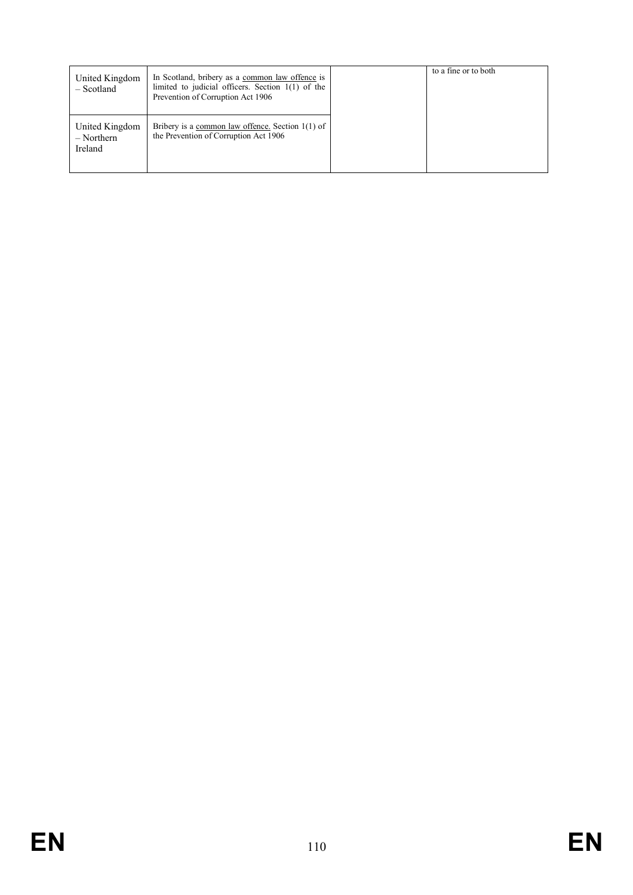| | | | |
|---|---|---|---|
| United Kingdom – Scotland | In Scotland, bribery as a <u>common law offence</u> is limited to judicial officers. Section 1(1) of the Prevention of Corruption Act 1906 | | to a fine or to both |
| United Kingdom – Northern Ireland | Bribery is a <u>common law offence.</u> Section 1(1) of the Prevention of Corruption Act 1906 | | |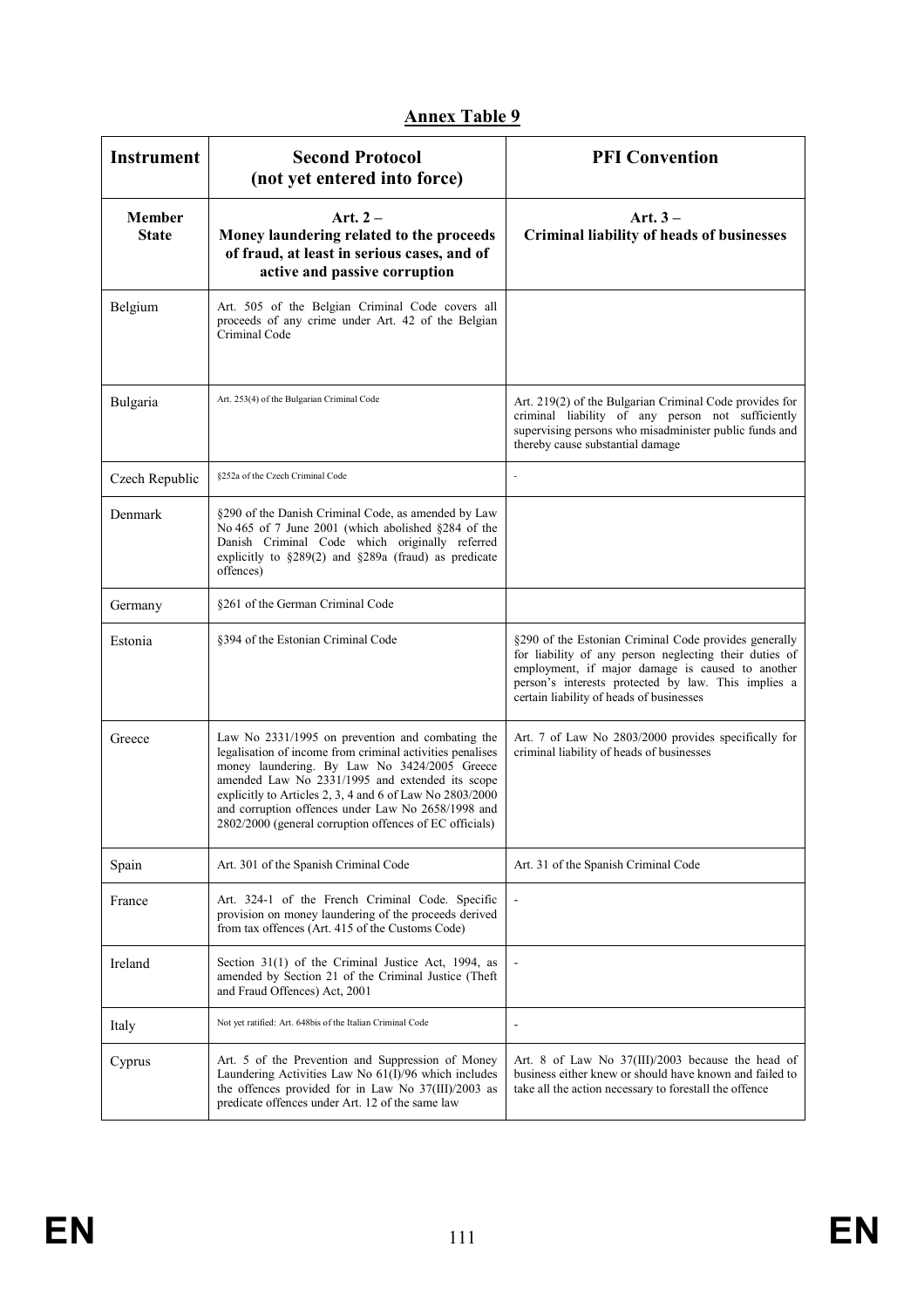## Annex Table 9

| Instrument | Second Protocol (not yet entered into force) | PFI Convention |
|---|---|---|
| **Member State** | **Art. 2 – Money laundering related to the proceeds of fraud, at least in serious cases, and of active and passive corruption** | **Art. 3 – Criminal liability of heads of businesses** |
| Belgium | Art. 505 of the Belgian Criminal Code covers all proceeds of any crime under Art. 42 of the Belgian Criminal Code | |
| Bulgaria | Art. 253(4) of the Bulgarian Criminal Code | Art. 219(2) of the Bulgarian Criminal Code provides for criminal liability of any person not sufficiently supervising persons who misadminister public funds and thereby cause substantial damage |
| Czech Republic | §252a of the Czech Criminal Code | - |
| Denmark | §290 of the Danish Criminal Code, as amended by Law No 465 of 7 June 2001 (which abolished §284 of the Danish Criminal Code which originally referred explicitly to §289(2) and §289a (fraud) as predicate offences) | |
| Germany | §261 of the German Criminal Code | |
| Estonia | §394 of the Estonian Criminal Code | §290 of the Estonian Criminal Code provides generally for liability of any person neglecting their duties of employment, if major damage is caused to another person's interests protected by law. This implies a certain liability of heads of businesses |
| Greece | Law No 2331/1995 on prevention and combating the legalisation of income from criminal activities penalises money laundering. By Law No 3424/2005 Greece amended Law No 2331/1995 and extended its scope explicitly to Articles 2, 3, 4 and 6 of Law No 2803/2000 and corruption offences under Law No 2658/1998 and 2802/2000 (general corruption offences of EC officials) | Art. 7 of Law No 2803/2000 provides specifically for criminal liability of heads of businesses |
| Spain | Art. 301 of the Spanish Criminal Code | Art. 31 of the Spanish Criminal Code |
| France | Art. 324-1 of the French Criminal Code. Specific provision on money laundering of the proceeds derived from tax offences (Art. 415 of the Customs Code) | - |
| Ireland | Section 31(1) of the Criminal Justice Act, 1994, as amended by Section 21 of the Criminal Justice (Theft and Fraud Offences) Act, 2001 | - |
| Italy | Not yet ratified: Art. 648bis of the Italian Criminal Code | - |
| Cyprus | Art. 5 of the Prevention and Suppression of Money Laundering Activities Law No 61(I)/96 which includes the offences provided for in Law No 37(III)/2003 as predicate offences under Art. 12 of the same law | Art. 8 of Law No 37(III)/2003 because the head of business either knew or should have known and failed to take all the action necessary to forestall the offence |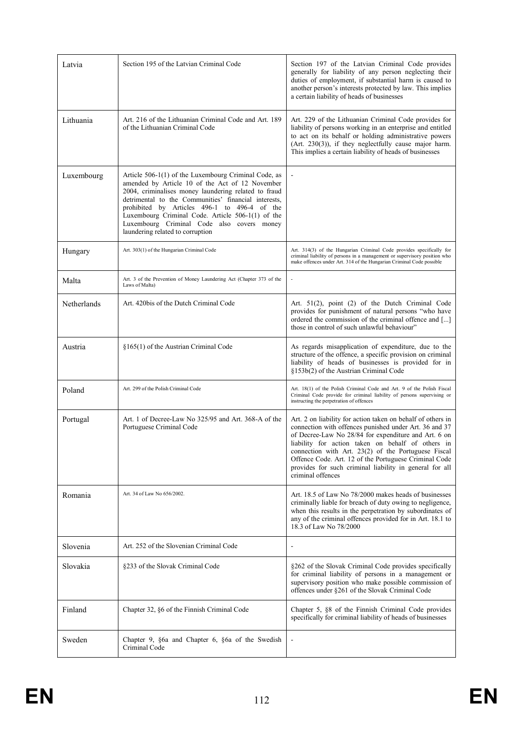| Latvia | Section 195 of the Latvian Criminal Code | Section 197 of the Latvian Criminal Code provides generally for liability of any person neglecting their duties of employment, if substantial harm is caused to another person's interests protected by law. This implies a certain liability of heads of businesses |
|---|---|---|
| Lithuania | Art. 216 of the Lithuanian Criminal Code and Art. 189 of the Lithuanian Criminal Code | Art. 229 of the Lithuanian Criminal Code provides for liability of persons working in an enterprise and entitled to act on its behalf or holding administrative powers (Art. 230(3)), if they neglectfully cause major harm. This implies a certain liability of heads of businesses |
| Luxembourg | Article 506-1(1) of the Luxembourg Criminal Code, as amended by Article 10 of the Act of 12 November 2004, criminalises money laundering related to fraud detrimental to the Communities' financial interests, prohibited by Articles 496-1 to 496-4 of the Luxembourg Criminal Code. Article 506-1(1) of the Luxembourg Criminal Code also covers money laundering related to corruption | - |
| Hungary | Art. 303(1) of the Hungarian Criminal Code | Art. 314(3) of the Hungarian Criminal Code provides specifically for criminal liability of persons in a management or supervisory position who make offences under Art. 314 of the Hungarian Criminal Code possible |
| Malta | Art. 3 of the Prevention of Money Laundering Act (Chapter 373 of the Laws of Malta) | - |
| Netherlands | Art. 420bis of the Dutch Criminal Code | Art. 51(2), point (2) of the Dutch Criminal Code provides for punishment of natural persons "who have ordered the commission of the criminal offence and [...] those in control of such unlawful behaviour" |
| Austria | §165(1) of the Austrian Criminal Code | As regards misapplication of expenditure, due to the structure of the offence, a specific provision on criminal liability of heads of businesses is provided for in §153b(2) of the Austrian Criminal Code |
| Poland | Art. 299 of the Polish Criminal Code | Art. 18(1) of the Polish Criminal Code and Art. 9 of the Polish Fiscal Criminal Code provide for criminal liability of persons supervising or instructing the perpetration of offences |
| Portugal | Art. 1 of Decree-Law No 325/95 and Art. 368-A of the Portuguese Criminal Code | Art. 2 on liability for action taken on behalf of others in connection with offences punished under Art. 36 and 37 of Decree-Law No 28/84 for expenditure and Art. 6 on liability for action taken on behalf of others in connection with Art. 23(2) of the Portuguese Fiscal Offence Code. Art. 12 of the Portuguese Criminal Code provides for such criminal liability in general for all criminal offences |
| Romania | Art. 34 of Law No 656/2002. | Art. 18.5 of Law No 78/2000 makes heads of businesses criminally liable for breach of duty owing to negligence, when this results in the perpetration by subordinates of any of the criminal offences provided for in Art. 18.1 to 18.3 of Law No 78/2000 |
| Slovenia | Art. 252 of the Slovenian Criminal Code | - |
| Slovakia | §233 of the Slovak Criminal Code | §262 of the Slovak Criminal Code provides specifically for criminal liability of persons in a management or supervisory position who make possible commission of offences under §261 of the Slovak Criminal Code |
| Finland | Chapter 32, §6 of the Finnish Criminal Code | Chapter 5, §8 of the Finnish Criminal Code provides specifically for criminal liability of heads of businesses |
| Sweden | Chapter 9, §6a and Chapter 6, §6a of the Swedish Criminal Code | - |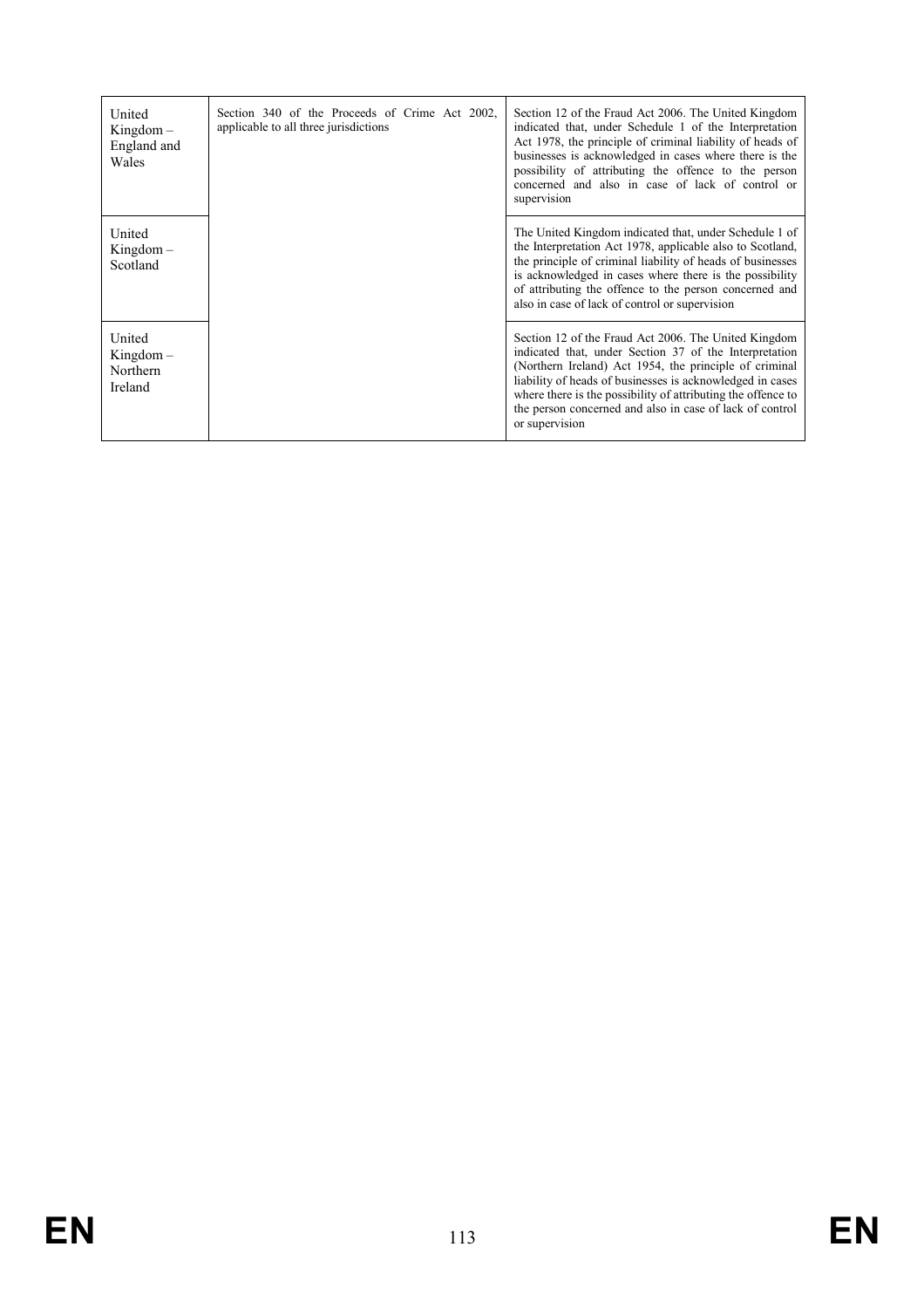| | | |
|---|---|---|
| United Kingdom – England and Wales | Section 340 of the Proceeds of Crime Act 2002, applicable to all three jurisdictions | Section 12 of the Fraud Act 2006. The United Kingdom indicated that, under Schedule 1 of the Interpretation Act 1978, the principle of criminal liability of heads of businesses is acknowledged in cases where there is the possibility of attributing the offence to the person concerned and also in case of lack of control or supervision |
| United Kingdom – Scotland | | The United Kingdom indicated that, under Schedule 1 of the Interpretation Act 1978, applicable also to Scotland, the principle of criminal liability of heads of businesses is acknowledged in cases where there is the possibility of attributing the offence to the person concerned and also in case of lack of control or supervision |
| United Kingdom – Northern Ireland | | Section 12 of the Fraud Act 2006. The United Kingdom indicated that, under Section 37 of the Interpretation (Northern Ireland) Act 1954, the principle of criminal liability of heads of businesses is acknowledged in cases where there is the possibility of attributing the offence to the person concerned and also in case of lack of control or supervision |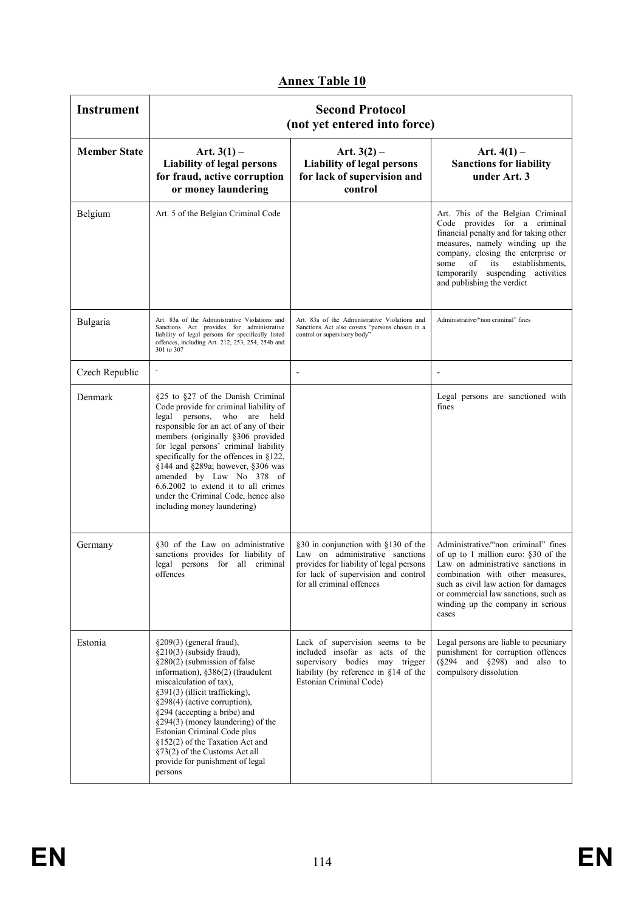## Annex Table 10

| Instrument | Second Protocol (not yet entered into force) | | |
|---|---|---|---|
| **Member State** | **Art. 3(1) – Liability of legal persons for fraud, active corruption or money laundering** | **Art. 3(2) – Liability of legal persons for lack of supervision and control** | **Art. 4(1) – Sanctions for liability under Art. 3** |
| Belgium | Art. 5 of the Belgian Criminal Code | | Art. 7bis of the Belgian Criminal Code provides for a criminal financial penalty and for taking other measures, namely winding up the company, closing the enterprise or some of its establishments, temporarily suspending activities and publishing the verdict |
| Bulgaria | Art. 83a of the Administrative Violations and Sanctions Act provides for administrative liability of legal persons for specifically listed offences, including Art. 212, 253, 254, 254b and 301 to 307 | Art. 83a of the Administrative Violations and Sanctions Act also covers "persons chosen in a control or supervisory body" | Administrative/"non criminal" fines |
| Czech Republic | - | - | - |
| Denmark | §25 to §27 of the Danish Criminal Code provide for criminal liability of legal persons, who are held responsible for an act of any of their members (originally §306 provided for legal persons' criminal liability specifically for the offences in §122, §144 and §289a; however, §306 was amended by Law No 378 of 6.6.2002 to extend it to all crimes under the Criminal Code, hence also including money laundering) | | Legal persons are sanctioned with fines |
| Germany | §30 of the Law on administrative sanctions provides for liability of legal persons for all criminal offences | §30 in conjunction with §130 of the Law on administrative sanctions provides for liability for legal persons for lack of supervision and control for all criminal offences | Administrative/"non criminal" fines of up to 1 million euro: §30 of the Law on administrative sanctions in combination with other measures, such as civil law action for damages or commercial law sanctions, such as winding up the company in serious cases |
| Estonia | §209(3) (general fraud), §210(3) (subsidy fraud), §280(2) (submission of false information), §386(2) (fraudulent miscalculation of tax), §391(3) (illicit trafficking), §298(4) (active corruption), §294 (accepting a bribe) and §294(3) (money laundering) of the Estonian Criminal Code plus §152(2) of the Taxation Act and §73(2) of the Customs Act all provide for punishment of legal persons | Lack of supervision seems to be included insofar as acts of the supervisory bodies may trigger liability (by reference in §14 of the Estonian Criminal Code) | Legal persons are liable to pecuniary punishment for corruption offences (§294 and §298) and also to compulsory dissolution |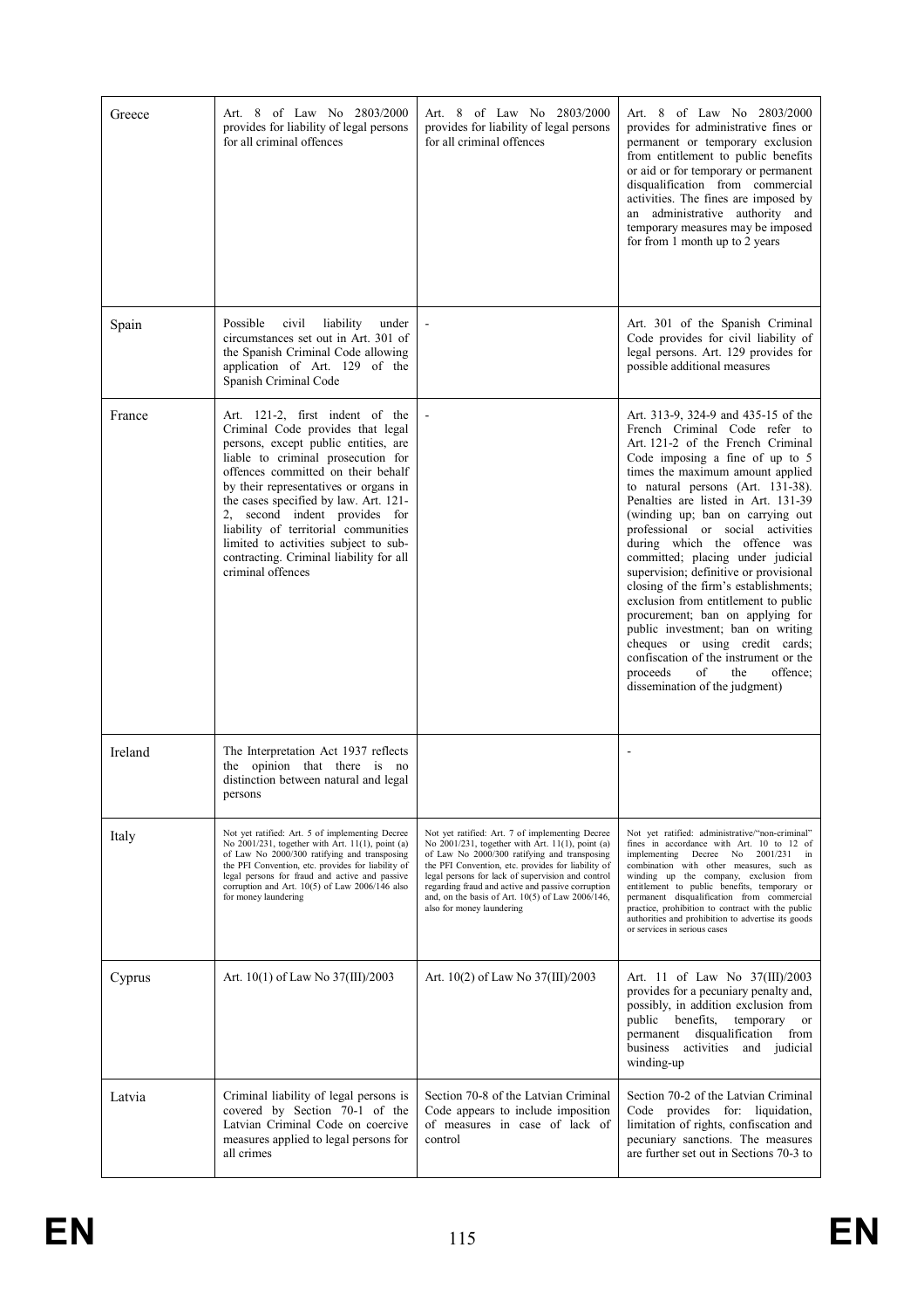| | | | |
|---|---|---|---|
| Greece | Art. 8 of Law No 2803/2000 provides for liability of legal persons for all criminal offences | Art. 8 of Law No 2803/2000 provides for liability of legal persons for all criminal offences | Art. 8 of Law No 2803/2000 provides for administrative fines or permanent or temporary exclusion from entitlement to public benefits or aid or for temporary or permanent disqualification from commercial activities. The fines are imposed by an administrative authority and temporary measures may be imposed for from 1 month up to 2 years |
| Spain | Possible civil liability under circumstances set out in Art. 301 of the Spanish Criminal Code allowing application of Art. 129 of the Spanish Criminal Code | - | Art. 301 of the Spanish Criminal Code provides for civil liability of legal persons. Art. 129 provides for possible additional measures |
| France | Art. 121-2, first indent of the Criminal Code provides that legal persons, except public entities, are liable to criminal prosecution for offences committed on their behalf by their representatives or organs in the cases specified by law. Art. 121-2, second indent provides for liability of territorial communities limited to activities subject to sub-contracting. Criminal liability for all criminal offences | - | Art. 313-9, 324-9 and 435-15 of the French Criminal Code refer to Art. 121-2 of the French Criminal Code imposing a fine of up to 5 times the maximum amount applied to natural persons (Art. 131-38). Penalties are listed in Art. 131-39 (winding up; ban on carrying out professional or social activities during which the offence was committed; placing under judicial supervision; definitive or provisional closing of the firm's establishments; exclusion from entitlement to public procurement; ban on applying for public investment; ban on writing cheques or using credit cards; confiscation of the instrument or the proceeds of the offence; dissemination of the judgment) |
| Ireland | The Interpretation Act 1937 reflects the opinion that there is no distinction between natural and legal persons | | - |
| Italy | Not yet ratified: Art. 5 of implementing Decree No 2001/231, together with Art. 11(1), point (a) of Law No 2000/300 ratifying and transposing the PFI Convention, etc. provides for liability of legal persons for fraud and active and passive corruption and Art. 10(5) of Law 2006/146 also for money laundering | Not yet ratified: Art. 7 of implementing Decree No 2001/231, together with Art. 11(1), point (a) of Law No 2000/300 ratifying and transposing the PFI Convention, etc. provides for liability of legal persons for lack of supervision and control regarding fraud and active and passive corruption and, on the basis of Art. 10(5) of Law No 2006/146, also for money laundering | Not yet ratified: administrative/"non-criminal" fines in accordance with Art. 10 to 12 of implementing Decree No 2001/231 in combination with other measures, such as winding up the company, exclusion from entitlement to public benefits, temporary or permanent disqualification from commercial practice, prohibition to contract with the public authorities and prohibition to advertise its goods or services in serious cases |
| Cyprus | Art. 10(1) of Law No 37(III)/2003 | Art. 10(2) of Law No 37(III)/2003 | Art. 11 of Law No 37(III)/2003 provides for a pecuniary penalty and, possibly, in addition exclusion from public benefits, temporary or permanent disqualification from business activities and judicial winding-up |
| Latvia | Criminal liability of legal persons is covered by Section 70-1 of the Latvian Criminal Code on coercive measures applied to legal persons for all crimes | Section 70-8 of the Latvian Criminal Code appears to include imposition of measures in case of lack of control | Section 70-2 of the Latvian Criminal Code provides for: liquidation, limitation of rights, confiscation and pecuniary sanctions. The measures are further set out in Sections 70-3 to |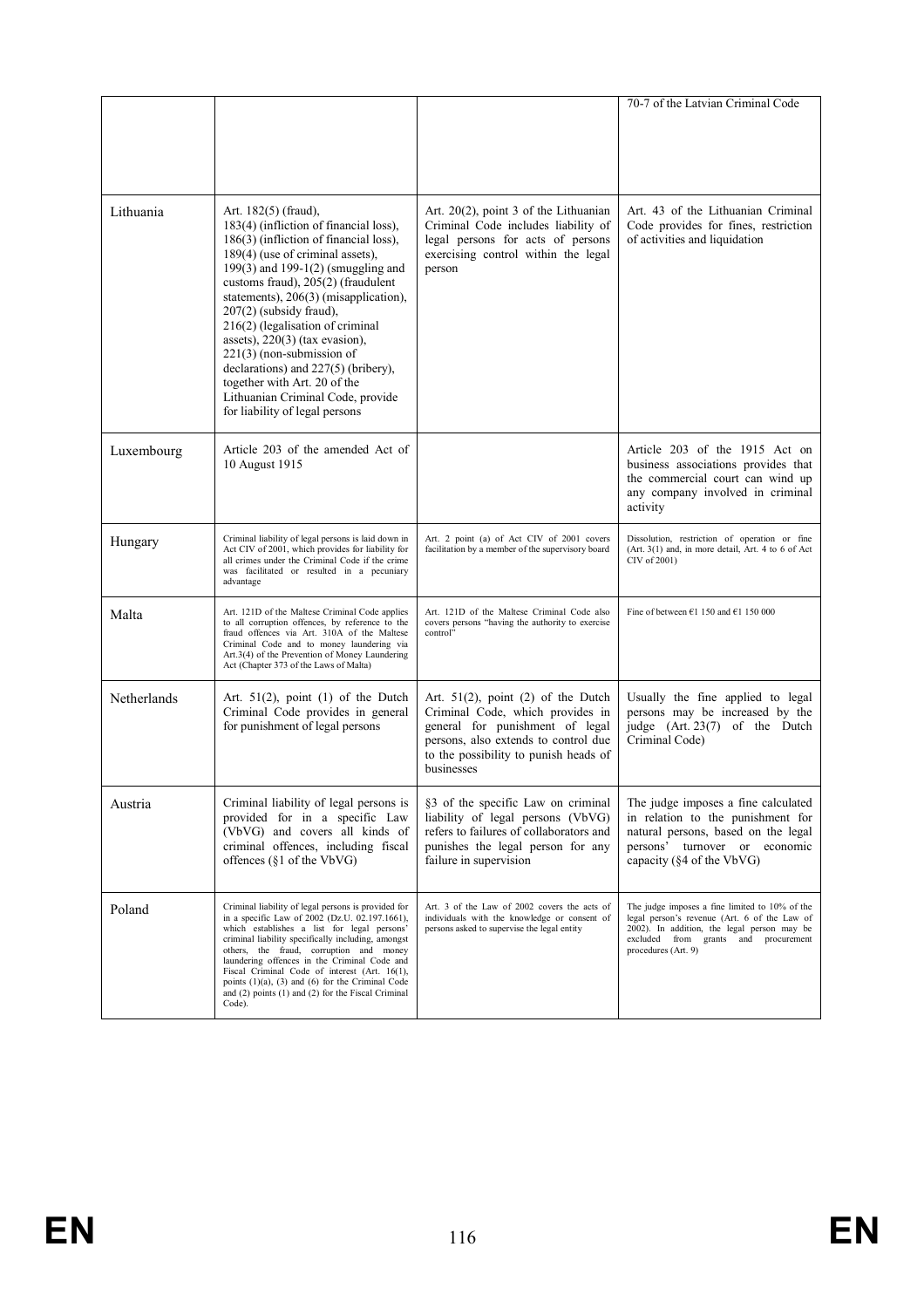| | | | |
|---|---|---|---|
| | | | 70-7 of the Latvian Criminal Code |
| Lithuania | Art. 182(5) (fraud), 183(4) (infliction of financial loss), 186(3) (infliction of financial loss), 189(4) (use of criminal assets), 199(3) and 199-1(2) (smuggling and customs fraud), 205(2) (fraudulent statements), 206(3) (misapplication), 207(2) (subsidy fraud), 216(2) (legalisation of criminal assets), 220(3) (tax evasion), 221(3) (non-submission of declarations) and 227(5) (bribery), together with Art. 20 of the Lithuanian Criminal Code, provide for liability of legal persons | Art. 20(2), point 3 of the Lithuanian Criminal Code includes liability of legal persons for acts of persons exercising control within the legal person | Art. 43 of the Lithuanian Criminal Code provides for fines, restriction of activities and liquidation |
| Luxembourg | Article 203 of the amended Act of 10 August 1915 | | Article 203 of the 1915 Act on business associations provides that the commercial court can wind up any company involved in criminal activity |
| Hungary | Criminal liability of legal persons is laid down in Act CIV of 2001, which provides for liability for all crimes under the Criminal Code if the crime was facilitated or resulted in a pecuniary advantage | Art. 2 point (a) of Act CIV of 2001 covers facilitation by a member of the supervisory board | Dissolution, restriction of operation or fine (Art. 3(1) and, in more detail, Art. 4 to 6 of Act CIV of 2001) |
| Malta | Art. 121D of the Maltese Criminal Code applies to all corruption offences, by reference to the fraud offences via Art. 310A of the Maltese Criminal Code and to money laundering via Art.3(4) of the Prevention of Money Laundering Act (Chapter 373 of the Laws of Malta) | Art. 121D of the Maltese Criminal Code also covers persons "having the authority to exercise control" | Fine of between €1 150 and €1 150 000 |
| Netherlands | Art. 51(2), point (1) of the Dutch Criminal Code provides in general for punishment of legal persons | Art. 51(2), point (2) of the Dutch Criminal Code, which provides in general for punishment of legal persons, also extends to control due to the possibility to punish heads of businesses | Usually the fine applied to legal persons may be increased by the judge (Art. 23(7) of the Dutch Criminal Code) |
| Austria | Criminal liability of legal persons is provided for in a specific Law (VbVG) and covers all kinds of criminal offences, including fiscal offences (§1 of the VbVG) | §3 of the specific Law on criminal liability of legal persons (VbVG) refers to failures of collaborators and punishes the legal person for any failure in supervision | The judge imposes a fine calculated in relation to the punishment for natural persons, based on the legal persons' turnover or economic capacity (§4 of the VbVG) |
| Poland | Criminal liability of legal persons is provided for in a specific Law of 2002 (Dz.U. 02.197.1661), which establishes a list for legal persons' criminal liability specifically including, amongst others, the fraud, corruption and money laundering offences in the Criminal Code and Fiscal Criminal Code of interest (Art. 16(1), points (1)(a), (3) and (6) for the Criminal Code and (2) points (1) and (2) for the Fiscal Criminal Code). | Art. 3 of the Law of 2002 covers the acts of individuals with the knowledge or consent of persons asked to supervise the legal entity | The judge imposes a fine limited to 10% of the legal person's revenue (Art. 6 of the Law of 2002). In addition, the legal person may be excluded from grants and procurement procedures (Art. 9) |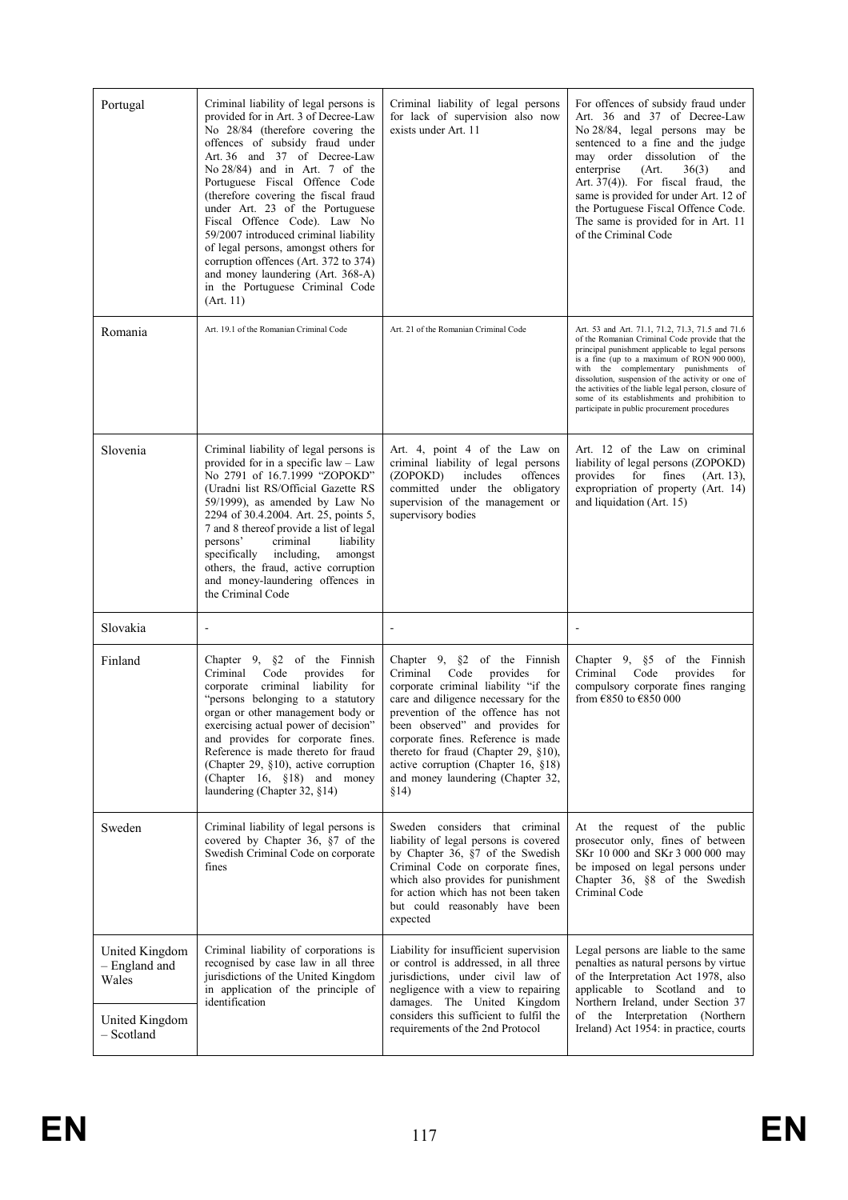| Portugal | Criminal liability of legal persons is provided for in Art. 3 of Decree-Law No 28/84 (therefore covering the offences of subsidy fraud under Art. 36 and 37 of Decree-Law No 28/84) and in Art. 7 of the Portuguese Fiscal Offence Code (therefore covering the fiscal fraud under Art. 23 of the Portuguese Fiscal Offence Code). Law No 59/2007 introduced criminal liability of legal persons, amongst others for corruption offences (Art. 372 to 374) and money laundering (Art. 368-A) in the Portuguese Criminal Code (Art. 11) | Criminal liability of legal persons for lack of supervision also now exists under Art. 11 | For offences of subsidy fraud under Art. 36 and 37 of Decree-Law No 28/84, legal persons may be sentenced to a fine and the judge may order dissolution of the enterprise (Art. 36(3) and Art. 37(4)). For fiscal fraud, the same is provided for under Art. 12 of the Portuguese Fiscal Offence Code. The same is provided for in Art. 11 of the Criminal Code |
|---|---|---|---|
| Romania | Art. 19.1 of the Romanian Criminal Code | Art. 21 of the Romanian Criminal Code | Art. 53 and Art. 71.1, 71.2, 71.3, 71.5 and 71.6 of the Romanian Criminal Code provide that the principal punishment applicable to legal persons is a fine (up to a maximum of RON 900 000), with the complementary punishments of dissolution, suspension of the activity or one of the activities of the liable legal person, closure of some of its establishments and prohibition to participate in public procurement procedures |
| Slovenia | Criminal liability of legal persons is provided for in a specific law – Law No 2791 of 16.7.1999 "ZOPOKD" (Uradni list RS/Official Gazette RS 59/1999), as amended by Law No 2294 of 30.4.2004. Art. 25, points 5, 7 and 8 thereof provide a list of legal persons' criminal liability specifically including, amongst others, the fraud, active corruption and money-laundering offences in the Criminal Code | Art. 4, point 4 of the Law on criminal liability of legal persons (ZOPOKD) includes offences committed under the obligatory supervision of the management or supervisory bodies | Art. 12 of the Law on criminal liability of legal persons (ZOPOKD) provides for fines (Art. 13), expropriation of property (Art. 14) and liquidation (Art. 15) |
| Slovakia | - | - | - |
| Finland | Chapter 9, §2 of the Finnish Criminal Code provides for corporate criminal liability for "persons belonging to a statutory organ or other management body or exercising actual power of decision" and provides for corporate fines. Reference is made thereto for fraud (Chapter 29, §10), active corruption (Chapter 16, §18) and money laundering (Chapter 32, §14) | Chapter 9, §2 of the Finnish Criminal Code provides for corporate criminal liability "if the care and diligence necessary for the prevention of the offence has not been observed" and provides for corporate fines. Reference is made thereto for fraud (Chapter 29, §10), active corruption (Chapter 16, §18) and money laundering (Chapter 32, §14) | Chapter 9, §5 of the Finnish Criminal Code provides for compulsory corporate fines ranging from €850 to €850 000 |
| Sweden | Criminal liability of legal persons is covered by Chapter 36, §7 of the Swedish Criminal Code on corporate fines | Sweden considers that criminal liability of legal persons is covered by Chapter 36, §7 of the Swedish Criminal Code on corporate fines, which also provides for punishment for action which has not been taken but could reasonably have been expected | At the request of the public prosecutor only, fines of between SKr 10 000 and SKr 3 000 000 may be imposed on legal persons under Chapter 36, §8 of the Swedish Criminal Code |
| United Kingdom – England and Wales<br><br>United Kingdom – Scotland | Criminal liability of corporations is recognised by case law in all three jurisdictions of the United Kingdom in application of the principle of identification | Liability for insufficient supervision or control is addressed, in all three jurisdictions, under civil law of negligence with a view to repairing damages. The United Kingdom considers this sufficient to fulfil the requirements of the 2nd Protocol | Legal persons are liable to the same penalties as natural persons by virtue of the Interpretation Act 1978, also applicable to Scotland and to Northern Ireland, under Section 37 of the Interpretation (Northern Ireland) Act 1954: in practice, courts |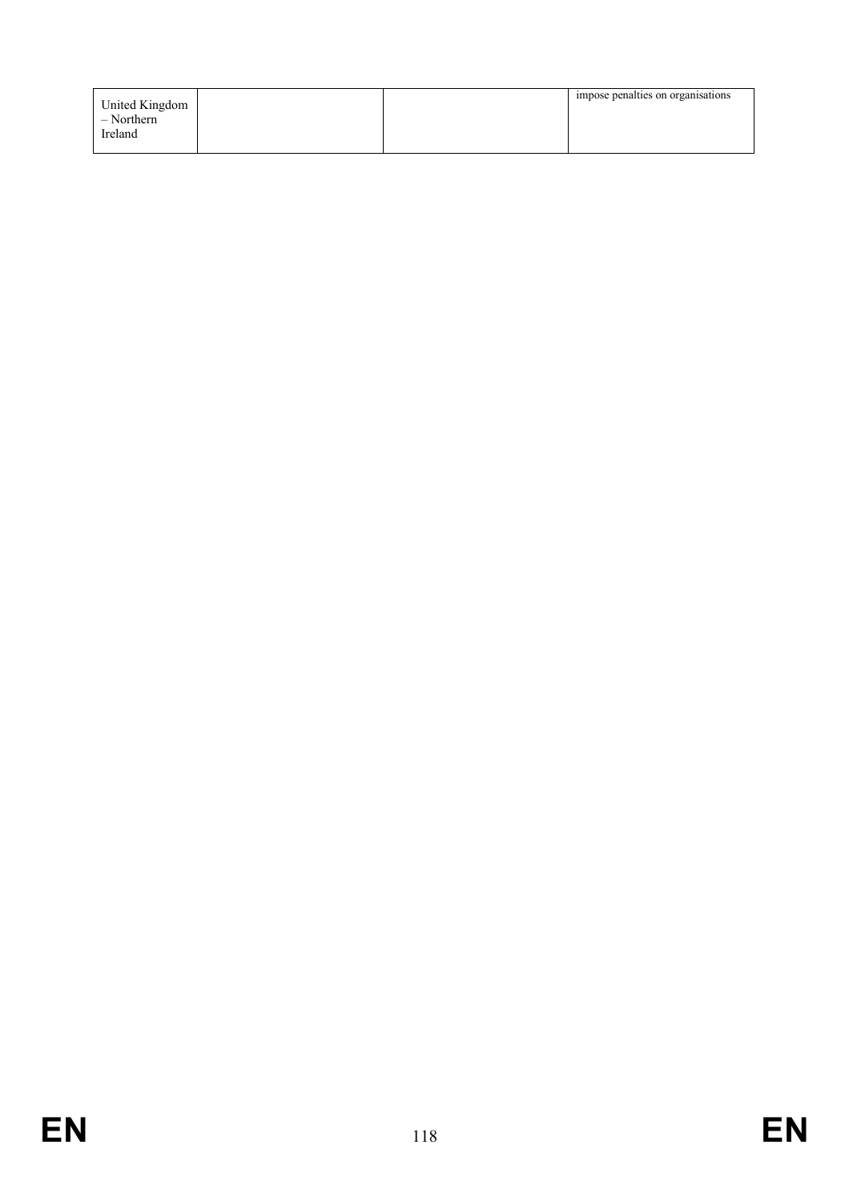| | | | |
|---|---|---|---|
| United Kingdom – Northern Ireland | | | impose penalties on organisations |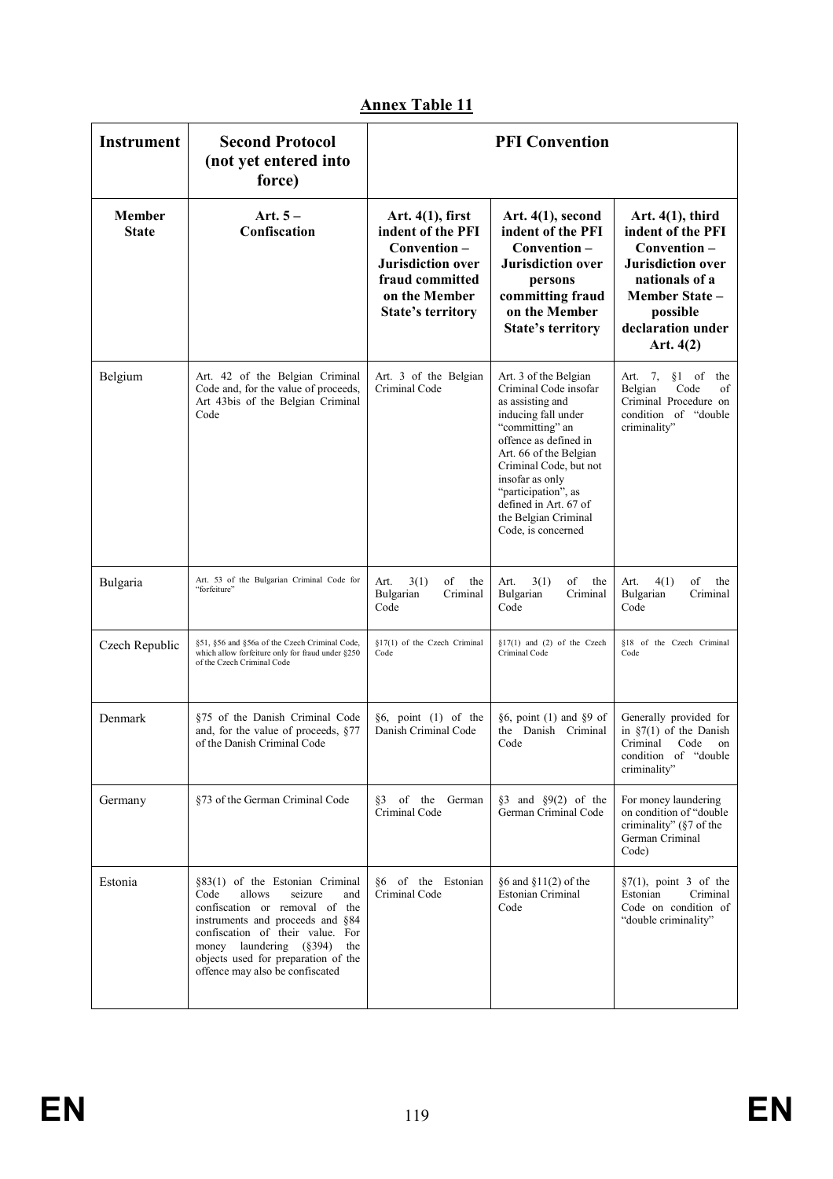## Annex Table 11

| Instrument | Second Protocol (not yet entered into force) | PFI Convention | | |
|---|---|---|---|---|
| **Member State** | **Art. 5 – Confiscation** | **Art. 4(1), first indent of the PFI Convention – Jurisdiction over fraud committed on the Member State's territory** | **Art. 4(1), second indent of the PFI Convention – Jurisdiction over persons committing fraud on the Member State's territory** | **Art. 4(1), third indent of the PFI Convention – Jurisdiction over nationals of a Member State – possible declaration under Art. 4(2)** |
| Belgium | Art. 42 of the Belgian Criminal Code and, for the value of proceeds, Art 43bis of the Belgian Criminal Code | Art. 3 of the Belgian Criminal Code | Art. 3 of the Belgian Criminal Code insofar as assisting and inducing fall under "committing" an offence as defined in Art. 66 of the Belgian Criminal Code, but not insofar as only "participation", as defined in Art. 67 of the Belgian Criminal Code, is concerned | Art. 7, §1 of the Belgian Code of Criminal Procedure on condition of "double criminality" |
| Bulgaria | Art. 53 of the Bulgarian Criminal Code for "forfeiture" | Art. 3(1) of the Bulgarian Criminal Code | Art. 3(1) of the Bulgarian Criminal Code | Art. 4(1) of the Bulgarian Criminal Code |
| Czech Republic | §51, §56 and §56a of the Czech Criminal Code, which allow forfeiture only for fraud under §250 of the Czech Criminal Code | §17(1) of the Czech Criminal Code | §17(1) and (2) of the Czech Criminal Code | §18 of the Czech Criminal Code |
| Denmark | §75 of the Danish Criminal Code and, for the value of proceeds, §77 of the Danish Criminal Code | §6, point (1) of the Danish Criminal Code | §6, point (1) and §9 of the Danish Criminal Code | Generally provided for in §7(1) of the Danish Criminal Code on condition of "double criminality" |
| Germany | §73 of the German Criminal Code | §3 of the German Criminal Code | §3 and §9(2) of the German Criminal Code | For money laundering on condition of "double criminality" (§7 of the German Criminal Code) |
| Estonia | §83(1) of the Estonian Criminal Code allows seizure and confiscation or removal of the instruments and proceeds and §84 confiscation of their value. For money laundering (§394) the objects used for preparation of the offence may also be confiscated | §6 of the Estonian Criminal Code | §6 and §11(2) of the Estonian Criminal Code | §7(1), point 3 of the Estonian Criminal Code on condition of "double criminality" |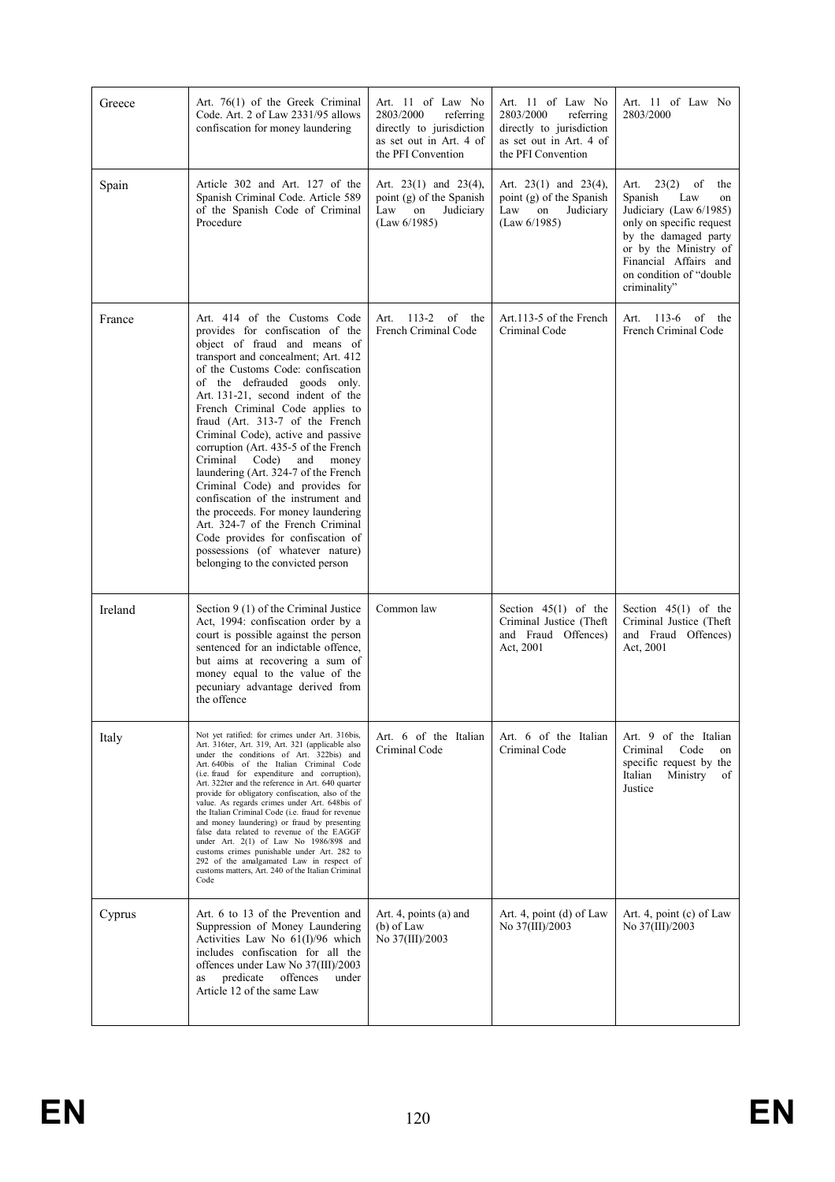| Greece | Art. 76(1) of the Greek Criminal Code. Art. 2 of Law 2331/95 allows confiscation for money laundering | Art. 11 of Law No 2803/2000 referring directly to jurisdiction as set out in Art. 4 of the PFI Convention | Art. 11 of Law No 2803/2000 referring directly to jurisdiction as set out in Art. 4 of the PFI Convention | Art. 11 of Law No 2803/2000 |
|---|---|---|---|---|
| Spain | Article 302 and Art. 127 of the Spanish Criminal Code. Article 589 of the Spanish Code of Criminal Procedure | Art. 23(1) and 23(4), point (g) of the Spanish Law on Judiciary (Law 6/1985) | Art. 23(1) and 23(4), point (g) of the Spanish Law on Judiciary (Law 6/1985) | Art. 23(2) of the Spanish Law on Judiciary (Law 6/1985) only on specific request by the damaged party or by the Ministry of Financial Affairs and on condition of "double criminality" |
| France | Art. 414 of the Customs Code provides for confiscation of the object of fraud and means of transport and concealment; Art. 412 of the Customs Code: confiscation of the defrauded goods only. Art. 131-21, second indent of the French Criminal Code applies to fraud (Art. 313-7 of the French Criminal Code), active and passive corruption (Art. 435-5 of the French Criminal Code) and money laundering (Art. 324-7 of the French Criminal Code) and provides for confiscation of the instrument and the proceeds. For money laundering Art. 324-7 of the French Criminal Code provides for confiscation of possessions (of whatever nature) belonging to the convicted person | Art. 113-2 of the French Criminal Code | Art.113-5 of the French Criminal Code | Art. 113-6 of the French Criminal Code |
| Ireland | Section 9 (1) of the Criminal Justice Act, 1994: confiscation order by a court is possible against the person sentenced for an indictable offence, but aims at recovering a sum of money equal to the value of the pecuniary advantage derived from the offence | Common law | Section 45(1) of the Criminal Justice (Theft and Fraud Offences) Act, 2001 | Section 45(1) of the Criminal Justice (Theft and Fraud Offences) Act, 2001 |
| Italy | Not yet ratified: for crimes under Art. 316bis, Art. 316ter, Art. 319, Art. 321 (applicable also under the conditions of Art. 322bis) and Art. 640bis of the Italian Criminal Code (i.e. fraud for expenditure and corruption), Art. 322ter and the reference in Art. 640 quater provide for obligatory confiscation, also of the value. As regards crimes under Art. 648bis of the Italian Criminal Code (i.e. fraud for revenue and money laundering) or fraud by presenting false data related to revenue of the EAGGF under Art. 2(1) of Law No 1986/898 and customs crimes punishable under Art. 282 to 292 of the amalgamated Law in respect of customs matters, Art. 240 of the Italian Criminal Code | Art. 6 of the Italian Criminal Code | Art. 6 of the Italian Criminal Code | Art. 9 of the Italian Criminal Code on specific request by the Italian Ministry of Justice |
| Cyprus | Art. 6 to 13 of the Prevention and Suppression of Money Laundering Activities Law No 61(I)/96 which includes confiscation for all the offences under Law No 37(III)/2003 as predicate offences under Article 12 of the same Law | Art. 4, points (a) and (b) of Law No 37(III)/2003 | Art. 4, point (d) of Law No 37(III)/2003 | Art. 4, point (c) of Law No 37(III)/2003 |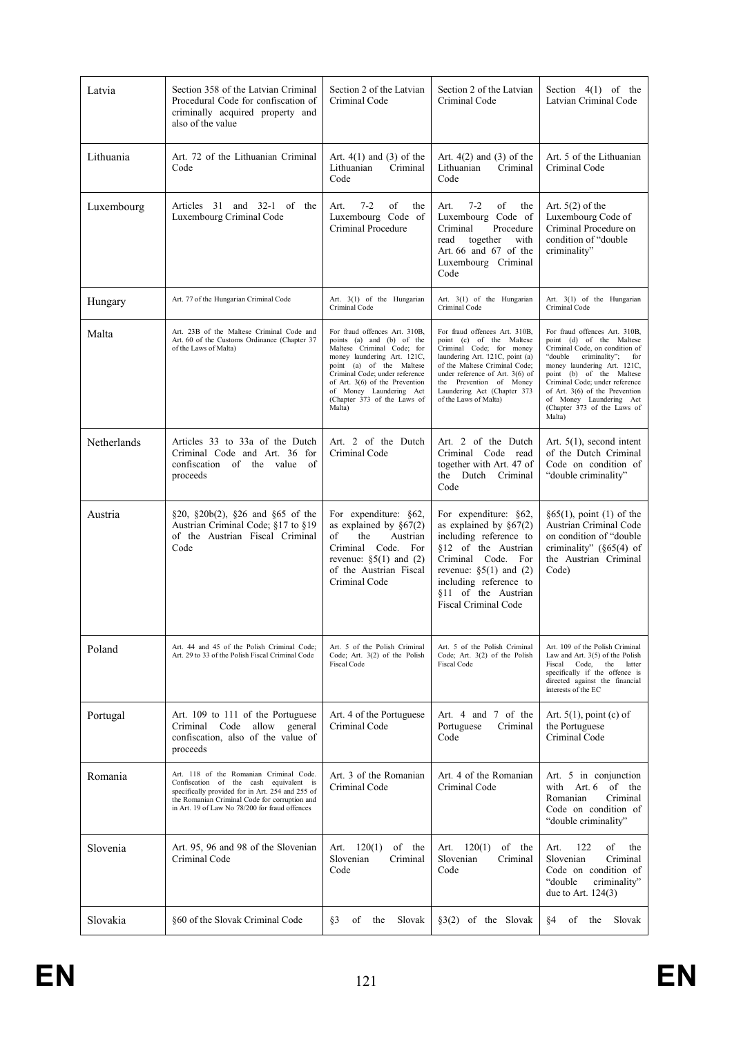| Latvia | Section 358 of the Latvian Criminal Procedural Code for confiscation of criminally acquired property and also of the value | Section 2 of the Latvian Criminal Code | Section 2 of the Latvian Criminal Code | Section 4(1) of the Latvian Criminal Code |
|---|---|---|---|---|
| Lithuania | Art. 72 of the Lithuanian Criminal Code | Art. 4(1) and (3) of the Lithuanian Criminal Code | Art. 4(2) and (3) of the Lithuanian Criminal Code | Art. 5 of the Lithuanian Criminal Code |
| Luxembourg | Articles 31 and 32-1 of the Luxembourg Criminal Code | Art. 7-2 of the Luxembourg Code of Criminal Procedure | Art. 7-2 of the Luxembourg Code of Criminal Procedure read together with Art. 66 and 67 of the Luxembourg Criminal Code | Art. 5(2) of the Luxembourg Code of Criminal Procedure on condition of "double criminality" |
| Hungary | Art. 77 of the Hungarian Criminal Code | Art. 3(1) of the Hungarian Criminal Code | Art. 3(1) of the Hungarian Criminal Code | Art. 3(1) of the Hungarian Criminal Code |
| Malta | Art. 23B of the Maltese Criminal Code and Art. 60 of the Customs Ordinance (Chapter 37 of the Laws of Malta) | For fraud offences Art. 310B, points (a) and (b) of the Maltese Criminal Code; for money laundering Art. 121C, point (a) of the Maltese Criminal Code; under reference of Art. 3(6) of the Prevention of Money Laundering Act (Chapter 373 of the Laws of Malta) | For fraud offences Art. 310B, point (c) of the Maltese Criminal Code; for money laundering Art. 121C, point (a) of the Maltese Criminal Code; under reference of Art. 3(6) of the Prevention of Money Laundering Act (Chapter 373 of the Laws of Malta) | For fraud offences Art. 310B, point (d) of the Maltese Criminal Code, on condition of "double criminality"; for money laundering Art. 121C, point (b) of the Maltese Criminal Code; under reference of Art. 3(6) of the Prevention of Money Laundering Act (Chapter 373 of the Laws of Malta) |
| Netherlands | Articles 33 to 33a of the Dutch Criminal Code and Art. 36 for confiscation of the value of proceeds | Art. 2 of the Dutch Criminal Code | Art. 2 of the Dutch Criminal Code read together with Art. 47 of the Dutch Criminal Code | Art. 5(1), second intent of the Dutch Criminal Code on condition of "double criminality" |
| Austria | §20, §20b(2), §26 and §65 of the Austrian Criminal Code; §17 to §19 of the Austrian Fiscal Criminal Code | For expenditure: §62, as explained by §67(2) of the Austrian Criminal Code. For revenue: §5(1) and (2) of the Austrian Fiscal Criminal Code | For expenditure: §62, as explained by §67(2) including reference to §12 of the Austrian Criminal Code. For revenue: §5(1) and (2) including reference to §11 of the Austrian Fiscal Criminal Code | §65(1), point (1) of the Austrian Criminal Code on condition of "double criminality" (§65(4) of the Austrian Criminal Code) |
| Poland | Art. 44 and 45 of the Polish Criminal Code; Art. 29 to 33 of the Polish Fiscal Criminal Code | Art. 5 of the Polish Criminal Code; Art. 3(2) of the Polish Fiscal Code | Art. 5 of the Polish Criminal Code; Art. 3(2) of the Polish Fiscal Code | Art. 109 of the Polish Criminal Law and Art. 3(5) of the Polish Fiscal Code, the latter specifically if the offence is directed against the financial interests of the EC |
| Portugal | Art. 109 to 111 of the Portuguese Criminal Code allow general confiscation, also of the value of proceeds | Art. 4 of the Portuguese Criminal Code | Art. 4 and 7 of the Portuguese Criminal Code | Art. 5(1), point (c) of the Portuguese Criminal Code |
| Romania | Art. 118 of the Romanian Criminal Code. Confiscation of the cash equivalent is specifically provided for in Art. 254 and 255 of the Romanian Criminal Code for corruption and in Art. 19 of Law No 78/200 for fraud offences | Art. 3 of the Romanian Criminal Code | Art. 4 of the Romanian Criminal Code | Art. 5 in conjunction with Art. 6 of the Romanian Criminal Code on condition of "double criminality" |
| Slovenia | Art. 95, 96 and 98 of the Slovenian Criminal Code | Art. 120(1) of the Slovenian Criminal Code | Art. 120(1) of the Slovenian Criminal Code | Art. 122 of the Slovenian Criminal Code on condition of "double criminality" due to Art. 124(3) |
| Slovakia | §60 of the Slovak Criminal Code | §3 of the Slovak | §3(2) of the Slovak | §4 of the Slovak |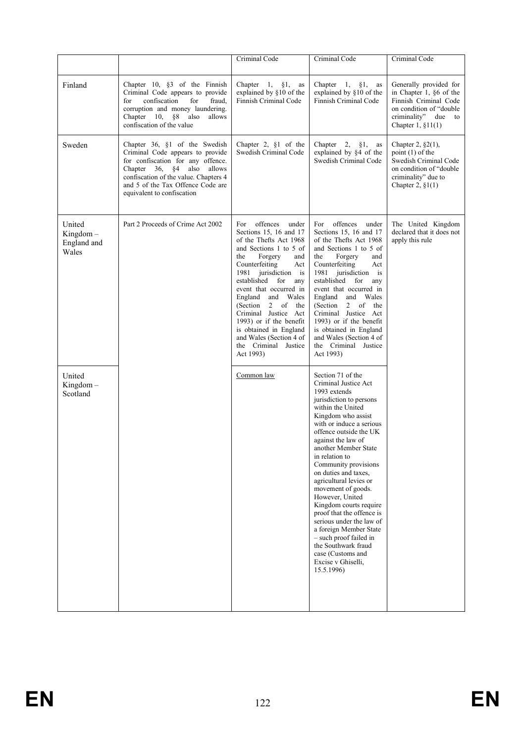|  |  | Criminal Code | Criminal Code | Criminal Code |
|---|---|---|---|---|
| Finland | Chapter 10, §3 of the Finnish Criminal Code appears to provide for confiscation for fraud, corruption and money laundering. Chapter 10, §8 also allows confiscation of the value | Chapter 1, §1, as explained by §10 of the Finnish Criminal Code | Chapter 1, §1, as explained by §10 of the Finnish Criminal Code | Generally provided for in Chapter 1, §6 of the Finnish Criminal Code on condition of "double criminality" due to Chapter 1, §11(1) |
| Sweden | Chapter 36, §1 of the Swedish Criminal Code appears to provide for confiscation for any offence. Chapter 36, §4 also allows confiscation of the value. Chapters 4 and 5 of the Tax Offence Code are equivalent to confiscation | Chapter 2, §1 of the Swedish Criminal Code | Chapter 2, §1, as explained by §4 of the Swedish Criminal Code | Chapter 2, §2(1), point (1) of the Swedish Criminal Code on condition of "double criminality" due to Chapter 2, §1(1) |
| United Kingdom – England and Wales | Part 2 Proceeds of Crime Act 2002 | For offences under Sections 15, 16 and 17 of the Thefts Act 1968 and Sections 1 to 5 of the Forgery and Counterfeiting Act 1981 jurisdiction is established for any event that occurred in England and Wales (Section 2 of the Criminal Justice Act 1993) or if the benefit is obtained in England and Wales (Section 4 of the Criminal Justice Act 1993) | For offences under Sections 15, 16 and 17 of the Thefts Act 1968 and Sections 1 to 5 of the Forgery and Counterfeiting Act 1981 jurisdiction is established for any event that occurred in England and Wales (Section 2 of the Criminal Justice Act 1993) or if the benefit is obtained in England and Wales (Section 4 of the Criminal Justice Act 1993) | The United Kingdom declared that it does not apply this rule |
| United Kingdom – Scotland |  | Common law | Section 71 of the Criminal Justice Act 1993 extends jurisdiction to persons within the United Kingdom who assist with or induce a serious offence outside the UK against the law of another Member State in relation to Community provisions on duties and taxes, agricultural levies or movement of goods. However, United Kingdom courts require proof that the offence is serious under the law of a foreign Member State – such proof failed in the Southwark fraud case (Customs and Excise v Ghiselli, 15.5.1996) |  |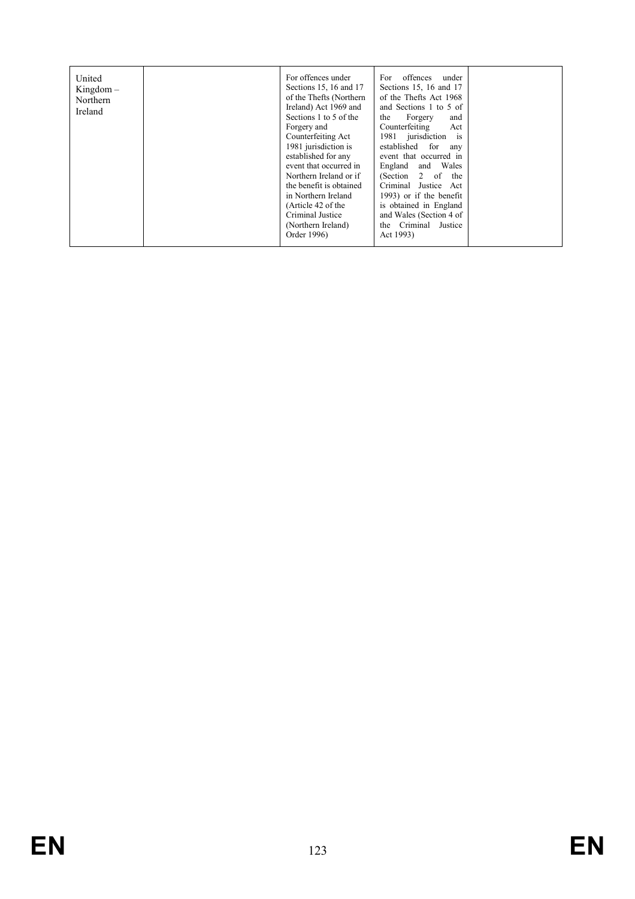| | | | | |
|---|---|---|---|---|
| United Kingdom – Northern Ireland | | For offences under Sections 15, 16 and 17 of the Thefts (Northern Ireland) Act 1969 and Sections 1 to 5 of the Forgery and Counterfeiting Act 1981 jurisdiction is established for any event that occurred in Northern Ireland or if the benefit is obtained in Northern Ireland (Article 42 of the Criminal Justice (Northern Ireland) Order 1996) | For offences under Sections 15, 16 and 17 of the Thefts Act 1968 and Sections 1 to 5 of the Forgery and Counterfeiting Act 1981 jurisdiction is established for any event that occurred in England and Wales (Section 2 of the Criminal Justice Act 1993) or if the benefit is obtained in England and Wales (Section 4 of the Criminal Justice Act 1993) | |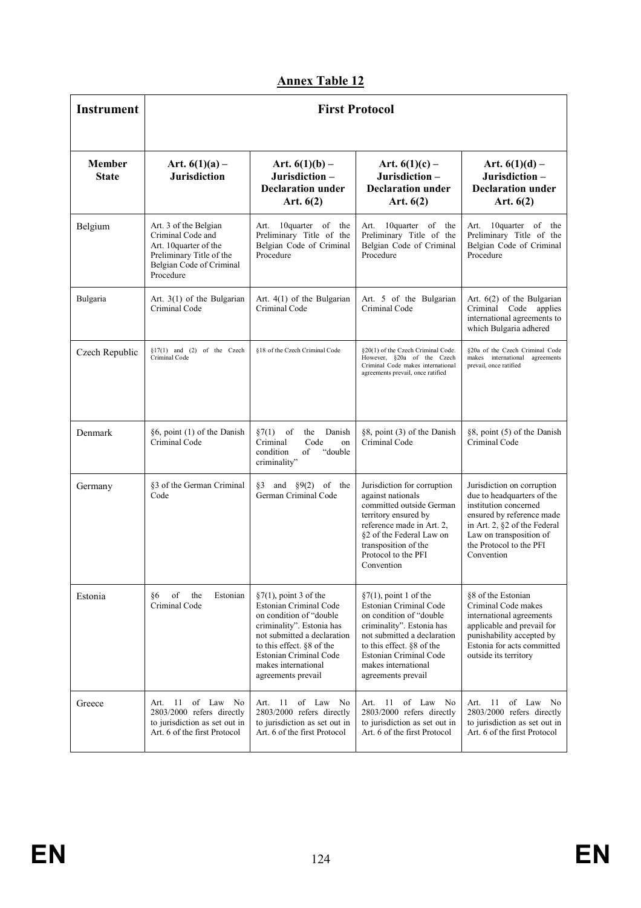## Annex Table 12

| Instrument | First Protocol | | | |
|---|---|---|---|---|
| **Member State** | **Art. 6(1)(a) – Jurisdiction** | **Art. 6(1)(b) – Jurisdiction – Declaration under Art. 6(2)** | **Art. 6(1)(c) – Jurisdiction – Declaration under Art. 6(2)** | **Art. 6(1)(d) – Jurisdiction – Declaration under Art. 6(2)** |
| Belgium | Art. 3 of the Belgian Criminal Code and Art. 10quarter of the Preliminary Title of the Belgian Code of Criminal Procedure | Art. 10quarter of the Preliminary Title of the Belgian Code of Criminal Procedure | Art. 10quarter of the Preliminary Title of the Belgian Code of Criminal Procedure | Art. 10quarter of the Preliminary Title of the Belgian Code of Criminal Procedure |
| Bulgaria | Art. 3(1) of the Bulgarian Criminal Code | Art. 4(1) of the Bulgarian Criminal Code | Art. 5 of the Bulgarian Criminal Code | Art. 6(2) of the Bulgarian Criminal Code applies international agreements to which Bulgaria adhered |
| Czech Republic | §17(1) and (2) of the Czech Criminal Code | §18 of the Czech Criminal Code | §20(1) of the Czech Criminal Code. However, §20a of the Czech Criminal Code makes international agreements prevail, once ratified | §20a of the Czech Criminal Code makes international agreements prevail, once ratified |
| Denmark | §6, point (1) of the Danish Criminal Code | §7(1) of the Danish Criminal Code on condition of "double criminality" | §8, point (3) of the Danish Criminal Code | §8, point (5) of the Danish Criminal Code |
| Germany | §3 of the German Criminal Code | §3 and §9(2) of the German Criminal Code | Jurisdiction for corruption against nationals committed outside German territory ensured by reference made in Art. 2, §2 of the Federal Law on transposition of the Protocol to the PFI Convention | Jurisdiction on corruption due to headquarters of the institution concerned ensured by reference made in Art. 2, §2 of the Federal Law on transposition of the Protocol to the PFI Convention |
| Estonia | §6 of the Estonian Criminal Code | §7(1), point 3 of the Estonian Criminal Code on condition of "double criminality". Estonia has not submitted a declaration to this effect. §8 of the Estonian Criminal Code makes international agreements prevail | §7(1), point 1 of the Estonian Criminal Code on condition of "double criminality". Estonia has not submitted a declaration to this effect. §8 of the Estonian Criminal Code makes international agreements prevail | §8 of the Estonian Criminal Code makes international agreements applicable and prevail for punishability accepted by Estonia for acts committed outside its territory |
| Greece | Art. 11 of Law No 2803/2000 refers directly to jurisdiction as set out in Art. 6 of the first Protocol | Art. 11 of Law No 2803/2000 refers directly to jurisdiction as set out in Art. 6 of the first Protocol | Art. 11 of Law No 2803/2000 refers directly to jurisdiction as set out in Art. 6 of the first Protocol | Art. 11 of Law No 2803/2000 refers directly to jurisdiction as set out in Art. 6 of the first Protocol |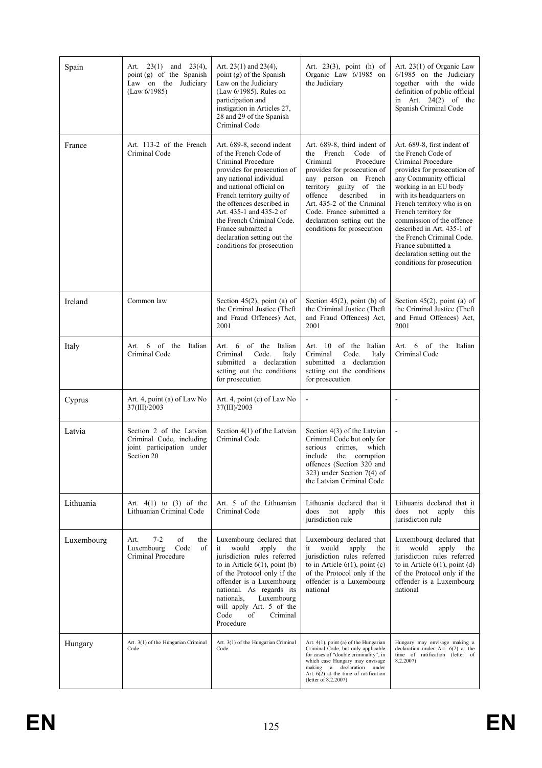| Spain | Art. 23(1) and 23(4), point (g) of the Spanish Law on the Judiciary (Law 6/1985) | Art. 23(1) and 23(4), point (g) of the Spanish Law on the Judiciary (Law 6/1985). Rules on participation and instigation in Articles 27, 28 and 29 of the Spanish Criminal Code | Art. 23(3), point (h) of Organic Law 6/1985 on the Judiciary | Art. 23(1) of Organic Law 6/1985 on the Judiciary together with the wide definition of public official in Art. 24(2) of the Spanish Criminal Code |
|---|---|---|---|---|
| France | Art. 113-2 of the French Criminal Code | Art. 689-8, second indent of the French Code of Criminal Procedure provides for prosecution of any national individual and national official on French territory guilty of the offences described in Art. 435-1 and 435-2 of the French Criminal Code. France submitted a declaration setting out the conditions for prosecution | Art. 689-8, third indent of the French Code of Criminal Procedure provides for prosecution of any person on French territory guilty of the offence described in Art. 435-2 of the Criminal Code. France submitted a declaration setting out the conditions for prosecution | Art. 689-8, first indent of the French Code of Criminal Procedure provides for prosecution of any Community official working in an EU body with its headquarters on French territory who is on French territory for commission of the offence described in Art. 435-1 of the French Criminal Code. France submitted a declaration setting out the conditions for prosecution |
| Ireland | Common law | Section 45(2), point (a) of the Criminal Justice (Theft and Fraud Offences) Act, 2001 | Section 45(2), point (b) of the Criminal Justice (Theft and Fraud Offences) Act, 2001 | Section 45(2), point (a) of the Criminal Justice (Theft and Fraud Offences) Act, 2001 |
| Italy | Art. 6 of the Italian Criminal Code | Art. 6 of the Italian Criminal Code. Italy submitted a declaration setting out the conditions for prosecution | Art. 10 of the Italian Criminal Code. Italy submitted a declaration setting out the conditions for prosecution | Art. 6 of the Italian Criminal Code |
| Cyprus | Art. 4, point (a) of Law No 37(III)/2003 | Art. 4, point (c) of Law No 37(III)/2003 | - | - |
| Latvia | Section 2 of the Latvian Criminal Code, including joint participation under Section 20 | Section 4(1) of the Latvian Criminal Code | Section 4(3) of the Latvian Criminal Code but only for serious crimes, which include the corruption offences (Section 320 and 323) under Section 7(4) of the Latvian Criminal Code | - |
| Lithuania | Art. 4(1) to (3) of the Lithuanian Criminal Code | Art. 5 of the Lithuanian Criminal Code | Lithuania declared that it does not apply this jurisdiction rule | Lithuania declared that it does not apply this jurisdiction rule |
| Luxembourg | Art. 7-2 of the Luxembourg Code of Criminal Procedure | Luxembourg declared that it would apply the jurisdiction rules referred to in Article 6(1), point (b) of the Protocol only if the offender is a Luxembourg national. As regards its nationals, Luxembourg will apply Art. 5 of the Code of Criminal Procedure | Luxembourg declared that it would apply the jurisdiction rules referred to in Article 6(1), point (c) of the Protocol only if the offender is a Luxembourg national | Luxembourg declared that it would apply the jurisdiction rules referred to in Article 6(1), point (d) of the Protocol only if the offender is a Luxembourg national |
| Hungary | Art. 3(1) of the Hungarian Criminal Code | Art. 3(1) of the Hungarian Criminal Code | Art. 4(1), point (a) of the Hungarian Criminal Code, but only applicable for cases of "double criminality", in which case Hungary may envisage making a declaration under Art. 6(2) at the time of ratification (letter of 8.2.2007) | Hungary may envisage making a declaration under Art. 6(2) at the time of ratification (letter of 8.2.2007) |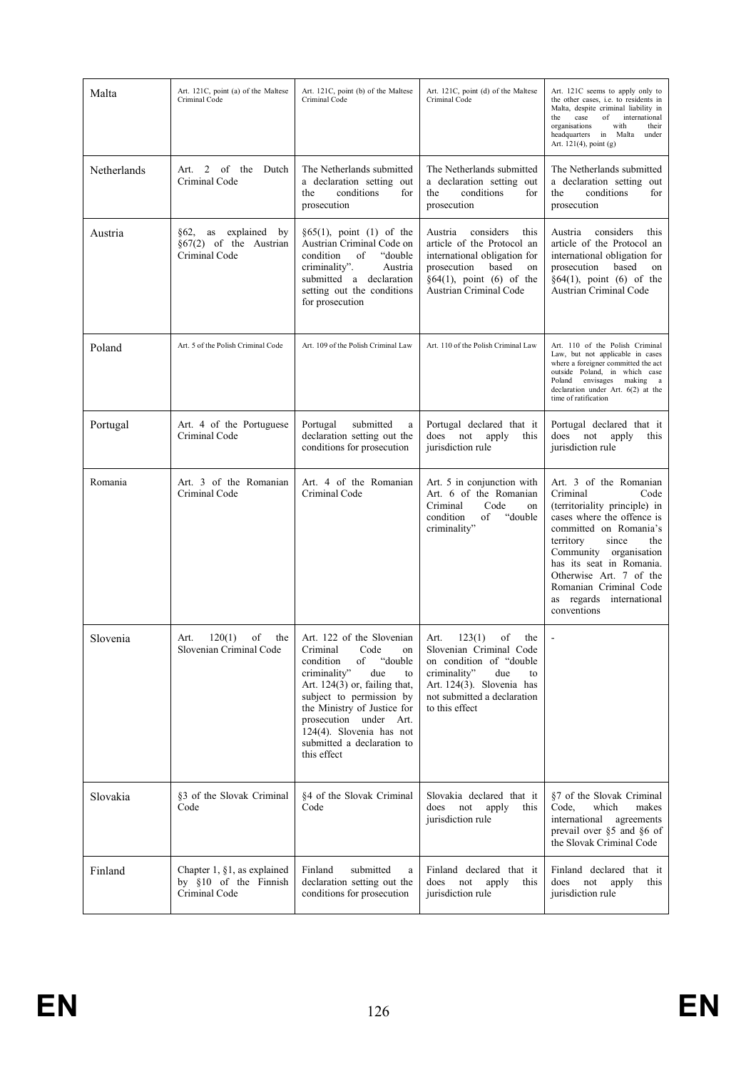| Malta | Art. 121C, point (a) of the Maltese Criminal Code | Art. 121C, point (b) of the Maltese Criminal Code | Art. 121C, point (d) of the Maltese Criminal Code | Art. 121C seems to apply only to the other cases, i.e. to residents in Malta, despite criminal liability in the case of international organisations with their headquarters in Malta under Art. 121(4), point (g) |
|---|---|---|---|---|
| Netherlands | Art. 2 of the Dutch Criminal Code | The Netherlands submitted a declaration setting out the conditions for prosecution | The Netherlands submitted a declaration setting out the conditions for prosecution | The Netherlands submitted a declaration setting out the conditions for prosecution |
| Austria | §62, as explained by §67(2) of the Austrian Criminal Code | §65(1), point (1) of the Austrian Criminal Code on condition of "double criminality". Austria submitted a declaration setting out the conditions for prosecution | Austria considers this article of the Protocol an international obligation for prosecution based on §64(1), point (6) of the Austrian Criminal Code | Austria considers this article of the Protocol an international obligation for prosecution based on §64(1), point (6) of the Austrian Criminal Code |
| Poland | Art. 5 of the Polish Criminal Code | Art. 109 of the Polish Criminal Law | Art. 110 of the Polish Criminal Law | Art. 110 of the Polish Criminal Law, but not applicable in cases where a foreigner committed the act outside Poland, in which case Poland envisages making a declaration under Art. 6(2) at the time of ratification |
| Portugal | Art. 4 of the Portuguese Criminal Code | Portugal submitted a declaration setting out the conditions for prosecution | Portugal declared that it does not apply this jurisdiction rule | Portugal declared that it does not apply this jurisdiction rule |
| Romania | Art. 3 of the Romanian Criminal Code | Art. 4 of the Romanian Criminal Code | Art. 5 in conjunction with Art. 6 of the Romanian Criminal Code on condition of "double criminality" | Art. 3 of the Romanian Criminal Code (territoriality principle) in cases where the offence is committed on Romania's territory since the Community organisation has its seat in Romania. Otherwise Art. 7 of the Romanian Criminal Code as regards international conventions |
| Slovenia | Art. 120(1) of the Slovenian Criminal Code | Art. 122 of the Slovenian Criminal Code on condition of "double criminality" due to Art. 124(3) or, failing that, subject to permission by the Ministry of Justice for prosecution under Art. 124(4). Slovenia has not submitted a declaration to this effect | Art. 123(1) of the Slovenian Criminal Code on condition of "double criminality" due to Art. 124(3). Slovenia has not submitted a declaration to this effect | - |
| Slovakia | §3 of the Slovak Criminal Code | §4 of the Slovak Criminal Code | Slovakia declared that it does not apply this jurisdiction rule | §7 of the Slovak Criminal Code, which makes international agreements prevail over §5 and §6 of the Slovak Criminal Code |
| Finland | Chapter 1, §1, as explained by §10 of the Finnish Criminal Code | Finland submitted a declaration setting out the conditions for prosecution | Finland declared that it does not apply this jurisdiction rule | Finland declared that it does not apply this jurisdiction rule |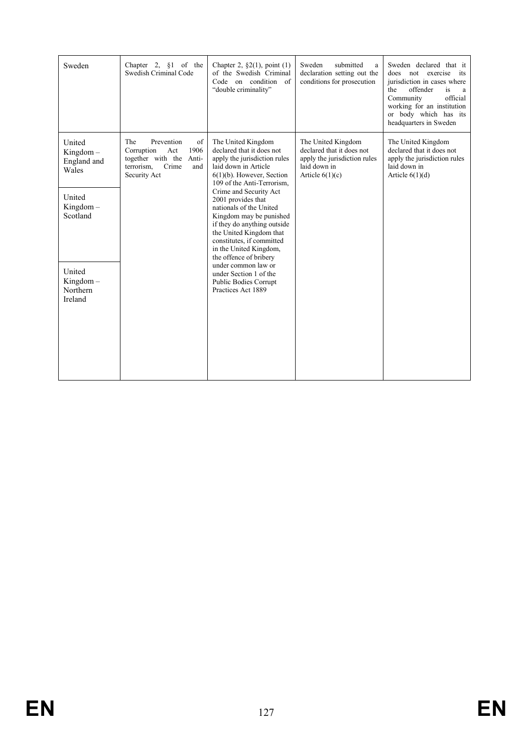| Sweden | Chapter 2, §1 of the Swedish Criminal Code | Chapter 2, §2(1), point (1) of the Swedish Criminal Code on condition of "double criminality" | Sweden submitted a declaration setting out the conditions for prosecution | Sweden declared that it does not exercise its jurisdiction in cases where the offender is a Community official working for an institution or body which has its headquarters in Sweden |
|---|---|---|---|---|
| United Kingdom – England and Wales<br><br>United Kingdom – Scotland<br><br>United Kingdom – Northern Ireland | The Prevention of Corruption Act 1906 together with the Anti-terrorism, Crime and Security Act | The United Kingdom declared that it does not apply the jurisdiction rules laid down in Article 6(1)(b). However, Section 109 of the Anti-Terrorism, Crime and Security Act 2001 provides that nationals of the United Kingdom may be punished if they do anything outside the United Kingdom that constitutes, if committed in the United Kingdom, the offence of bribery under common law or under Section 1 of the Public Bodies Corrupt Practices Act 1889 | The United Kingdom declared that it does not apply the jurisdiction rules laid down in Article 6(1)(c) | The United Kingdom declared that it does not apply the jurisdiction rules laid down in Article 6(1)(d) |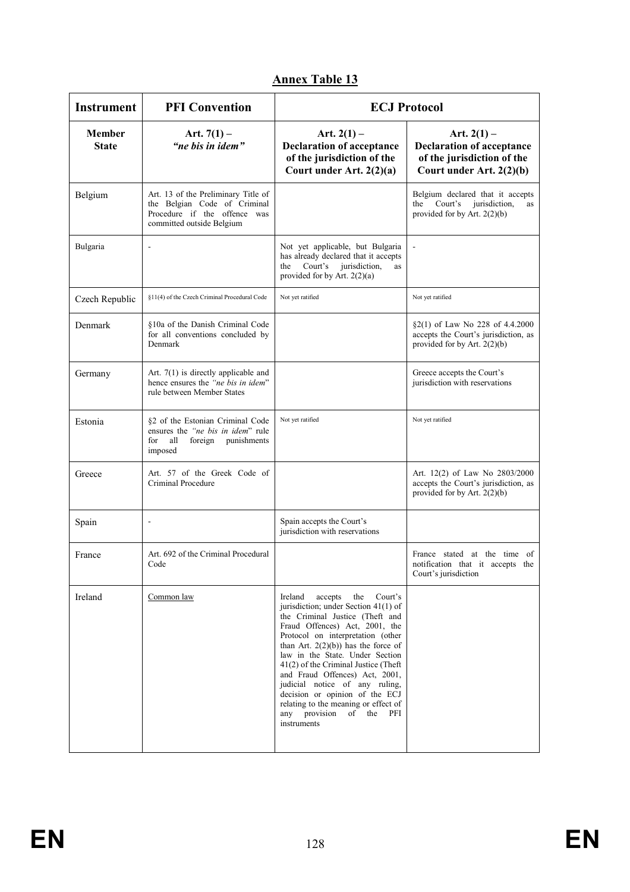## Annex Table 13

| Instrument | PFI Convention | ECJ Protocol | |
|---|---|---|---|
| **Member State** | **Art. 7(1) – *"ne bis in idem"*** | **Art. 2(1) – Declaration of acceptance of the jurisdiction of the Court under Art. 2(2)(a)** | **Art. 2(1) – Declaration of acceptance of the jurisdiction of the Court under Art. 2(2)(b)** |
| Belgium | Art. 13 of the Preliminary Title of the Belgian Code of Criminal Procedure if the offence was committed outside Belgium | | Belgium declared that it accepts the Court's jurisdiction, as provided for by Art. 2(2)(b) |
| Bulgaria | - | Not yet applicable, but Bulgaria has already declared that it accepts the Court's jurisdiction, as provided for by Art. 2(2)(a) | - |
| Czech Republic | §11(4) of the Czech Criminal Procedural Code | Not yet ratified | Not yet ratified |
| Denmark | §10a of the Danish Criminal Code for all conventions concluded by Denmark | | §2(1) of Law No 228 of 4.4.2000 accepts the Court's jurisdiction, as provided for by Art. 2(2)(b) |
| Germany | Art. 7(1) is directly applicable and hence ensures the *"ne bis in idem"* rule between Member States | | Greece accepts the Court's jurisdiction with reservations |
| Estonia | §2 of the Estonian Criminal Code ensures the *"ne bis in idem"* rule for all foreign punishments imposed | Not yet ratified | Not yet ratified |
| Greece | Art. 57 of the Greek Code of Criminal Procedure | | Art. 12(2) of Law No 2803/2000 accepts the Court's jurisdiction, as provided for by Art. 2(2)(b) |
| Spain | - | Spain accepts the Court's jurisdiction with reservations | |
| France | Art. 692 of the Criminal Procedural Code | | France stated at the time of notification that it accepts the Court's jurisdiction |
| Ireland | Common law | Ireland accepts the Court's jurisdiction; under Section 41(1) of the Criminal Justice (Theft and Fraud Offences) Act, 2001, the Protocol on interpretation (other than Art. 2(2)(b)) has the force of law in the State. Under Section 41(2) of the Criminal Justice (Theft and Fraud Offences) Act, 2001, judicial notice of any ruling, decision or opinion of the ECJ relating to the meaning or effect of any provision of the PFI instruments | |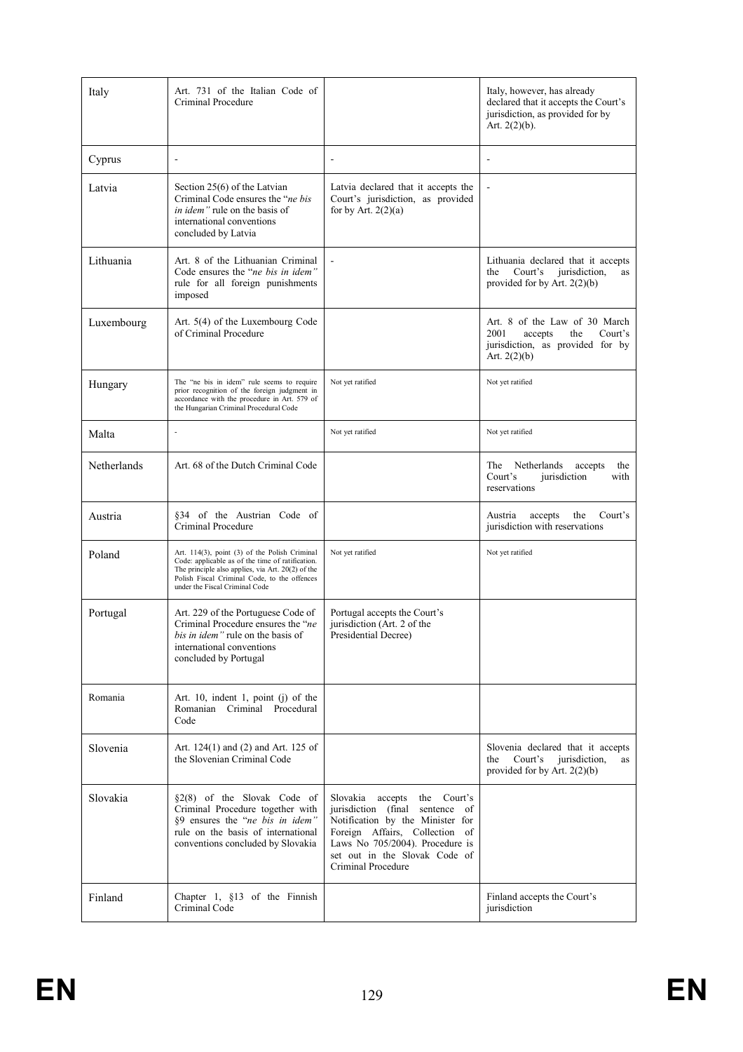| | | | |
|---|---|---|---|
| Italy | Art. 731 of the Italian Code of Criminal Procedure | | Italy, however, has already declared that it accepts the Court's jurisdiction, as provided for by Art. 2(2)(b). |
| Cyprus | - | - | - |
| Latvia | Section 25(6) of the Latvian Criminal Code ensures the "*ne bis in idem"* rule on the basis of international conventions concluded by Latvia | Latvia declared that it accepts the Court's jurisdiction, as provided for by Art. 2(2)(a) | - |
| Lithuania | Art. 8 of the Lithuanian Criminal Code ensures the "*ne bis in idem"* rule for all foreign punishments imposed | - | Lithuania declared that it accepts the Court's jurisdiction, as provided for by Art. 2(2)(b) |
| Luxembourg | Art. 5(4) of the Luxembourg Code of Criminal Procedure | | Art. 8 of the Law of 30 March 2001 accepts the Court's jurisdiction, as provided for by Art. 2(2)(b) |
| Hungary | The "ne bis in idem" rule seems to require prior recognition of the foreign judgment in accordance with the procedure in Art. 579 of the Hungarian Criminal Procedural Code | Not yet ratified | Not yet ratified |
| Malta | - | Not yet ratified | Not yet ratified |
| Netherlands | Art. 68 of the Dutch Criminal Code | | The Netherlands accepts the Court's jurisdiction with reservations |
| Austria | §34 of the Austrian Code of Criminal Procedure | | Austria accepts the Court's jurisdiction with reservations |
| Poland | Art. 114(3), point (3) of the Polish Criminal Code: applicable as of the time of ratification. The principle also applies, via Art. 20(2) of the Polish Fiscal Criminal Code, to the offences under the Fiscal Criminal Code | Not yet ratified | Not yet ratified |
| Portugal | Art. 229 of the Portuguese Code of Criminal Procedure ensures the "*ne bis in idem"* rule on the basis of international conventions concluded by Portugal | Portugal accepts the Court's jurisdiction (Art. 2 of the Presidential Decree) | |
| Romania | Art. 10, indent 1, point (j) of the Romanian Criminal Procedural Code | | |
| Slovenia | Art. 124(1) and (2) and Art. 125 of the Slovenian Criminal Code | | Slovenia declared that it accepts the Court's jurisdiction, as provided for by Art. 2(2)(b) |
| Slovakia | §2(8) of the Slovak Code of Criminal Procedure together with §9 ensures the "*ne bis in idem"* rule on the basis of international conventions concluded by Slovakia | Slovakia accepts the Court's jurisdiction (final sentence of Notification by the Minister for Foreign Affairs, Collection of Laws No 705/2004). Procedure is set out in the Slovak Code of Criminal Procedure | |
| Finland | Chapter 1, §13 of the Finnish Criminal Code | | Finland accepts the Court's jurisdiction |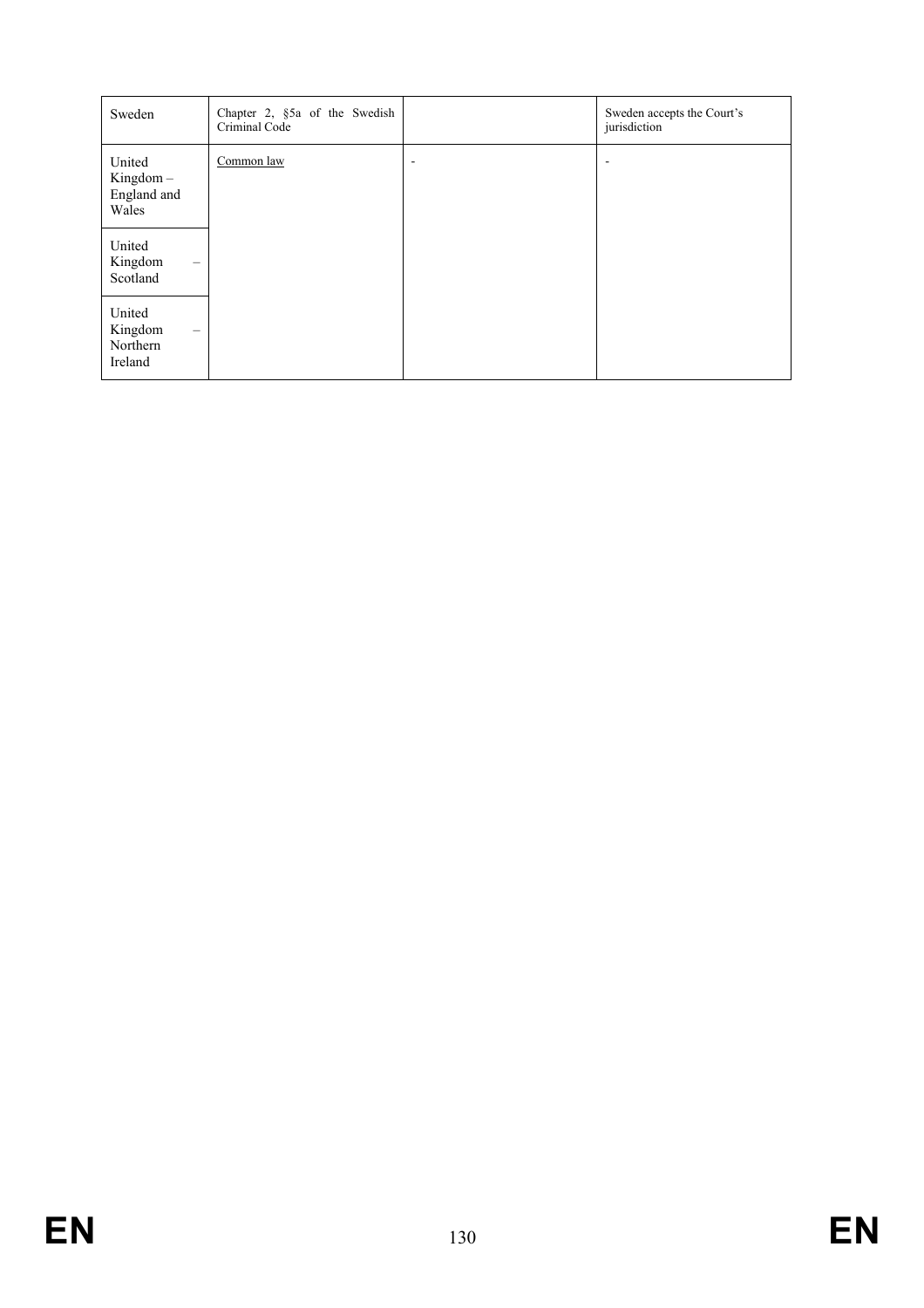| | | | |
|---|---|---|---|
| Sweden | Chapter 2, §5a of the Swedish Criminal Code | | Sweden accepts the Court's jurisdiction |
| United Kingdom – England and Wales | Common law | - | - |
| United Kingdom – Scotland | | | |
| United Kingdom – Northern Ireland | | | |